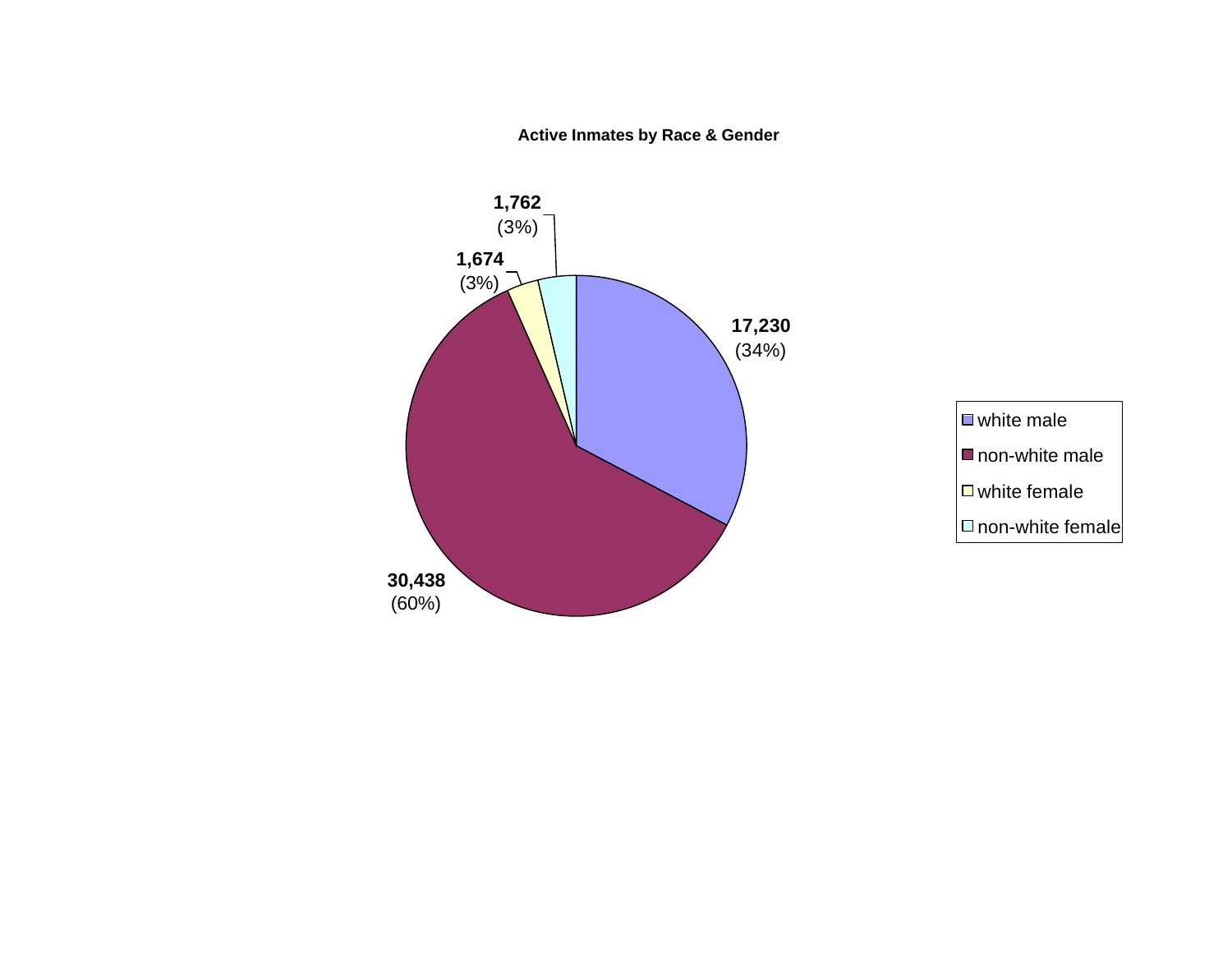**Active Inmates by Race & Gender**

| Category | Count | Percent |
|---|---|---|
| white male | 17,230 | (34%) |
| non-white male | 30,438 | (60%) |
| white female | 1,674 | (3%) |
| non-white female | 1,762 | (3%) |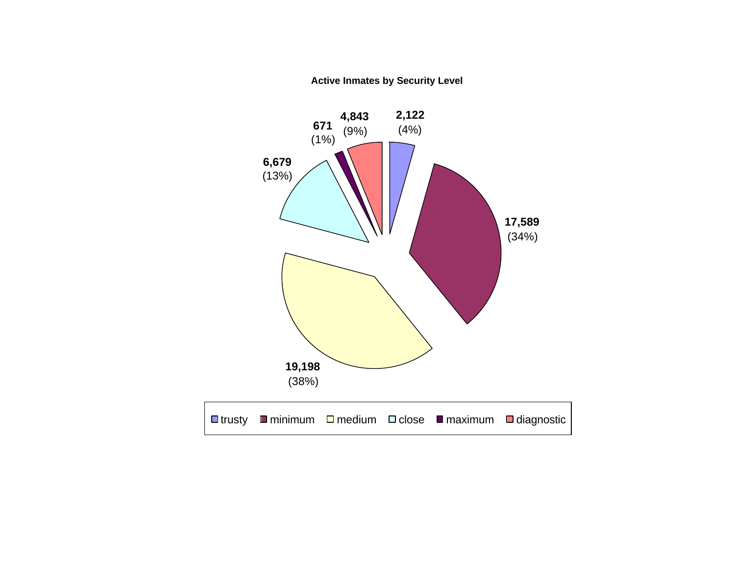**Active Inmates by Security Level**

| Security Level | Count | Percent |
|---|---|---|
| trusty | 2,122 | 4% |
| minimum | 17,589 | 34% |
| medium | 19,198 | 38% |
| close | 6,679 | 13% |
| maximum | 671 | 1% |
| diagnostic | 4,843 | 9% |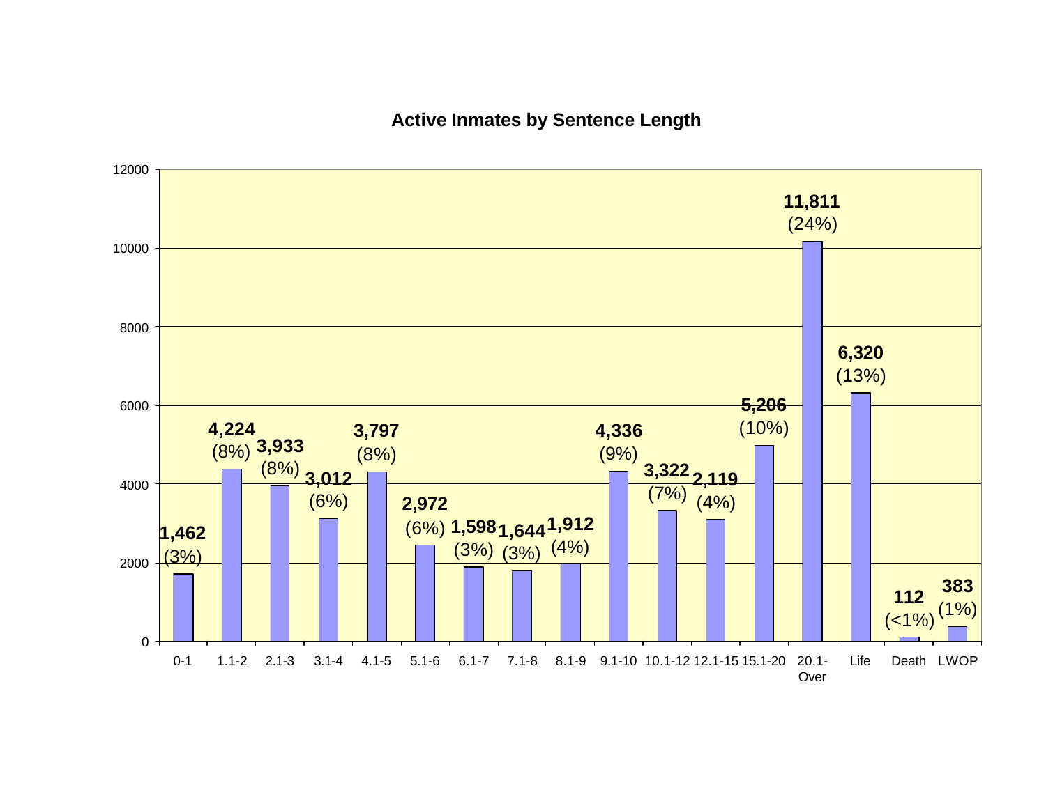## Active Inmates by Sentence Length

| Sentence Length | Inmates | Percent |
|---|---|---|
| 0-1 | 1,462 | (3%) |
| 1.1-2 | 4,224 | (8%) |
| 2.1-3 | 3,933 | (8%) |
| 3.1-4 | 3,012 | (6%) |
| 4.1-5 | 3,797 | (8%) |
| 5.1-6 | 2,972 | (6%) |
| 6.1-7 | 1,598 | (3%) |
| 7.1-8 | 1,644 | (3%) |
| 8.1-9 | 1,912 | (4%) |
| 9.1-10 | 4,336 | (9%) |
| 10.1-12 | 3,322 | (7%) |
| 12.1-15 | 2,119 | (4%) |
| 15.1-20 | 5,206 | (10%) |
| 20.1-Over | 11,811 | (24%) |
| Life | 6,320 | (13%) |
| Death | 112 | (<1%) |
| LWOP | 383 | (1%) |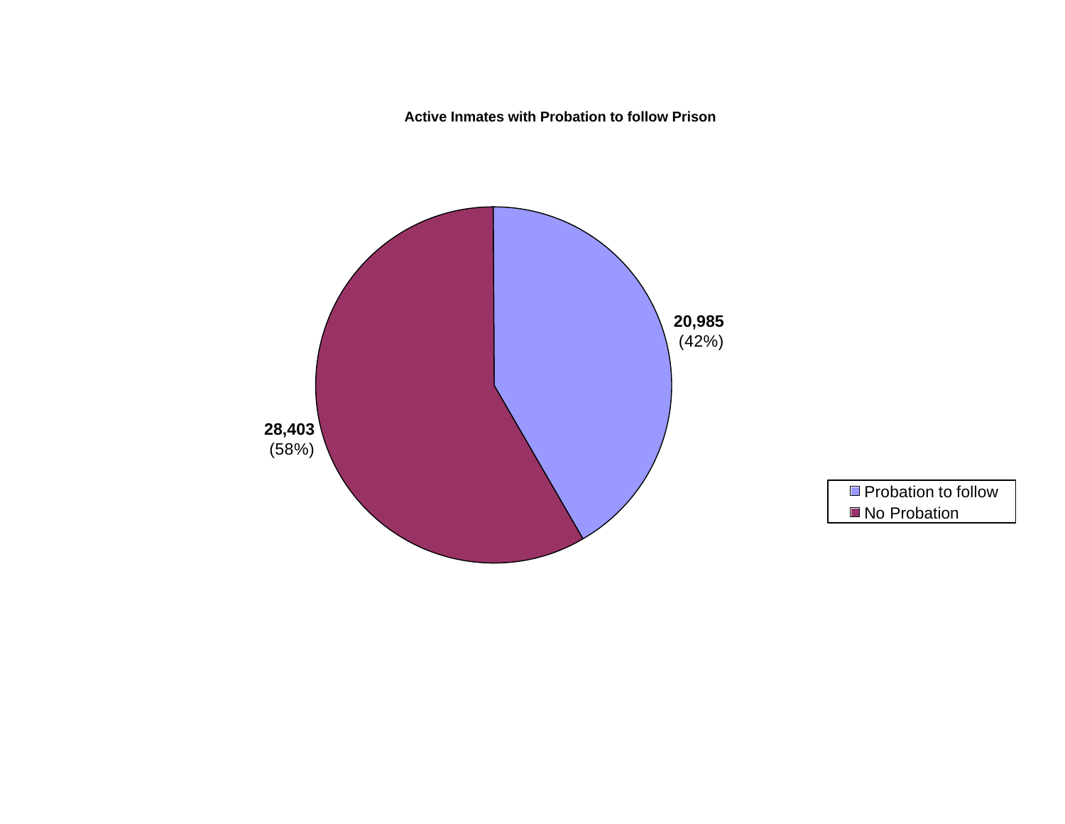**Active Inmates with Probation to follow Prison**

| Category | Count | Percent |
|---|---|---|
| Probation to follow | 20,985 | (42%) |
| No Probation | 28,403 | (58%) |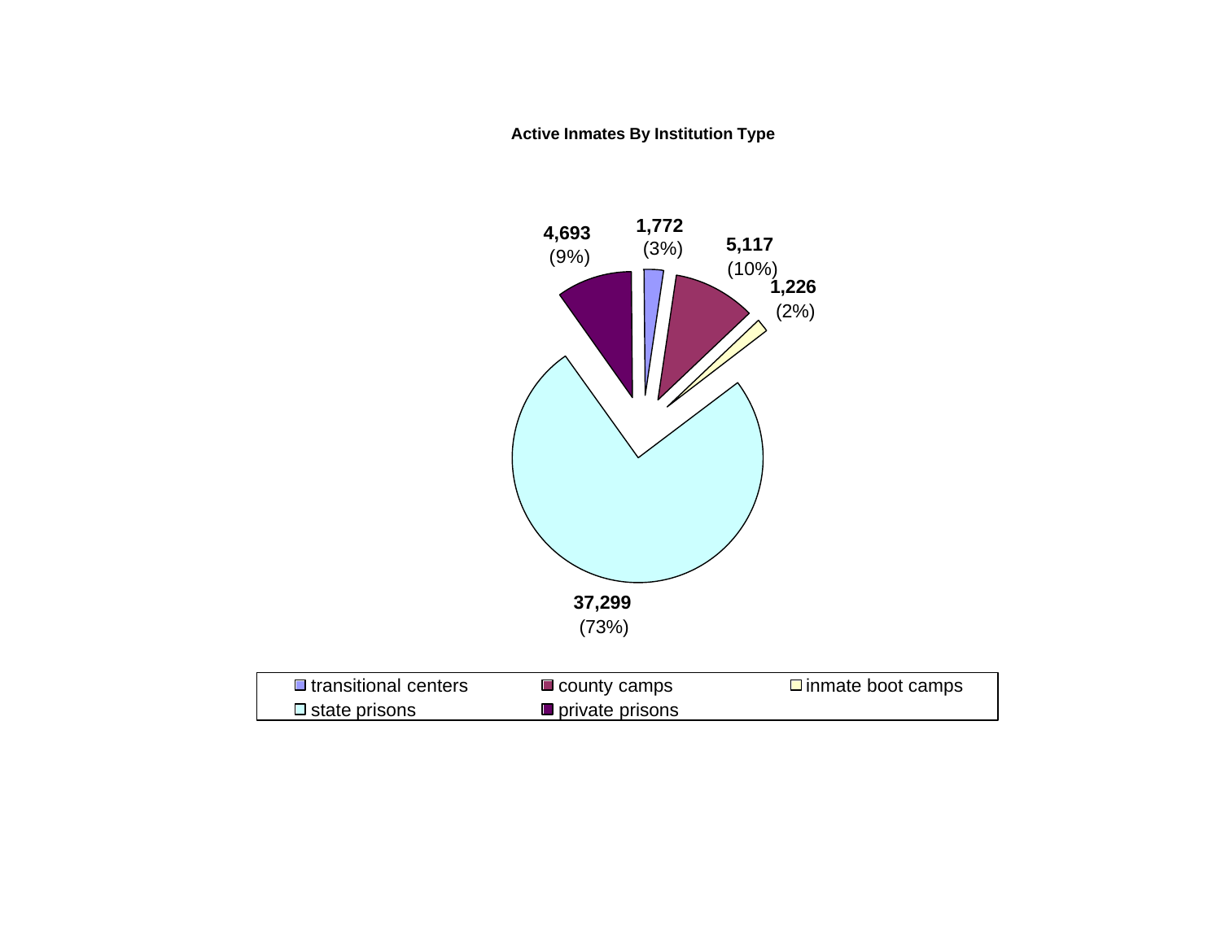**Active Inmates By Institution Type**

| Institution Type | Active Inmates | Percent |
|---|---|---|
| transitional centers | 1,772 | (3%) |
| county camps | 5,117 | (10%) |
| inmate boot camps | 1,226 | (2%) |
| state prisons | 37,299 | (73%) |
| private prisons | 4,693 | (9%) |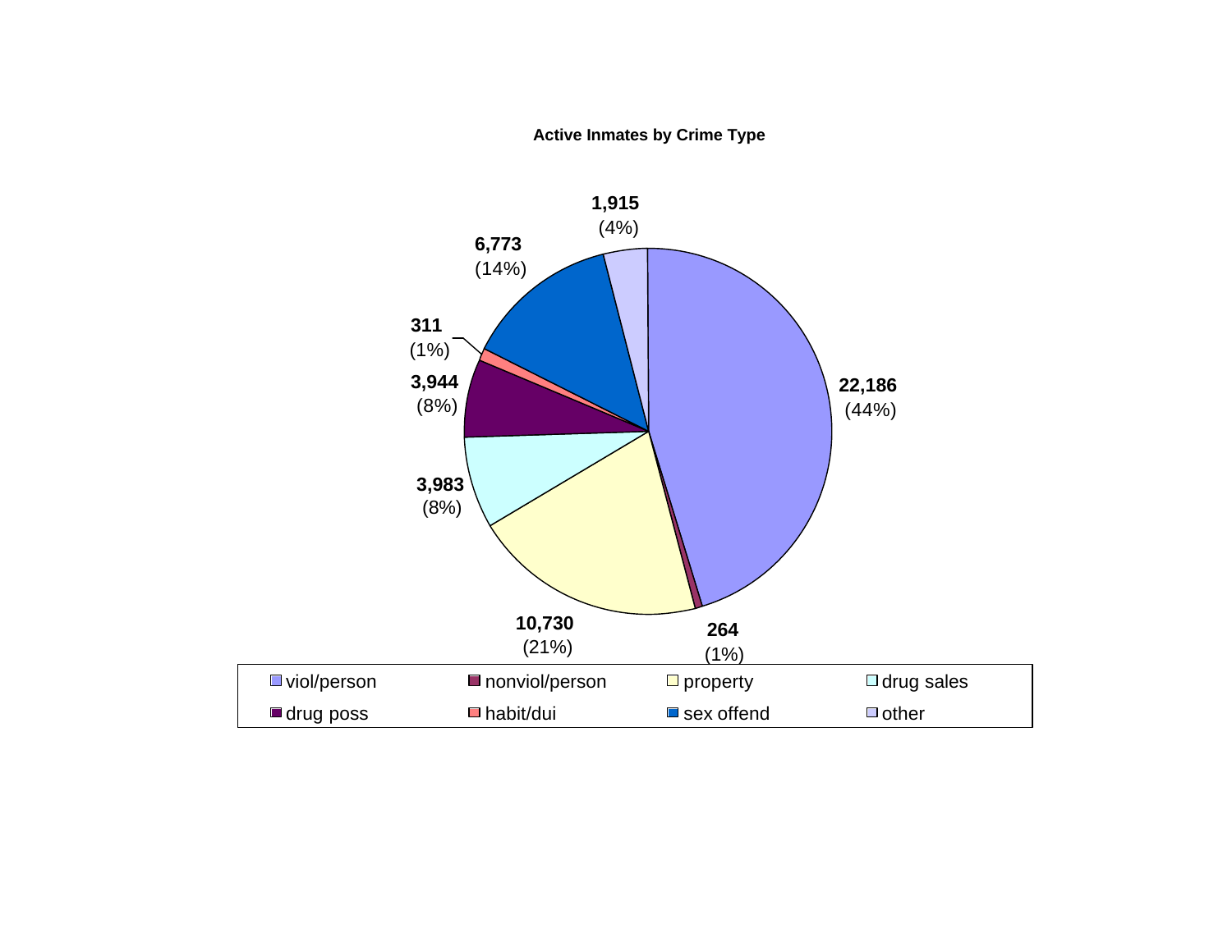**Active Inmates by Crime Type**

| Crime Type | Count | Percent |
| --- | --- | --- |
| viol/person | 22,186 | (44%) |
| nonviol/person | 264 | (1%) |
| property | 10,730 | (21%) |
| drug sales | 3,983 | (8%) |
| drug poss | 3,944 | (8%) |
| habit/dui | 311 | (1%) |
| sex offend | 6,773 | (14%) |
| other | 1,915 | (4%) |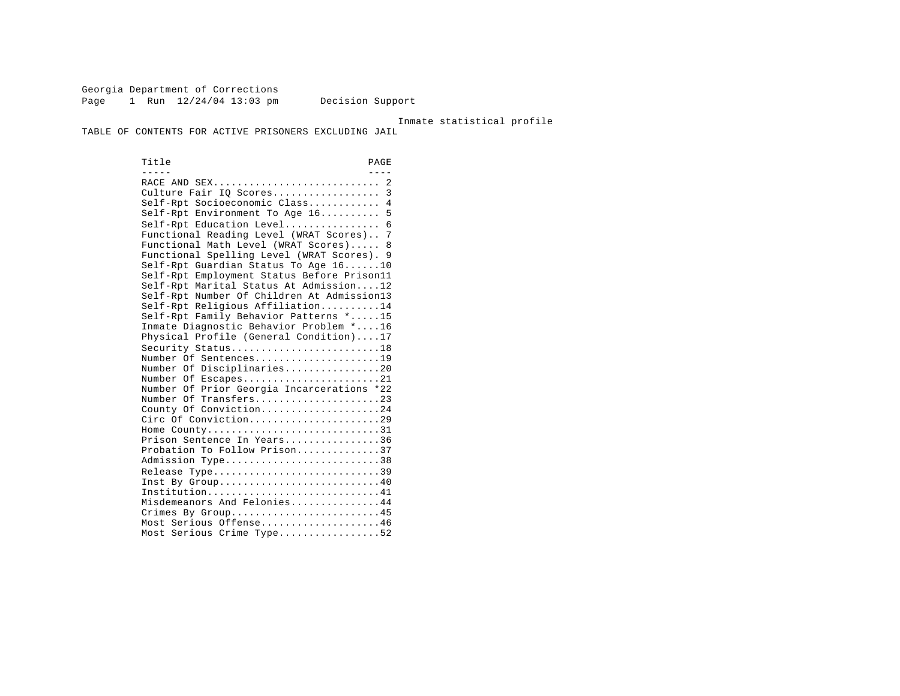Georgia Department of Corrections
Decision Support

Inmate statistical profile

# TABLE OF CONTENTS FOR ACTIVE PRISONERS EXCLUDING JAIL

| Title | PAGE |
| --- | --- |
| RACE AND SEX | 2 |
| Culture Fair IQ Scores | 3 |
| Self-Rpt Socioeconomic Class | 4 |
| Self-Rpt Environment To Age 16 | 5 |
| Self-Rpt Education Level | 6 |
| Functional Reading Level (WRAT Scores) | 7 |
| Functional Math Level (WRAT Scores) | 8 |
| Functional Spelling Level (WRAT Scores) | 9 |
| Self-Rpt Guardian Status To Age 16 | 10 |
| Self-Rpt Employment Status Before Prison | 11 |
| Self-Rpt Marital Status At Admission | 12 |
| Self-Rpt Number Of Children At Admission | 13 |
| Self-Rpt Religious Affiliation | 14 |
| Self-Rpt Family Behavior Patterns * | 15 |
| Inmate Diagnostic Behavior Problem * | 16 |
| Physical Profile (General Condition) | 17 |
| Security Status | 18 |
| Number Of Sentences | 19 |
| Number Of Disciplinaries | 20 |
| Number Of Escapes | 21 |
| Number Of Prior Georgia Incarcerations * | 22 |
| Number Of Transfers | 23 |
| County Of Conviction | 24 |
| Circ Of Conviction | 29 |
| Home County | 31 |
| Prison Sentence In Years | 36 |
| Probation To Follow Prison | 37 |
| Admission Type | 38 |
| Release Type | 39 |
| Inst By Group | 40 |
| Institution | 41 |
| Misdemeanors And Felonies | 44 |
| Crimes By Group | 45 |
| Most Serious Offense | 46 |
| Most Serious Crime Type | 52 |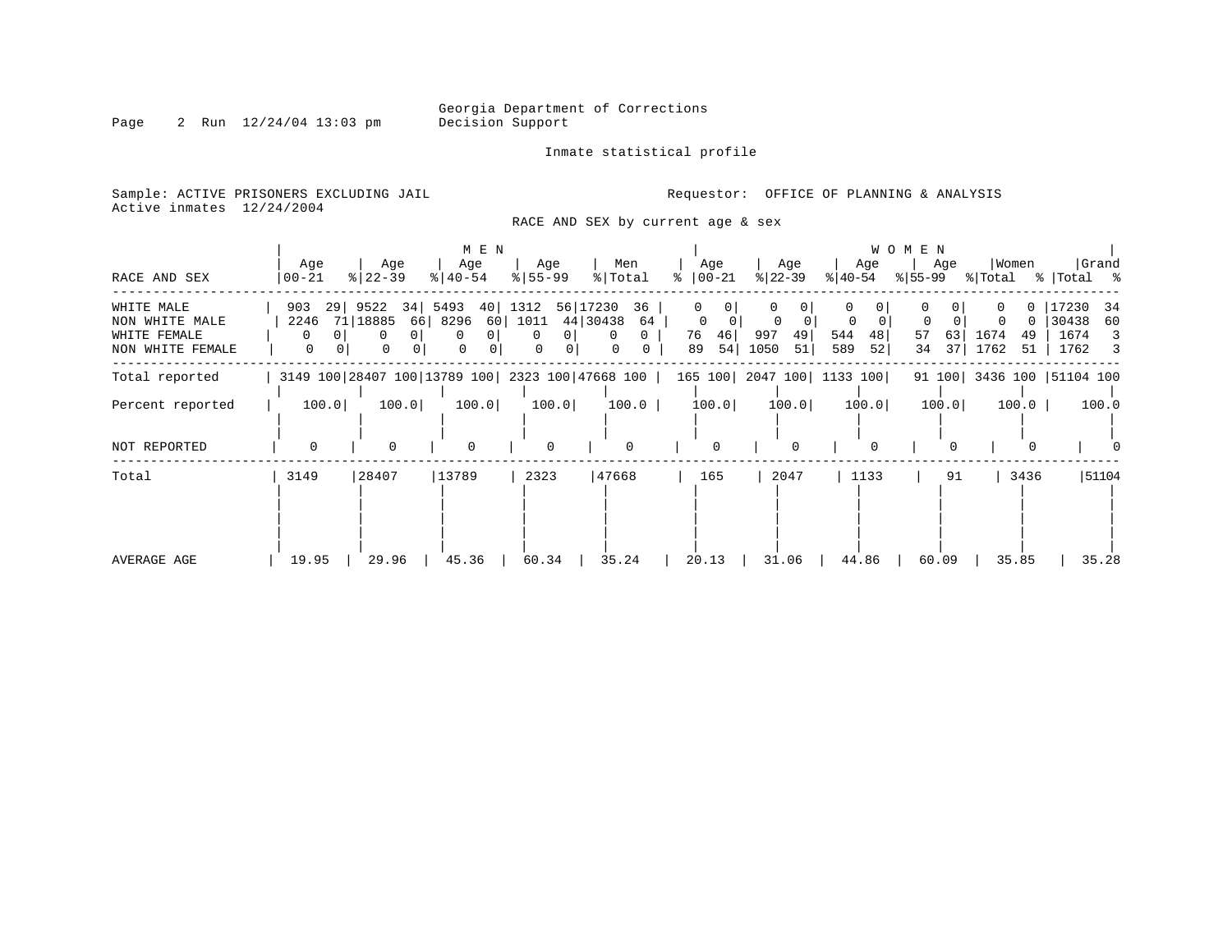Georgia Department of Corrections
Decision Support

Inmate statistical profile

Sample: ACTIVE PRISONERS EXCLUDING JAIL
Active inmates 12/24/2004

Requestor: OFFICE OF PLANNING & ANALYSIS

RACE AND SEX by current age & sex

| RACE AND SEX | MEN Age 00-21 | % | Age 22-39 | % | Age 40-54 | % | Age 55-99 | % | Men Total | % | WOMEN Age 00-21 | % | Age 22-39 | % | Age 40-54 | % | Age 55-99 | % | Women Total | % | Grand Total | % |
|---|---|---|---|---|---|---|---|---|---|---|---|---|---|---|---|---|---|---|---|---|---|---|
| WHITE MALE | 903 | 29 | 9522 | 34 | 5493 | 40 | 1312 | 56 | 17230 | 36 | 0 | 0 | 0 | 0 | 0 | 0 | 0 | 0 | 0 | 0 | 17230 | 34 |
| NON WHITE MALE | 2246 | 71 | 18885 | 66 | 8296 | 60 | 1011 | 44 | 30438 | 64 | 0 | 0 | 0 | 0 | 0 | 0 | 0 | 0 | 0 | 0 | 30438 | 60 |
| WHITE FEMALE | 0 | 0 | 0 | 0 | 0 | 0 | 0 | 0 | 0 | 0 | 76 | 46 | 997 | 49 | 544 | 48 | 57 | 63 | 1674 | 49 | 1674 | 3 |
| NON WHITE FEMALE | 0 | 0 | 0 | 0 | 0 | 0 | 0 | 0 | 0 | 0 | 89 | 54 | 1050 | 51 | 589 | 52 | 34 | 37 | 1762 | 51 | 1762 | 3 |
| Total reported | 3149 | 100 | 28407 | 100 | 13789 | 100 | 2323 | 100 | 47668 | 100 | 165 | 100 | 2047 | 100 | 1133 | 100 | 91 | 100 | 3436 | 100 | 51104 | 100 |
| Percent reported | 100.0 | | 100.0 | | 100.0 | | 100.0 | | 100.0 | | 100.0 | | 100.0 | | 100.0 | | 100.0 | | 100.0 | | 100.0 | |
| NOT REPORTED | 0 | | 0 | | 0 | | 0 | | 0 | | 0 | | 0 | | 0 | | 0 | | 0 | | 0 | |
| Total | 3149 | | 28407 | | 13789 | | 2323 | | 47668 | | 165 | | 2047 | | 1133 | | 91 | | 3436 | | 51104 | |
| AVERAGE AGE | 19.95 | | 29.96 | | 45.36 | | 60.34 | | 35.24 | | 20.13 | | 31.06 | | 44.86 | | 60.09 | | 35.85 | | 35.28 | |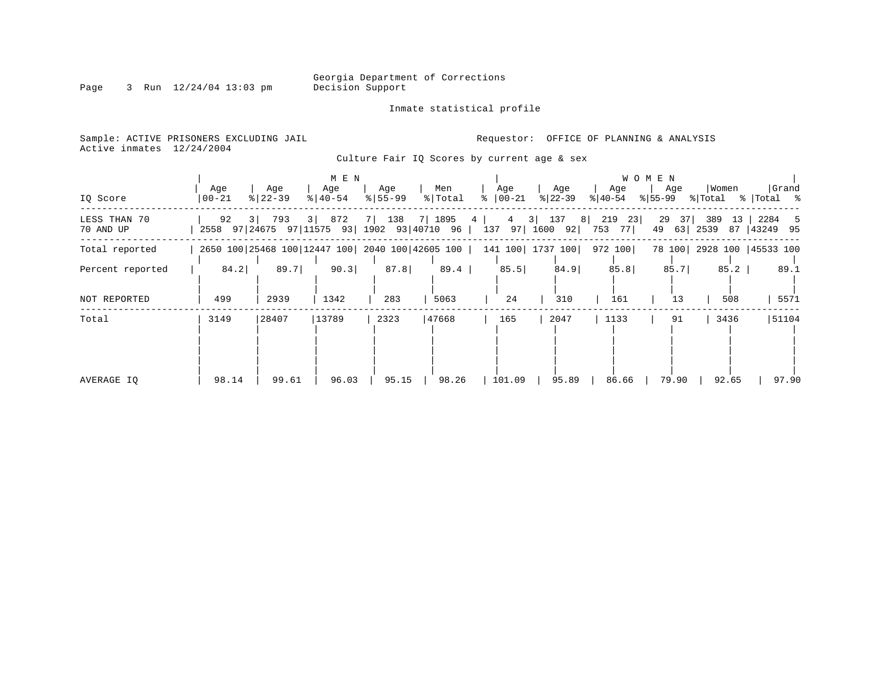Georgia Department of Corrections
Decision Support

Inmate statistical profile

Sample: ACTIVE PRISONERS EXCLUDING JAIL
Active inmates 12/24/2004

Requestor: OFFICE OF PLANNING & ANALYSIS

## Culture Fair IQ Scores by current age & sex

| IQ Score | MEN Age 00-21 | % | Age 22-39 | % | Age 40-54 | % | Age 55-99 | % | Men Total | % | WOMEN Age 00-21 | % | Age 22-39 | % | Age 40-54 | % | Age 55-99 | % | Women Total | % | Grand Total | % |
|---|---|---|---|---|---|---|---|---|---|---|---|---|---|---|---|---|---|---|---|---|---|---|
| LESS THAN 70 | 92 | 3 | 793 | 3 | 872 | 7 | 138 | 7 | 1895 | 4 | 4 | 3 | 137 | 8 | 219 | 23 | 29 | 37 | 389 | 13 | 2284 | 5 |
| 70 AND UP | 2558 | 97 | 24675 | 97 | 11575 | 93 | 1902 | 93 | 40710 | 96 | 137 | 97 | 1600 | 92 | 753 | 77 | 49 | 63 | 2539 | 87 | 43249 | 95 |
| Total reported | 2650 | 100 | 25468 | 100 | 12447 | 100 | 2040 | 100 | 42605 | 100 | 141 | 100 | 1737 | 100 | 972 | 100 | 78 | 100 | 2928 | 100 | 45533 | 100 |
| Percent reported | 84.2 | | 89.7 | | 90.3 | | 87.8 | | 89.4 | | 85.5 | | 84.9 | | 85.8 | | 85.7 | | 85.2 | | 89.1 | |
| NOT REPORTED | 499 | | 2939 | | 1342 | | 283 | | 5063 | | 24 | | 310 | | 161 | | 13 | | 508 | | 5571 | |
| Total | 3149 | | 28407 | | 13789 | | 2323 | | 47668 | | 165 | | 2047 | | 1133 | | 91 | | 3436 | | 51104 | |
| AVERAGE IQ | 98.14 | | 99.61 | | 96.03 | | 95.15 | | 98.26 | | 101.09 | | 95.89 | | 86.66 | | 79.90 | | 92.65 | | 97.90 | |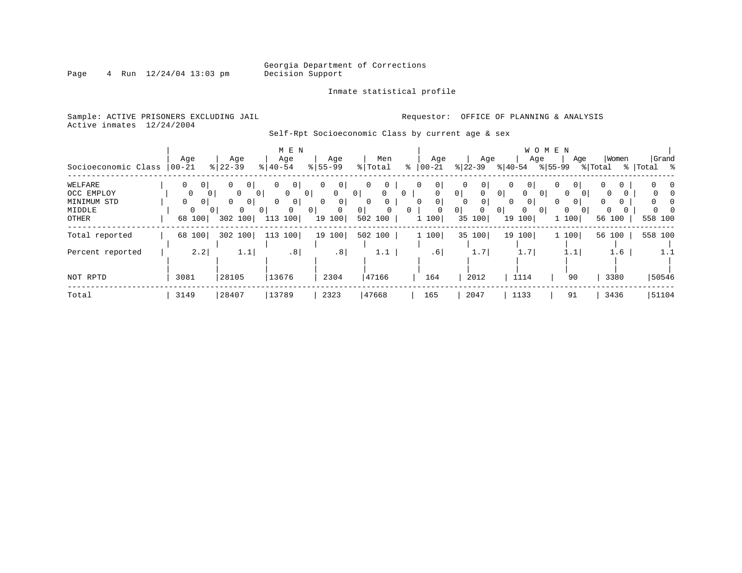Georgia Department of Corrections
Decision Support

Inmate statistical profile

Sample: ACTIVE PRISONERS EXCLUDING JAIL
Active inmates 12/24/2004

Requestor: OFFICE OF PLANNING & ANALYSIS

Self-Rpt Socioeconomic Class by current age & sex

| Socioeconomic Class | MEN Age 00-21 | % | MEN Age 22-39 | % | MEN Age 40-54 | % | MEN Age 55-99 | % | Men Total | % | WOMEN Age 00-21 | % | WOMEN Age 22-39 | % | WOMEN Age 40-54 | % | WOMEN Age 55-99 | % | Women Total | % | Grand Total | % |
|---|---|---|---|---|---|---|---|---|---|---|---|---|---|---|---|---|---|---|---|---|---|---|
| WELFARE | 0 | 0 | 0 | 0 | 0 | 0 | 0 | 0 | 0 | 0 | 0 | 0 | 0 | 0 | 0 | 0 | 0 | 0 | 0 | 0 | 0 | 0 |
| OCC EMPLOY | 0 | 0 | 0 | 0 | 0 | 0 | 0 | 0 | 0 | 0 | 0 | 0 | 0 | 0 | 0 | 0 | 0 | 0 | 0 | 0 | 0 | 0 |
| MINIMUM STD | 0 | 0 | 0 | 0 | 0 | 0 | 0 | 0 | 0 | 0 | 0 | 0 | 0 | 0 | 0 | 0 | 0 | 0 | 0 | 0 | 0 | 0 |
| MIDDLE | 0 | 0 | 0 | 0 | 0 | 0 | 0 | 0 | 0 | 0 | 0 | 0 | 0 | 0 | 0 | 0 | 0 | 0 | 0 | 0 | 0 | 0 |
| OTHER | 68 | 100 | 302 | 100 | 113 | 100 | 19 | 100 | 502 | 100 | 1 | 100 | 35 | 100 | 19 | 100 | 1 | 100 | 56 | 100 | 558 | 100 |
| Total reported | 68 | 100 | 302 | 100 | 113 | 100 | 19 | 100 | 502 | 100 | 1 | 100 | 35 | 100 | 19 | 100 | 1 | 100 | 56 | 100 | 558 | 100 |
| Percent reported | | 2.2 | | 1.1 | | .8 | | .8 | | 1.1 | | .6 | | 1.7 | | 1.7 | | 1.1 | | 1.6 | | 1.1 |
| NOT RPTD | 3081 | | 28105 | | 13676 | | 2304 | | 47166 | | 164 | | 2012 | | 1114 | | 90 | | 3380 | | 50546 | |
| Total | 3149 | | 28407 | | 13789 | | 2323 | | 47668 | | 165 | | 2047 | | 1133 | | 91 | | 3436 | | 51104 | |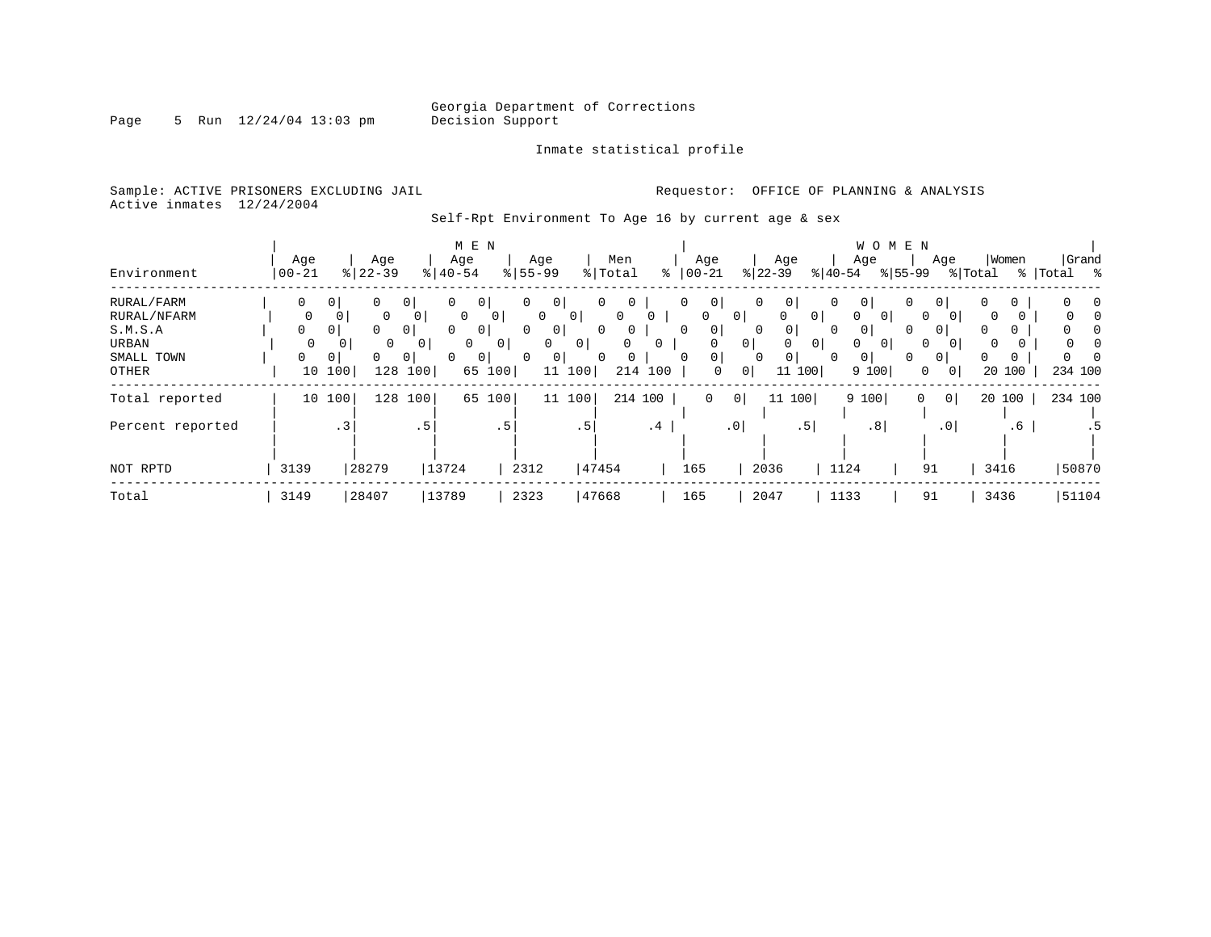Georgia Department of Corrections
Decision Support

Inmate statistical profile

Sample: ACTIVE PRISONERS EXCLUDING JAIL
Active inmates 12/24/2004

Requestor: OFFICE OF PLANNING & ANALYSIS

Self-Rpt Environment To Age 16 by current age & sex

| Environment | MEN Age 00-21 | % | Age 22-39 | % | Age 40-54 | % | Age 55-99 | % | Men Total | % | WOMEN Age 00-21 | % | Age 22-39 | % | Age 40-54 | % | Age 55-99 | % | Women Total | % | Grand Total | % |
|---|---|---|---|---|---|---|---|---|---|---|---|---|---|---|---|---|---|---|---|---|---|---|
| RURAL/FARM | 0 | 0 | 0 | 0 | 0 | 0 | 0 | 0 | 0 | 0 | 0 | 0 | 0 | 0 | 0 | 0 | 0 | 0 | 0 | 0 | 0 | 0 |
| RURAL/NFARM | 0 | 0 | 0 | 0 | 0 | 0 | 0 | 0 | 0 | 0 | 0 | 0 | 0 | 0 | 0 | 0 | 0 | 0 | 0 | 0 | 0 | 0 |
| S.M.S.A | 0 | 0 | 0 | 0 | 0 | 0 | 0 | 0 | 0 | 0 | 0 | 0 | 0 | 0 | 0 | 0 | 0 | 0 | 0 | 0 | 0 | 0 |
| URBAN | 0 | 0 | 0 | 0 | 0 | 0 | 0 | 0 | 0 | 0 | 0 | 0 | 0 | 0 | 0 | 0 | 0 | 0 | 0 | 0 | 0 | 0 |
| SMALL TOWN | 0 | 0 | 0 | 0 | 0 | 0 | 0 | 0 | 0 | 0 | 0 | 0 | 0 | 0 | 0 | 0 | 0 | 0 | 0 | 0 | 0 | 0 |
| OTHER | 10 | 100 | 128 | 100 | 65 | 100 | 11 | 100 | 214 | 100 | 0 | 0 | 11 | 100 | 9 | 100 | 0 | 0 | 20 | 100 | 234 | 100 |
| Total reported | 10 | 100 | 128 | 100 | 65 | 100 | 11 | 100 | 214 | 100 | 0 | 0 | 11 | 100 | 9 | 100 | 0 | 0 | 20 | 100 | 234 | 100 |
| Percent reported | | .3 | | .5 | | .5 | | .5 | | .4 | | .0 | | .5 | | .8 | | .0 | | .6 | | .5 |
| NOT RPTD | 3139 | | 28279 | | 13724 | | 2312 | | 47454 | | 165 | | 2036 | | 1124 | | 91 | | 3416 | | 50870 | |
| Total | 3149 | | 28407 | | 13789 | | 2323 | | 47668 | | 165 | | 2047 | | 1133 | | 91 | | 3436 | | 51104 | |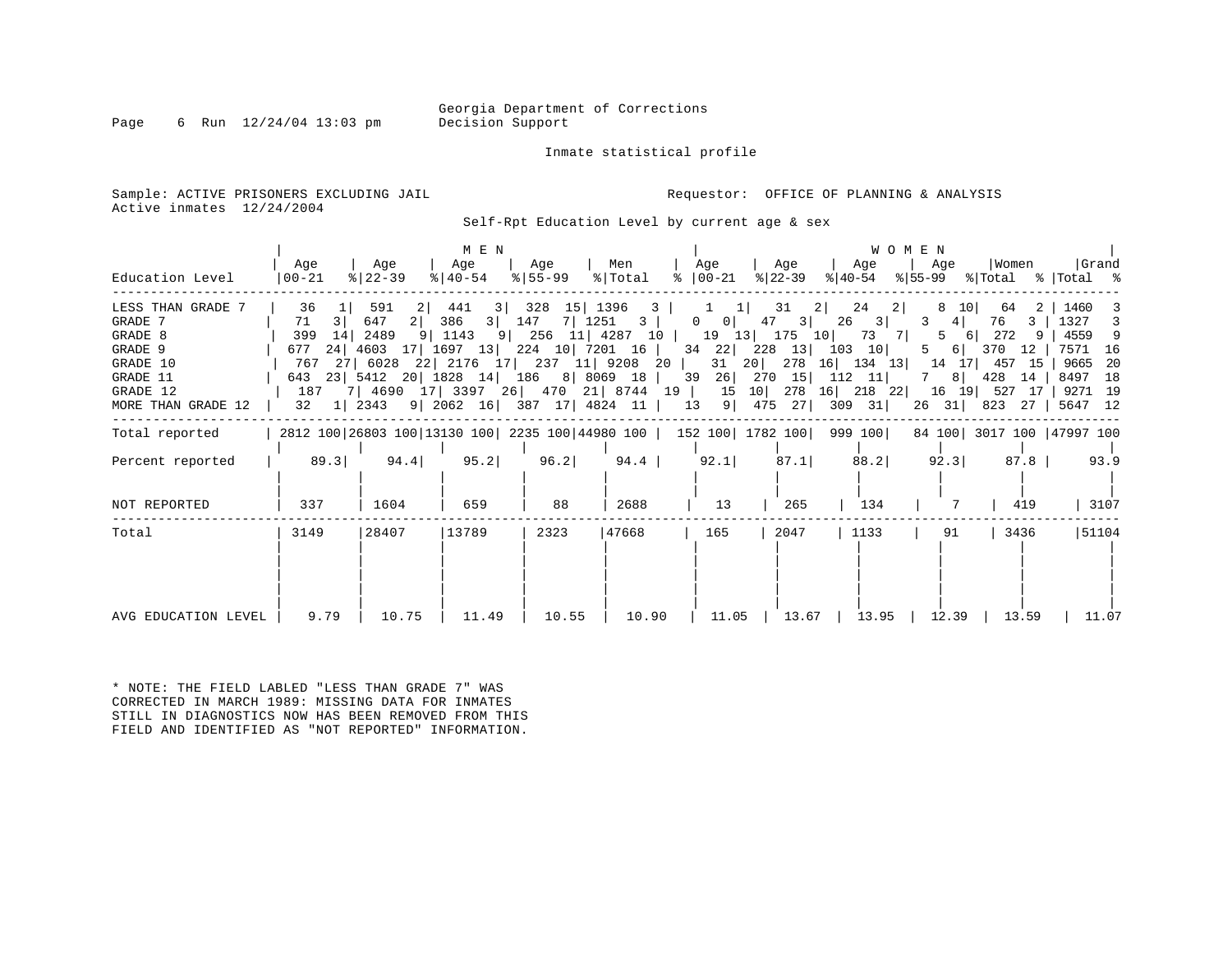Georgia Department of Corrections
Decision Support

Inmate statistical profile

Sample: ACTIVE PRISONERS EXCLUDING JAIL
Active inmates 12/24/2004

Requestor: OFFICE OF PLANNING & ANALYSIS

Self-Rpt Education Level by current age & sex

| Education Level | MEN Age 00-21 | % | Age 22-39 | % | Age 40-54 | % | Age 55-99 | % | Men Total | % | WOMEN Age 00-21 | % | Age 22-39 | % | Age 40-54 | % | Age 55-99 | % | Women Total | % | Grand Total | % |
|---|---|---|---|---|---|---|---|---|---|---|---|---|---|---|---|---|---|---|---|---|---|---|
| LESS THAN GRADE 7 | 36 | 1 | 591 | 2 | 441 | 3 | 328 | 15 | 1396 | 3 | 1 | 1 | 31 | 2 | 24 | 2 | 8 | 10 | 64 | 2 | 1460 | 3 |
| GRADE 7 | 71 | 3 | 647 | 2 | 386 | 3 | 147 | 7 | 1251 | 3 | 0 | 0 | 47 | 3 | 26 | 3 | 3 | 4 | 76 | 3 | 1327 | 3 |
| GRADE 8 | 399 | 14 | 2489 | 9 | 1143 | 9 | 256 | 11 | 4287 | 10 | 19 | 13 | 175 | 10 | 73 | 7 | 5 | 6 | 272 | 9 | 4559 | 9 |
| GRADE 9 | 677 | 24 | 4603 | 17 | 1697 | 13 | 224 | 10 | 7201 | 16 | 34 | 22 | 228 | 13 | 103 | 10 | 5 | 6 | 370 | 12 | 7571 | 16 |
| GRADE 10 | 767 | 27 | 6028 | 22 | 2176 | 17 | 237 | 11 | 9208 | 20 | 31 | 20 | 278 | 16 | 134 | 13 | 14 | 17 | 457 | 15 | 9665 | 20 |
| GRADE 11 | 643 | 23 | 5412 | 20 | 1828 | 14 | 186 | 8 | 8069 | 18 | 39 | 26 | 270 | 15 | 112 | 11 | 7 | 8 | 428 | 14 | 8497 | 18 |
| GRADE 12 | 187 | 7 | 4690 | 17 | 3397 | 26 | 470 | 21 | 8744 | 19 | 15 | 10 | 278 | 16 | 218 | 22 | 16 | 19 | 527 | 17 | 9271 | 19 |
| MORE THAN GRADE 12 | 32 | 1 | 2343 | 9 | 2062 | 16 | 387 | 17 | 4824 | 11 | 13 | 9 | 475 | 27 | 309 | 31 | 26 | 31 | 823 | 27 | 5647 | 12 |
| Total reported | 2812 | 100 | 26803 | 100 | 13130 | 100 | 2235 | 100 | 44980 | 100 | 152 | 100 | 1782 | 100 | 999 | 100 | 84 | 100 | 3017 | 100 | 47997 | 100 |
| Percent reported | 89.3 | | 94.4 | | 95.2 | | 96.2 | | 94.4 | | 92.1 | | 87.1 | | 88.2 | | 92.3 | | 87.8 | | 93.9 | |
| NOT REPORTED | 337 | | 1604 | | 659 | | 88 | | 2688 | | 13 | | 265 | | 134 | | 7 | | 419 | | 3107 | |
| Total | 3149 | | 28407 | | 13789 | | 2323 | | 47668 | | 165 | | 2047 | | 1133 | | 91 | | 3436 | | 51104 | |
| AVG EDUCATION LEVEL | 9.79 | | 10.75 | | 11.49 | | 10.55 | | 10.90 | | 11.05 | | 13.67 | | 13.95 | | 12.39 | | 13.59 | | 11.07 | |

* NOTE: THE FIELD LABLED "LESS THAN GRADE 7" WAS CORRECTED IN MARCH 1989: MISSING DATA FOR INMATES STILL IN DIAGNOSTICS NOW HAS BEEN REMOVED FROM THIS FIELD AND IDENTIFIED AS "NOT REPORTED" INFORMATION.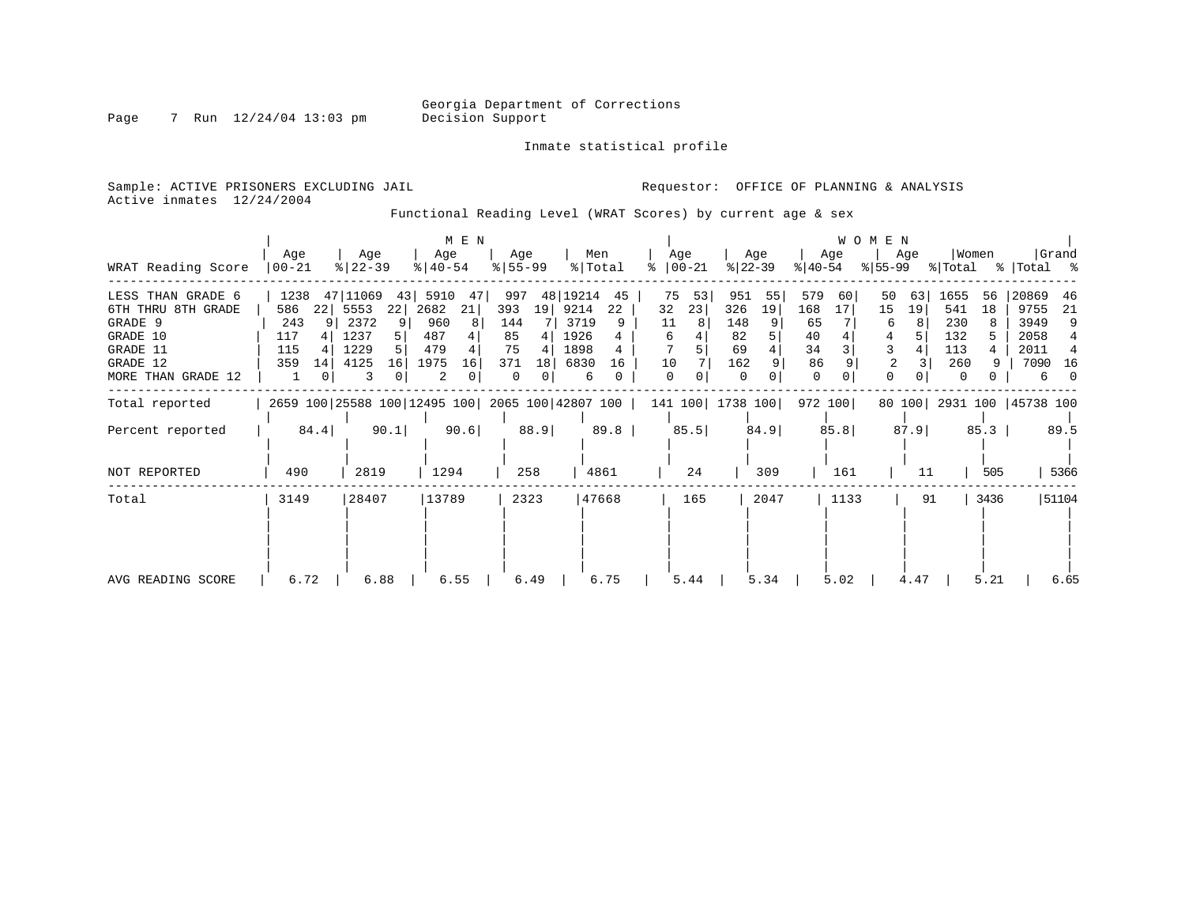Georgia Department of Corrections
Decision Support

Inmate statistical profile

Sample: ACTIVE PRISONERS EXCLUDING JAIL

Requestor: OFFICE OF PLANNING & ANALYSIS

Active inmates 12/24/2004

Functional Reading Level (WRAT Scores) by current age & sex

| WRAT Reading Score | MEN Age 00-21 | % | MEN Age 22-39 | % | MEN Age 40-54 | % | MEN Age 55-99 | % | Men Total | % | WOMEN Age 00-21 | % | WOMEN Age 22-39 | % | WOMEN Age 40-54 | % | WOMEN Age 55-99 | % | Women Total | % | Grand Total | % |
|---|---|---|---|---|---|---|---|---|---|---|---|---|---|---|---|---|---|---|---|---|---|---|
| LESS THAN GRADE 6 | 1238 | 47 | 11069 | 43 | 5910 | 47 | 997 | 48 | 19214 | 45 | 75 | 53 | 951 | 55 | 579 | 60 | 50 | 63 | 1655 | 56 | 20869 | 46 |
| 6TH THRU 8TH GRADE | 586 | 22 | 5553 | 22 | 2682 | 21 | 393 | 19 | 9214 | 22 | 32 | 23 | 326 | 19 | 168 | 17 | 15 | 19 | 541 | 18 | 9755 | 21 |
| GRADE 9 | 243 | 9 | 2372 | 9 | 960 | 8 | 144 | 7 | 3719 | 9 | 11 | 8 | 148 | 9 | 65 | 7 | 6 | 8 | 230 | 8 | 3949 | 9 |
| GRADE 10 | 117 | 4 | 1237 | 5 | 487 | 4 | 85 | 4 | 1926 | 4 | 6 | 4 | 82 | 5 | 40 | 4 | 4 | 5 | 132 | 5 | 2058 | 4 |
| GRADE 11 | 115 | 4 | 1229 | 5 | 479 | 4 | 75 | 4 | 1898 | 4 | 7 | 5 | 69 | 4 | 34 | 3 | 3 | 4 | 113 | 4 | 2011 | 4 |
| GRADE 12 | 359 | 14 | 4125 | 16 | 1975 | 16 | 371 | 18 | 6830 | 16 | 10 | 7 | 162 | 9 | 86 | 9 | 2 | 3 | 260 | 9 | 7090 | 16 |
| MORE THAN GRADE 12 | 1 | 0 | 3 | 0 | 2 | 0 | 0 | 0 | 6 | 0 | 0 | 0 | 0 | 0 | 0 | 0 | 0 | 0 | 0 | 0 | 6 | 0 |
| Total reported | 2659 | 100 | 25588 | 100 | 12495 | 100 | 2065 | 100 | 42807 | 100 | 141 | 100 | 1738 | 100 | 972 | 100 | 80 | 100 | 2931 | 100 | 45738 | 100 |
| Percent reported | 84.4 | | 90.1 | | 90.6 | | 88.9 | | 89.8 | | 85.5 | | 84.9 | | 85.8 | | 87.9 | | 85.3 | | 89.5 | |
| NOT REPORTED | 490 | | 2819 | | 1294 | | 258 | | 4861 | | 24 | | 309 | | 161 | | 11 | | 505 | | 5366 | |
| Total | 3149 | | 28407 | | 13789 | | 2323 | | 47668 | | 165 | | 2047 | | 1133 | | 91 | | 3436 | | 51104 | |
| AVG READING SCORE | 6.72 | | 6.88 | | 6.55 | | 6.49 | | 6.75 | | 5.44 | | 5.34 | | 5.02 | | 4.47 | | 5.21 | | 6.65 | |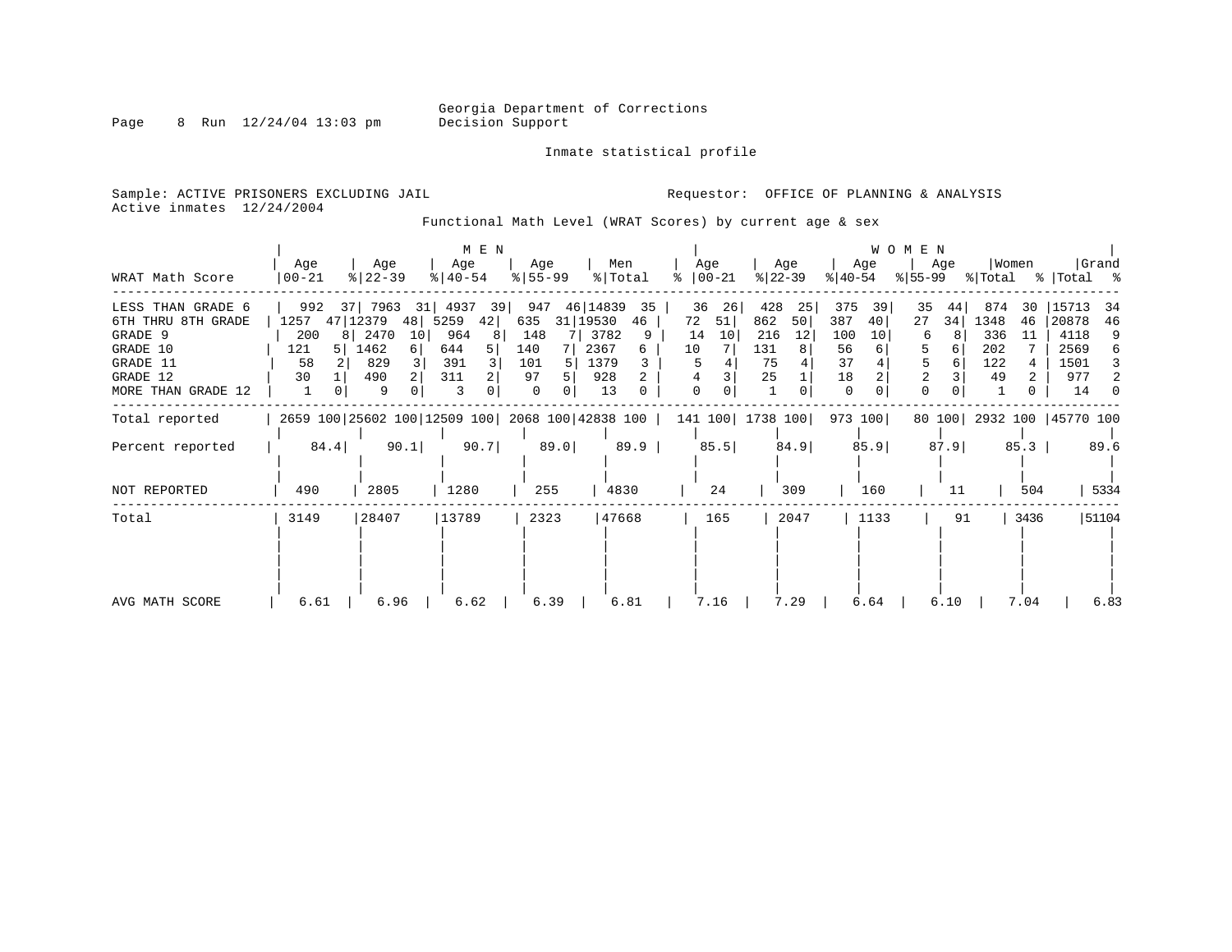Georgia Department of Corrections
Decision Support

Inmate statistical profile

Sample: ACTIVE PRISONERS EXCLUDING JAIL
Active inmates 12/24/2004

Requestor: OFFICE OF PLANNING & ANALYSIS

Functional Math Level (WRAT Scores) by current age & sex

| WRAT Math Score | MEN Age 00-21 | % | MEN Age 22-39 | % | MEN Age 40-54 | % | MEN Age 55-99 | % | Men Total | % | WOMEN Age 00-21 | % | WOMEN Age 22-39 | % | WOMEN Age 40-54 | % | WOMEN Age 55-99 | % | Women Total | % | Grand Total | % |
|---|---|---|---|---|---|---|---|---|---|---|---|---|---|---|---|---|---|---|---|---|---|---|
| LESS THAN GRADE 6 | 992 | 37 | 7963 | 31 | 4937 | 39 | 947 | 46 | 14839 | 35 | 36 | 26 | 428 | 25 | 375 | 39 | 35 | 44 | 874 | 30 | 15713 | 34 |
| 6TH THRU 8TH GRADE | 1257 | 47 | 12379 | 48 | 5259 | 42 | 635 | 31 | 19530 | 46 | 72 | 51 | 862 | 50 | 387 | 40 | 27 | 34 | 1348 | 46 | 20878 | 46 |
| GRADE 9 | 200 | 8 | 2470 | 10 | 964 | 8 | 148 | 7 | 3782 | 9 | 14 | 10 | 216 | 12 | 100 | 10 | 6 | 8 | 336 | 11 | 4118 | 9 |
| GRADE 10 | 121 | 5 | 1462 | 6 | 644 | 5 | 140 | 7 | 2367 | 6 | 10 | 7 | 131 | 8 | 56 | 6 | 5 | 6 | 202 | 7 | 2569 | 6 |
| GRADE 11 | 58 | 2 | 829 | 3 | 391 | 3 | 101 | 5 | 1379 | 3 | 5 | 4 | 75 | 4 | 37 | 4 | 5 | 6 | 122 | 4 | 1501 | 3 |
| GRADE 12 | 30 | 1 | 490 | 2 | 311 | 2 | 97 | 5 | 928 | 2 | 4 | 3 | 25 | 1 | 18 | 2 | 2 | 3 | 49 | 2 | 977 | 2 |
| MORE THAN GRADE 12 | 1 | 0 | 9 | 0 | 3 | 0 | 0 | 0 | 13 | 0 | 0 | 0 | 1 | 0 | 0 | 0 | 0 | 0 | 1 | 0 | 14 | 0 |
| Total reported | 2659 | 100 | 25602 | 100 | 12509 | 100 | 2068 | 100 | 42838 | 100 | 141 | 100 | 1738 | 100 | 973 | 100 | 80 | 100 | 2932 | 100 | 45770 | 100 |
| Percent reported | 84.4 | | 90.1 | | 90.7 | | 89.0 | | 89.9 | | 85.5 | | 84.9 | | 85.9 | | 87.9 | | 85.3 | | 89.6 | |
| NOT REPORTED | 490 | | 2805 | | 1280 | | 255 | | 4830 | | 24 | | 309 | | 160 | | 11 | | 504 | | 5334 | |
| Total | 3149 | | 28407 | | 13789 | | 2323 | | 47668 | | 165 | | 2047 | | 1133 | | 91 | | 3436 | | 51104 | |
| AVG MATH SCORE | 6.61 | | 6.96 | | 6.62 | | 6.39 | | 6.81 | | 7.16 | | 7.29 | | 6.64 | | 6.10 | | 7.04 | | 6.83 | |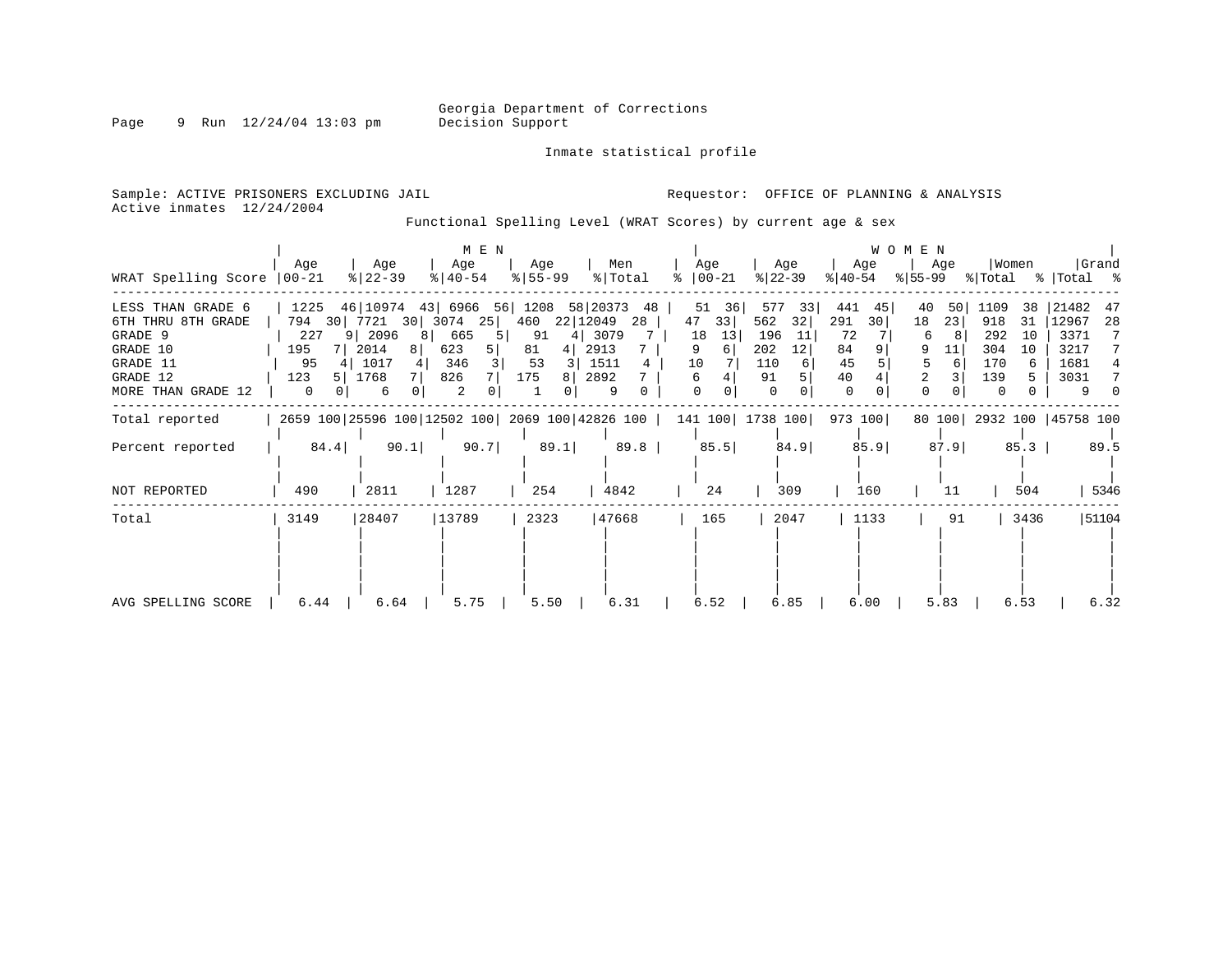Georgia Department of Corrections
Decision Support

Inmate statistical profile

Sample: ACTIVE PRISONERS EXCLUDING JAIL

Requestor: OFFICE OF PLANNING & ANALYSIS

Active inmates 12/24/2004

Functional Spelling Level (WRAT Scores) by current age & sex

| WRAT Spelling Score | MEN Age 00-21 | % | Age 22-39 | % | Age 40-54 | % | Age 55-99 | % | Men Total | % | WOMEN Age 00-21 | % | Age 22-39 | % | Age 40-54 | % | Age 55-99 | % | Women Total | % | Grand Total | % |
|---|---|---|---|---|---|---|---|---|---|---|---|---|---|---|---|---|---|---|---|---|---|---|
| LESS THAN GRADE 6 | 1225 | 46 | 10974 | 43 | 6966 | 56 | 1208 | 58 | 20373 | 48 | 51 | 36 | 577 | 33 | 441 | 45 | 40 | 50 | 1109 | 38 | 21482 | 47 |
| 6TH THRU 8TH GRADE | 794 | 30 | 7721 | 30 | 3074 | 25 | 460 | 22 | 12049 | 28 | 47 | 33 | 562 | 32 | 291 | 30 | 18 | 23 | 918 | 31 | 12967 | 28 |
| GRADE 9 | 227 | 9 | 2096 | 8 | 665 | 5 | 91 | 4 | 3079 | 7 | 18 | 13 | 196 | 11 | 72 | 7 | 6 | 8 | 292 | 10 | 3371 | 7 |
| GRADE 10 | 195 | 7 | 2014 | 8 | 623 | 5 | 81 | 4 | 2913 | 7 | 9 | 6 | 202 | 12 | 84 | 9 | 9 | 11 | 304 | 10 | 3217 | 7 |
| GRADE 11 | 95 | 4 | 1017 | 4 | 346 | 3 | 53 | 3 | 1511 | 4 | 10 | 7 | 110 | 6 | 45 | 5 | 5 | 6 | 170 | 6 | 1681 | 4 |
| GRADE 12 | 123 | 5 | 1768 | 7 | 826 | 7 | 175 | 8 | 2892 | 7 | 6 | 4 | 91 | 5 | 40 | 4 | 2 | 3 | 139 | 5 | 3031 | 7 |
| MORE THAN GRADE 12 | 0 | 0 | 6 | 0 | 2 | 0 | 1 | 0 | 9 | 0 | 0 | 0 | 0 | 0 | 0 | 0 | 0 | 0 | 0 | 0 | 9 | 0 |
| Total reported | 2659 | 100 | 25596 | 100 | 12502 | 100 | 2069 | 100 | 42826 | 100 | 141 | 100 | 1738 | 100 | 973 | 100 | 80 | 100 | 2932 | 100 | 45758 | 100 |
| Percent reported | 84.4 | | 90.1 | | 90.7 | | 89.1 | | 89.8 | | 85.5 | | 84.9 | | 85.9 | | 87.9 | | 85.3 | | 89.5 | |
| NOT REPORTED | 490 | | 2811 | | 1287 | | 254 | | 4842 | | 24 | | 309 | | 160 | | 11 | | 504 | | 5346 | |
| Total | 3149 | | 28407 | | 13789 | | 2323 | | 47668 | | 165 | | 2047 | | 1133 | | 91 | | 3436 | | 51104 | |
| AVG SPELLING SCORE | 6.44 | | 6.64 | | 5.75 | | 5.50 | | 6.31 | | 6.52 | | 6.85 | | 6.00 | | 5.83 | | 6.53 | | 6.32 | |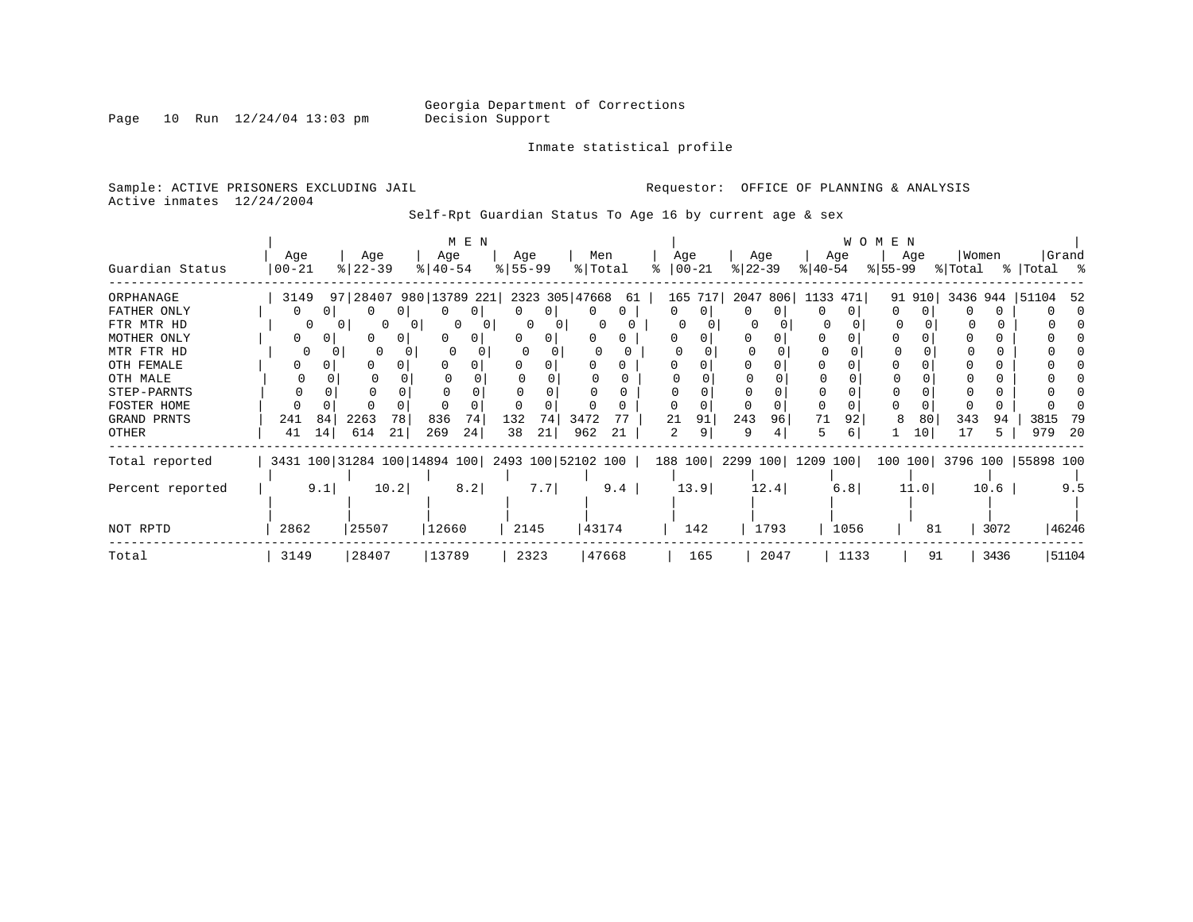Georgia Department of Corrections
Decision Support

Inmate statistical profile

Sample: ACTIVE PRISONERS EXCLUDING JAIL
Active inmates 12/24/2004

Requestor: OFFICE OF PLANNING & ANALYSIS

Self-Rpt Guardian Status To Age 16 by current age & sex

| Guardian Status | MEN Age 00-21 | % | Age 22-39 | % | Age 40-54 | % | Age 55-99 | % | Men Total | % | WOMEN Age 00-21 | % | Age 22-39 | % | Age 40-54 | % | Age 55-99 | % | Women Total | % | Grand Total | % |
|---|---|---|---|---|---|---|---|---|---|---|---|---|---|---|---|---|---|---|---|---|---|---|
| ORPHANAGE | 3149 | 97 | 28407 | 980 | 13789 | 221 | 2323 | 305 | 47668 | 61 | 165 | 717 | 2047 | 806 | 1133 | 471 | 91 | 910 | 3436 | 944 | 51104 | 52 |
| FATHER ONLY | 0 | 0 | 0 | 0 | 0 | 0 | 0 | 0 | 0 | 0 | 0 | 0 | 0 | 0 | 0 | 0 | 0 | 0 | 0 | 0 | 0 | 0 |
| FTR MTR HD | 0 | 0 | 0 | 0 | 0 | 0 | 0 | 0 | 0 | 0 | 0 | 0 | 0 | 0 | 0 | 0 | 0 | 0 | 0 | 0 | 0 | 0 |
| MOTHER ONLY | 0 | 0 | 0 | 0 | 0 | 0 | 0 | 0 | 0 | 0 | 0 | 0 | 0 | 0 | 0 | 0 | 0 | 0 | 0 | 0 | 0 | 0 |
| MTR FTR HD | 0 | 0 | 0 | 0 | 0 | 0 | 0 | 0 | 0 | 0 | 0 | 0 | 0 | 0 | 0 | 0 | 0 | 0 | 0 | 0 | 0 | 0 |
| OTH FEMALE | 0 | 0 | 0 | 0 | 0 | 0 | 0 | 0 | 0 | 0 | 0 | 0 | 0 | 0 | 0 | 0 | 0 | 0 | 0 | 0 | 0 | 0 |
| OTH MALE | 0 | 0 | 0 | 0 | 0 | 0 | 0 | 0 | 0 | 0 | 0 | 0 | 0 | 0 | 0 | 0 | 0 | 0 | 0 | 0 | 0 | 0 |
| STEP-PARNTS | 0 | 0 | 0 | 0 | 0 | 0 | 0 | 0 | 0 | 0 | 0 | 0 | 0 | 0 | 0 | 0 | 0 | 0 | 0 | 0 | 0 | 0 |
| FOSTER HOME | 0 | 0 | 0 | 0 | 0 | 0 | 0 | 0 | 0 | 0 | 0 | 0 | 0 | 0 | 0 | 0 | 0 | 0 | 0 | 0 | 0 | 0 |
| GRAND PRNTS | 241 | 84 | 2263 | 78 | 836 | 74 | 132 | 74 | 3472 | 77 | 21 | 91 | 243 | 96 | 71 | 92 | 8 | 80 | 343 | 94 | 3815 | 79 |
| OTHER | 41 | 14 | 614 | 21 | 269 | 24 | 38 | 21 | 962 | 21 | 2 | 9 | 9 | 4 | 5 | 6 | 1 | 10 | 17 | 5 | 979 | 20 |
| Total reported | 3431 | 100 | 31284 | 100 | 14894 | 100 | 2493 | 100 | 52102 | 100 | 188 | 100 | 2299 | 100 | 1209 | 100 | 100 | 100 | 3796 | 100 | 55898 | 100 |
| Percent reported | | 9.1 | | 10.2 | | 8.2 | | 7.7 | | 9.4 | | 13.9 | | 12.4 | | 6.8 | | 11.0 | | 10.6 | | 9.5 |
| NOT RPTD | 2862 | | 25507 | | 12660 | | 2145 | | 43174 | | 142 | | 1793 | | 1056 | | 81 | | 3072 | | 46246 | |
| Total | 3149 | | 28407 | | 13789 | | 2323 | | 47668 | | 165 | | 2047 | | 1133 | | 91 | | 3436 | | 51104 | |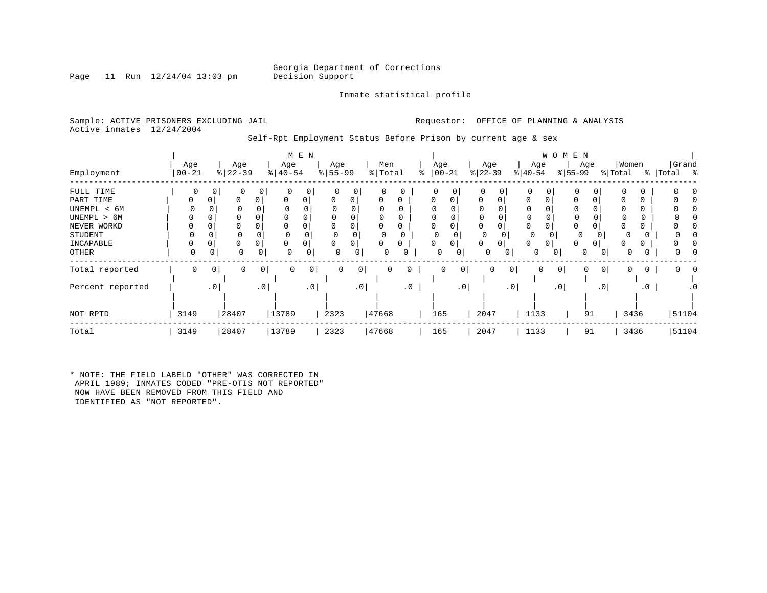Georgia Department of Corrections
Decision Support

Inmate statistical profile

Sample: ACTIVE PRISONERS EXCLUDING JAIL

Requestor: OFFICE OF PLANNING & ANALYSIS

Active inmates 12/24/2004

Self-Rpt Employment Status Before Prison by current age & sex

| | MEN | | | | | | | | | | WOMEN | | | | | | | | | | | |
|---|---|---|---|---|---|---|---|---|---|---|---|---|---|---|---|---|---|---|---|---|---|---|
| Employment | Age 00-21 | % | Age 22-39 | % | Age 40-54 | % | Age 55-99 | % | Men Total | % | Age 00-21 | % | Age 22-39 | % | Age 40-54 | % | Age 55-99 | % | Women Total | % | Grand Total | % |
| FULL TIME | 0 | 0 | 0 | 0 | 0 | 0 | 0 | 0 | 0 | 0 | 0 | 0 | 0 | 0 | 0 | 0 | 0 | 0 | 0 | 0 | 0 | 0 |
| PART TIME | 0 | 0 | 0 | 0 | 0 | 0 | 0 | 0 | 0 | 0 | 0 | 0 | 0 | 0 | 0 | 0 | 0 | 0 | 0 | 0 | 0 | 0 |
| UNEMPL < 6M | 0 | 0 | 0 | 0 | 0 | 0 | 0 | 0 | 0 | 0 | 0 | 0 | 0 | 0 | 0 | 0 | 0 | 0 | 0 | 0 | 0 | 0 |
| UNEMPL > 6M | 0 | 0 | 0 | 0 | 0 | 0 | 0 | 0 | 0 | 0 | 0 | 0 | 0 | 0 | 0 | 0 | 0 | 0 | 0 | 0 | 0 | 0 |
| NEVER WORKD | 0 | 0 | 0 | 0 | 0 | 0 | 0 | 0 | 0 | 0 | 0 | 0 | 0 | 0 | 0 | 0 | 0 | 0 | 0 | 0 | 0 | 0 |
| STUDENT | 0 | 0 | 0 | 0 | 0 | 0 | 0 | 0 | 0 | 0 | 0 | 0 | 0 | 0 | 0 | 0 | 0 | 0 | 0 | 0 | 0 | 0 |
| INCAPABLE | 0 | 0 | 0 | 0 | 0 | 0 | 0 | 0 | 0 | 0 | 0 | 0 | 0 | 0 | 0 | 0 | 0 | 0 | 0 | 0 | 0 | 0 |
| OTHER | 0 | 0 | 0 | 0 | 0 | 0 | 0 | 0 | 0 | 0 | 0 | 0 | 0 | 0 | 0 | 0 | 0 | 0 | 0 | 0 | 0 | 0 |
| Total reported | 0 | 0 | 0 | 0 | 0 | 0 | 0 | 0 | 0 | 0 | 0 | 0 | 0 | 0 | 0 | 0 | 0 | 0 | 0 | 0 | 0 | 0 |
| Percent reported | | .0 | | .0 | | .0 | | .0 | | .0 | | .0 | | .0 | | .0 | | .0 | | .0 | | .0 |
| NOT RPTD | 3149 | | 28407 | | 13789 | | 2323 | | 47668 | | 165 | | 2047 | | 1133 | | 91 | | 3436 | | 51104 | |
| Total | 3149 | | 28407 | | 13789 | | 2323 | | 47668 | | 165 | | 2047 | | 1133 | | 91 | | 3436 | | 51104 | |

* NOTE: THE FIELD LABELD "OTHER" WAS CORRECTED IN APRIL 1989; INMATES CODED "PRE-OTIS NOT REPORTED" NOW HAVE BEEN REMOVED FROM THIS FIELD AND IDENTIFIED AS "NOT REPORTED".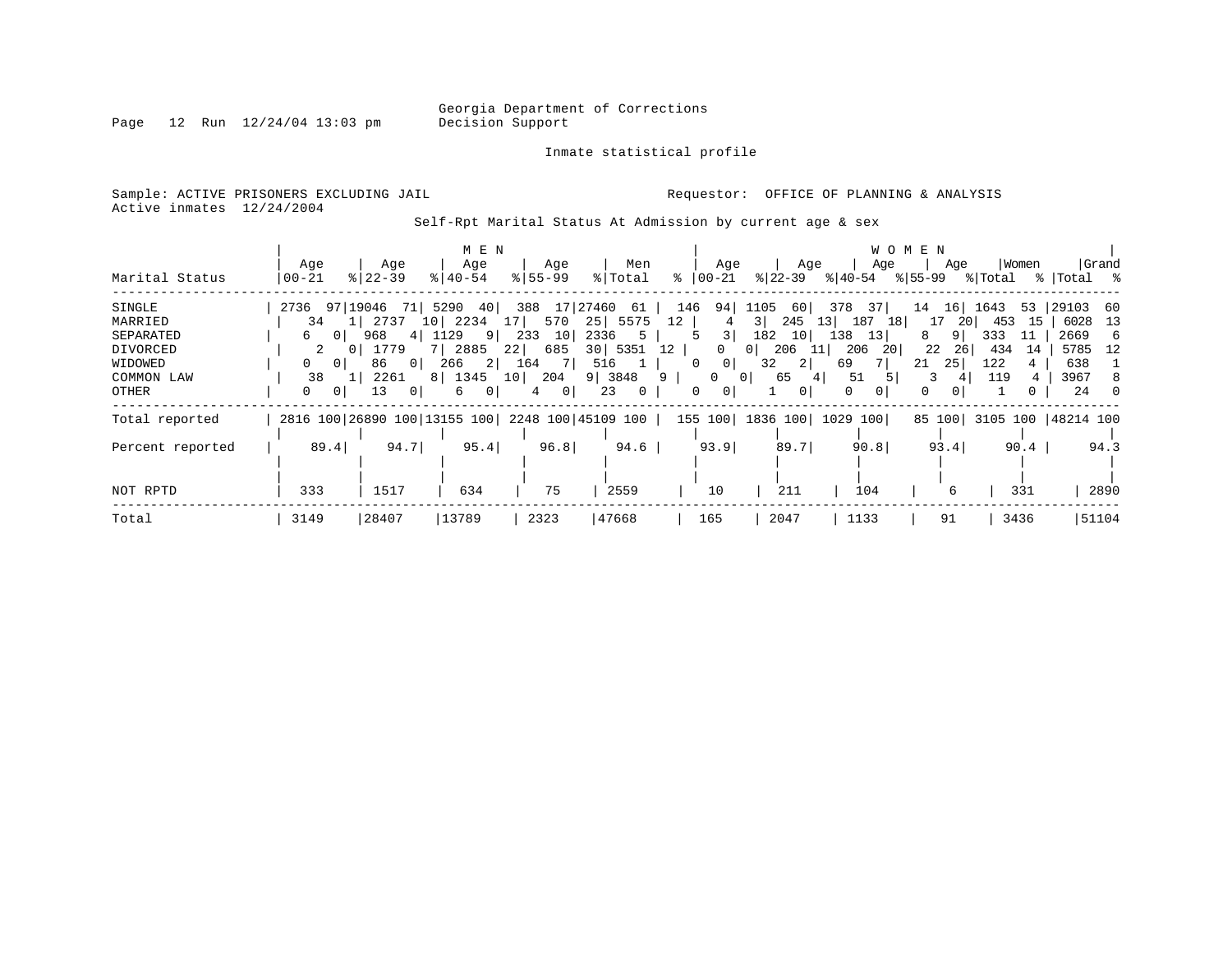Georgia Department of Corrections
Decision Support

Inmate statistical profile

Sample: ACTIVE PRISONERS EXCLUDING JAIL    Requestor: OFFICE OF PLANNING & ANALYSIS
Active inmates 12/24/2004

Self-Rpt Marital Status At Admission by current age & sex

| Marital Status | MEN Age 00-21 | % | Age 22-39 | % | Age 40-54 | % | Age 55-99 | % | Men Total | % | WOMEN Age 00-21 | % | Age 22-39 | % | Age 40-54 | % | Age 55-99 | % | Women Total | % | Grand Total | % |
|---|---|---|---|---|---|---|---|---|---|---|---|---|---|---|---|---|---|---|---|---|---|---|
| SINGLE | 2736 | 97 | 19046 | 71 | 5290 | 40 | 388 | 17 | 27460 | 61 | 146 | 94 | 1105 | 60 | 378 | 37 | 14 | 16 | 1643 | 53 | 29103 | 60 |
| MARRIED | 34 | 1 | 2737 | 10 | 2234 | 17 | 570 | 25 | 5575 | 12 | 4 | 3 | 245 | 13 | 187 | 18 | 17 | 20 | 453 | 15 | 6028 | 13 |
| SEPARATED | 6 | 0 | 968 | 4 | 1129 | 9 | 233 | 10 | 2336 | 5 | 5 | 3 | 182 | 10 | 138 | 13 | 8 | 9 | 333 | 11 | 2669 | 6 |
| DIVORCED | 2 | 0 | 1779 | 7 | 2885 | 22 | 685 | 30 | 5351 | 12 | 0 | 0 | 206 | 11 | 206 | 20 | 22 | 26 | 434 | 14 | 5785 | 12 |
| WIDOWED | 0 | 0 | 86 | 0 | 266 | 2 | 164 | 7 | 516 | 1 | 0 | 0 | 32 | 2 | 69 | 7 | 21 | 25 | 122 | 4 | 638 | 1 |
| COMMON LAW | 38 | 1 | 2261 | 8 | 1345 | 10 | 204 | 9 | 3848 | 9 | 0 | 0 | 65 | 4 | 51 | 5 | 3 | 4 | 119 | 4 | 3967 | 8 |
| OTHER | 0 | 0 | 13 | 0 | 6 | 0 | 4 | 0 | 23 | 0 | 0 | 0 | 1 | 0 | 0 | 0 | 0 | 0 | 1 | 0 | 24 | 0 |
| Total reported | 2816 | 100 | 26890 | 100 | 13155 | 100 | 2248 | 100 | 45109 | 100 | 155 | 100 | 1836 | 100 | 1029 | 100 | 85 | 100 | 3105 | 100 | 48214 | 100 |
| Percent reported | 89.4 | | 94.7 | | 95.4 | | 96.8 | | 94.6 | | 93.9 | | 89.7 | | 90.8 | | 93.4 | | 90.4 | | 94.3 | |
| NOT RPTD | 333 | | 1517 | | 634 | | 75 | | 2559 | | 10 | | 211 | | 104 | | 6 | | 331 | | 2890 | |
| Total | 3149 | | 28407 | | 13789 | | 2323 | | 47668 | | 165 | | 2047 | | 1133 | | 91 | | 3436 | | 51104 | |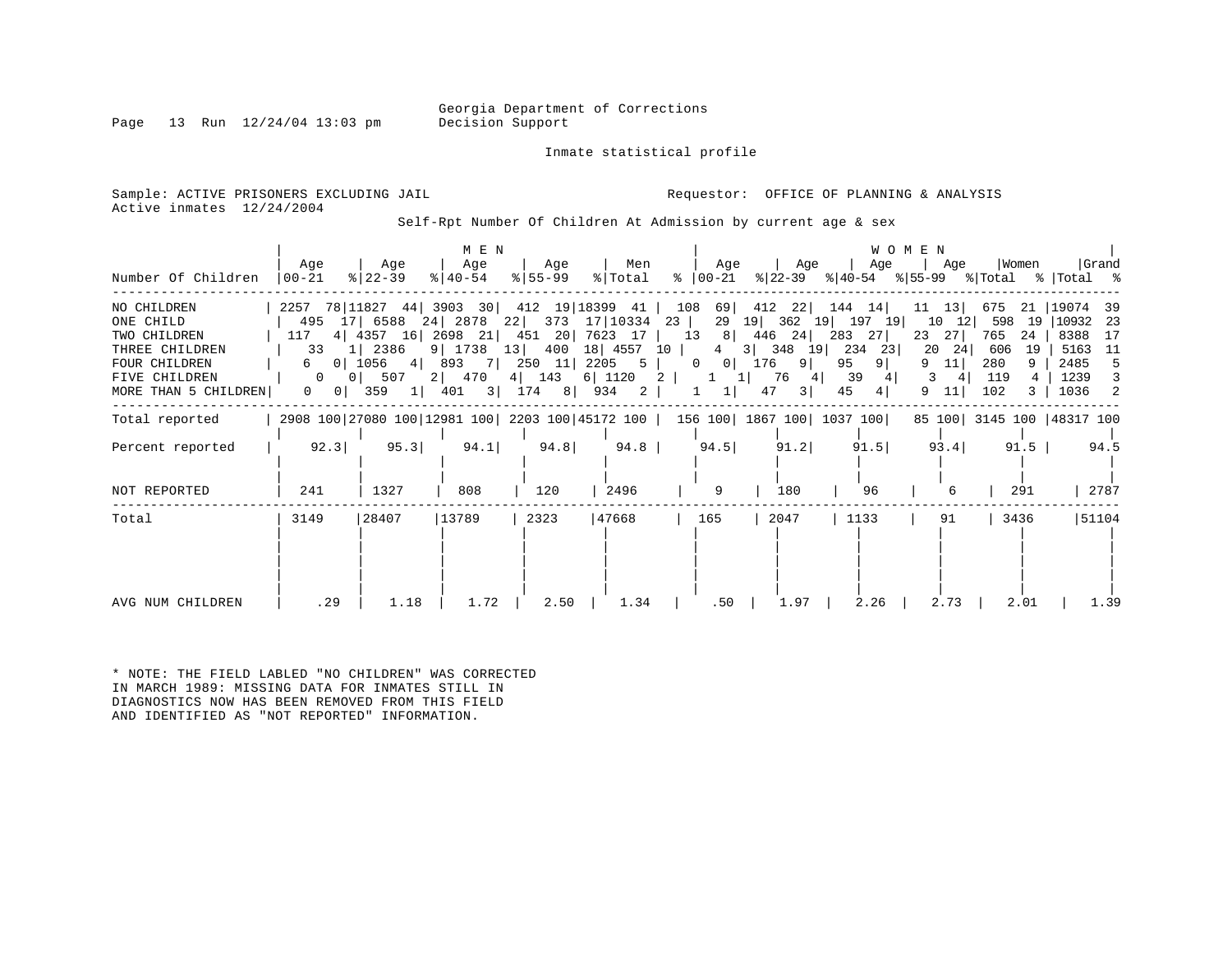Georgia Department of Corrections
Decision Support

Inmate statistical profile

Sample: ACTIVE PRISONERS EXCLUDING JAIL
Active inmates 12/24/2004

Requestor: OFFICE OF PLANNING & ANALYSIS

Self-Rpt Number Of Children At Admission by current age & sex

| Number Of Children | MEN Age 00-21 | % | MEN Age 22-39 | % | MEN Age 40-54 | % | MEN Age 55-99 | % | Men Total | % | WOMEN Age 00-21 | % | WOMEN Age 22-39 | % | WOMEN Age 40-54 | % | WOMEN Age 55-99 | % | Women Total | % | Grand Total | % |
|---|---|---|---|---|---|---|---|---|---|---|---|---|---|---|---|---|---|---|---|---|---|---|
| NO CHILDREN | 2257 | 78 | 11827 | 44 | 3903 | 30 | 412 | 19 | 18399 | 41 | 108 | 69 | 412 | 22 | 144 | 14 | 11 | 13 | 675 | 21 | 19074 | 39 |
| ONE CHILD | 495 | 17 | 6588 | 24 | 2878 | 22 | 373 | 17 | 10334 | 23 | 29 | 19 | 362 | 19 | 197 | 19 | 10 | 12 | 598 | 19 | 10932 | 23 |
| TWO CHILDREN | 117 | 4 | 4357 | 16 | 2698 | 21 | 451 | 20 | 7623 | 17 | 13 | 8 | 446 | 24 | 283 | 27 | 23 | 27 | 765 | 24 | 8388 | 17 |
| THREE CHILDREN | 33 | 1 | 2386 | 9 | 1738 | 13 | 400 | 18 | 4557 | 10 | 4 | 3 | 348 | 19 | 234 | 23 | 20 | 24 | 606 | 19 | 5163 | 11 |
| FOUR CHILDREN | 6 | 0 | 1056 | 4 | 893 | 7 | 250 | 11 | 2205 | 5 | 0 | 0 | 176 | 9 | 95 | 9 | 9 | 11 | 280 | 9 | 2485 | 5 |
| FIVE CHILDREN | 0 | 0 | 507 | 2 | 470 | 4 | 143 | 6 | 1120 | 2 | 1 | 1 | 76 | 4 | 39 | 4 | 3 | 4 | 119 | 4 | 1239 | 3 |
| MORE THAN 5 CHILDREN | 0 | 0 | 359 | 1 | 401 | 3 | 174 | 8 | 934 | 2 | 1 | 1 | 47 | 3 | 45 | 4 | 9 | 11 | 102 | 3 | 1036 | 2 |
| Total reported | 2908 | 100 | 27080 | 100 | 12981 | 100 | 2203 | 100 | 45172 | 100 | 156 | 100 | 1867 | 100 | 1037 | 100 | 85 | 100 | 3145 | 100 | 48317 | 100 |
| Percent reported | 92.3 | | 95.3 | | 94.1 | | 94.8 | | 94.8 | | 94.5 | | 91.2 | | 91.5 | | 93.4 | | 91.5 | | 94.5 | |
| NOT REPORTED | 241 | | 1327 | | 808 | | 120 | | 2496 | | 9 | | 180 | | 96 | | 6 | | 291 | | 2787 | |
| Total | 3149 | | 28407 | | 13789 | | 2323 | | 47668 | | 165 | | 2047 | | 1133 | | 91 | | 3436 | | 51104 | |
| AVG NUM CHILDREN | .29 | | 1.18 | | 1.72 | | 2.50 | | 1.34 | | .50 | | 1.97 | | 2.26 | | 2.73 | | 2.01 | | 1.39 | |

* NOTE: THE FIELD LABLED "NO CHILDREN" WAS CORRECTED IN MARCH 1989: MISSING DATA FOR INMATES STILL IN DIAGNOSTICS NOW HAS BEEN REMOVED FROM THIS FIELD AND IDENTIFIED AS "NOT REPORTED" INFORMATION.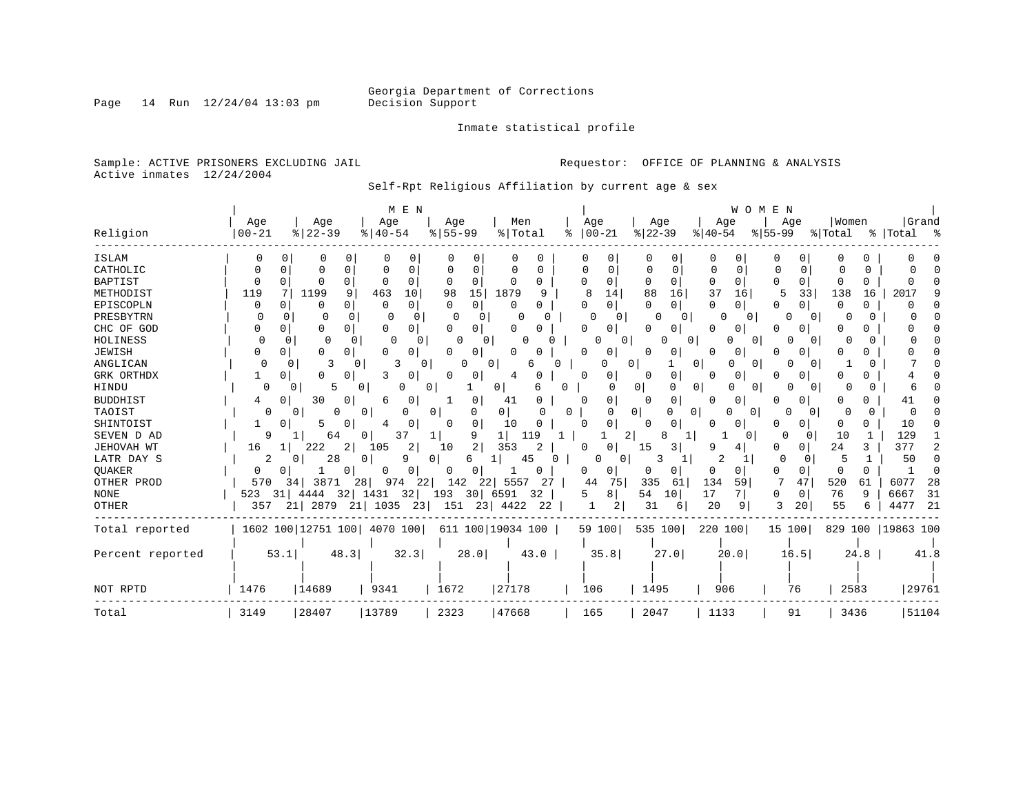Georgia Department of Corrections
Decision Support

Inmate statistical profile

Sample: ACTIVE PRISONERS EXCLUDING JAIL
Active inmates 12/24/2004

Requestor: OFFICE OF PLANNING & ANALYSIS

Self-Rpt Religious Affiliation by current age & sex

| Religion | MEN Age 00-21 | % | Age 22-39 | % | Age 40-54 | % | Age 55-99 | % | Men Total | % | WOMEN Age 00-21 | % | Age 22-39 | % | Age 40-54 | % | Age 55-99 | % | Women Total | % | Grand Total | % |
|---|---|---|---|---|---|---|---|---|---|---|---|---|---|---|---|---|---|---|---|---|---|---|
| ISLAM | 0 | 0 | 0 | 0 | 0 | 0 | 0 | 0 | 0 | 0 | 0 | 0 | 0 | 0 | 0 | 0 | 0 | 0 | 0 | 0 | 0 | 0 |
| CATHOLIC | 0 | 0 | 0 | 0 | 0 | 0 | 0 | 0 | 0 | 0 | 0 | 0 | 0 | 0 | 0 | 0 | 0 | 0 | 0 | 0 | 0 | 0 |
| BAPTIST | 0 | 0 | 0 | 0 | 0 | 0 | 0 | 0 | 0 | 0 | 0 | 0 | 0 | 0 | 0 | 0 | 0 | 0 | 0 | 0 | 0 | 0 |
| METHODIST | 119 | 7 | 1199 | 9 | 463 | 10 | 98 | 15 | 1879 | 9 | 8 | 14 | 88 | 16 | 37 | 16 | 5 | 33 | 138 | 16 | 2017 | 9 |
| EPISCOPLN | 0 | 0 | 0 | 0 | 0 | 0 | 0 | 0 | 0 | 0 | 0 | 0 | 0 | 0 | 0 | 0 | 0 | 0 | 0 | 0 | 0 | 0 |
| PRESBYTRN | 0 | 0 | 0 | 0 | 0 | 0 | 0 | 0 | 0 | 0 | 0 | 0 | 0 | 0 | 0 | 0 | 0 | 0 | 0 | 0 | 0 | 0 |
| CHC OF GOD | 0 | 0 | 0 | 0 | 0 | 0 | 0 | 0 | 0 | 0 | 0 | 0 | 0 | 0 | 0 | 0 | 0 | 0 | 0 | 0 | 0 | 0 |
| HOLINESS | 0 | 0 | 0 | 0 | 0 | 0 | 0 | 0 | 0 | 0 | 0 | 0 | 0 | 0 | 0 | 0 | 0 | 0 | 0 | 0 | 0 | 0 |
| JEWISH | 0 | 0 | 0 | 0 | 0 | 0 | 0 | 0 | 0 | 0 | 0 | 0 | 0 | 0 | 0 | 0 | 0 | 0 | 0 | 0 | 0 | 0 |
| ANGLICAN | 0 | 0 | 3 | 0 | 3 | 0 | 0 | 0 | 6 | 0 | 0 | 0 | 1 | 0 | 0 | 0 | 0 | 0 | 1 | 0 | 7 | 0 |
| GRK ORTHDX | 1 | 0 | 0 | 0 | 3 | 0 | 0 | 0 | 4 | 0 | 0 | 0 | 0 | 0 | 0 | 0 | 0 | 0 | 0 | 0 | 4 | 0 |
| HINDU | 0 | 0 | 5 | 0 | 0 | 0 | 1 | 0 | 6 | 0 | 0 | 0 | 0 | 0 | 0 | 0 | 0 | 0 | 0 | 0 | 6 | 0 |
| BUDDHIST | 4 | 0 | 30 | 0 | 6 | 0 | 1 | 0 | 41 | 0 | 0 | 0 | 0 | 0 | 0 | 0 | 0 | 0 | 0 | 0 | 41 | 0 |
| TAOIST | 0 | 0 | 0 | 0 | 0 | 0 | 0 | 0 | 0 | 0 | 0 | 0 | 0 | 0 | 0 | 0 | 0 | 0 | 0 | 0 | 0 | 0 |
| SHINTOIST | 1 | 0 | 5 | 0 | 4 | 0 | 0 | 0 | 10 | 0 | 0 | 0 | 0 | 0 | 0 | 0 | 0 | 0 | 0 | 0 | 10 | 0 |
| SEVEN D AD | 9 | 1 | 64 | 0 | 37 | 1 | 9 | 1 | 119 | 1 | 1 | 2 | 8 | 1 | 1 | 0 | 0 | 0 | 10 | 1 | 129 | 1 |
| JEHOVAH WT | 16 | 1 | 222 | 2 | 105 | 2 | 10 | 2 | 353 | 2 | 0 | 0 | 15 | 3 | 9 | 4 | 0 | 0 | 24 | 3 | 377 | 2 |
| LATR DAY S | 2 | 0 | 28 | 0 | 9 | 0 | 6 | 1 | 45 | 0 | 0 | 0 | 3 | 1 | 2 | 1 | 0 | 0 | 5 | 1 | 50 | 0 |
| QUAKER | 0 | 0 | 1 | 0 | 0 | 0 | 0 | 0 | 1 | 0 | 0 | 0 | 0 | 0 | 0 | 0 | 0 | 0 | 0 | 0 | 1 | 0 |
| OTHER PROD | 570 | 34 | 3871 | 28 | 974 | 22 | 142 | 22 | 5557 | 27 | 44 | 75 | 335 | 61 | 134 | 59 | 7 | 47 | 520 | 61 | 6077 | 28 |
| NONE | 523 | 31 | 4444 | 32 | 1431 | 32 | 193 | 30 | 6591 | 32 | 5 | 8 | 54 | 10 | 17 | 7 | 0 | 0 | 76 | 9 | 6667 | 31 |
| OTHER | 357 | 21 | 2879 | 21 | 1035 | 23 | 151 | 23 | 4422 | 22 | 1 | 2 | 31 | 6 | 20 | 9 | 3 | 20 | 55 | 6 | 4477 | 21 |
| Total reported | 1602 | 100 | 12751 | 100 | 4070 | 100 | 611 | 100 | 19034 | 100 | 59 | 100 | 535 | 100 | 220 | 100 | 15 | 100 | 829 | 100 | 19863 | 100 |
| Percent reported | | 53.1 | | 48.3 | | 32.3 | | 28.0 | | 43.0 | | 35.8 | | 27.0 | | 20.0 | | 16.5 | | 24.8 | | 41.8 |
| NOT RPTD | 1476 | | 14689 | | 9341 | | 1672 | | 27178 | | 106 | | 1495 | | 906 | | 76 | | 2583 | | 29761 | |
| Total | 3149 | | 28407 | | 13789 | | 2323 | | 47668 | | 165 | | 2047 | | 1133 | | 91 | | 3436 | | 51104 | |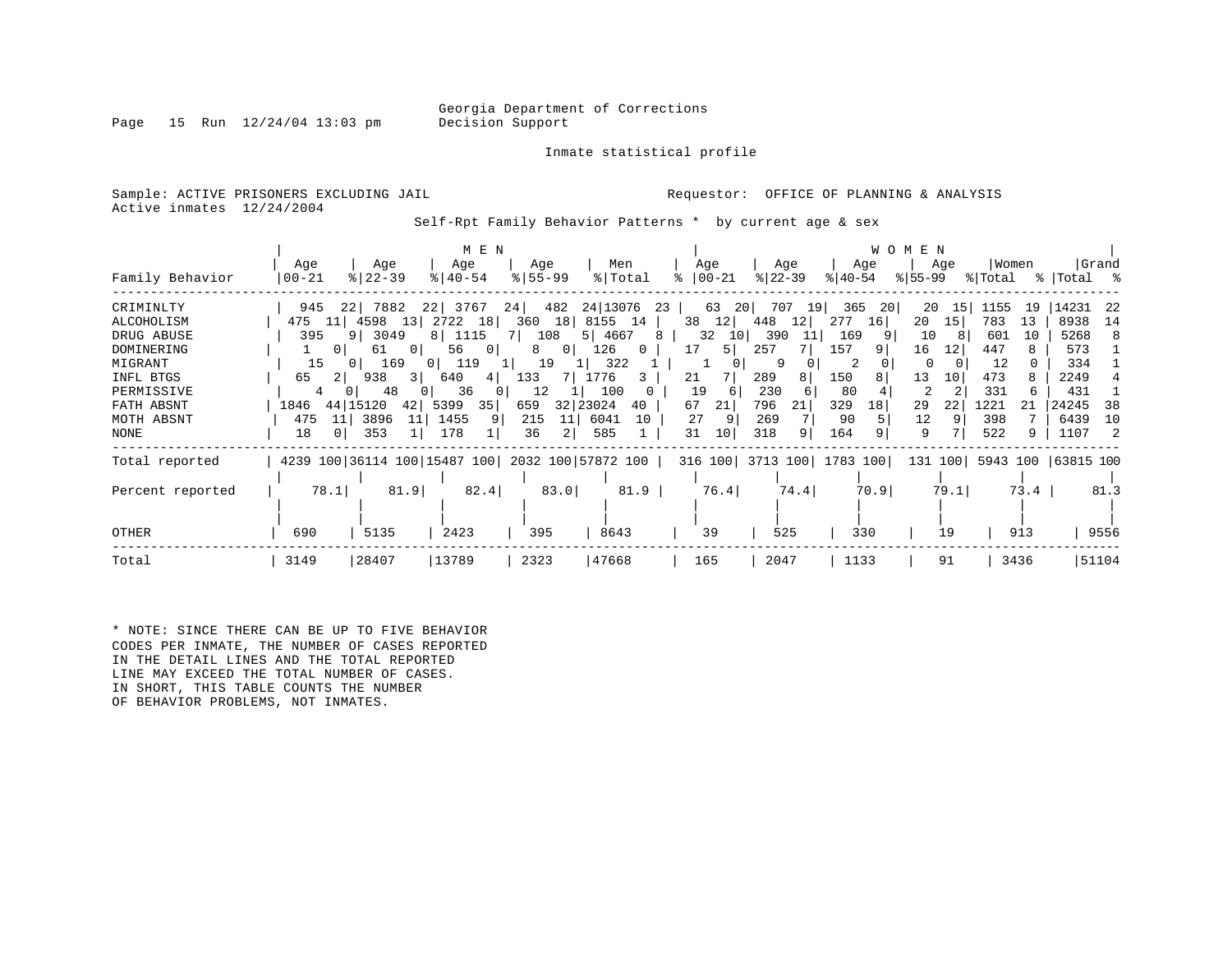Georgia Department of Corrections
Decision Support

Inmate statistical profile

Sample: ACTIVE PRISONERS EXCLUDING JAIL
Active inmates 12/24/2004

Requestor: OFFICE OF PLANNING & ANALYSIS

Self-Rpt Family Behavior Patterns * by current age & sex

| Family Behavior | MEN Age 00-21 | % | MEN Age 22-39 | % | MEN Age 40-54 | % | MEN Age 55-99 | % | Men Total | % | WOMEN Age 00-21 | % | WOMEN Age 22-39 | % | WOMEN Age 40-54 | % | WOMEN Age 55-99 | % | Women Total | % | Grand Total | % |
|---|---|---|---|---|---|---|---|---|---|---|---|---|---|---|---|---|---|---|---|---|---|---|
| CRIMINLTY | 945 | 22 | 7882 | 22 | 3767 | 24 | 482 | 24 | 13076 | 23 | 63 | 20 | 707 | 19 | 365 | 20 | 20 | 15 | 1155 | 19 | 14231 | 22 |
| ALCOHOLISM | 475 | 11 | 4598 | 13 | 2722 | 18 | 360 | 18 | 8155 | 14 | 38 | 12 | 448 | 12 | 277 | 16 | 20 | 15 | 783 | 13 | 8938 | 14 |
| DRUG ABUSE | 395 | 9 | 3049 | 8 | 1115 | 7 | 108 | 5 | 4667 | 8 | 32 | 10 | 390 | 11 | 169 | 9 | 10 | 8 | 601 | 10 | 5268 | 8 |
| DOMINERING | 1 | 0 | 61 | 0 | 56 | 0 | 8 | 0 | 126 | 0 | 17 | 5 | 257 | 7 | 157 | 9 | 16 | 12 | 447 | 8 | 573 | 1 |
| MIGRANT | 15 | 0 | 169 | 0 | 119 | 1 | 19 | 1 | 322 | 1 | 1 | 0 | 9 | 0 | 2 | 0 | 0 | 0 | 12 | 0 | 334 | 1 |
| INFL BTGS | 65 | 2 | 938 | 3 | 640 | 4 | 133 | 7 | 1776 | 3 | 21 | 7 | 289 | 8 | 150 | 8 | 13 | 10 | 473 | 8 | 2249 | 4 |
| PERMISSIVE | 4 | 0 | 48 | 0 | 36 | 0 | 12 | 1 | 100 | 0 | 19 | 6 | 230 | 6 | 80 | 4 | 2 | 2 | 331 | 6 | 431 | 1 |
| FATH ABSNT | 1846 | 44 | 15120 | 42 | 5399 | 35 | 659 | 32 | 23024 | 40 | 67 | 21 | 796 | 21 | 329 | 18 | 29 | 22 | 1221 | 21 | 24245 | 38 |
| MOTH ABSNT | 475 | 11 | 3896 | 11 | 1455 | 9 | 215 | 11 | 6041 | 10 | 27 | 9 | 269 | 7 | 90 | 5 | 12 | 9 | 398 | 7 | 6439 | 10 |
| NONE | 18 | 0 | 353 | 1 | 178 | 1 | 36 | 2 | 585 | 1 | 31 | 10 | 318 | 9 | 164 | 9 | 9 | 7 | 522 | 9 | 1107 | 2 |
| Total reported | 4239 | 100 | 36114 | 100 | 15487 | 100 | 2032 | 100 | 57872 | 100 | 316 | 100 | 3713 | 100 | 1783 | 100 | 131 | 100 | 5943 | 100 | 63815 | 100 |
| Percent reported | | 78.1 | | 81.9 | | 82.4 | | 83.0 | | 81.9 | | 76.4 | | 74.4 | | 70.9 | | 79.1 | | 73.4 | | 81.3 |
| OTHER | 690 | | 5135 | | 2423 | | 395 | | 8643 | | 39 | | 525 | | 330 | | 19 | | 913 | | 9556 | |
| Total | 3149 | | 28407 | | 13789 | | 2323 | | 47668 | | 165 | | 2047 | | 1133 | | 91 | | 3436 | | 51104 | |

* NOTE: SINCE THERE CAN BE UP TO FIVE BEHAVIOR CODES PER INMATE, THE NUMBER OF CASES REPORTED IN THE DETAIL LINES AND THE TOTAL REPORTED LINE MAY EXCEED THE TOTAL NUMBER OF CASES. IN SHORT, THIS TABLE COUNTS THE NUMBER OF BEHAVIOR PROBLEMS, NOT INMATES.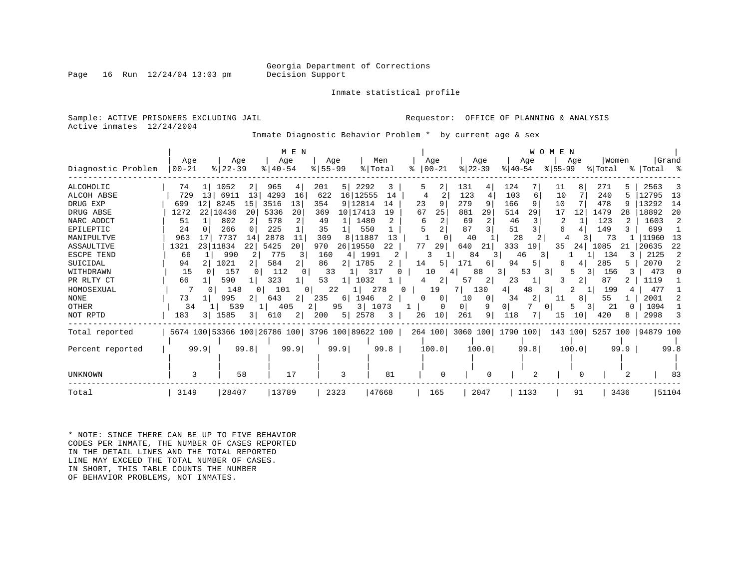Georgia Department of Corrections
Decision Support

Inmate statistical profile

Sample: ACTIVE PRISONERS EXCLUDING JAIL
Active inmates 12/24/2004

Requestor: OFFICE OF PLANNING & ANALYSIS

Inmate Diagnostic Behavior Problem * by current age & sex

| Diagnostic Problem | MEN Age 00-21 | % | Age 22-39 | % | Age 40-54 | % | Age 55-99 | % | Men Total | % | WOMEN Age 00-21 | % | Age 22-39 | % | Age 40-54 | % | Age 55-99 | % | Women Total | % | Grand Total | % |
|---|---|---|---|---|---|---|---|---|---|---|---|---|---|---|---|---|---|---|---|---|---|---|
| ALCOHOLIC | 74 | 1 | 1052 | 2 | 965 | 4 | 201 | 5 | 2292 | 3 | 5 | 2 | 131 | 4 | 124 | 7 | 11 | 8 | 271 | 5 | 2563 | 3 |
| ALCOH ABSE | 729 | 13 | 6911 | 13 | 4293 | 16 | 622 | 16 | 12555 | 14 | 4 | 2 | 123 | 4 | 103 | 6 | 10 | 7 | 240 | 5 | 12795 | 13 |
| DRUG EXP | 699 | 12 | 8245 | 15 | 3516 | 13 | 354 | 9 | 12814 | 14 | 23 | 9 | 279 | 9 | 166 | 9 | 10 | 7 | 478 | 9 | 13292 | 14 |
| DRUG ABSE | 1272 | 22 | 10436 | 20 | 5336 | 20 | 369 | 10 | 17413 | 19 | 67 | 25 | 881 | 29 | 514 | 29 | 17 | 12 | 1479 | 28 | 18892 | 20 |
| NARC ADDCT | 51 | 1 | 802 | 2 | 578 | 2 | 49 | 1 | 1480 | 2 | 6 | 2 | 69 | 2 | 46 | 3 | 2 | 1 | 123 | 2 | 1603 | 2 |
| EPILEPTIC | 24 | 0 | 266 | 0 | 225 | 1 | 35 | 1 | 550 | 1 | 5 | 2 | 87 | 3 | 51 | 3 | 6 | 4 | 149 | 3 | 699 | 1 |
| MANIPULTVE | 963 | 17 | 7737 | 14 | 2878 | 11 | 309 | 8 | 11887 | 13 | 1 | 0 | 40 | 1 | 28 | 2 | 4 | 3 | 73 | 1 | 11960 | 13 |
| ASSAULTIVE | 1321 | 23 | 11834 | 22 | 5425 | 20 | 970 | 26 | 19550 | 22 | 77 | 29 | 640 | 21 | 333 | 19 | 35 | 24 | 1085 | 21 | 20635 | 22 |
| ESCPE TEND | 66 | 1 | 990 | 2 | 775 | 3 | 160 | 4 | 1991 | 2 | 3 | 1 | 84 | 3 | 46 | 3 | 1 | 1 | 134 | 3 | 2125 | 2 |
| SUICIDAL | 94 | 2 | 1021 | 2 | 584 | 2 | 86 | 2 | 1785 | 2 | 14 | 5 | 171 | 6 | 94 | 5 | 6 | 4 | 285 | 5 | 2070 | 2 |
| WITHDRAWN | 15 | 0 | 157 | 0 | 112 | 0 | 33 | 1 | 317 | 0 | 10 | 4 | 88 | 3 | 53 | 3 | 5 | 3 | 156 | 3 | 473 | 0 |
| PR RLTY CT | 66 | 1 | 590 | 1 | 323 | 1 | 53 | 1 | 1032 | 1 | 4 | 2 | 57 | 2 | 23 | 1 | 3 | 2 | 87 | 2 | 1119 | 1 |
| HOMOSEXUAL | 7 | 0 | 148 | 0 | 101 | 0 | 22 | 1 | 278 | 0 | 19 | 7 | 130 | 4 | 48 | 3 | 2 | 1 | 199 | 4 | 477 | 1 |
| NONE | 73 | 1 | 995 | 2 | 643 | 2 | 235 | 6 | 1946 | 2 | 0 | 0 | 10 | 0 | 34 | 2 | 11 | 8 | 55 | 1 | 2001 | 2 |
| OTHER | 34 | 1 | 539 | 1 | 405 | 2 | 95 | 3 | 1073 | 1 | 0 | 0 | 9 | 0 | 7 | 0 | 5 | 3 | 21 | 0 | 1094 | 1 |
| NOT RPTD | 183 | 3 | 1585 | 3 | 610 | 2 | 200 | 5 | 2578 | 3 | 26 | 10 | 261 | 9 | 118 | 7 | 15 | 10 | 420 | 8 | 2998 | 3 |
| Total reported | 5674 | 100 | 53366 | 100 | 26786 | 100 | 3796 | 100 | 89622 | 100 | 264 | 100 | 3060 | 100 | 1790 | 100 | 143 | 100 | 5257 | 100 | 94879 | 100 |
| Percent reported | 99.9 | | 99.8 | | 99.9 | | 99.9 | | 99.8 | | 100.0 | | 100.0 | | 99.8 | | 100.0 | | 99.9 | | 99.8 | |
| UNKNOWN | 3 | | 58 | | 17 | | 3 | | 81 | | 0 | | 0 | | 2 | | 0 | | 2 | | 83 | |
| Total | 3149 | | 28407 | | 13789 | | 2323 | | 47668 | | 165 | | 2047 | | 1133 | | 91 | | 3436 | | 51104 | |

* NOTE: SINCE THERE CAN BE UP TO FIVE BEHAVIOR CODES PER INMATE, THE NUMBER OF CASES REPORTED IN THE DETAIL LINES AND THE TOTAL REPORTED LINE MAY EXCEED THE TOTAL NUMBER OF CASES. IN SHORT, THIS TABLE COUNTS THE NUMBER OF BEHAVIOR PROBLEMS, NOT INMATES.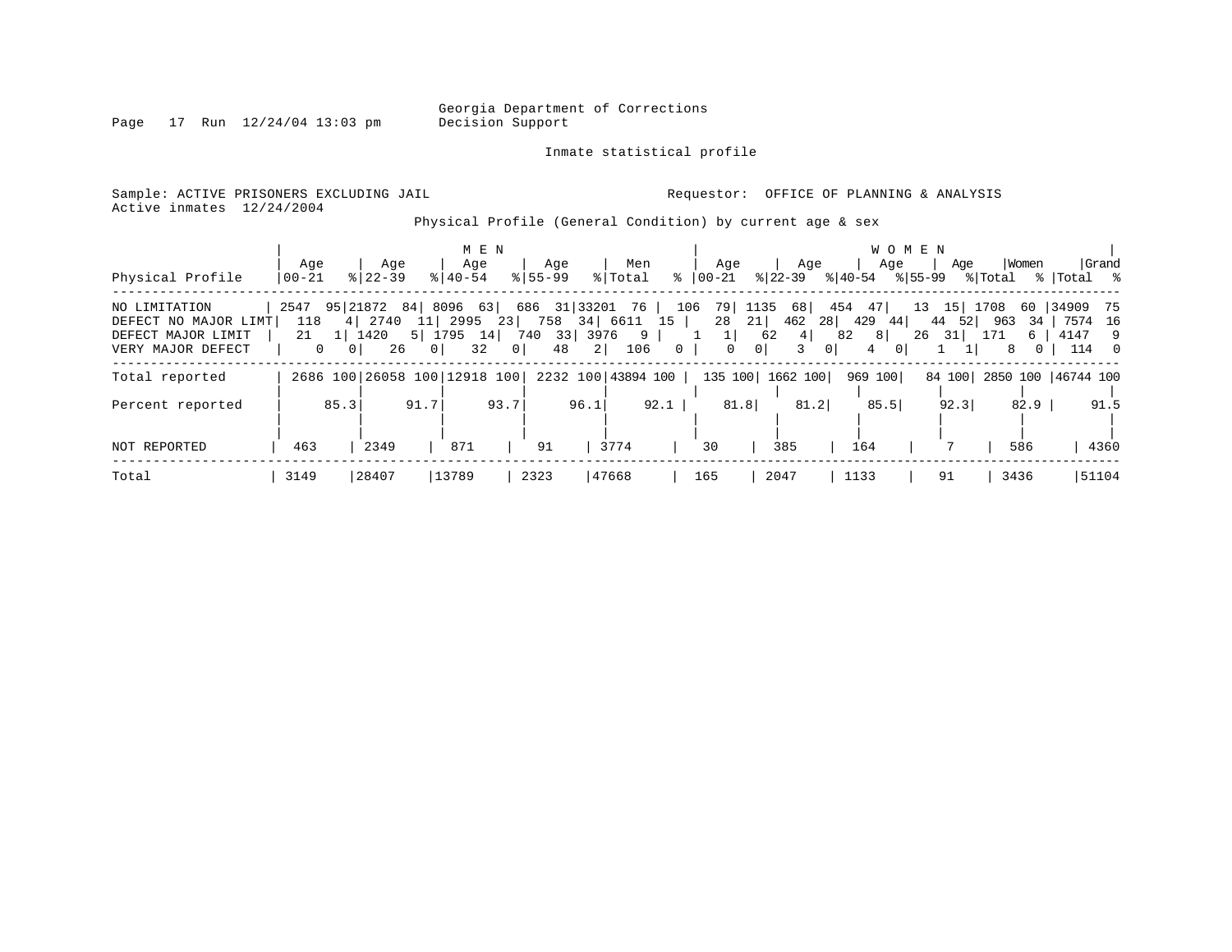Georgia Department of Corrections
Decision Support

Inmate statistical profile

Sample: ACTIVE PRISONERS EXCLUDING JAIL
Active inmates 12/24/2004

Requestor: OFFICE OF PLANNING & ANALYSIS

Physical Profile (General Condition) by current age & sex

| Physical Profile | MEN Age 00-21 | % | Age 22-39 | % | Age 40-54 | % | Age 55-99 | % | Men Total | % | WOMEN Age 00-21 | % | Age 22-39 | % | Age 40-54 | % | Age 55-99 | % | Women Total | % | Grand Total | % |
|---|---|---|---|---|---|---|---|---|---|---|---|---|---|---|---|---|---|---|---|---|---|---|
| NO LIMITATION | 2547 | 95 | 21872 | 84 | 8096 | 63 | 686 | 31 | 33201 | 76 | 106 | 79 | 1135 | 68 | 454 | 47 | 13 | 15 | 1708 | 60 | 34909 | 75 |
| DEFECT NO MAJOR LIMT | 118 | 4 | 2740 | 11 | 2995 | 23 | 758 | 34 | 6611 | 15 | 28 | 21 | 462 | 28 | 429 | 44 | 44 | 52 | 963 | 34 | 7574 | 16 |
| DEFECT MAJOR LIMIT | 21 | 1 | 1420 | 5 | 1795 | 14 | 740 | 33 | 3976 | 9 | 1 | 1 | 62 | 4 | 82 | 8 | 26 | 31 | 171 | 6 | 4147 | 9 |
| VERY MAJOR DEFECT | 0 | 0 | 26 | 0 | 32 | 0 | 48 | 2 | 106 | 0 | 0 | 0 | 3 | 0 | 4 | 0 | 1 | 1 | 8 | 0 | 114 | 0 |
| Total reported | 2686 | 100 | 26058 | 100 | 12918 | 100 | 2232 | 100 | 43894 | 100 | 135 | 100 | 1662 | 100 | 969 | 100 | 84 | 100 | 2850 | 100 | 46744 | 100 |
| Percent reported | | 85.3 | | 91.7 | | 93.7 | | 96.1 | | 92.1 | | 81.8 | | 81.2 | | 85.5 | | 92.3 | | 82.9 | | 91.5 |
| NOT REPORTED | 463 | | 2349 | | 871 | | 91 | | 3774 | | 30 | | 385 | | 164 | | 7 | | 586 | | 4360 | |
| Total | 3149 | | 28407 | | 13789 | | 2323 | | 47668 | | 165 | | 2047 | | 1133 | | 91 | | 3436 | | 51104 | |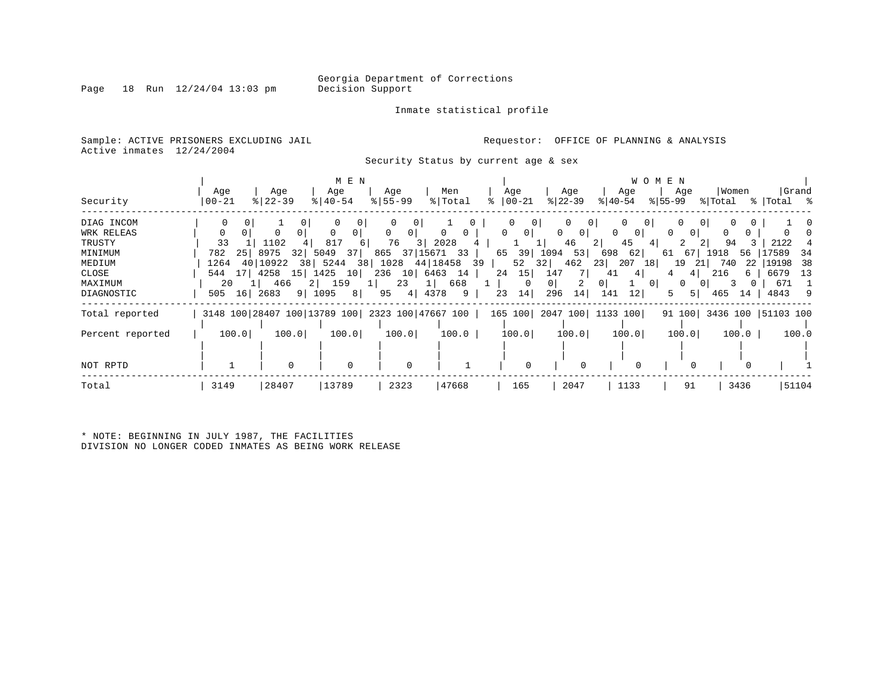Georgia Department of Corrections
Decision Support

Inmate statistical profile

Sample: ACTIVE PRISONERS EXCLUDING JAIL

Active inmates 12/24/2004

Requestor: OFFICE OF PLANNING & ANALYSIS

Security Status by current age & sex

| Security | MEN Age 00-21 | % | Age 22-39 | % | Age 40-54 | % | Age 55-99 | % | Men Total | % | WOMEN Age 00-21 | % | Age 22-39 | % | Age 40-54 | % | Age 55-99 | % | Women Total | % | Grand Total | % |
|---|---|---|---|---|---|---|---|---|---|---|---|---|---|---|---|---|---|---|---|---|---|---|
| DIAG INCOM | 0 | 0 | 1 | 0 | 0 | 0 | 0 | 0 | 1 | 0 | 0 | 0 | 0 | 0 | 0 | 0 | 0 | 0 | 0 | 0 | 1 | 0 |
| WRK RELEAS | 0 | 0 | 0 | 0 | 0 | 0 | 0 | 0 | 0 | 0 | 0 | 0 | 0 | 0 | 0 | 0 | 0 | 0 | 0 | 0 | 0 | 0 |
| TRUSTY | 33 | 1 | 1102 | 4 | 817 | 6 | 76 | 3 | 2028 | 4 | 1 | 1 | 46 | 2 | 45 | 4 | 2 | 2 | 94 | 3 | 2122 | 4 |
| MINIMUM | 782 | 25 | 8975 | 32 | 5049 | 37 | 865 | 37 | 15671 | 33 | 65 | 39 | 1094 | 53 | 698 | 62 | 61 | 67 | 1918 | 56 | 17589 | 34 |
| MEDIUM | 1264 | 40 | 10922 | 38 | 5244 | 38 | 1028 | 44 | 18458 | 39 | 52 | 32 | 462 | 23 | 207 | 18 | 19 | 21 | 740 | 22 | 19198 | 38 |
| CLOSE | 544 | 17 | 4258 | 15 | 1425 | 10 | 236 | 10 | 6463 | 14 | 24 | 15 | 147 | 7 | 41 | 4 | 4 | 4 | 216 | 6 | 6679 | 13 |
| MAXIMUM | 20 | 1 | 466 | 2 | 159 | 1 | 23 | 1 | 668 | 1 | 0 | 0 | 2 | 0 | 1 | 0 | 0 | 0 | 3 | 0 | 671 | 1 |
| DIAGNOSTIC | 505 | 16 | 2683 | 9 | 1095 | 8 | 95 | 4 | 4378 | 9 | 23 | 14 | 296 | 14 | 141 | 12 | 5 | 5 | 465 | 14 | 4843 | 9 |
| Total reported | 3148 | 100 | 28407 | 100 | 13789 | 100 | 2323 | 100 | 47667 | 100 | 165 | 100 | 2047 | 100 | 1133 | 100 | 91 | 100 | 3436 | 100 | 51103 | 100 |
| Percent reported | 100.0 | | 100.0 | | 100.0 | | 100.0 | | 100.0 | | 100.0 | | 100.0 | | 100.0 | | 100.0 | | 100.0 | | 100.0 | |
| NOT RPTD | 1 | | 0 | | 0 | | 0 | | 1 | | 0 | | 0 | | 0 | | 0 | | 0 | | 1 | |
| Total | 3149 | | 28407 | | 13789 | | 2323 | | 47668 | | 165 | | 2047 | | 1133 | | 91 | | 3436 | | 51104 | |

* NOTE: BEGINNING IN JULY 1987, THE FACILITIES DIVISION NO LONGER CODED INMATES AS BEING WORK RELEASE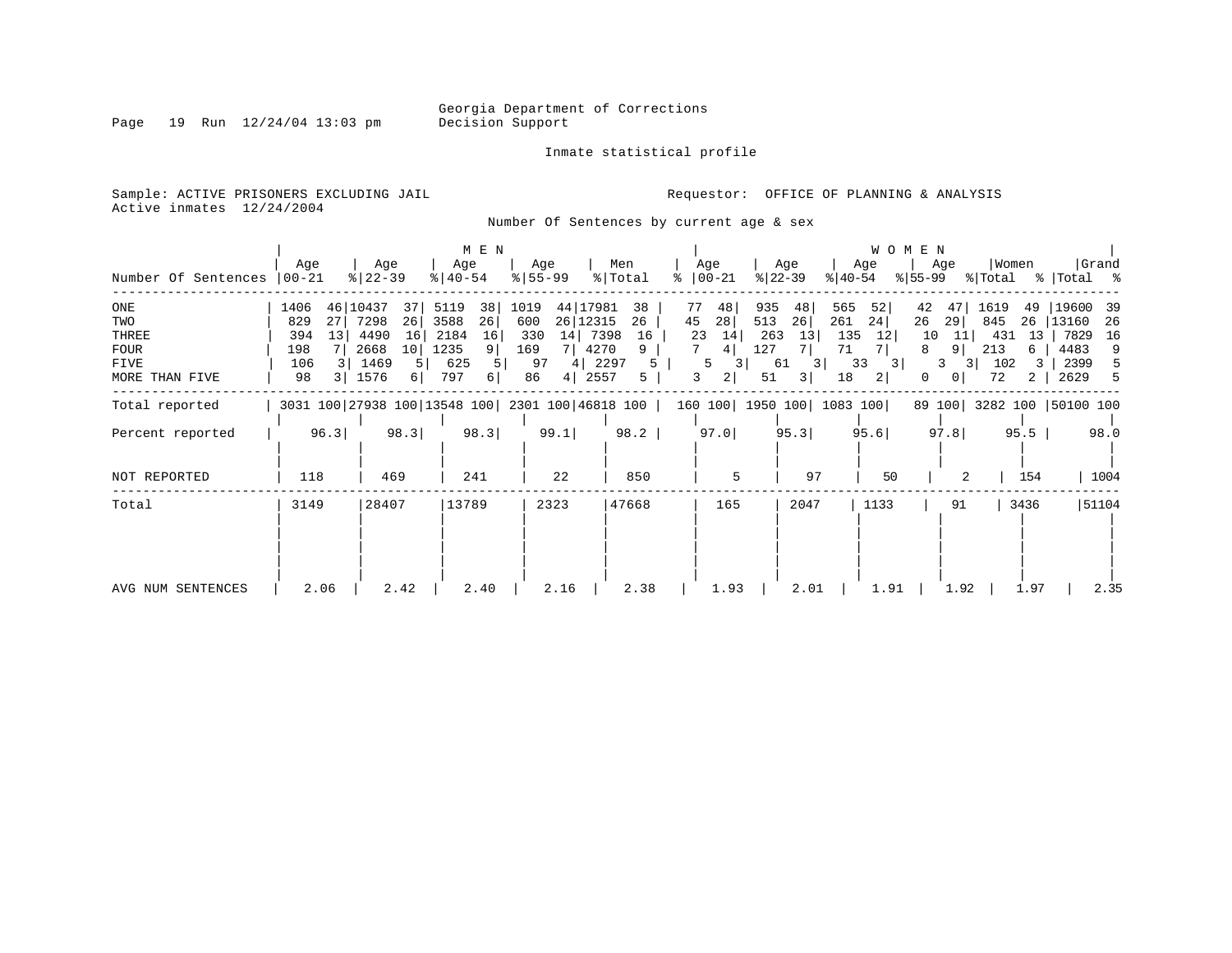Georgia Department of Corrections
Decision Support

Inmate statistical profile

Sample: ACTIVE PRISONERS EXCLUDING JAIL

Active inmates 12/24/2004

Requestor: OFFICE OF PLANNING & ANALYSIS

Number Of Sentences by current age & sex

| | MEN | | | | | | | | | | WOMEN | | | | | | | | | | | |
|---|---|---|---|---|---|---|---|---|---|---|---|---|---|---|---|---|---|---|---|---|---|---|
| Number Of Sentences | Age 00-21 | % | Age 22-39 | % | Age 40-54 | % | Age 55-99 | % | Men Total | % | Age 00-21 | % | Age 22-39 | % | Age 40-54 | % | Age 55-99 | % | Women Total | % | Grand Total | % |
| ONE | 1406 | 46 | 10437 | 37 | 5119 | 38 | 1019 | 44 | 17981 | 38 | 77 | 48 | 935 | 48 | 565 | 52 | 42 | 47 | 1619 | 49 | 19600 | 39 |
| TWO | 829 | 27 | 7298 | 26 | 3588 | 26 | 600 | 26 | 12315 | 26 | 45 | 28 | 513 | 26 | 261 | 24 | 26 | 29 | 845 | 26 | 13160 | 26 |
| THREE | 394 | 13 | 4490 | 16 | 2184 | 16 | 330 | 14 | 7398 | 16 | 23 | 14 | 263 | 13 | 135 | 12 | 10 | 11 | 431 | 13 | 7829 | 16 |
| FOUR | 198 | 7 | 2668 | 10 | 1235 | 9 | 169 | 7 | 4270 | 9 | 7 | 4 | 127 | 7 | 71 | 7 | 8 | 9 | 213 | 6 | 4483 | 9 |
| FIVE | 106 | 3 | 1469 | 5 | 625 | 5 | 97 | 4 | 2297 | 5 | 5 | 3 | 61 | 3 | 33 | 3 | 3 | 3 | 102 | 3 | 2399 | 5 |
| MORE THAN FIVE | 98 | 3 | 1576 | 6 | 797 | 6 | 86 | 4 | 2557 | 5 | 3 | 2 | 51 | 3 | 18 | 2 | 0 | 0 | 72 | 2 | 2629 | 5 |
| Total reported | 3031 | 100 | 27938 | 100 | 13548 | 100 | 2301 | 100 | 46818 | 100 | 160 | 100 | 1950 | 100 | 1083 | 100 | 89 | 100 | 3282 | 100 | 50100 | 100 |
| Percent reported | 96.3 | | 98.3 | | 98.3 | | 99.1 | | 98.2 | | 97.0 | | 95.3 | | 95.6 | | 97.8 | | 95.5 | | 98.0 | |
| NOT REPORTED | 118 | | 469 | | 241 | | 22 | | 850 | | 5 | | 97 | | 50 | | 2 | | 154 | | 1004 | |
| Total | 3149 | | 28407 | | 13789 | | 2323 | | 47668 | | 165 | | 2047 | | 1133 | | 91 | | 3436 | | 51104 | |
| AVG NUM SENTENCES | 2.06 | | 2.42 | | 2.40 | | 2.16 | | 2.38 | | 1.93 | | 2.01 | | 1.91 | | 1.92 | | 1.97 | | 2.35 | |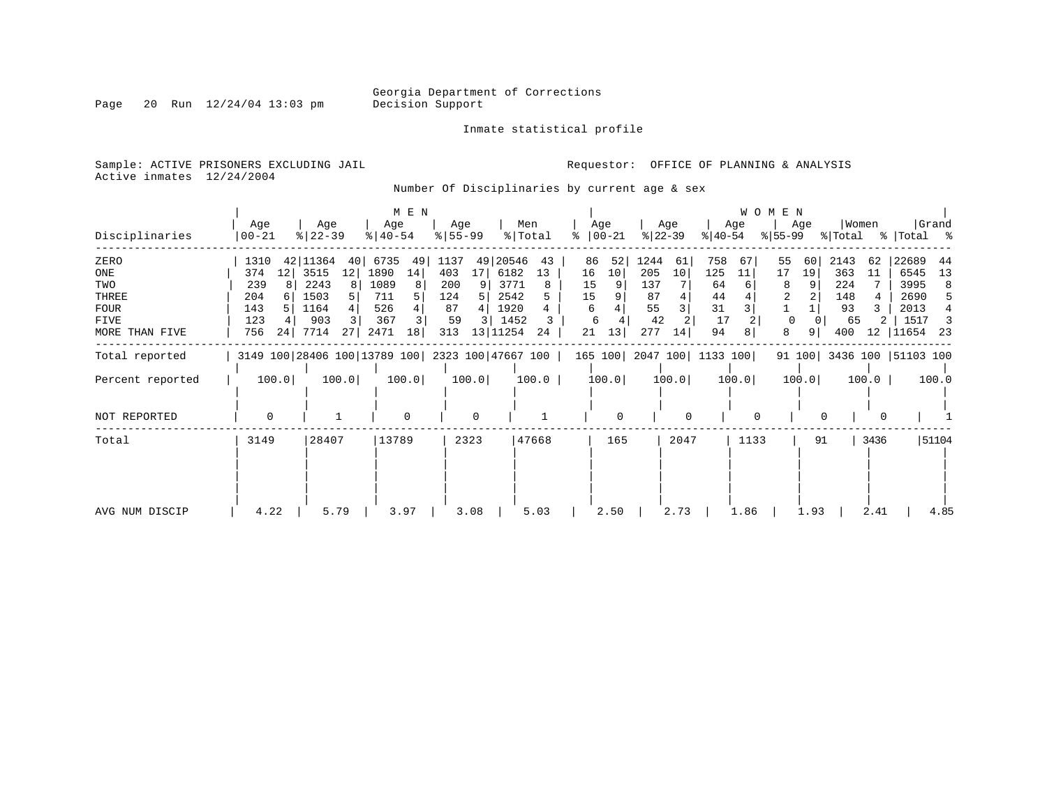Georgia Department of Corrections
Decision Support

Inmate statistical profile

Sample: ACTIVE PRISONERS EXCLUDING JAIL

Requestor: OFFICE OF PLANNING & ANALYSIS

Active inmates 12/24/2004

Number Of Disciplinaries by current age & sex

| Disciplinaries | MEN Age 00-21 | % | MEN Age 22-39 | % | MEN Age 40-54 | % | MEN Age 55-99 | % | Men Total | % | WOMEN Age 00-21 | % | WOMEN Age 22-39 | % | WOMEN Age 40-54 | % | WOMEN Age 55-99 | % | Women Total | % | Grand Total | % |
|---|---|---|---|---|---|---|---|---|---|---|---|---|---|---|---|---|---|---|---|---|---|---|
| ZERO | 1310 | 42 | 11364 | 40 | 6735 | 49 | 1137 | 49 | 20546 | 43 | 86 | 52 | 1244 | 61 | 758 | 67 | 55 | 60 | 2143 | 62 | 22689 | 44 |
| ONE | 374 | 12 | 3515 | 12 | 1890 | 14 | 403 | 17 | 6182 | 13 | 16 | 10 | 205 | 10 | 125 | 11 | 17 | 19 | 363 | 11 | 6545 | 13 |
| TWO | 239 | 8 | 2243 | 8 | 1089 | 8 | 200 | 9 | 3771 | 8 | 15 | 9 | 137 | 7 | 64 | 6 | 8 | 9 | 224 | 7 | 3995 | 8 |
| THREE | 204 | 6 | 1503 | 5 | 711 | 5 | 124 | 5 | 2542 | 5 | 15 | 9 | 87 | 4 | 44 | 4 | 2 | 2 | 148 | 4 | 2690 | 5 |
| FOUR | 143 | 5 | 1164 | 4 | 526 | 4 | 87 | 4 | 1920 | 4 | 6 | 4 | 55 | 3 | 31 | 3 | 1 | 1 | 93 | 3 | 2013 | 4 |
| FIVE | 123 | 4 | 903 | 3 | 367 | 3 | 59 | 3 | 1452 | 3 | 6 | 4 | 42 | 2 | 17 | 2 | 0 | 0 | 65 | 2 | 1517 | 3 |
| MORE THAN FIVE | 756 | 24 | 7714 | 27 | 2471 | 18 | 313 | 13 | 11254 | 24 | 21 | 13 | 277 | 14 | 94 | 8 | 8 | 9 | 400 | 12 | 11654 | 23 |
| Total reported | 3149 | 100 | 28406 | 100 | 13789 | 100 | 2323 | 100 | 47667 | 100 | 165 | 100 | 2047 | 100 | 1133 | 100 | 91 | 100 | 3436 | 100 | 51103 | 100 |
| Percent reported | 100.0 | | 100.0 | | 100.0 | | 100.0 | | 100.0 | | 100.0 | | 100.0 | | 100.0 | | 100.0 | | 100.0 | | 100.0 | |
| NOT REPORTED | 0 | | 1 | | 0 | | 0 | | 1 | | 0 | | 0 | | 0 | | 0 | | 0 | | 1 | |
| Total | 3149 | | 28407 | | 13789 | | 2323 | | 47668 | | 165 | | 2047 | | 1133 | | 91 | | 3436 | | 51104 | |
| AVG NUM DISCIP | 4.22 | | 5.79 | | 3.97 | | 3.08 | | 5.03 | | 2.50 | | 2.73 | | 1.86 | | 1.93 | | 2.41 | | 4.85 | |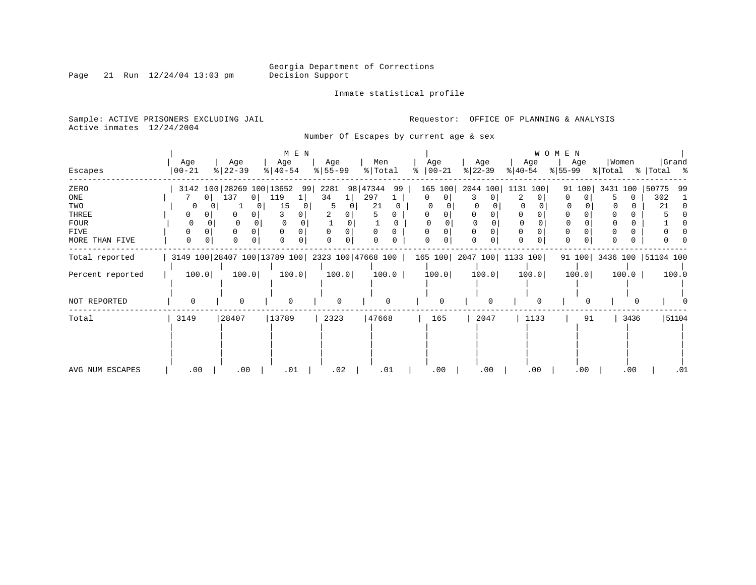Georgia Department of Corrections
Decision Support

Inmate statistical profile

Sample: ACTIVE PRISONERS EXCLUDING JAIL
Active inmates 12/24/2004

Requestor: OFFICE OF PLANNING & ANALYSIS

Number Of Escapes by current age & sex

| Escapes | MEN Age 00-21 | % | Age 22-39 | % | Age 40-54 | % | Age 55-99 | % | Men Total | % | WOMEN Age 00-21 | % | Age 22-39 | % | Age 40-54 | % | Age 55-99 | % | Women Total | % | Grand Total | % |
|---|---|---|---|---|---|---|---|---|---|---|---|---|---|---|---|---|---|---|---|---|---|---|
| ZERO | 3142 | 100 | 28269 | 100 | 13652 | 99 | 2281 | 98 | 47344 | 99 | 165 | 100 | 2044 | 100 | 1131 | 100 | 91 | 100 | 3431 | 100 | 50775 | 99 |
| ONE | 7 | 0 | 137 | 0 | 119 | 1 | 34 | 1 | 297 | 1 | 0 | 0 | 3 | 0 | 2 | 0 | 0 | 0 | 5 | 0 | 302 | 1 |
| TWO | 0 | 0 | 1 | 0 | 15 | 0 | 5 | 0 | 21 | 0 | 0 | 0 | 0 | 0 | 0 | 0 | 0 | 0 | 0 | 0 | 21 | 0 |
| THREE | 0 | 0 | 0 | 0 | 3 | 0 | 2 | 0 | 5 | 0 | 0 | 0 | 0 | 0 | 0 | 0 | 0 | 0 | 0 | 0 | 5 | 0 |
| FOUR | 0 | 0 | 0 | 0 | 0 | 0 | 1 | 0 | 1 | 0 | 0 | 0 | 0 | 0 | 0 | 0 | 0 | 0 | 0 | 0 | 1 | 0 |
| FIVE | 0 | 0 | 0 | 0 | 0 | 0 | 0 | 0 | 0 | 0 | 0 | 0 | 0 | 0 | 0 | 0 | 0 | 0 | 0 | 0 | 0 | 0 |
| MORE THAN FIVE | 0 | 0 | 0 | 0 | 0 | 0 | 0 | 0 | 0 | 0 | 0 | 0 | 0 | 0 | 0 | 0 | 0 | 0 | 0 | 0 | 0 | 0 |
| Total reported | 3149 | 100 | 28407 | 100 | 13789 | 100 | 2323 | 100 | 47668 | 100 | 165 | 100 | 2047 | 100 | 1133 | 100 | 91 | 100 | 3436 | 100 | 51104 | 100 |
| Percent reported | 100.0 | | 100.0 | | 100.0 | | 100.0 | | 100.0 | | 100.0 | | 100.0 | | 100.0 | | 100.0 | | 100.0 | | 100.0 | |
| NOT REPORTED | 0 | | 0 | | 0 | | 0 | | 0 | | 0 | | 0 | | 0 | | 0 | | 0 | | 0 | |
| Total | 3149 | | 28407 | | 13789 | | 2323 | | 47668 | | 165 | | 2047 | | 1133 | | 91 | | 3436 | | 51104 | |
| AVG NUM ESCAPES | .00 | | .00 | | .01 | | .02 | | .01 | | .00 | | .00 | | .00 | | .00 | | .00 | | .01 | |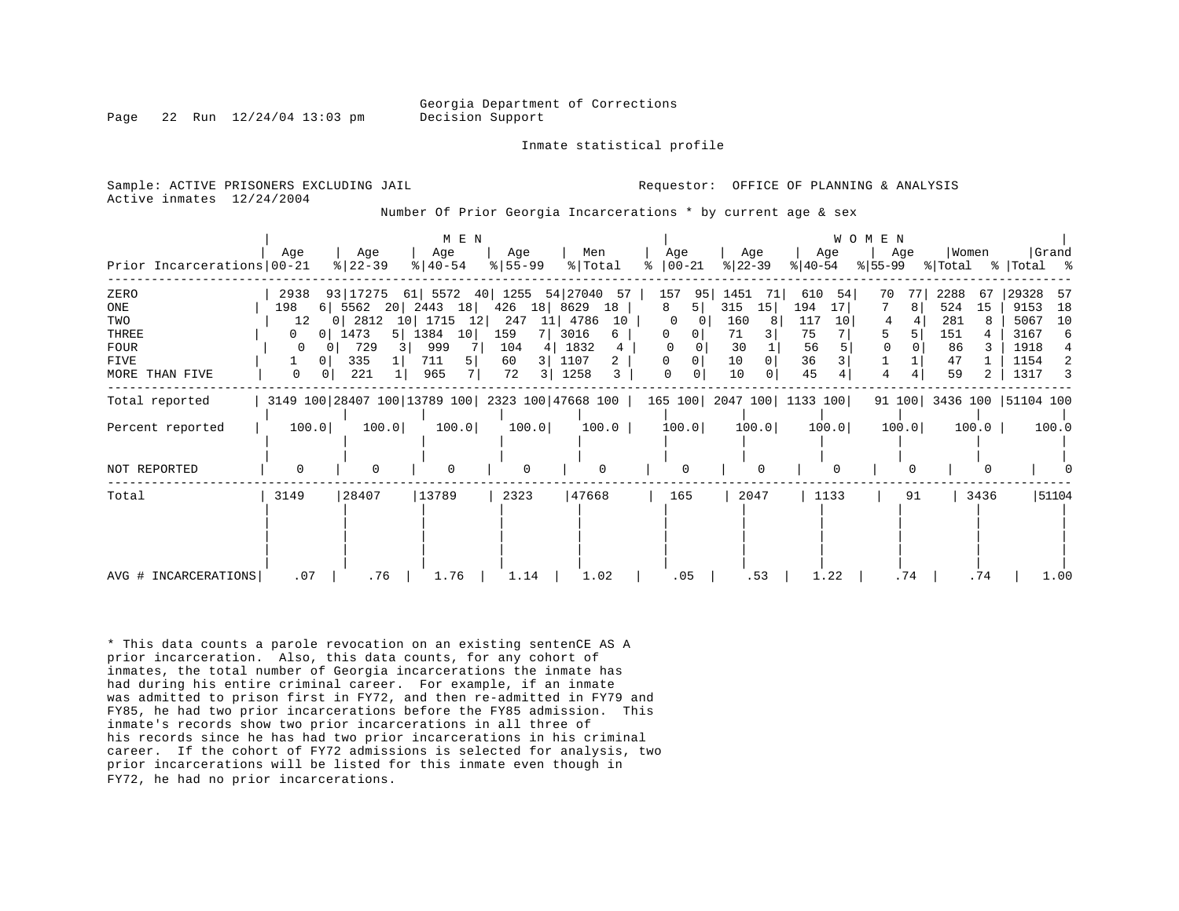Georgia Department of Corrections
Decision Support

Inmate statistical profile

Sample: ACTIVE PRISONERS EXCLUDING JAIL

Active inmates 12/24/2004

Requestor: OFFICE OF PLANNING & ANALYSIS

Number Of Prior Georgia Incarcerations * by current age & sex

| Prior Incarcerations | MEN Age 00-21 | % | Age 22-39 | % | Age 40-54 | % | Age 55-99 | % | Men Total | % | WOMEN Age 00-21 | % | Age 22-39 | % | Age 40-54 | % | Age 55-99 | % | Women Total | % | Grand Total | % |
|---|---|---|---|---|---|---|---|---|---|---|---|---|---|---|---|---|---|---|---|---|---|---|
| ZERO | 2938 | 93 | 17275 | 61 | 5572 | 40 | 1255 | 54 | 27040 | 57 | 157 | 95 | 1451 | 71 | 610 | 54 | 70 | 77 | 2288 | 67 | 29328 | 57 |
| ONE | 198 | 6 | 5562 | 20 | 2443 | 18 | 426 | 18 | 8629 | 18 | 8 | 5 | 315 | 15 | 194 | 17 | 7 | 8 | 524 | 15 | 9153 | 18 |
| TWO | 12 | 0 | 2812 | 10 | 1715 | 12 | 247 | 11 | 4786 | 10 | 0 | 0 | 160 | 8 | 117 | 10 | 4 | 4 | 281 | 8 | 5067 | 10 |
| THREE | 0 | 0 | 1473 | 5 | 1384 | 10 | 159 | 7 | 3016 | 6 | 0 | 0 | 71 | 3 | 75 | 7 | 5 | 5 | 151 | 4 | 3167 | 6 |
| FOUR | 0 | 0 | 729 | 3 | 999 | 7 | 104 | 4 | 1832 | 4 | 0 | 0 | 30 | 1 | 56 | 5 | 0 | 0 | 86 | 3 | 1918 | 4 |
| FIVE | 1 | 0 | 335 | 1 | 711 | 5 | 60 | 3 | 1107 | 2 | 0 | 0 | 10 | 0 | 36 | 3 | 1 | 1 | 47 | 1 | 1154 | 2 |
| MORE THAN FIVE | 0 | 0 | 221 | 1 | 965 | 7 | 72 | 3 | 1258 | 3 | 0 | 0 | 10 | 0 | 45 | 4 | 4 | 4 | 59 | 2 | 1317 | 3 |
| Total reported | 3149 | 100 | 28407 | 100 | 13789 | 100 | 2323 | 100 | 47668 | 100 | 165 | 100 | 2047 | 100 | 1133 | 100 | 91 | 100 | 3436 | 100 | 51104 | 100 |
| Percent reported | 100.0 | | 100.0 | | 100.0 | | 100.0 | | 100.0 | | 100.0 | | 100.0 | | 100.0 | | 100.0 | | 100.0 | | 100.0 | |
| NOT REPORTED | 0 | | 0 | | 0 | | 0 | | 0 | | 0 | | 0 | | 0 | | 0 | | 0 | | 0 | |
| Total | 3149 | | 28407 | | 13789 | | 2323 | | 47668 | | 165 | | 2047 | | 1133 | | 91 | | 3436 | | 51104 | |
| AVG # INCARCERATIONS | .07 | | .76 | | 1.76 | | 1.14 | | 1.02 | | .05 | | .53 | | 1.22 | | .74 | | .74 | | 1.00 | |

* This data counts a parole revocation on an existing sentenCE AS A prior incarceration. Also, this data counts, for any cohort of inmates, the total number of Georgia incarcerations the inmate has had during his entire criminal career. For example, if an inmate was admitted to prison first in FY72, and then re-admitted in FY79 and FY85, he had two prior incarcerations before the FY85 admission. This inmate's records show two prior incarcerations in all three of his records since he has had two prior incarcerations in his criminal career. If the cohort of FY72 admissions is selected for analysis, two prior incarcerations will be listed for this inmate even though in FY72, he had no prior incarcerations.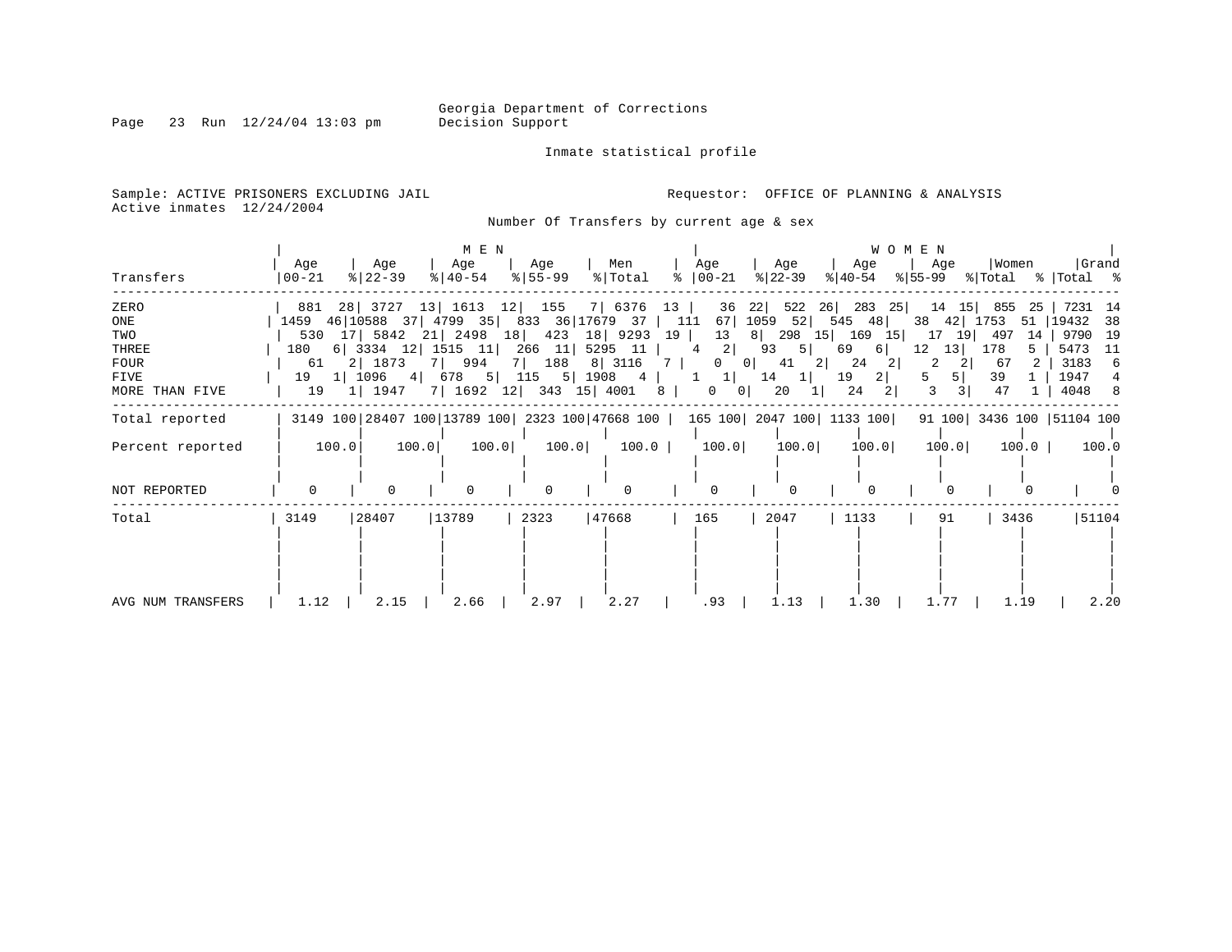Georgia Department of Corrections
Decision Support

Inmate statistical profile

Sample: ACTIVE PRISONERS EXCLUDING JAIL
Active inmates 12/24/2004

Requestor: OFFICE OF PLANNING & ANALYSIS

Number Of Transfers by current age & sex

| Transfers | MEN Age 00-21 | % | Age 22-39 | % | Age 40-54 | % | Age 55-99 | % | Men Total | % | WOMEN Age 00-21 | % | Age 22-39 | % | Age 40-54 | % | Age 55-99 | % | Women Total | % | Grand Total | % |
|---|---|---|---|---|---|---|---|---|---|---|---|---|---|---|---|---|---|---|---|---|---|---|
| ZERO | 881 | 28 | 3727 | 13 | 1613 | 12 | 155 | 7 | 6376 | 13 | 36 | 22 | 522 | 26 | 283 | 25 | 14 | 15 | 855 | 25 | 7231 | 14 |
| ONE | 1459 | 46 | 10588 | 37 | 4799 | 35 | 833 | 36 | 17679 | 37 | 111 | 67 | 1059 | 52 | 545 | 48 | 38 | 42 | 1753 | 51 | 19432 | 38 |
| TWO | 530 | 17 | 5842 | 21 | 2498 | 18 | 423 | 18 | 9293 | 19 | 13 | 8 | 298 | 15 | 169 | 15 | 17 | 19 | 497 | 14 | 9790 | 19 |
| THREE | 180 | 6 | 3334 | 12 | 1515 | 11 | 266 | 11 | 5295 | 11 | 4 | 2 | 93 | 5 | 69 | 6 | 12 | 13 | 178 | 5 | 5473 | 11 |
| FOUR | 61 | 2 | 1873 | 7 | 994 | 7 | 188 | 8 | 3116 | 7 | 0 | 0 | 41 | 2 | 24 | 2 | 2 | 2 | 67 | 2 | 3183 | 6 |
| FIVE | 19 | 1 | 1096 | 4 | 678 | 5 | 115 | 5 | 1908 | 4 | 1 | 1 | 14 | 1 | 19 | 2 | 5 | 5 | 39 | 1 | 1947 | 4 |
| MORE THAN FIVE | 19 | 1 | 1947 | 7 | 1692 | 12 | 343 | 15 | 4001 | 8 | 0 | 0 | 20 | 1 | 24 | 2 | 3 | 3 | 47 | 1 | 4048 | 8 |
| Total reported | 3149 | 100 | 28407 | 100 | 13789 | 100 | 2323 | 100 | 47668 | 100 | 165 | 100 | 2047 | 100 | 1133 | 100 | 91 | 100 | 3436 | 100 | 51104 | 100 |
| Percent reported | 100.0 | | 100.0 | | 100.0 | | 100.0 | | 100.0 | | 100.0 | | 100.0 | | 100.0 | | 100.0 | | 100.0 | | 100.0 | |
| NOT REPORTED | 0 | | 0 | | 0 | | 0 | | 0 | | 0 | | 0 | | 0 | | 0 | | 0 | | 0 | |
| Total | 3149 | | 28407 | | 13789 | | 2323 | | 47668 | | 165 | | 2047 | | 1133 | | 91 | | 3436 | | 51104 | |
| AVG NUM TRANSFERS | 1.12 | | 2.15 | | 2.66 | | 2.97 | | 2.27 | | .93 | | 1.13 | | 1.30 | | 1.77 | | 1.19 | | 2.20 | |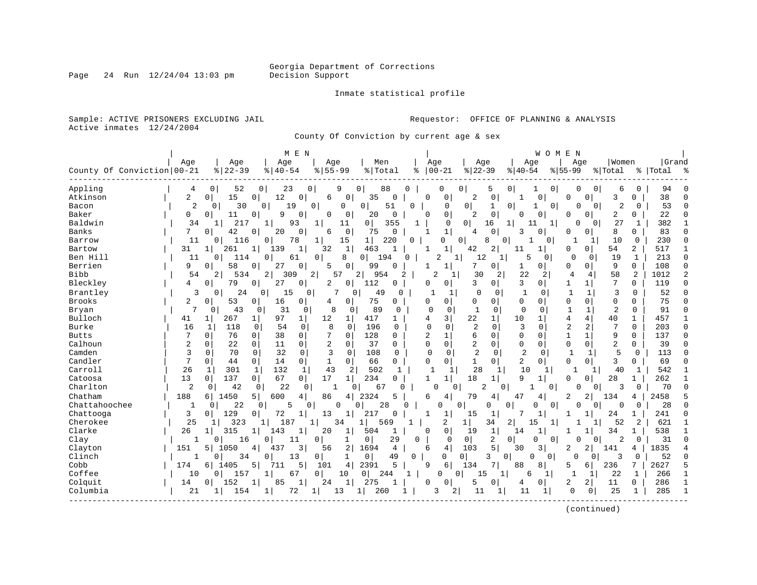Georgia Department of Corrections
Decision Support

Inmate statistical profile

Sample: ACTIVE PRISONERS EXCLUDING JAIL
Active inmates 12/24/2004

Requestor: OFFICE OF PLANNING & ANALYSIS

County Of Conviction by current age & sex

| County Of Conviction | MEN Age 00-21 | % | Age 22-39 | % | Age 40-54 | % | Age 55-99 | % | Men Total | % | WOMEN Age 00-21 | % | Age 22-39 | % | Age 40-54 | % | Age 55-99 | % | Women Total | % | Grand Total | % |
|---|---|---|---|---|---|---|---|---|---|---|---|---|---|---|---|---|---|---|---|---|---|---|
| Appling | 4 | 0 | 52 | 0 | 23 | 0 | 9 | 0 | 88 | 0 | 0 | 0 | 5 | 0 | 1 | 0 | 0 | 0 | 6 | 0 | 94 | 0 |
| Atkinson | 2 | 0 | 15 | 0 | 12 | 0 | 6 | 0 | 35 | 0 | 0 | 0 | 2 | 0 | 1 | 0 | 0 | 0 | 3 | 0 | 38 | 0 |
| Bacon | 2 | 0 | 30 | 0 | 19 | 0 | 0 | 0 | 51 | 0 | 0 | 0 | 1 | 0 | 1 | 0 | 0 | 0 | 2 | 0 | 53 | 0 |
| Baker | 0 | 0 | 11 | 0 | 9 | 0 | 0 | 0 | 20 | 0 | 0 | 0 | 2 | 0 | 0 | 0 | 0 | 0 | 2 | 0 | 22 | 0 |
| Baldwin | 34 | 1 | 217 | 1 | 93 | 1 | 11 | 0 | 355 | 1 | 0 | 0 | 16 | 1 | 11 | 1 | 0 | 0 | 27 | 1 | 382 | 1 |
| Banks | 7 | 0 | 42 | 0 | 20 | 0 | 6 | 0 | 75 | 0 | 1 | 1 | 4 | 0 | 3 | 0 | 0 | 0 | 8 | 0 | 83 | 0 |
| Barrow | 11 | 0 | 116 | 0 | 78 | 1 | 15 | 1 | 220 | 0 | 0 | 0 | 8 | 0 | 1 | 0 | 1 | 1 | 10 | 0 | 230 | 0 |
| Bartow | 31 | 1 | 261 | 1 | 139 | 1 | 32 | 1 | 463 | 1 | 1 | 1 | 42 | 2 | 11 | 1 | 0 | 0 | 54 | 2 | 517 | 1 |
| Ben Hill | 11 | 0 | 114 | 0 | 61 | 0 | 8 | 0 | 194 | 0 | 2 | 1 | 12 | 1 | 5 | 0 | 0 | 0 | 19 | 1 | 213 | 0 |
| Berrien | 9 | 0 | 58 | 0 | 27 | 0 | 5 | 0 | 99 | 0 | 1 | 1 | 7 | 0 | 1 | 0 | 0 | 0 | 9 | 0 | 108 | 0 |
| Bibb | 54 | 2 | 534 | 2 | 309 | 2 | 57 | 2 | 954 | 2 | 2 | 1 | 30 | 2 | 22 | 2 | 4 | 4 | 58 | 2 | 1012 | 2 |
| Bleckley | 4 | 0 | 79 | 0 | 27 | 0 | 2 | 0 | 112 | 0 | 0 | 0 | 3 | 0 | 3 | 0 | 1 | 1 | 7 | 0 | 119 | 0 |
| Brantley | 3 | 0 | 24 | 0 | 15 | 0 | 7 | 0 | 49 | 0 | 1 | 1 | 0 | 0 | 1 | 0 | 1 | 1 | 3 | 0 | 52 | 0 |
| Brooks | 2 | 0 | 53 | 0 | 16 | 0 | 4 | 0 | 75 | 0 | 0 | 0 | 0 | 0 | 0 | 0 | 0 | 0 | 0 | 0 | 75 | 0 |
| Bryan | 7 | 0 | 43 | 0 | 31 | 0 | 8 | 0 | 89 | 0 | 0 | 0 | 1 | 0 | 0 | 0 | 1 | 1 | 2 | 0 | 91 | 0 |
| Bulloch | 41 | 1 | 267 | 1 | 97 | 1 | 12 | 1 | 417 | 1 | 4 | 3 | 22 | 1 | 10 | 1 | 4 | 4 | 40 | 1 | 457 | 1 |
| Burke | 16 | 1 | 118 | 0 | 54 | 0 | 8 | 0 | 196 | 0 | 0 | 0 | 2 | 0 | 3 | 0 | 2 | 2 | 7 | 0 | 203 | 0 |
| Butts | 7 | 0 | 76 | 0 | 38 | 0 | 7 | 0 | 128 | 0 | 2 | 1 | 6 | 0 | 0 | 0 | 1 | 1 | 9 | 0 | 137 | 0 |
| Calhoun | 2 | 0 | 22 | 0 | 11 | 0 | 2 | 0 | 37 | 0 | 0 | 0 | 2 | 0 | 0 | 0 | 0 | 0 | 2 | 0 | 39 | 0 |
| Camden | 3 | 0 | 70 | 0 | 32 | 0 | 3 | 0 | 108 | 0 | 0 | 0 | 2 | 0 | 2 | 0 | 1 | 1 | 5 | 0 | 113 | 0 |
| Candler | 7 | 0 | 44 | 0 | 14 | 0 | 1 | 0 | 66 | 0 | 0 | 0 | 1 | 0 | 2 | 0 | 0 | 0 | 3 | 0 | 69 | 0 |
| Carroll | 26 | 1 | 301 | 1 | 132 | 1 | 43 | 2 | 502 | 1 | 1 | 1 | 28 | 1 | 10 | 1 | 1 | 1 | 40 | 1 | 542 | 1 |
| Catoosa | 13 | 0 | 137 | 0 | 67 | 0 | 17 | 1 | 234 | 0 | 1 | 1 | 18 | 1 | 9 | 1 | 0 | 0 | 28 | 1 | 262 | 1 |
| Charlton | 2 | 0 | 42 | 0 | 22 | 0 | 1 | 0 | 67 | 0 | 0 | 0 | 2 | 0 | 1 | 0 | 0 | 0 | 3 | 0 | 70 | 0 |
| Chatham | 188 | 6 | 1450 | 5 | 600 | 4 | 86 | 4 | 2324 | 5 | 6 | 4 | 79 | 4 | 47 | 4 | 2 | 2 | 134 | 4 | 2458 | 5 |
| Chattahoochee | 1 | 0 | 22 | 0 | 5 | 0 | 0 | 0 | 28 | 0 | 0 | 0 | 0 | 0 | 0 | 0 | 0 | 0 | 0 | 0 | 28 | 0 |
| Chattooga | 3 | 0 | 129 | 0 | 72 | 1 | 13 | 1 | 217 | 0 | 1 | 1 | 15 | 1 | 7 | 1 | 1 | 1 | 24 | 1 | 241 | 0 |
| Cherokee | 25 | 1 | 323 | 1 | 187 | 1 | 34 | 1 | 569 | 1 | 2 | 1 | 34 | 2 | 15 | 1 | 1 | 1 | 52 | 2 | 621 | 1 |
| Clarke | 26 | 1 | 315 | 1 | 143 | 1 | 20 | 1 | 504 | 1 | 0 | 0 | 19 | 1 | 14 | 1 | 1 | 1 | 34 | 1 | 538 | 1 |
| Clay | 1 | 0 | 16 | 0 | 11 | 0 | 1 | 0 | 29 | 0 | 0 | 0 | 2 | 0 | 0 | 0 | 0 | 0 | 2 | 0 | 31 | 0 |
| Clayton | 151 | 5 | 1050 | 4 | 437 | 3 | 56 | 2 | 1694 | 4 | 6 | 4 | 103 | 5 | 30 | 3 | 2 | 2 | 141 | 4 | 1835 | 4 |
| Clinch | 1 | 0 | 34 | 0 | 13 | 0 | 1 | 0 | 49 | 0 | 0 | 0 | 3 | 0 | 0 | 0 | 0 | 0 | 3 | 0 | 52 | 0 |
| Cobb | 174 | 6 | 1405 | 5 | 711 | 5 | 101 | 4 | 2391 | 5 | 9 | 6 | 134 | 7 | 88 | 8 | 5 | 6 | 236 | 7 | 2627 | 5 |
| Coffee | 10 | 0 | 157 | 1 | 67 | 0 | 10 | 0 | 244 | 1 | 0 | 0 | 15 | 1 | 6 | 1 | 1 | 1 | 22 | 1 | 266 | 1 |
| Colquit | 14 | 0 | 152 | 1 | 85 | 1 | 24 | 1 | 275 | 1 | 0 | 0 | 5 | 0 | 4 | 0 | 2 | 2 | 11 | 0 | 286 | 1 |
| Columbia | 21 | 1 | 154 | 1 | 72 | 1 | 13 | 1 | 260 | 1 | 3 | 2 | 11 | 1 | 11 | 1 | 0 | 0 | 25 | 1 | 285 | 1 |

(continued)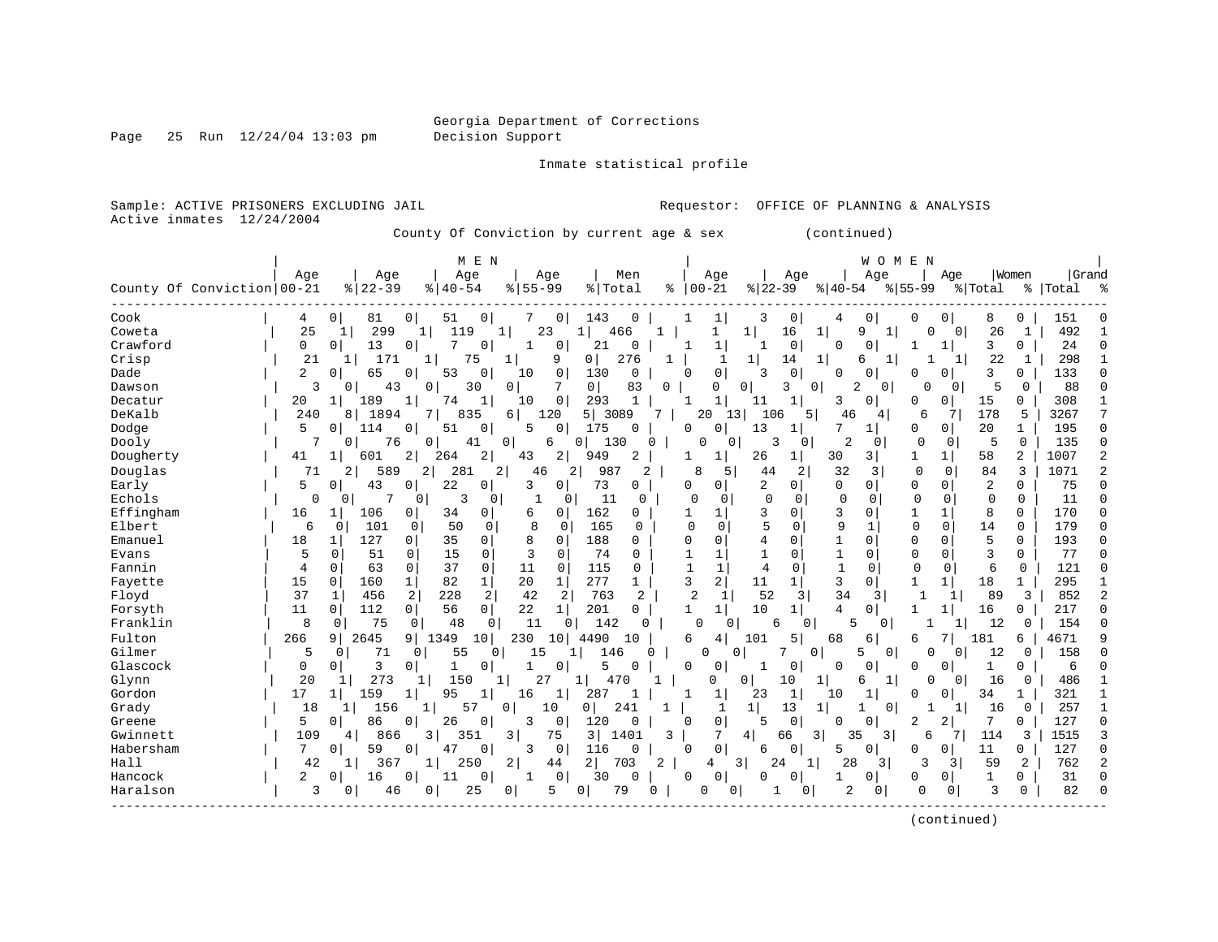Georgia Department of Corrections
Decision Support

Inmate statistical profile

Sample: ACTIVE PRISONERS EXCLUDING JAIL                    Requestor: OFFICE OF PLANNING & ANALYSIS
Active inmates 12/24/2004

County Of Conviction by current age & sex (continued)

| County Of Conviction | MEN Age 00-21 | % | Age 22-39 | % | Age 40-54 | % | Age 55-99 | % | Men Total | % | WOMEN Age 00-21 | % | Age 22-39 | % | Age 40-54 | % | Age 55-99 | % | Women Total | % | Grand Total | % |
|---|---|---|---|---|---|---|---|---|---|---|---|---|---|---|---|---|---|---|---|---|---|---|
| Cook | 4 | 0 | 81 | 0 | 51 | 0 | 7 | 0 | 143 | 0 | 1 | 1 | 3 | 0 | 4 | 0 | 0 | 0 | 8 | 0 | 151 | 0 |
| Coweta | 25 | 1 | 299 | 1 | 119 | 1 | 23 | 1 | 466 | 1 | 1 | 1 | 16 | 1 | 9 | 1 | 0 | 0 | 26 | 1 | 492 | 1 |
| Crawford | 0 | 0 | 13 | 0 | 7 | 0 | 1 | 0 | 21 | 0 | 1 | 1 | 1 | 0 | 0 | 0 | 1 | 1 | 3 | 0 | 24 | 0 |
| Crisp | 21 | 1 | 171 | 1 | 75 | 1 | 9 | 0 | 276 | 1 | 1 | 1 | 14 | 1 | 6 | 1 | 1 | 1 | 22 | 1 | 298 | 1 |
| Dade | 2 | 0 | 65 | 0 | 53 | 0 | 10 | 0 | 130 | 0 | 0 | 0 | 3 | 0 | 0 | 0 | 0 | 0 | 3 | 0 | 133 | 0 |
| Dawson | 3 | 0 | 43 | 0 | 30 | 0 | 7 | 0 | 83 | 0 | 0 | 0 | 3 | 0 | 2 | 0 | 0 | 0 | 5 | 0 | 88 | 0 |
| Decatur | 20 | 1 | 189 | 1 | 74 | 1 | 10 | 0 | 293 | 1 | 1 | 1 | 11 | 1 | 3 | 0 | 0 | 0 | 15 | 0 | 308 | 1 |
| DeKalb | 240 | 8 | 1894 | 7 | 835 | 6 | 120 | 5 | 3089 | 7 | 20 | 13 | 106 | 5 | 46 | 4 | 6 | 7 | 178 | 5 | 3267 | 7 |
| Dodge | 5 | 0 | 114 | 0 | 51 | 0 | 5 | 0 | 175 | 0 | 0 | 0 | 13 | 1 | 7 | 1 | 0 | 0 | 20 | 1 | 195 | 0 |
| Dooly | 7 | 0 | 76 | 0 | 41 | 0 | 6 | 0 | 130 | 0 | 0 | 0 | 3 | 0 | 2 | 0 | 0 | 0 | 5 | 0 | 135 | 0 |
| Dougherty | 41 | 1 | 601 | 2 | 264 | 2 | 43 | 2 | 949 | 2 | 1 | 1 | 26 | 1 | 30 | 3 | 1 | 1 | 58 | 2 | 1007 | 2 |
| Douglas | 71 | 2 | 589 | 2 | 281 | 2 | 46 | 2 | 987 | 2 | 8 | 5 | 44 | 2 | 32 | 3 | 0 | 0 | 84 | 3 | 1071 | 2 |
| Early | 5 | 0 | 43 | 0 | 22 | 0 | 3 | 0 | 73 | 0 | 0 | 0 | 2 | 0 | 0 | 0 | 0 | 0 | 2 | 0 | 75 | 0 |
| Echols | 0 | 0 | 7 | 0 | 3 | 0 | 1 | 0 | 11 | 0 | 0 | 0 | 0 | 0 | 0 | 0 | 0 | 0 | 0 | 0 | 11 | 0 |
| Effingham | 16 | 1 | 106 | 0 | 34 | 0 | 6 | 0 | 162 | 0 | 1 | 1 | 3 | 0 | 3 | 0 | 1 | 1 | 8 | 0 | 170 | 0 |
| Elbert | 6 | 0 | 101 | 0 | 50 | 0 | 8 | 0 | 165 | 0 | 0 | 0 | 5 | 0 | 9 | 1 | 0 | 0 | 14 | 0 | 179 | 0 |
| Emanuel | 18 | 1 | 127 | 0 | 35 | 0 | 8 | 0 | 188 | 0 | 0 | 0 | 4 | 0 | 1 | 0 | 0 | 0 | 5 | 0 | 193 | 0 |
| Evans | 5 | 0 | 51 | 0 | 15 | 0 | 3 | 0 | 74 | 0 | 1 | 1 | 1 | 0 | 1 | 0 | 0 | 0 | 3 | 0 | 77 | 0 |
| Fannin | 4 | 0 | 63 | 0 | 37 | 0 | 11 | 0 | 115 | 0 | 1 | 1 | 4 | 0 | 1 | 0 | 0 | 0 | 6 | 0 | 121 | 0 |
| Fayette | 15 | 0 | 160 | 1 | 82 | 1 | 20 | 1 | 277 | 1 | 3 | 2 | 11 | 1 | 3 | 0 | 1 | 1 | 18 | 1 | 295 | 1 |
| Floyd | 37 | 1 | 456 | 2 | 228 | 2 | 42 | 2 | 763 | 2 | 2 | 1 | 52 | 3 | 34 | 3 | 1 | 1 | 89 | 3 | 852 | 2 |
| Forsyth | 11 | 0 | 112 | 0 | 56 | 0 | 22 | 1 | 201 | 0 | 1 | 1 | 10 | 1 | 4 | 0 | 1 | 1 | 16 | 0 | 217 | 0 |
| Franklin | 8 | 0 | 75 | 0 | 48 | 0 | 11 | 0 | 142 | 0 | 0 | 0 | 6 | 0 | 5 | 0 | 1 | 1 | 12 | 0 | 154 | 0 |
| Fulton | 266 | 9 | 2645 | 9 | 1349 | 10 | 230 | 10 | 4490 | 10 | 6 | 4 | 101 | 5 | 68 | 6 | 6 | 7 | 181 | 6 | 4671 | 9 |
| Gilmer | 5 | 0 | 71 | 0 | 55 | 0 | 15 | 1 | 146 | 0 | 0 | 0 | 7 | 0 | 5 | 0 | 0 | 0 | 12 | 0 | 158 | 0 |
| Glascock | 0 | 0 | 3 | 0 | 1 | 0 | 1 | 0 | 5 | 0 | 0 | 0 | 1 | 0 | 0 | 0 | 0 | 0 | 1 | 0 | 6 | 0 |
| Glynn | 20 | 1 | 273 | 1 | 150 | 1 | 27 | 1 | 470 | 1 | 0 | 0 | 10 | 1 | 6 | 1 | 0 | 0 | 16 | 0 | 486 | 1 |
| Gordon | 17 | 1 | 159 | 1 | 95 | 1 | 16 | 1 | 287 | 1 | 1 | 1 | 23 | 1 | 10 | 1 | 0 | 0 | 34 | 1 | 321 | 1 |
| Grady | 18 | 1 | 156 | 1 | 57 | 0 | 10 | 0 | 241 | 1 | 1 | 1 | 13 | 1 | 1 | 0 | 1 | 1 | 16 | 0 | 257 | 1 |
| Greene | 5 | 0 | 86 | 0 | 26 | 0 | 3 | 0 | 120 | 0 | 0 | 0 | 5 | 0 | 0 | 0 | 2 | 2 | 7 | 0 | 127 | 0 |
| Gwinnett | 109 | 4 | 866 | 3 | 351 | 3 | 75 | 3 | 1401 | 3 | 7 | 4 | 66 | 3 | 35 | 3 | 6 | 7 | 114 | 3 | 1515 | 3 |
| Habersham | 7 | 0 | 59 | 0 | 47 | 0 | 3 | 0 | 116 | 0 | 0 | 0 | 6 | 0 | 5 | 0 | 0 | 0 | 11 | 0 | 127 | 0 |
| Hall | 42 | 1 | 367 | 1 | 250 | 2 | 44 | 2 | 703 | 2 | 4 | 3 | 24 | 1 | 28 | 3 | 3 | 3 | 59 | 2 | 762 | 2 |
| Hancock | 2 | 0 | 16 | 0 | 11 | 0 | 1 | 0 | 30 | 0 | 0 | 0 | 0 | 0 | 1 | 0 | 0 | 0 | 1 | 0 | 31 | 0 |
| Haralson | 3 | 0 | 46 | 0 | 25 | 0 | 5 | 0 | 79 | 0 | 0 | 0 | 1 | 0 | 2 | 0 | 0 | 0 | 3 | 0 | 82 | 0 |

(continued)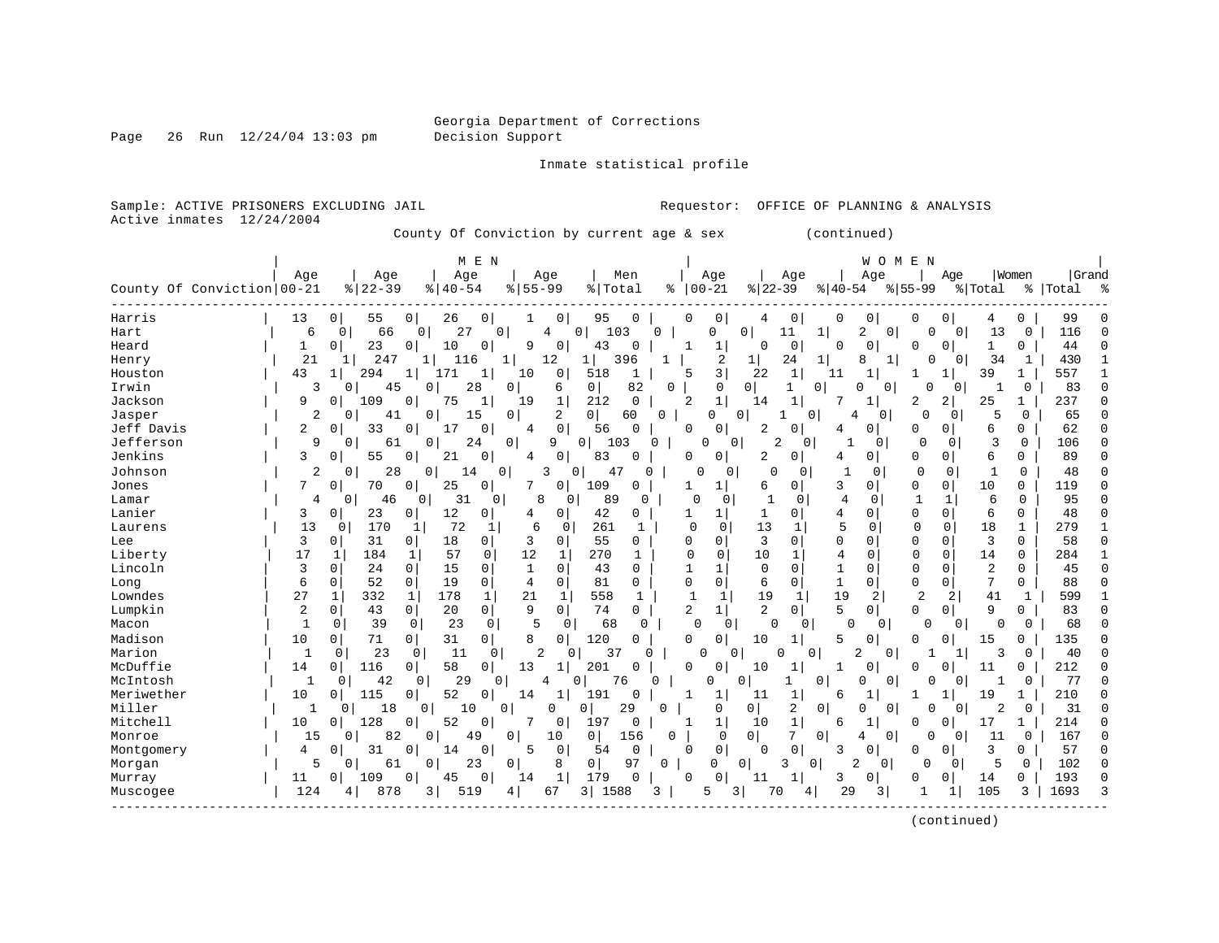Georgia Department of Corrections
Decision Support

Inmate statistical profile

Sample: ACTIVE PRISONERS EXCLUDING JAIL — Requestor: OFFICE OF PLANNING & ANALYSIS
Active inmates 12/24/2004

County Of Conviction by current age & sex (continued)

| County Of Conviction | MEN Age 00-21 | % | MEN Age 22-39 | % | MEN Age 40-54 | % | MEN Age 55-99 | % | Men Total | % | WOMEN Age 00-21 | % | WOMEN Age 22-39 | % | WOMEN Age 40-54 | % | WOMEN Age 55-99 | % | Women Total | % | Grand Total | % |
|---|---|---|---|---|---|---|---|---|---|---|---|---|---|---|---|---|---|---|---|---|---|---|
| Harris | 13 | 0 | 55 | 0 | 26 | 0 | 1 | 0 | 95 | 0 | 0 | 0 | 4 | 0 | 0 | 0 | 0 | 0 | 4 | 0 | 99 | 0 |
| Hart | 6 | 0 | 66 | 0 | 27 | 0 | 4 | 0 | 103 | 0 | 0 | 0 | 11 | 1 | 2 | 0 | 0 | 0 | 13 | 0 | 116 | 0 |
| Heard | 1 | 0 | 23 | 0 | 10 | 0 | 9 | 0 | 43 | 0 | 1 | 1 | 0 | 0 | 0 | 0 | 0 | 0 | 1 | 0 | 44 | 0 |
| Henry | 21 | 1 | 247 | 1 | 116 | 1 | 12 | 1 | 396 | 1 | 2 | 1 | 24 | 1 | 8 | 1 | 0 | 0 | 34 | 1 | 430 | 1 |
| Houston | 43 | 1 | 294 | 1 | 171 | 1 | 10 | 0 | 518 | 1 | 5 | 3 | 22 | 1 | 11 | 1 | 1 | 1 | 39 | 1 | 557 | 1 |
| Irwin | 3 | 0 | 45 | 0 | 28 | 0 | 6 | 0 | 82 | 0 | 0 | 0 | 1 | 0 | 0 | 0 | 0 | 0 | 1 | 0 | 83 | 0 |
| Jackson | 9 | 0 | 109 | 0 | 75 | 1 | 19 | 1 | 212 | 0 | 2 | 1 | 14 | 1 | 7 | 1 | 2 | 2 | 25 | 1 | 237 | 0 |
| Jasper | 2 | 0 | 41 | 0 | 15 | 0 | 2 | 0 | 60 | 0 | 0 | 0 | 1 | 0 | 4 | 0 | 0 | 0 | 5 | 0 | 65 | 0 |
| Jeff Davis | 2 | 0 | 33 | 0 | 17 | 0 | 4 | 0 | 56 | 0 | 0 | 0 | 2 | 0 | 4 | 0 | 0 | 0 | 6 | 0 | 62 | 0 |
| Jefferson | 9 | 0 | 61 | 0 | 24 | 0 | 9 | 0 | 103 | 0 | 0 | 0 | 2 | 0 | 1 | 0 | 0 | 0 | 3 | 0 | 106 | 0 |
| Jenkins | 3 | 0 | 55 | 0 | 21 | 0 | 4 | 0 | 83 | 0 | 0 | 0 | 2 | 0 | 4 | 0 | 0 | 0 | 6 | 0 | 89 | 0 |
| Johnson | 2 | 0 | 28 | 0 | 14 | 0 | 3 | 0 | 47 | 0 | 0 | 0 | 0 | 0 | 1 | 0 | 0 | 0 | 1 | 0 | 48 | 0 |
| Jones | 7 | 0 | 70 | 0 | 25 | 0 | 7 | 0 | 109 | 0 | 1 | 1 | 6 | 0 | 3 | 0 | 0 | 0 | 10 | 0 | 119 | 0 |
| Lamar | 4 | 0 | 46 | 0 | 31 | 0 | 8 | 0 | 89 | 0 | 0 | 0 | 1 | 0 | 4 | 0 | 1 | 1 | 6 | 0 | 95 | 0 |
| Lanier | 3 | 0 | 23 | 0 | 12 | 0 | 4 | 0 | 42 | 0 | 1 | 1 | 1 | 0 | 4 | 0 | 0 | 0 | 6 | 0 | 48 | 0 |
| Laurens | 13 | 0 | 170 | 1 | 72 | 1 | 6 | 0 | 261 | 1 | 0 | 0 | 13 | 1 | 5 | 0 | 0 | 0 | 18 | 1 | 279 | 1 |
| Lee | 3 | 0 | 31 | 0 | 18 | 0 | 3 | 0 | 55 | 0 | 0 | 0 | 3 | 0 | 0 | 0 | 0 | 0 | 3 | 0 | 58 | 0 |
| Liberty | 17 | 1 | 184 | 1 | 57 | 0 | 12 | 1 | 270 | 1 | 0 | 0 | 10 | 1 | 4 | 0 | 0 | 0 | 14 | 0 | 284 | 1 |
| Lincoln | 3 | 0 | 24 | 0 | 15 | 0 | 1 | 0 | 43 | 0 | 1 | 1 | 0 | 0 | 1 | 0 | 0 | 0 | 2 | 0 | 45 | 0 |
| Long | 6 | 0 | 52 | 0 | 19 | 0 | 4 | 0 | 81 | 0 | 0 | 0 | 6 | 0 | 1 | 0 | 0 | 0 | 7 | 0 | 88 | 0 |
| Lowndes | 27 | 1 | 332 | 1 | 178 | 1 | 21 | 1 | 558 | 1 | 1 | 1 | 19 | 1 | 19 | 2 | 2 | 2 | 41 | 1 | 599 | 1 |
| Lumpkin | 2 | 0 | 43 | 0 | 20 | 0 | 9 | 0 | 74 | 0 | 2 | 1 | 2 | 0 | 5 | 0 | 0 | 0 | 9 | 0 | 83 | 0 |
| Macon | 1 | 0 | 39 | 0 | 23 | 0 | 5 | 0 | 68 | 0 | 0 | 0 | 0 | 0 | 0 | 0 | 0 | 0 | 0 | 0 | 68 | 0 |
| Madison | 10 | 0 | 71 | 0 | 31 | 0 | 8 | 0 | 120 | 0 | 0 | 0 | 10 | 1 | 5 | 0 | 0 | 0 | 15 | 0 | 135 | 0 |
| Marion | 1 | 0 | 23 | 0 | 11 | 0 | 2 | 0 | 37 | 0 | 0 | 0 | 0 | 0 | 2 | 0 | 1 | 1 | 3 | 0 | 40 | 0 |
| McDuffie | 14 | 0 | 116 | 0 | 58 | 0 | 13 | 1 | 201 | 0 | 0 | 0 | 10 | 1 | 1 | 0 | 0 | 0 | 11 | 0 | 212 | 0 |
| McIntosh | 1 | 0 | 42 | 0 | 29 | 0 | 4 | 0 | 76 | 0 | 0 | 0 | 1 | 0 | 0 | 0 | 0 | 0 | 1 | 0 | 77 | 0 |
| Meriwether | 10 | 0 | 115 | 0 | 52 | 0 | 14 | 1 | 191 | 0 | 1 | 1 | 11 | 1 | 6 | 1 | 1 | 1 | 19 | 1 | 210 | 0 |
| Miller | 1 | 0 | 18 | 0 | 10 | 0 | 0 | 0 | 29 | 0 | 0 | 0 | 2 | 0 | 0 | 0 | 0 | 0 | 2 | 0 | 31 | 0 |
| Mitchell | 10 | 0 | 128 | 0 | 52 | 0 | 7 | 0 | 197 | 0 | 1 | 1 | 10 | 1 | 6 | 1 | 0 | 0 | 17 | 1 | 214 | 0 |
| Monroe | 15 | 0 | 82 | 0 | 49 | 0 | 10 | 0 | 156 | 0 | 0 | 0 | 7 | 0 | 4 | 0 | 0 | 0 | 11 | 0 | 167 | 0 |
| Montgomery | 4 | 0 | 31 | 0 | 14 | 0 | 5 | 0 | 54 | 0 | 0 | 0 | 0 | 0 | 3 | 0 | 0 | 0 | 3 | 0 | 57 | 0 |
| Morgan | 5 | 0 | 61 | 0 | 23 | 0 | 8 | 0 | 97 | 0 | 0 | 0 | 3 | 0 | 2 | 0 | 0 | 0 | 5 | 0 | 102 | 0 |
| Murray | 11 | 0 | 109 | 0 | 45 | 0 | 14 | 1 | 179 | 0 | 0 | 0 | 11 | 1 | 3 | 0 | 0 | 0 | 14 | 0 | 193 | 0 |
| Muscogee | 124 | 4 | 878 | 3 | 519 | 4 | 67 | 3 | 1588 | 3 | 5 | 3 | 70 | 4 | 29 | 3 | 1 | 1 | 105 | 3 | 1693 | 3 |

(continued)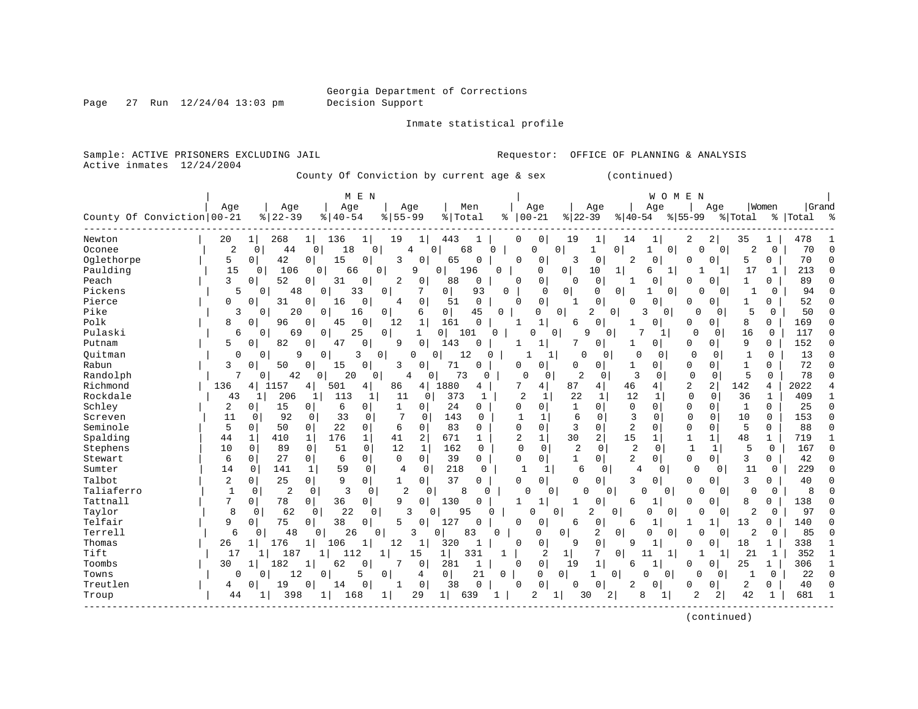Georgia Department of Corrections
Decision Support

Inmate statistical profile

Sample: ACTIVE PRISONERS EXCLUDING JAIL    Requestor: OFFICE OF PLANNING & ANALYSIS
Active inmates 12/24/2004

County Of Conviction by current age & sex (continued)

| County Of Conviction | MEN Age 00-21 | % | Age 22-39 | % | Age 40-54 | % | Age 55-99 | % | Men Total | % | WOMEN Age 00-21 | % | Age 22-39 | % | Age 40-54 | % | Age 55-99 | % | Women Total | % | Grand Total | % |
|---|---|---|---|---|---|---|---|---|---|---|---|---|---|---|---|---|---|---|---|---|---|---|
| Newton | 20 | 1 | 268 | 1 | 136 | 1 | 19 | 1 | 443 | 1 | 0 | 0 | 19 | 1 | 14 | 1 | 2 | 2 | 35 | 1 | 478 | 1 |
| Oconee | 2 | 0 | 44 | 0 | 18 | 0 | 4 | 0 | 68 | 0 | 0 | 0 | 1 | 0 | 1 | 0 | 0 | 0 | 2 | 0 | 70 | 0 |
| Oglethorpe | 5 | 0 | 42 | 0 | 15 | 0 | 3 | 0 | 65 | 0 | 0 | 0 | 3 | 0 | 2 | 0 | 0 | 0 | 5 | 0 | 70 | 0 |
| Paulding | 15 | 0 | 106 | 0 | 66 | 0 | 9 | 0 | 196 | 0 | 0 | 0 | 10 | 1 | 6 | 1 | 1 | 1 | 17 | 1 | 213 | 0 |
| Peach | 3 | 0 | 52 | 0 | 31 | 0 | 2 | 0 | 88 | 0 | 0 | 0 | 0 | 0 | 1 | 0 | 0 | 0 | 1 | 0 | 89 | 0 |
| Pickens | 5 | 0 | 48 | 0 | 33 | 0 | 7 | 0 | 93 | 0 | 0 | 0 | 0 | 0 | 1 | 0 | 0 | 0 | 1 | 0 | 94 | 0 |
| Pierce | 0 | 0 | 31 | 0 | 16 | 0 | 4 | 0 | 51 | 0 | 0 | 0 | 1 | 0 | 0 | 0 | 0 | 0 | 1 | 0 | 52 | 0 |
| Pike | 3 | 0 | 20 | 0 | 16 | 0 | 6 | 0 | 45 | 0 | 0 | 0 | 2 | 0 | 3 | 0 | 0 | 0 | 5 | 0 | 50 | 0 |
| Polk | 8 | 0 | 96 | 0 | 45 | 0 | 12 | 1 | 161 | 0 | 1 | 1 | 6 | 0 | 1 | 0 | 0 | 0 | 8 | 0 | 169 | 0 |
| Pulaski | 6 | 0 | 69 | 0 | 25 | 0 | 1 | 0 | 101 | 0 | 0 | 0 | 9 | 0 | 7 | 1 | 0 | 0 | 16 | 0 | 117 | 0 |
| Putnam | 5 | 0 | 82 | 0 | 47 | 0 | 9 | 0 | 143 | 0 | 1 | 1 | 7 | 0 | 1 | 0 | 0 | 0 | 9 | 0 | 152 | 0 |
| Quitman | 0 | 0 | 9 | 0 | 3 | 0 | 0 | 0 | 12 | 0 | 1 | 1 | 0 | 0 | 0 | 0 | 0 | 0 | 1 | 0 | 13 | 0 |
| Rabun | 3 | 0 | 50 | 0 | 15 | 0 | 3 | 0 | 71 | 0 | 0 | 0 | 0 | 0 | 1 | 0 | 0 | 0 | 1 | 0 | 72 | 0 |
| Randolph | 7 | 0 | 42 | 0 | 20 | 0 | 4 | 0 | 73 | 0 | 0 | 0 | 2 | 0 | 3 | 0 | 0 | 0 | 5 | 0 | 78 | 0 |
| Richmond | 136 | 4 | 1157 | 4 | 501 | 4 | 86 | 4 | 1880 | 4 | 7 | 4 | 87 | 4 | 46 | 4 | 2 | 2 | 142 | 4 | 2022 | 4 |
| Rockdale | 43 | 1 | 206 | 1 | 113 | 1 | 11 | 0 | 373 | 1 | 2 | 1 | 22 | 1 | 12 | 1 | 0 | 0 | 36 | 1 | 409 | 1 |
| Schley | 2 | 0 | 15 | 0 | 6 | 0 | 1 | 0 | 24 | 0 | 0 | 0 | 1 | 0 | 0 | 0 | 0 | 0 | 1 | 0 | 25 | 0 |
| Screven | 11 | 0 | 92 | 0 | 33 | 0 | 7 | 0 | 143 | 0 | 1 | 1 | 6 | 0 | 3 | 0 | 0 | 0 | 10 | 0 | 153 | 0 |
| Seminole | 5 | 0 | 50 | 0 | 22 | 0 | 6 | 0 | 83 | 0 | 0 | 0 | 3 | 0 | 2 | 0 | 0 | 0 | 5 | 0 | 88 | 0 |
| Spalding | 44 | 1 | 410 | 1 | 176 | 1 | 41 | 2 | 671 | 1 | 2 | 1 | 30 | 2 | 15 | 1 | 1 | 1 | 48 | 1 | 719 | 1 |
| Stephens | 10 | 0 | 89 | 0 | 51 | 0 | 12 | 1 | 162 | 0 | 0 | 0 | 2 | 0 | 2 | 0 | 1 | 1 | 5 | 0 | 167 | 0 |
| Stewart | 6 | 0 | 27 | 0 | 6 | 0 | 0 | 0 | 39 | 0 | 0 | 0 | 1 | 0 | 2 | 0 | 0 | 0 | 3 | 0 | 42 | 0 |
| Sumter | 14 | 0 | 141 | 1 | 59 | 0 | 4 | 0 | 218 | 0 | 1 | 1 | 6 | 0 | 4 | 0 | 0 | 0 | 11 | 0 | 229 | 0 |
| Talbot | 2 | 0 | 25 | 0 | 9 | 0 | 1 | 0 | 37 | 0 | 0 | 0 | 0 | 0 | 3 | 0 | 0 | 0 | 3 | 0 | 40 | 0 |
| Taliaferro | 1 | 0 | 2 | 0 | 3 | 0 | 2 | 0 | 8 | 0 | 0 | 0 | 0 | 0 | 0 | 0 | 0 | 0 | 0 | 0 | 8 | 0 |
| Tattnall | 7 | 0 | 78 | 0 | 36 | 0 | 9 | 0 | 130 | 0 | 1 | 1 | 1 | 0 | 6 | 1 | 0 | 0 | 8 | 0 | 138 | 0 |
| Taylor | 8 | 0 | 62 | 0 | 22 | 0 | 3 | 0 | 95 | 0 | 0 | 0 | 2 | 0 | 0 | 0 | 0 | 0 | 2 | 0 | 97 | 0 |
| Telfair | 9 | 0 | 75 | 0 | 38 | 0 | 5 | 0 | 127 | 0 | 0 | 0 | 6 | 0 | 6 | 1 | 1 | 1 | 13 | 0 | 140 | 0 |
| Terrell | 6 | 0 | 48 | 0 | 26 | 0 | 3 | 0 | 83 | 0 | 0 | 0 | 2 | 0 | 0 | 0 | 0 | 0 | 2 | 0 | 85 | 0 |
| Thomas | 26 | 1 | 176 | 1 | 106 | 1 | 12 | 1 | 320 | 1 | 0 | 0 | 9 | 0 | 9 | 1 | 0 | 0 | 18 | 1 | 338 | 1 |
| Tift | 17 | 1 | 187 | 1 | 112 | 1 | 15 | 1 | 331 | 1 | 2 | 1 | 7 | 0 | 11 | 1 | 1 | 1 | 21 | 1 | 352 | 1 |
| Toombs | 30 | 1 | 182 | 1 | 62 | 0 | 7 | 0 | 281 | 1 | 0 | 0 | 19 | 1 | 6 | 1 | 0 | 0 | 25 | 1 | 306 | 1 |
| Towns | 0 | 0 | 12 | 0 | 5 | 0 | 4 | 0 | 21 | 0 | 0 | 0 | 1 | 0 | 0 | 0 | 0 | 0 | 1 | 0 | 22 | 0 |
| Treutlen | 4 | 0 | 19 | 0 | 14 | 0 | 1 | 0 | 38 | 0 | 0 | 0 | 0 | 0 | 2 | 0 | 0 | 0 | 2 | 0 | 40 | 0 |
| Troup | 44 | 1 | 398 | 1 | 168 | 1 | 29 | 1 | 639 | 1 | 2 | 1 | 30 | 2 | 8 | 1 | 2 | 2 | 42 | 1 | 681 | 1 |

(continued)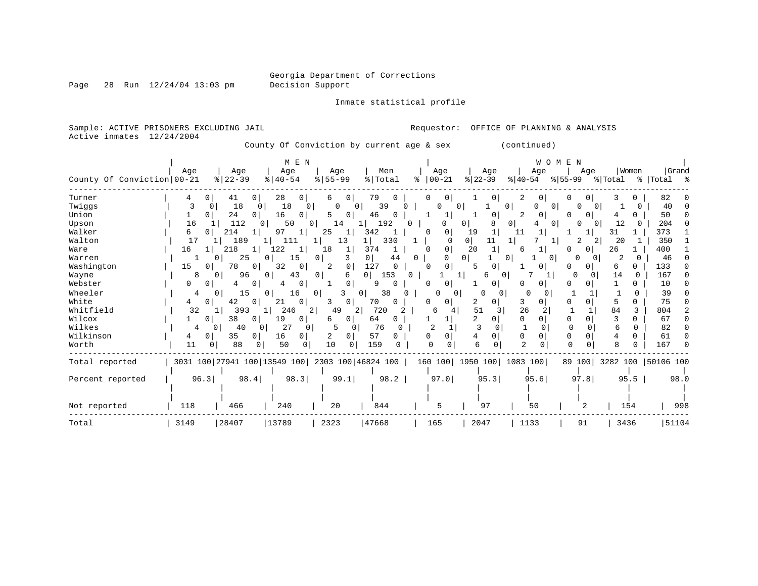Georgia Department of Corrections
Decision Support

Inmate statistical profile

Sample: ACTIVE PRISONERS EXCLUDING JAIL    Requestor: OFFICE OF PLANNING & ANALYSIS
Active inmates 12/24/2004

County Of Conviction by current age & sex (continued)

| County Of Conviction | MEN Age 00-21 | % | Age 22-39 | % | Age 40-54 | % | Age 55-99 | % | Men Total | % | WOMEN Age 00-21 | % | Age 22-39 | % | Age 40-54 | % | Age 55-99 | % | Women Total | % | Grand Total | % |
|---|---|---|---|---|---|---|---|---|---|---|---|---|---|---|---|---|---|---|---|---|---|---|
| Turner | 4 | 0 | 41 | 0 | 28 | 0 | 6 | 0 | 79 | 0 | 0 | 0 | 1 | 0 | 2 | 0 | 0 | 0 | 3 | 0 | 82 | 0 |
| Twiggs | 3 | 0 | 18 | 0 | 18 | 0 | 0 | 0 | 39 | 0 | 0 | 0 | 1 | 0 | 0 | 0 | 0 | 0 | 1 | 0 | 40 | 0 |
| Union | 1 | 0 | 24 | 0 | 16 | 0 | 5 | 0 | 46 | 0 | 1 | 1 | 1 | 0 | 2 | 0 | 0 | 0 | 4 | 0 | 50 | 0 |
| Upson | 16 | 1 | 112 | 0 | 50 | 0 | 14 | 1 | 192 | 0 | 0 | 0 | 8 | 0 | 4 | 0 | 0 | 0 | 12 | 0 | 204 | 0 |
| Walker | 6 | 0 | 214 | 1 | 97 | 1 | 25 | 1 | 342 | 1 | 0 | 0 | 19 | 1 | 11 | 1 | 1 | 1 | 31 | 1 | 373 | 1 |
| Walton | 17 | 1 | 189 | 1 | 111 | 1 | 13 | 1 | 330 | 1 | 0 | 0 | 11 | 1 | 7 | 1 | 2 | 2 | 20 | 1 | 350 | 1 |
| Ware | 16 | 1 | 218 | 1 | 122 | 1 | 18 | 1 | 374 | 1 | 0 | 0 | 20 | 1 | 6 | 1 | 0 | 0 | 26 | 1 | 400 | 1 |
| Warren | 1 | 0 | 25 | 0 | 15 | 0 | 3 | 0 | 44 | 0 | 0 | 0 | 1 | 0 | 1 | 0 | 0 | 0 | 2 | 0 | 46 | 0 |
| Washington | 15 | 0 | 78 | 0 | 32 | 0 | 2 | 0 | 127 | 0 | 0 | 0 | 5 | 0 | 1 | 0 | 0 | 0 | 6 | 0 | 133 | 0 |
| Wayne | 8 | 0 | 96 | 0 | 43 | 0 | 6 | 0 | 153 | 0 | 1 | 1 | 6 | 0 | 7 | 1 | 0 | 0 | 14 | 0 | 167 | 0 |
| Webster | 0 | 0 | 4 | 0 | 4 | 0 | 1 | 0 | 9 | 0 | 0 | 0 | 1 | 0 | 0 | 0 | 0 | 0 | 1 | 0 | 10 | 0 |
| Wheeler | 4 | 0 | 15 | 0 | 16 | 0 | 3 | 0 | 38 | 0 | 0 | 0 | 0 | 0 | 0 | 0 | 1 | 1 | 1 | 0 | 39 | 0 |
| White | 4 | 0 | 42 | 0 | 21 | 0 | 3 | 0 | 70 | 0 | 0 | 0 | 2 | 0 | 3 | 0 | 0 | 0 | 5 | 0 | 75 | 0 |
| Whitfield | 32 | 1 | 393 | 1 | 246 | 2 | 49 | 2 | 720 | 2 | 6 | 4 | 51 | 3 | 26 | 2 | 1 | 1 | 84 | 3 | 804 | 2 |
| Wilcox | 1 | 0 | 38 | 0 | 19 | 0 | 6 | 0 | 64 | 0 | 1 | 1 | 2 | 0 | 0 | 0 | 0 | 0 | 3 | 0 | 67 | 0 |
| Wilkes | 4 | 0 | 40 | 0 | 27 | 0 | 5 | 0 | 76 | 0 | 2 | 1 | 3 | 0 | 1 | 0 | 0 | 0 | 6 | 0 | 82 | 0 |
| Wilkinson | 4 | 0 | 35 | 0 | 16 | 0 | 2 | 0 | 57 | 0 | 0 | 0 | 4 | 0 | 0 | 0 | 0 | 0 | 4 | 0 | 61 | 0 |
| Worth | 11 | 0 | 88 | 0 | 50 | 0 | 10 | 0 | 159 | 0 | 0 | 0 | 6 | 0 | 2 | 0 | 0 | 0 | 8 | 0 | 167 | 0 |
| Total reported | 3031 | 100 | 27941 | 100 | 13549 | 100 | 2303 | 100 | 46824 | 100 | 160 | 100 | 1950 | 100 | 1083 | 100 | 89 | 100 | 3282 | 100 | 50106 | 100 |
| Percent reported | 96.3 | | 98.4 | | 98.3 | | 99.1 | | 98.2 | | 97.0 | | 95.3 | | 95.6 | | 97.8 | | 95.5 | | 98.0 | |
| Not reported | 118 | | 466 | | 240 | | 20 | | 844 | | 5 | | 97 | | 50 | | 2 | | 154 | | 998 | |
| Total | 3149 | | 28407 | | 13789 | | 2323 | | 47668 | | 165 | | 2047 | | 1133 | | 91 | | 3436 | | 51104 | |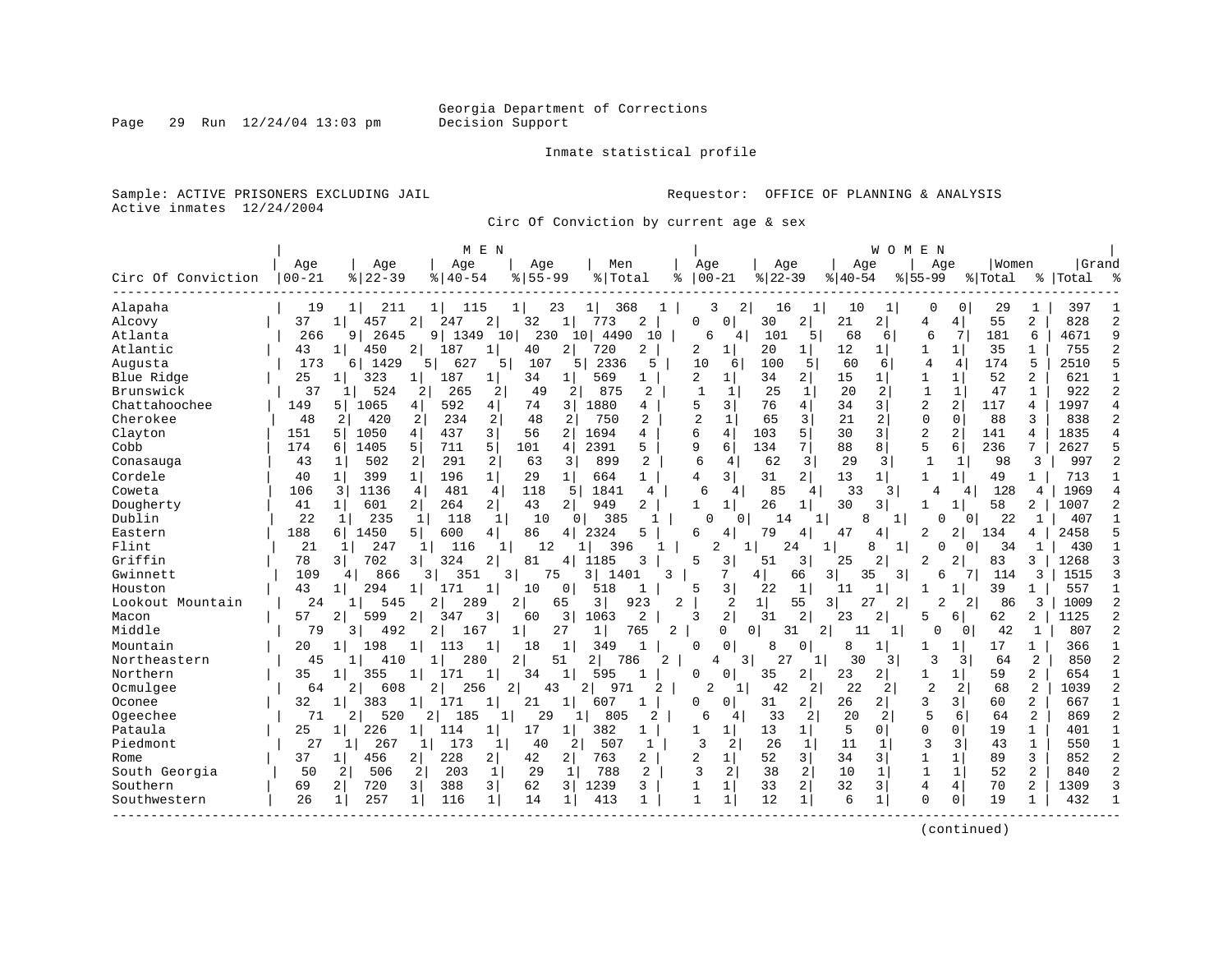Georgia Department of Corrections
Decision Support

Inmate statistical profile

Sample: ACTIVE PRISONERS EXCLUDING JAIL
Active inmates 12/24/2004

Requestor: OFFICE OF PLANNING & ANALYSIS

Circ Of Conviction by current age & sex

| Circ Of Conviction | MEN Age 00-21 | % | Age 22-39 | % | Age 40-54 | % | Age 55-99 | % | Men Total | % | WOMEN Age 00-21 | % | Age 22-39 | % | Age 40-54 | % | Age 55-99 | % | Women Total | % | Grand Total | % |
|---|---|---|---|---|---|---|---|---|---|---|---|---|---|---|---|---|---|---|---|---|---|---|
| Alapaha | 19 | 1 | 211 | 1 | 115 | 1 | 23 | 1 | 368 | 1 | 3 | 2 | 16 | 1 | 10 | 1 | 0 | 0 | 29 | 1 | 397 | 1 |
| Alcovy | 37 | 1 | 457 | 2 | 247 | 2 | 32 | 1 | 773 | 2 | 0 | 0 | 30 | 2 | 21 | 2 | 4 | 4 | 55 | 2 | 828 | 2 |
| Atlanta | 266 | 9 | 2645 | 9 | 1349 | 10 | 230 | 10 | 4490 | 10 | 6 | 4 | 101 | 5 | 68 | 6 | 6 | 7 | 181 | 6 | 4671 | 9 |
| Atlantic | 43 | 1 | 450 | 2 | 187 | 1 | 40 | 2 | 720 | 2 | 2 | 1 | 20 | 1 | 12 | 1 | 1 | 1 | 35 | 1 | 755 | 2 |
| Augusta | 173 | 6 | 1429 | 5 | 627 | 5 | 107 | 5 | 2336 | 5 | 10 | 6 | 100 | 5 | 60 | 6 | 4 | 4 | 174 | 5 | 2510 | 5 |
| Blue Ridge | 25 | 1 | 323 | 1 | 187 | 1 | 34 | 1 | 569 | 1 | 2 | 1 | 34 | 2 | 15 | 1 | 1 | 1 | 52 | 2 | 621 | 1 |
| Brunswick | 37 | 1 | 524 | 2 | 265 | 2 | 49 | 2 | 875 | 2 | 1 | 1 | 25 | 1 | 20 | 2 | 1 | 1 | 47 | 1 | 922 | 2 |
| Chattahoochee | 149 | 5 | 1065 | 4 | 592 | 4 | 74 | 3 | 1880 | 4 | 5 | 3 | 76 | 4 | 34 | 3 | 2 | 2 | 117 | 4 | 1997 | 4 |
| Cherokee | 48 | 2 | 420 | 2 | 234 | 2 | 48 | 2 | 750 | 2 | 2 | 1 | 65 | 3 | 21 | 2 | 0 | 0 | 88 | 3 | 838 | 2 |
| Clayton | 151 | 5 | 1050 | 4 | 437 | 3 | 56 | 2 | 1694 | 4 | 6 | 4 | 103 | 5 | 30 | 3 | 2 | 2 | 141 | 4 | 1835 | 4 |
| Cobb | 174 | 6 | 1405 | 5 | 711 | 5 | 101 | 4 | 2391 | 5 | 9 | 6 | 134 | 7 | 88 | 8 | 5 | 6 | 236 | 7 | 2627 | 5 |
| Conasauga | 43 | 1 | 502 | 2 | 291 | 2 | 63 | 3 | 899 | 2 | 6 | 4 | 62 | 3 | 29 | 3 | 1 | 1 | 98 | 3 | 997 | 2 |
| Cordele | 40 | 1 | 399 | 1 | 196 | 1 | 29 | 1 | 664 | 1 | 4 | 3 | 31 | 2 | 13 | 1 | 1 | 1 | 49 | 1 | 713 | 1 |
| Coweta | 106 | 3 | 1136 | 4 | 481 | 4 | 118 | 5 | 1841 | 4 | 6 | 4 | 85 | 4 | 33 | 3 | 4 | 4 | 128 | 4 | 1969 | 4 |
| Dougherty | 41 | 1 | 601 | 2 | 264 | 2 | 43 | 2 | 949 | 2 | 1 | 1 | 26 | 1 | 30 | 3 | 1 | 1 | 58 | 2 | 1007 | 2 |
| Dublin | 22 | 1 | 235 | 1 | 118 | 1 | 10 | 0 | 385 | 1 | 0 | 0 | 14 | 1 | 8 | 1 | 0 | 0 | 22 | 1 | 407 | 1 |
| Eastern | 188 | 6 | 1450 | 5 | 600 | 4 | 86 | 4 | 2324 | 5 | 6 | 4 | 79 | 4 | 47 | 4 | 2 | 2 | 134 | 4 | 2458 | 5 |
| Flint | 21 | 1 | 247 | 1 | 116 | 1 | 12 | 1 | 396 | 1 | 2 | 1 | 24 | 1 | 8 | 1 | 0 | 0 | 34 | 1 | 430 | 1 |
| Griffin | 78 | 3 | 702 | 3 | 324 | 2 | 81 | 4 | 1185 | 3 | 5 | 3 | 51 | 3 | 25 | 2 | 2 | 2 | 83 | 3 | 1268 | 3 |
| Gwinnett | 109 | 4 | 866 | 3 | 351 | 3 | 75 | 3 | 1401 | 3 | 7 | 4 | 66 | 3 | 35 | 3 | 6 | 7 | 114 | 3 | 1515 | 3 |
| Houston | 43 | 1 | 294 | 1 | 171 | 1 | 10 | 0 | 518 | 1 | 5 | 3 | 22 | 1 | 11 | 1 | 1 | 1 | 39 | 1 | 557 | 1 |
| Lookout Mountain | 24 | 1 | 545 | 2 | 289 | 2 | 65 | 3 | 923 | 2 | 2 | 1 | 55 | 3 | 27 | 2 | 2 | 2 | 86 | 3 | 1009 | 2 |
| Macon | 57 | 2 | 599 | 2 | 347 | 3 | 60 | 3 | 1063 | 2 | 3 | 2 | 31 | 2 | 23 | 2 | 5 | 6 | 62 | 2 | 1125 | 2 |
| Middle | 79 | 3 | 492 | 2 | 167 | 1 | 27 | 1 | 765 | 2 | 0 | 0 | 31 | 2 | 11 | 1 | 0 | 0 | 42 | 1 | 807 | 2 |
| Mountain | 20 | 1 | 198 | 1 | 113 | 1 | 18 | 1 | 349 | 1 | 0 | 0 | 8 | 0 | 8 | 1 | 1 | 1 | 17 | 1 | 366 | 1 |
| Northeastern | 45 | 1 | 410 | 1 | 280 | 2 | 51 | 2 | 786 | 2 | 4 | 3 | 27 | 1 | 30 | 3 | 3 | 3 | 64 | 2 | 850 | 2 |
| Northern | 35 | 1 | 355 | 1 | 171 | 1 | 34 | 1 | 595 | 1 | 0 | 0 | 35 | 2 | 23 | 2 | 1 | 1 | 59 | 2 | 654 | 1 |
| Ocmulgee | 64 | 2 | 608 | 2 | 256 | 2 | 43 | 2 | 971 | 2 | 2 | 1 | 42 | 2 | 22 | 2 | 2 | 2 | 68 | 2 | 1039 | 2 |
| Oconee | 32 | 1 | 383 | 1 | 171 | 1 | 21 | 1 | 607 | 1 | 0 | 0 | 31 | 2 | 26 | 2 | 3 | 3 | 60 | 2 | 667 | 1 |
| Ogeechee | 71 | 2 | 520 | 2 | 185 | 1 | 29 | 1 | 805 | 2 | 6 | 4 | 33 | 2 | 20 | 2 | 5 | 6 | 64 | 2 | 869 | 2 |
| Pataula | 25 | 1 | 226 | 1 | 114 | 1 | 17 | 1 | 382 | 1 | 1 | 1 | 13 | 1 | 5 | 0 | 0 | 0 | 19 | 1 | 401 | 1 |
| Piedmont | 27 | 1 | 267 | 1 | 173 | 1 | 40 | 2 | 507 | 1 | 3 | 2 | 26 | 1 | 11 | 1 | 3 | 3 | 43 | 1 | 550 | 1 |
| Rome | 37 | 1 | 456 | 2 | 228 | 2 | 42 | 2 | 763 | 2 | 2 | 1 | 52 | 3 | 34 | 3 | 1 | 1 | 89 | 3 | 852 | 2 |
| South Georgia | 50 | 2 | 506 | 2 | 203 | 1 | 29 | 1 | 788 | 2 | 3 | 2 | 38 | 2 | 10 | 1 | 1 | 1 | 52 | 2 | 840 | 2 |
| Southern | 69 | 2 | 720 | 3 | 388 | 3 | 62 | 3 | 1239 | 3 | 1 | 1 | 33 | 2 | 32 | 3 | 4 | 4 | 70 | 2 | 1309 | 3 |
| Southwestern | 26 | 1 | 257 | 1 | 116 | 1 | 14 | 1 | 413 | 1 | 1 | 1 | 12 | 1 | 6 | 1 | 0 | 0 | 19 | 1 | 432 | 1 |

(continued)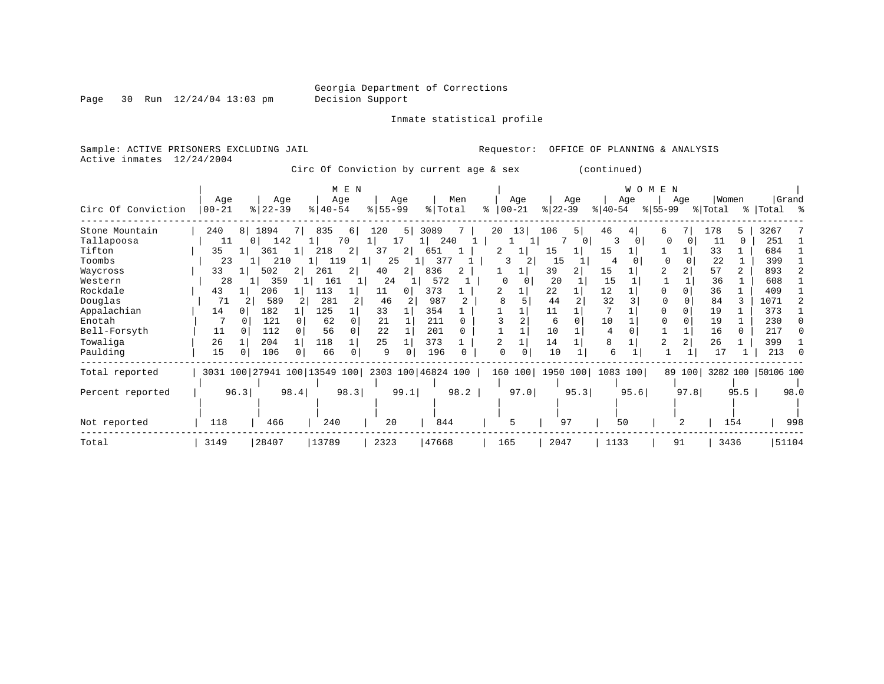Georgia Department of Corrections
Decision Support

Inmate statistical profile

Sample: ACTIVE PRISONERS EXCLUDING JAIL
Active inmates 12/24/2004

Requestor: OFFICE OF PLANNING & ANALYSIS

Circ Of Conviction by current age & sex (continued)

| Circ Of Conviction | MEN Age 00-21 | % | Age 22-39 | % | Age 40-54 | % | Age 55-99 | % | Men Total | % | WOMEN Age 00-21 | % | Age 22-39 | % | Age 40-54 | % | Age 55-99 | % | Women Total | % | Grand Total | % |
|---|---|---|---|---|---|---|---|---|---|---|---|---|---|---|---|---|---|---|---|---|---|---|
| Stone Mountain | 240 | 8 | 1894 | 7 | 835 | 6 | 120 | 5 | 3089 | 7 | 20 | 13 | 106 | 5 | 46 | 4 | 6 | 7 | 178 | 5 | 3267 | 7 |
| Tallapoosa | 11 | 0 | 142 | 1 | 70 | 1 | 17 | 1 | 240 | 1 | 1 | 1 | 7 | 0 | 3 | 0 | 0 | 0 | 11 | 0 | 251 | 1 |
| Tifton | 35 | 1 | 361 | 1 | 218 | 2 | 37 | 2 | 651 | 1 | 2 | 1 | 15 | 1 | 15 | 1 | 1 | 1 | 33 | 1 | 684 | 1 |
| Toombs | 23 | 1 | 210 | 1 | 119 | 1 | 25 | 1 | 377 | 1 | 3 | 2 | 15 | 1 | 4 | 0 | 0 | 0 | 22 | 1 | 399 | 1 |
| Waycross | 33 | 1 | 502 | 2 | 261 | 2 | 40 | 2 | 836 | 2 | 1 | 1 | 39 | 2 | 15 | 1 | 2 | 2 | 57 | 2 | 893 | 2 |
| Western | 28 | 1 | 359 | 1 | 161 | 1 | 24 | 1 | 572 | 1 | 0 | 0 | 20 | 1 | 15 | 1 | 1 | 1 | 36 | 1 | 608 | 1 |
| Rockdale | 43 | 1 | 206 | 1 | 113 | 1 | 11 | 0 | 373 | 1 | 2 | 1 | 22 | 1 | 12 | 1 | 0 | 0 | 36 | 1 | 409 | 1 |
| Douglas | 71 | 2 | 589 | 2 | 281 | 2 | 46 | 2 | 987 | 2 | 8 | 5 | 44 | 2 | 32 | 3 | 0 | 0 | 84 | 3 | 1071 | 2 |
| Appalachian | 14 | 0 | 182 | 1 | 125 | 1 | 33 | 1 | 354 | 1 | 1 | 1 | 11 | 1 | 7 | 1 | 0 | 0 | 19 | 1 | 373 | 1 |
| Enotah | 7 | 0 | 121 | 0 | 62 | 0 | 21 | 1 | 211 | 0 | 3 | 2 | 6 | 0 | 10 | 1 | 0 | 0 | 19 | 1 | 230 | 0 |
| Bell-Forsyth | 11 | 0 | 112 | 0 | 56 | 0 | 22 | 1 | 201 | 0 | 1 | 1 | 10 | 1 | 4 | 0 | 1 | 1 | 16 | 0 | 217 | 0 |
| Towaliga | 26 | 1 | 204 | 1 | 118 | 1 | 25 | 1 | 373 | 1 | 2 | 1 | 14 | 1 | 8 | 1 | 2 | 2 | 26 | 1 | 399 | 1 |
| Paulding | 15 | 0 | 106 | 0 | 66 | 0 | 9 | 0 | 196 | 0 | 0 | 0 | 10 | 1 | 6 | 1 | 1 | 1 | 17 | 1 | 213 | 0 |
| Total reported | 3031 | 100 | 27941 | 100 | 13549 | 100 | 2303 | 100 | 46824 | 100 | 160 | 100 | 1950 | 100 | 1083 | 100 | 89 | 100 | 3282 | 100 | 50106 | 100 |
| Percent reported | | 96.3 | | 98.4 | | 98.3 | | 99.1 | | 98.2 | | 97.0 | | 95.3 | | 95.6 | | 97.8 | | 95.5 | | 98.0 |
| Not reported | 118 | | 466 | | 240 | | 20 | | 844 | | 5 | | 97 | | 50 | | 2 | | 154 | | 998 | |
| Total | 3149 | | 28407 | | 13789 | | 2323 | | 47668 | | 165 | | 2047 | | 1133 | | 91 | | 3436 | | 51104 | |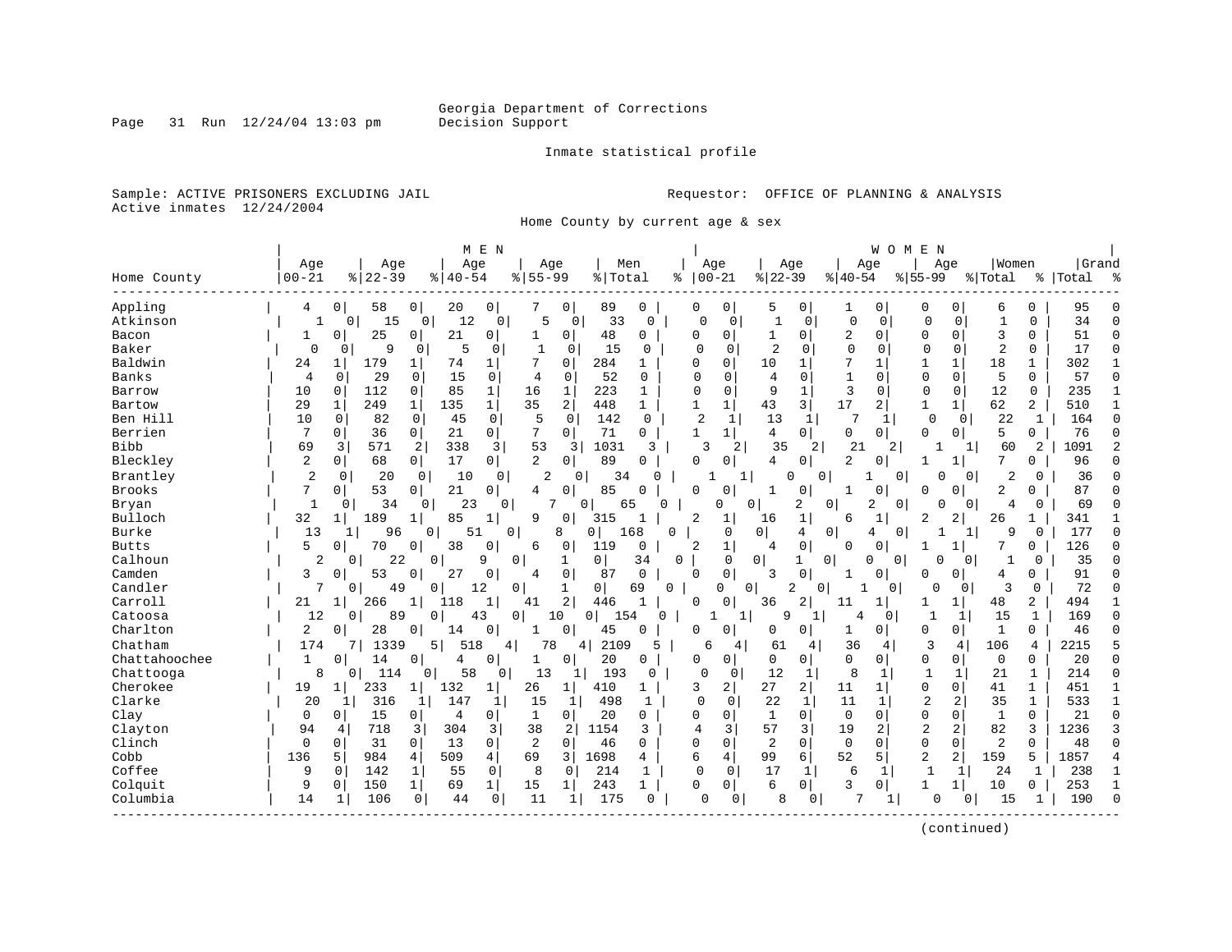Georgia Department of Corrections
Decision Support

Inmate statistical profile

Sample: ACTIVE PRISONERS EXCLUDING JAIL

Requestor: OFFICE OF PLANNING & ANALYSIS

Active inmates 12/24/2004

Home County by current age & sex

| | MEN | | | | | | | | | | WOMEN | | | | | | | | | | | |
|---|---|---|---|---|---|---|---|---|---|---|---|---|---|---|---|---|---|---|---|---|---|---|
| Home County | Age 00-21 | % | Age 22-39 | % | Age 40-54 | % | Age 55-99 | % | Men Total | % | Age 00-21 | % | Age 22-39 | % | Age 40-54 | % | Age 55-99 | % | Women Total | % | Grand Total | % |
| Appling | 4 | 0 | 58 | 0 | 20 | 0 | 7 | 0 | 89 | 0 | 0 | 0 | 5 | 0 | 1 | 0 | 0 | 0 | 6 | 0 | 95 | 0 |
| Atkinson | 1 | 0 | 15 | 0 | 12 | 0 | 5 | 0 | 33 | 0 | 0 | 0 | 1 | 0 | 0 | 0 | 0 | 0 | 1 | 0 | 34 | 0 |
| Bacon | 1 | 0 | 25 | 0 | 21 | 0 | 1 | 0 | 48 | 0 | 0 | 0 | 1 | 0 | 2 | 0 | 0 | 0 | 3 | 0 | 51 | 0 |
| Baker | 0 | 0 | 9 | 0 | 5 | 0 | 1 | 0 | 15 | 0 | 0 | 0 | 2 | 0 | 0 | 0 | 0 | 0 | 2 | 0 | 17 | 0 |
| Baldwin | 24 | 1 | 179 | 1 | 74 | 1 | 7 | 0 | 284 | 1 | 0 | 0 | 10 | 1 | 7 | 1 | 1 | 1 | 18 | 1 | 302 | 1 |
| Banks | 4 | 0 | 29 | 0 | 15 | 0 | 4 | 0 | 52 | 0 | 0 | 0 | 4 | 0 | 1 | 0 | 0 | 0 | 5 | 0 | 57 | 0 |
| Barrow | 10 | 0 | 112 | 0 | 85 | 1 | 16 | 1 | 223 | 1 | 0 | 0 | 9 | 1 | 3 | 0 | 0 | 0 | 12 | 0 | 235 | 1 |
| Bartow | 29 | 1 | 249 | 1 | 135 | 1 | 35 | 2 | 448 | 1 | 1 | 1 | 43 | 3 | 17 | 2 | 1 | 1 | 62 | 2 | 510 | 1 |
| Ben Hill | 10 | 0 | 82 | 0 | 45 | 0 | 5 | 0 | 142 | 0 | 2 | 1 | 13 | 1 | 7 | 1 | 0 | 0 | 22 | 1 | 164 | 0 |
| Berrien | 7 | 0 | 36 | 0 | 21 | 0 | 7 | 0 | 71 | 0 | 1 | 1 | 4 | 0 | 0 | 0 | 0 | 0 | 5 | 0 | 76 | 0 |
| Bibb | 69 | 3 | 571 | 2 | 338 | 3 | 53 | 3 | 1031 | 3 | 3 | 2 | 35 | 2 | 21 | 2 | 1 | 1 | 60 | 2 | 1091 | 2 |
| Bleckley | 2 | 0 | 68 | 0 | 17 | 0 | 2 | 0 | 89 | 0 | 0 | 0 | 4 | 0 | 2 | 0 | 1 | 1 | 7 | 0 | 96 | 0 |
| Brantley | 2 | 0 | 20 | 0 | 10 | 0 | 2 | 0 | 34 | 0 | 1 | 1 | 0 | 0 | 1 | 0 | 0 | 0 | 2 | 0 | 36 | 0 |
| Brooks | 7 | 0 | 53 | 0 | 21 | 0 | 4 | 0 | 85 | 0 | 0 | 0 | 1 | 0 | 1 | 0 | 0 | 0 | 2 | 0 | 87 | 0 |
| Bryan | 1 | 0 | 34 | 0 | 23 | 0 | 7 | 0 | 65 | 0 | 0 | 0 | 2 | 0 | 2 | 0 | 0 | 0 | 4 | 0 | 69 | 0 |
| Bulloch | 32 | 1 | 189 | 1 | 85 | 1 | 9 | 0 | 315 | 1 | 2 | 1 | 16 | 1 | 6 | 1 | 2 | 2 | 26 | 1 | 341 | 1 |
| Burke | 13 | 1 | 96 | 0 | 51 | 0 | 8 | 0 | 168 | 0 | 0 | 0 | 4 | 0 | 4 | 0 | 1 | 1 | 9 | 0 | 177 | 0 |
| Butts | 5 | 0 | 70 | 0 | 38 | 0 | 6 | 0 | 119 | 0 | 2 | 1 | 4 | 0 | 0 | 0 | 1 | 1 | 7 | 0 | 126 | 0 |
| Calhoun | 2 | 0 | 22 | 0 | 9 | 0 | 1 | 0 | 34 | 0 | 0 | 0 | 1 | 0 | 0 | 0 | 0 | 0 | 1 | 0 | 35 | 0 |
| Camden | 3 | 0 | 53 | 0 | 27 | 0 | 4 | 0 | 87 | 0 | 0 | 0 | 3 | 0 | 1 | 0 | 0 | 0 | 4 | 0 | 91 | 0 |
| Candler | 7 | 0 | 49 | 0 | 12 | 0 | 1 | 0 | 69 | 0 | 0 | 0 | 2 | 0 | 1 | 0 | 0 | 0 | 3 | 0 | 72 | 0 |
| Carroll | 21 | 1 | 266 | 1 | 118 | 1 | 41 | 2 | 446 | 1 | 0 | 0 | 36 | 2 | 11 | 1 | 1 | 1 | 48 | 2 | 494 | 1 |
| Catoosa | 12 | 0 | 89 | 0 | 43 | 0 | 10 | 0 | 154 | 0 | 1 | 1 | 9 | 1 | 4 | 0 | 1 | 1 | 15 | 1 | 169 | 0 |
| Charlton | 2 | 0 | 28 | 0 | 14 | 0 | 1 | 0 | 45 | 0 | 0 | 0 | 0 | 0 | 1 | 0 | 0 | 0 | 1 | 0 | 46 | 0 |
| Chatham | 174 | 7 | 1339 | 5 | 518 | 4 | 78 | 4 | 2109 | 5 | 6 | 4 | 61 | 4 | 36 | 4 | 3 | 4 | 106 | 4 | 2215 | 5 |
| Chattahoochee | 1 | 0 | 14 | 0 | 4 | 0 | 1 | 0 | 20 | 0 | 0 | 0 | 0 | 0 | 0 | 0 | 0 | 0 | 0 | 0 | 20 | 0 |
| Chattooga | 8 | 0 | 114 | 0 | 58 | 0 | 13 | 1 | 193 | 0 | 0 | 0 | 12 | 1 | 8 | 1 | 1 | 1 | 21 | 1 | 214 | 0 |
| Cherokee | 19 | 1 | 233 | 1 | 132 | 1 | 26 | 1 | 410 | 1 | 3 | 2 | 27 | 2 | 11 | 1 | 0 | 0 | 41 | 1 | 451 | 1 |
| Clarke | 20 | 1 | 316 | 1 | 147 | 1 | 15 | 1 | 498 | 1 | 0 | 0 | 22 | 1 | 11 | 1 | 2 | 2 | 35 | 1 | 533 | 1 |
| Clay | 0 | 0 | 15 | 0 | 4 | 0 | 1 | 0 | 20 | 0 | 0 | 0 | 1 | 0 | 0 | 0 | 0 | 0 | 1 | 0 | 21 | 0 |
| Clayton | 94 | 4 | 718 | 3 | 304 | 3 | 38 | 2 | 1154 | 3 | 4 | 3 | 57 | 3 | 19 | 2 | 2 | 2 | 82 | 3 | 1236 | 3 |
| Clinch | 0 | 0 | 31 | 0 | 13 | 0 | 2 | 0 | 46 | 0 | 0 | 0 | 2 | 0 | 0 | 0 | 0 | 0 | 2 | 0 | 48 | 0 |
| Cobb | 136 | 5 | 984 | 4 | 509 | 4 | 69 | 3 | 1698 | 4 | 6 | 4 | 99 | 6 | 52 | 5 | 2 | 2 | 159 | 5 | 1857 | 4 |
| Coffee | 9 | 0 | 142 | 1 | 55 | 0 | 8 | 0 | 214 | 1 | 0 | 0 | 17 | 1 | 6 | 1 | 1 | 1 | 24 | 1 | 238 | 1 |
| Colquitt | 9 | 0 | 150 | 1 | 69 | 1 | 15 | 1 | 243 | 1 | 0 | 0 | 6 | 0 | 3 | 0 | 1 | 1 | 10 | 0 | 253 | 1 |
| Columbia | 14 | 1 | 106 | 0 | 44 | 0 | 11 | 1 | 175 | 0 | 0 | 0 | 8 | 0 | 7 | 1 | 0 | 0 | 15 | 1 | 190 | 0 |

(continued)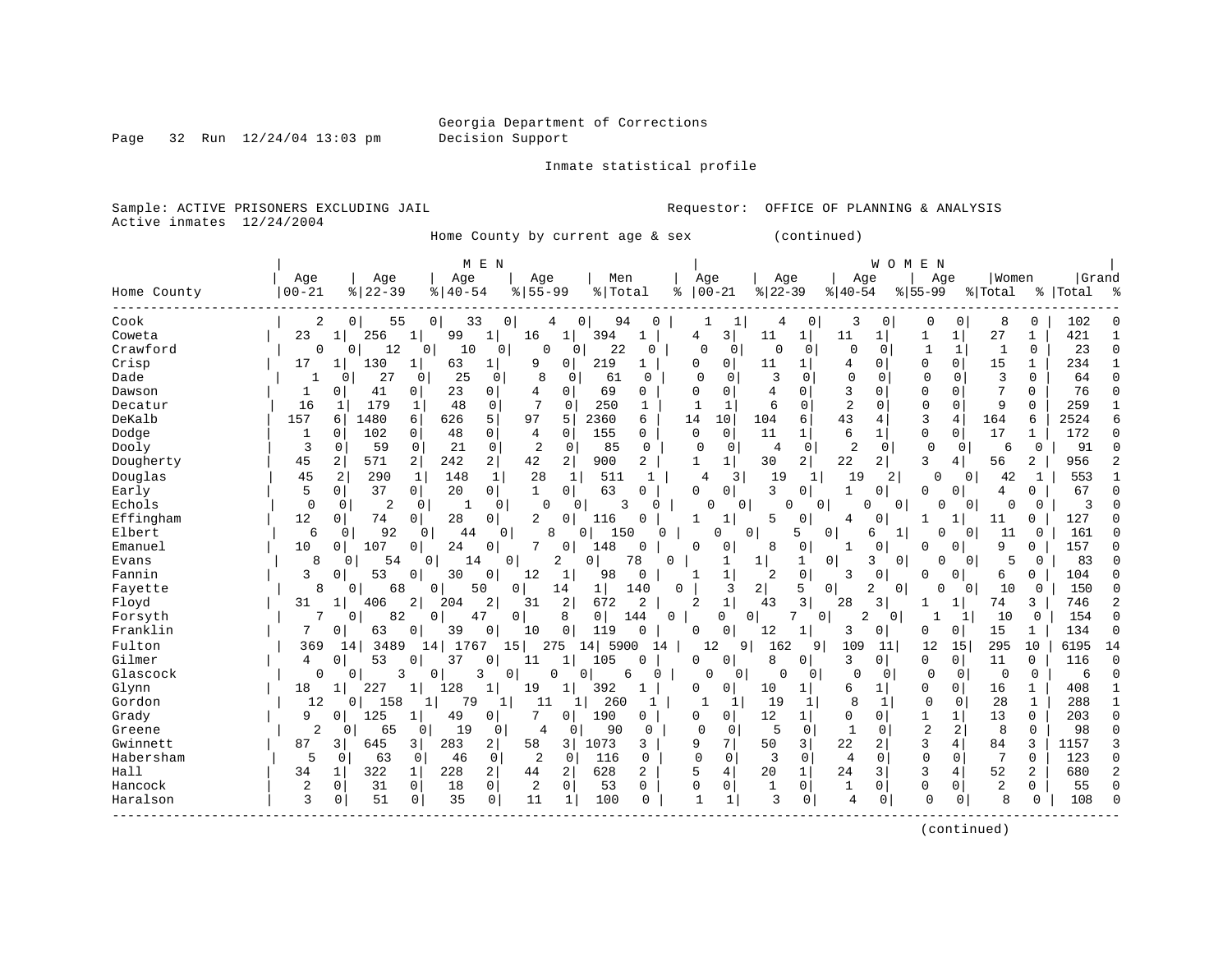Georgia Department of Corrections
Decision Support

Inmate statistical profile

Sample: ACTIVE PRISONERS EXCLUDING JAIL    Requestor: OFFICE OF PLANNING & ANALYSIS
Active inmates 12/24/2004

Home County by current age & sex (continued)

| | MEN | | | | | | | | | | WOMEN | | | | | | | | | | | |
|---|---|---|---|---|---|---|---|---|---|---|---|---|---|---|---|---|---|---|---|---|---|---|
| Home County | Age 00-21 | % | Age 22-39 | % | Age 40-54 | % | Age 55-99 | % | Men Total | % | Age 00-21 | % | Age 22-39 | % | Age 40-54 | % | Age 55-99 | % | Women Total | % | Grand Total | % |
| Cook | 2 | 0 | 55 | 0 | 33 | 0 | 4 | 0 | 94 | 0 | 1 | 1 | 4 | 0 | 3 | 0 | 0 | 0 | 8 | 0 | 102 | 0 |
| Coweta | 23 | 1 | 256 | 1 | 99 | 1 | 16 | 1 | 394 | 1 | 4 | 3 | 11 | 1 | 11 | 1 | 1 | 1 | 27 | 1 | 421 | 1 |
| Crawford | 0 | 0 | 12 | 0 | 10 | 0 | 0 | 0 | 22 | 0 | 0 | 0 | 0 | 0 | 0 | 0 | 1 | 1 | 1 | 0 | 23 | 0 |
| Crisp | 17 | 1 | 130 | 1 | 63 | 1 | 9 | 0 | 219 | 1 | 0 | 0 | 11 | 1 | 4 | 0 | 0 | 0 | 15 | 1 | 234 | 1 |
| Dade | 1 | 0 | 27 | 0 | 25 | 0 | 8 | 0 | 61 | 0 | 0 | 0 | 3 | 0 | 0 | 0 | 0 | 0 | 3 | 0 | 64 | 0 |
| Dawson | 1 | 0 | 41 | 0 | 23 | 0 | 4 | 0 | 69 | 0 | 0 | 0 | 4 | 0 | 3 | 0 | 0 | 0 | 7 | 0 | 76 | 0 |
| Decatur | 16 | 1 | 179 | 1 | 48 | 0 | 7 | 0 | 250 | 1 | 1 | 1 | 6 | 0 | 2 | 0 | 0 | 0 | 9 | 0 | 259 | 1 |
| DeKalb | 157 | 6 | 1480 | 6 | 626 | 5 | 97 | 5 | 2360 | 6 | 14 | 10 | 104 | 6 | 43 | 4 | 3 | 4 | 164 | 6 | 2524 | 6 |
| Dodge | 1 | 0 | 102 | 0 | 48 | 0 | 4 | 0 | 155 | 0 | 0 | 0 | 11 | 1 | 6 | 1 | 0 | 0 | 17 | 1 | 172 | 0 |
| Dooly | 3 | 0 | 59 | 0 | 21 | 0 | 2 | 0 | 85 | 0 | 0 | 0 | 4 | 0 | 2 | 0 | 0 | 0 | 6 | 0 | 91 | 0 |
| Dougherty | 45 | 2 | 571 | 2 | 242 | 2 | 42 | 2 | 900 | 2 | 1 | 1 | 30 | 2 | 22 | 2 | 3 | 4 | 56 | 2 | 956 | 2 |
| Douglas | 45 | 2 | 290 | 1 | 148 | 1 | 28 | 1 | 511 | 1 | 4 | 3 | 19 | 1 | 19 | 2 | 0 | 0 | 42 | 1 | 553 | 1 |
| Early | 5 | 0 | 37 | 0 | 20 | 0 | 1 | 0 | 63 | 0 | 0 | 0 | 3 | 0 | 1 | 0 | 0 | 0 | 4 | 0 | 67 | 0 |
| Echols | 0 | 0 | 2 | 0 | 1 | 0 | 0 | 0 | 3 | 0 | 0 | 0 | 0 | 0 | 0 | 0 | 0 | 0 | 0 | 0 | 3 | 0 |
| Effingham | 12 | 0 | 74 | 0 | 28 | 0 | 2 | 0 | 116 | 0 | 1 | 1 | 5 | 0 | 4 | 0 | 1 | 1 | 11 | 0 | 127 | 0 |
| Elbert | 6 | 0 | 92 | 0 | 44 | 0 | 8 | 0 | 150 | 0 | 0 | 0 | 5 | 0 | 6 | 1 | 0 | 0 | 11 | 0 | 161 | 0 |
| Emanuel | 10 | 0 | 107 | 0 | 24 | 0 | 7 | 0 | 148 | 0 | 0 | 0 | 8 | 0 | 1 | 0 | 0 | 0 | 9 | 0 | 157 | 0 |
| Evans | 8 | 0 | 54 | 0 | 14 | 0 | 2 | 0 | 78 | 0 | 1 | 1 | 1 | 0 | 3 | 0 | 0 | 0 | 5 | 0 | 83 | 0 |
| Fannin | 3 | 0 | 53 | 0 | 30 | 0 | 12 | 1 | 98 | 0 | 1 | 1 | 2 | 0 | 3 | 0 | 0 | 0 | 6 | 0 | 104 | 0 |
| Fayette | 8 | 0 | 68 | 0 | 50 | 0 | 14 | 1 | 140 | 0 | 3 | 2 | 5 | 0 | 2 | 0 | 0 | 0 | 10 | 0 | 150 | 0 |
| Floyd | 31 | 1 | 406 | 2 | 204 | 2 | 31 | 2 | 672 | 2 | 2 | 1 | 43 | 3 | 28 | 3 | 1 | 1 | 74 | 3 | 746 | 2 |
| Forsyth | 7 | 0 | 82 | 0 | 47 | 0 | 8 | 0 | 144 | 0 | 0 | 0 | 7 | 0 | 2 | 0 | 1 | 1 | 10 | 0 | 154 | 0 |
| Franklin | 7 | 0 | 63 | 0 | 39 | 0 | 10 | 0 | 119 | 0 | 0 | 0 | 12 | 1 | 3 | 0 | 0 | 0 | 15 | 1 | 134 | 0 |
| Fulton | 369 | 14 | 3489 | 14 | 1767 | 15 | 275 | 14 | 5900 | 14 | 12 | 9 | 162 | 9 | 109 | 11 | 12 | 15 | 295 | 10 | 6195 | 14 |
| Gilmer | 4 | 0 | 53 | 0 | 37 | 0 | 11 | 1 | 105 | 0 | 0 | 0 | 8 | 0 | 3 | 0 | 0 | 0 | 11 | 0 | 116 | 0 |
| Glascock | 0 | 0 | 3 | 0 | 3 | 0 | 0 | 0 | 6 | 0 | 0 | 0 | 0 | 0 | 0 | 0 | 0 | 0 | 0 | 0 | 6 | 0 |
| Glynn | 18 | 1 | 227 | 1 | 128 | 1 | 19 | 1 | 392 | 1 | 0 | 0 | 10 | 1 | 6 | 1 | 0 | 0 | 16 | 1 | 408 | 1 |
| Gordon | 12 | 0 | 158 | 1 | 79 | 1 | 11 | 1 | 260 | 1 | 1 | 1 | 19 | 1 | 8 | 1 | 0 | 0 | 28 | 1 | 288 | 1 |
| Grady | 9 | 0 | 125 | 1 | 49 | 0 | 7 | 0 | 190 | 0 | 0 | 0 | 12 | 1 | 0 | 0 | 1 | 1 | 13 | 0 | 203 | 0 |
| Greene | 2 | 0 | 65 | 0 | 19 | 0 | 4 | 0 | 90 | 0 | 0 | 0 | 5 | 0 | 1 | 0 | 2 | 2 | 8 | 0 | 98 | 0 |
| Gwinnett | 87 | 3 | 645 | 3 | 283 | 2 | 58 | 3 | 1073 | 3 | 9 | 7 | 50 | 3 | 22 | 2 | 3 | 4 | 84 | 3 | 1157 | 3 |
| Habersham | 5 | 0 | 63 | 0 | 46 | 0 | 2 | 0 | 116 | 0 | 0 | 0 | 3 | 0 | 4 | 0 | 0 | 0 | 7 | 0 | 123 | 0 |
| Hall | 34 | 1 | 322 | 1 | 228 | 2 | 44 | 2 | 628 | 2 | 5 | 4 | 20 | 1 | 24 | 3 | 3 | 4 | 52 | 2 | 680 | 2 |
| Hancock | 2 | 0 | 31 | 0 | 18 | 0 | 2 | 0 | 53 | 0 | 0 | 0 | 1 | 0 | 1 | 0 | 0 | 0 | 2 | 0 | 55 | 0 |
| Haralson | 3 | 0 | 51 | 0 | 35 | 0 | 11 | 1 | 100 | 0 | 1 | 1 | 3 | 0 | 4 | 0 | 0 | 0 | 8 | 0 | 108 | 0 |

(continued)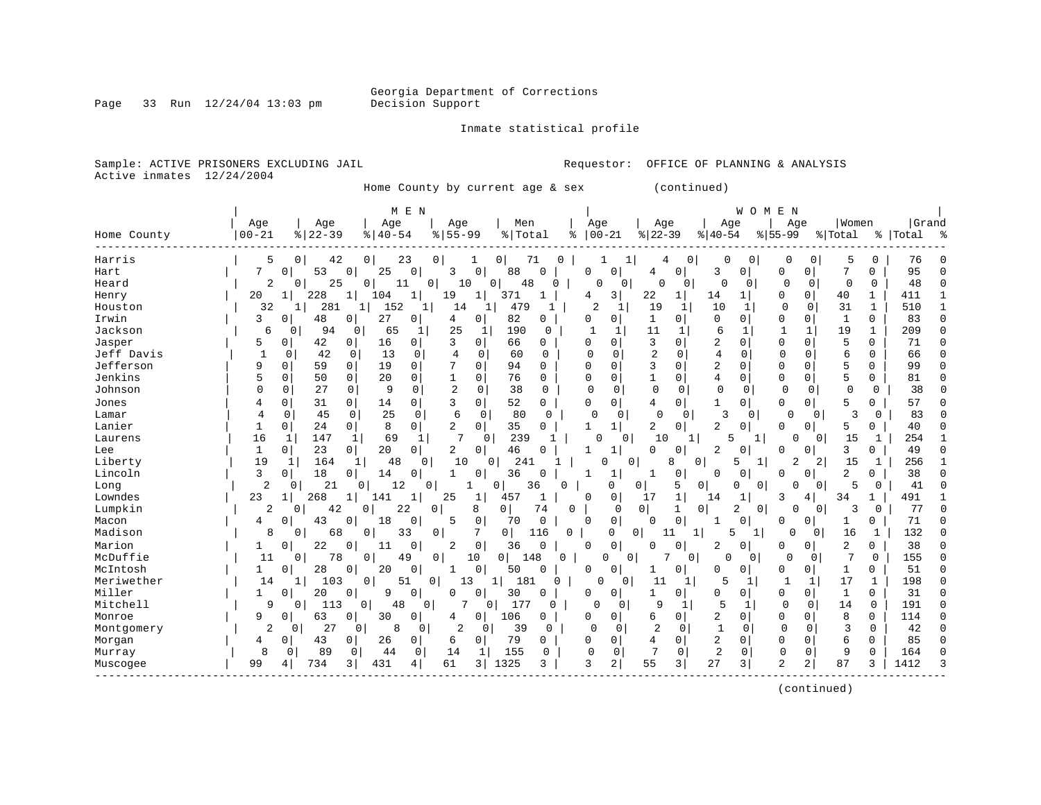Georgia Department of Corrections
Decision Support

Inmate statistical profile

Sample: ACTIVE PRISONERS EXCLUDING JAIL
Active inmates 12/24/2004

Requestor: OFFICE OF PLANNING & ANALYSIS

Home County by current age & sex (continued)

| Home County | MEN Age 00-21 | % | Age 22-39 | % | Age 40-54 | % | Age 55-99 | % | Men Total | % | WOMEN Age 00-21 | % | Age 22-39 | % | Age 40-54 | % | Age 55-99 | % | Women Total | % | Grand Total | % |
|---|---|---|---|---|---|---|---|---|---|---|---|---|---|---|---|---|---|---|---|---|---|---|
| Harris | 5 | 0 | 42 | 0 | 23 | 0 | 1 | 0 | 71 | 0 | 1 | 1 | 4 | 0 | 0 | 0 | 0 | 0 | 5 | 0 | 76 | 0 |
| Hart | 7 | 0 | 53 | 0 | 25 | 0 | 3 | 0 | 88 | 0 | 0 | 0 | 4 | 0 | 3 | 0 | 0 | 0 | 7 | 0 | 95 | 0 |
| Heard | 2 | 0 | 25 | 0 | 11 | 0 | 10 | 0 | 48 | 0 | 0 | 0 | 0 | 0 | 0 | 0 | 0 | 0 | 0 | 0 | 48 | 0 |
| Henry | 20 | 1 | 228 | 1 | 104 | 1 | 19 | 1 | 371 | 1 | 4 | 3 | 22 | 1 | 14 | 1 | 0 | 0 | 40 | 1 | 411 | 1 |
| Houston | 32 | 1 | 281 | 1 | 152 | 1 | 14 | 1 | 479 | 1 | 2 | 1 | 19 | 1 | 10 | 1 | 0 | 0 | 31 | 1 | 510 | 1 |
| Irwin | 3 | 0 | 48 | 0 | 27 | 0 | 4 | 0 | 82 | 0 | 0 | 0 | 1 | 0 | 0 | 0 | 0 | 0 | 1 | 0 | 83 | 0 |
| Jackson | 6 | 0 | 94 | 0 | 65 | 1 | 25 | 1 | 190 | 0 | 1 | 1 | 11 | 1 | 6 | 1 | 1 | 1 | 19 | 1 | 209 | 0 |
| Jasper | 5 | 0 | 42 | 0 | 16 | 0 | 3 | 0 | 66 | 0 | 0 | 0 | 3 | 0 | 2 | 0 | 0 | 0 | 5 | 0 | 71 | 0 |
| Jeff Davis | 1 | 0 | 42 | 0 | 13 | 0 | 4 | 0 | 60 | 0 | 0 | 0 | 2 | 0 | 4 | 0 | 0 | 0 | 6 | 0 | 66 | 0 |
| Jefferson | 9 | 0 | 59 | 0 | 19 | 0 | 7 | 0 | 94 | 0 | 0 | 0 | 3 | 0 | 2 | 0 | 0 | 0 | 5 | 0 | 99 | 0 |
| Jenkins | 5 | 0 | 50 | 0 | 20 | 0 | 1 | 0 | 76 | 0 | 0 | 0 | 1 | 0 | 4 | 0 | 0 | 0 | 5 | 0 | 81 | 0 |
| Johnson | 0 | 0 | 27 | 0 | 9 | 0 | 2 | 0 | 38 | 0 | 0 | 0 | 0 | 0 | 0 | 0 | 0 | 0 | 0 | 0 | 38 | 0 |
| Jones | 4 | 0 | 31 | 0 | 14 | 0 | 3 | 0 | 52 | 0 | 0 | 0 | 4 | 0 | 1 | 0 | 0 | 0 | 5 | 0 | 57 | 0 |
| Lamar | 4 | 0 | 45 | 0 | 25 | 0 | 6 | 0 | 80 | 0 | 0 | 0 | 0 | 0 | 3 | 0 | 0 | 0 | 3 | 0 | 83 | 0 |
| Lanier | 1 | 0 | 24 | 0 | 8 | 0 | 2 | 0 | 35 | 0 | 1 | 1 | 2 | 0 | 2 | 0 | 0 | 0 | 5 | 0 | 40 | 0 |
| Laurens | 16 | 1 | 147 | 1 | 69 | 1 | 7 | 0 | 239 | 1 | 0 | 0 | 10 | 1 | 5 | 1 | 0 | 0 | 15 | 1 | 254 | 1 |
| Lee | 1 | 0 | 23 | 0 | 20 | 0 | 2 | 0 | 46 | 0 | 1 | 1 | 0 | 0 | 2 | 0 | 0 | 0 | 3 | 0 | 49 | 0 |
| Liberty | 19 | 1 | 164 | 1 | 48 | 0 | 10 | 0 | 241 | 1 | 0 | 0 | 8 | 0 | 5 | 1 | 2 | 2 | 15 | 1 | 256 | 1 |
| Lincoln | 3 | 0 | 18 | 0 | 14 | 0 | 1 | 0 | 36 | 0 | 1 | 1 | 1 | 0 | 0 | 0 | 0 | 0 | 2 | 0 | 38 | 0 |
| Long | 2 | 0 | 21 | 0 | 12 | 0 | 1 | 0 | 36 | 0 | 0 | 0 | 5 | 0 | 0 | 0 | 0 | 0 | 5 | 0 | 41 | 0 |
| Lowndes | 23 | 1 | 268 | 1 | 141 | 1 | 25 | 1 | 457 | 1 | 0 | 0 | 17 | 1 | 14 | 1 | 3 | 4 | 34 | 1 | 491 | 1 |
| Lumpkin | 2 | 0 | 42 | 0 | 22 | 0 | 8 | 0 | 74 | 0 | 0 | 0 | 1 | 0 | 2 | 0 | 0 | 0 | 3 | 0 | 77 | 0 |
| Macon | 4 | 0 | 43 | 0 | 18 | 0 | 5 | 0 | 70 | 0 | 0 | 0 | 0 | 0 | 1 | 0 | 0 | 0 | 1 | 0 | 71 | 0 |
| Madison | 8 | 0 | 68 | 0 | 33 | 0 | 7 | 0 | 116 | 0 | 0 | 0 | 11 | 1 | 5 | 1 | 0 | 0 | 16 | 1 | 132 | 0 |
| Marion | 1 | 0 | 22 | 0 | 11 | 0 | 2 | 0 | 36 | 0 | 0 | 0 | 0 | 0 | 2 | 0 | 0 | 0 | 2 | 0 | 38 | 0 |
| McDuffie | 11 | 0 | 78 | 0 | 49 | 0 | 10 | 0 | 148 | 0 | 0 | 0 | 7 | 0 | 0 | 0 | 0 | 0 | 7 | 0 | 155 | 0 |
| McIntosh | 1 | 0 | 28 | 0 | 20 | 0 | 1 | 0 | 50 | 0 | 0 | 0 | 1 | 0 | 0 | 0 | 0 | 0 | 1 | 0 | 51 | 0 |
| Meriwether | 14 | 1 | 103 | 0 | 51 | 0 | 13 | 1 | 181 | 0 | 0 | 0 | 11 | 1 | 5 | 1 | 1 | 1 | 17 | 1 | 198 | 0 |
| Miller | 1 | 0 | 20 | 0 | 9 | 0 | 0 | 0 | 30 | 0 | 0 | 0 | 1 | 0 | 0 | 0 | 0 | 0 | 1 | 0 | 31 | 0 |
| Mitchell | 9 | 0 | 113 | 0 | 48 | 0 | 7 | 0 | 177 | 0 | 0 | 0 | 9 | 1 | 5 | 1 | 0 | 0 | 14 | 0 | 191 | 0 |
| Monroe | 9 | 0 | 63 | 0 | 30 | 0 | 4 | 0 | 106 | 0 | 0 | 0 | 6 | 0 | 2 | 0 | 0 | 0 | 8 | 0 | 114 | 0 |
| Montgomery | 2 | 0 | 27 | 0 | 8 | 0 | 2 | 0 | 39 | 0 | 0 | 0 | 2 | 0 | 1 | 0 | 0 | 0 | 3 | 0 | 42 | 0 |
| Morgan | 4 | 0 | 43 | 0 | 26 | 0 | 6 | 0 | 79 | 0 | 0 | 0 | 4 | 0 | 2 | 0 | 0 | 0 | 6 | 0 | 85 | 0 |
| Murray | 8 | 0 | 89 | 0 | 44 | 0 | 14 | 1 | 155 | 0 | 0 | 0 | 7 | 0 | 2 | 0 | 0 | 0 | 9 | 0 | 164 | 0 |
| Muscogee | 99 | 4 | 734 | 3 | 431 | 4 | 61 | 3 | 1325 | 3 | 3 | 2 | 55 | 3 | 27 | 3 | 2 | 2 | 87 | 3 | 1412 | 3 |

(continued)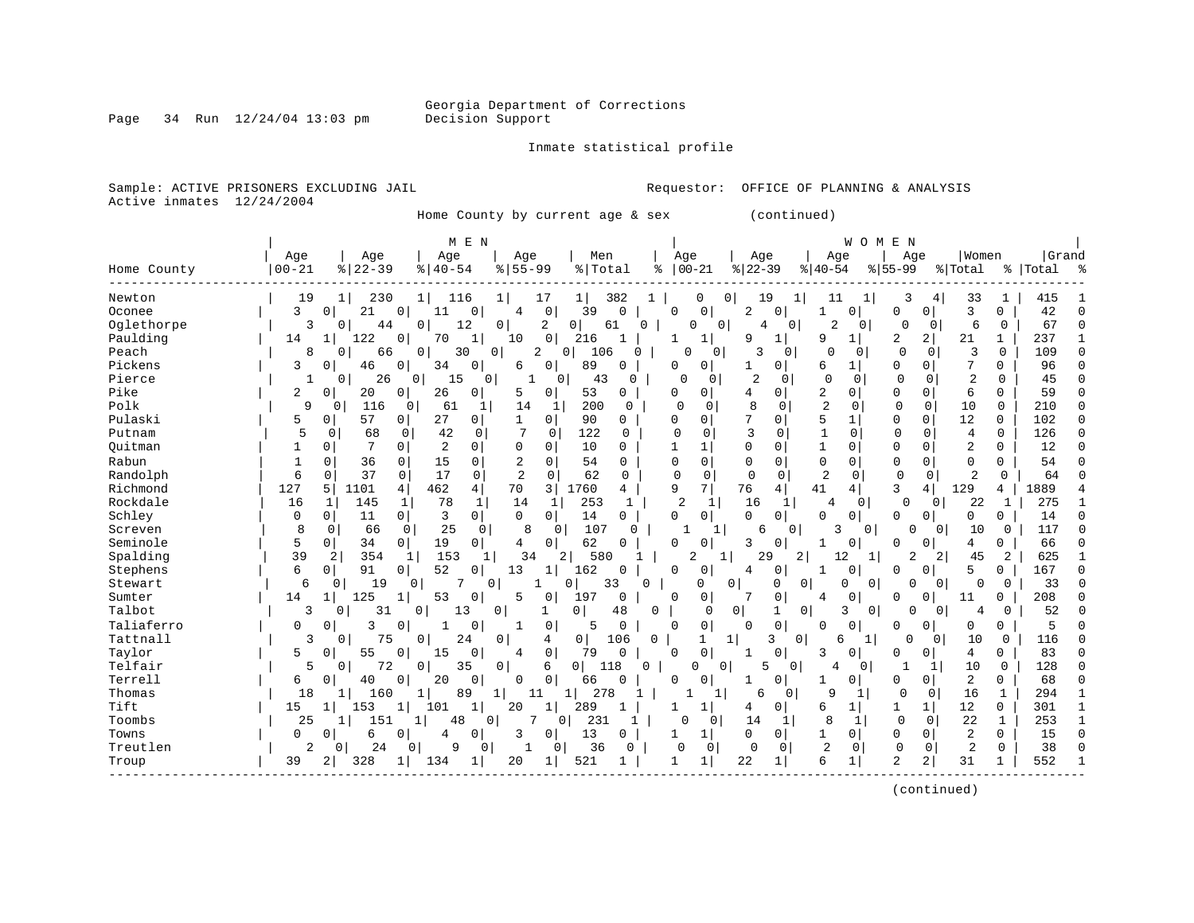Georgia Department of Corrections
Decision Support

Inmate statistical profile

Sample: ACTIVE PRISONERS EXCLUDING JAIL    Requestor: OFFICE OF PLANNING & ANALYSIS
Active inmates 12/24/2004

Home County by current age & sex (continued)

| | MEN | | | | | | | | | | WOMEN | | | | | | | | | | | |
|---|---|---|---|---|---|---|---|---|---|---|---|---|---|---|---|---|---|---|---|---|---|---|
| Home County | Age 00-21 | % | Age 22-39 | % | Age 40-54 | % | Age 55-99 | % | Men Total | % | Age 00-21 | % | Age 22-39 | % | Age 40-54 | % | Age 55-99 | % | Women Total | % | Grand Total | % |
| Newton | 19 | 1 | 230 | 1 | 116 | 1 | 17 | 1 | 382 | 1 | 0 | 0 | 19 | 1 | 11 | 1 | 3 | 4 | 33 | 1 | 415 | 1 |
| Oconee | 3 | 0 | 21 | 0 | 11 | 0 | 4 | 0 | 39 | 0 | 0 | 0 | 2 | 0 | 1 | 0 | 0 | 0 | 3 | 0 | 42 | 0 |
| Oglethorpe | 3 | 0 | 44 | 0 | 12 | 0 | 2 | 0 | 61 | 0 | 0 | 0 | 4 | 0 | 2 | 0 | 0 | 0 | 6 | 0 | 67 | 0 |
| Paulding | 14 | 1 | 122 | 0 | 70 | 1 | 10 | 0 | 216 | 1 | 1 | 1 | 9 | 1 | 9 | 1 | 2 | 2 | 21 | 1 | 237 | 1 |
| Peach | 8 | 0 | 66 | 0 | 30 | 0 | 2 | 0 | 106 | 0 | 0 | 0 | 3 | 0 | 0 | 0 | 0 | 0 | 3 | 0 | 109 | 0 |
| Pickens | 3 | 0 | 46 | 0 | 34 | 0 | 6 | 0 | 89 | 0 | 0 | 0 | 1 | 0 | 6 | 1 | 0 | 0 | 7 | 0 | 96 | 0 |
| Pierce | 1 | 0 | 26 | 0 | 15 | 0 | 1 | 0 | 43 | 0 | 0 | 0 | 2 | 0 | 0 | 0 | 0 | 0 | 2 | 0 | 45 | 0 |
| Pike | 2 | 0 | 20 | 0 | 26 | 0 | 5 | 0 | 53 | 0 | 0 | 0 | 4 | 0 | 2 | 0 | 0 | 0 | 6 | 0 | 59 | 0 |
| Polk | 9 | 0 | 116 | 0 | 61 | 1 | 14 | 1 | 200 | 0 | 0 | 0 | 8 | 0 | 2 | 0 | 0 | 0 | 10 | 0 | 210 | 0 |
| Pulaski | 5 | 0 | 57 | 0 | 27 | 0 | 1 | 0 | 90 | 0 | 0 | 0 | 7 | 0 | 5 | 1 | 0 | 0 | 12 | 0 | 102 | 0 |
| Putnam | 5 | 0 | 68 | 0 | 42 | 0 | 7 | 0 | 122 | 0 | 0 | 0 | 3 | 0 | 1 | 0 | 0 | 0 | 4 | 0 | 126 | 0 |
| Quitman | 1 | 0 | 7 | 0 | 2 | 0 | 0 | 0 | 10 | 0 | 1 | 1 | 0 | 0 | 1 | 0 | 0 | 0 | 2 | 0 | 12 | 0 |
| Rabun | 1 | 0 | 36 | 0 | 15 | 0 | 2 | 0 | 54 | 0 | 0 | 0 | 0 | 0 | 0 | 0 | 0 | 0 | 0 | 0 | 54 | 0 |
| Randolph | 6 | 0 | 37 | 0 | 17 | 0 | 2 | 0 | 62 | 0 | 0 | 0 | 0 | 0 | 2 | 0 | 0 | 0 | 2 | 0 | 64 | 0 |
| Richmond | 127 | 5 | 1101 | 4 | 462 | 4 | 70 | 3 | 1760 | 4 | 9 | 7 | 76 | 4 | 41 | 4 | 3 | 4 | 129 | 4 | 1889 | 4 |
| Rockdale | 16 | 1 | 145 | 1 | 78 | 1 | 14 | 1 | 253 | 1 | 2 | 1 | 16 | 1 | 4 | 0 | 0 | 0 | 22 | 1 | 275 | 1 |
| Schley | 0 | 0 | 11 | 0 | 3 | 0 | 0 | 0 | 14 | 0 | 0 | 0 | 0 | 0 | 0 | 0 | 0 | 0 | 0 | 0 | 14 | 0 |
| Screven | 8 | 0 | 66 | 0 | 25 | 0 | 8 | 0 | 107 | 0 | 1 | 1 | 6 | 0 | 3 | 0 | 0 | 0 | 10 | 0 | 117 | 0 |
| Seminole | 5 | 0 | 34 | 0 | 19 | 0 | 4 | 0 | 62 | 0 | 0 | 0 | 3 | 0 | 1 | 0 | 0 | 0 | 4 | 0 | 66 | 0 |
| Spalding | 39 | 2 | 354 | 1 | 153 | 1 | 34 | 2 | 580 | 1 | 2 | 1 | 29 | 2 | 12 | 1 | 2 | 2 | 45 | 2 | 625 | 1 |
| Stephens | 6 | 0 | 91 | 0 | 52 | 0 | 13 | 1 | 162 | 0 | 0 | 0 | 4 | 0 | 1 | 0 | 0 | 0 | 5 | 0 | 167 | 0 |
| Stewart | 6 | 0 | 19 | 0 | 7 | 0 | 1 | 0 | 33 | 0 | 0 | 0 | 0 | 0 | 0 | 0 | 0 | 0 | 0 | 0 | 33 | 0 |
| Sumter | 14 | 1 | 125 | 1 | 53 | 0 | 5 | 0 | 197 | 0 | 0 | 0 | 7 | 0 | 4 | 0 | 0 | 0 | 11 | 0 | 208 | 0 |
| Talbot | 3 | 0 | 31 | 0 | 13 | 0 | 1 | 0 | 48 | 0 | 0 | 0 | 1 | 0 | 3 | 0 | 0 | 0 | 4 | 0 | 52 | 0 |
| Taliaferro | 0 | 0 | 3 | 0 | 1 | 0 | 1 | 0 | 5 | 0 | 0 | 0 | 0 | 0 | 0 | 0 | 0 | 0 | 0 | 0 | 5 | 0 |
| Tattnall | 3 | 0 | 75 | 0 | 24 | 0 | 4 | 0 | 106 | 0 | 1 | 1 | 3 | 0 | 6 | 1 | 0 | 0 | 10 | 0 | 116 | 0 |
| Taylor | 5 | 0 | 55 | 0 | 15 | 0 | 4 | 0 | 79 | 0 | 0 | 0 | 1 | 0 | 3 | 0 | 0 | 0 | 4 | 0 | 83 | 0 |
| Telfair | 5 | 0 | 72 | 0 | 35 | 0 | 6 | 0 | 118 | 0 | 0 | 0 | 5 | 0 | 4 | 0 | 1 | 1 | 10 | 0 | 128 | 0 |
| Terrell | 6 | 0 | 40 | 0 | 20 | 0 | 0 | 0 | 66 | 0 | 0 | 0 | 1 | 0 | 1 | 0 | 0 | 0 | 2 | 0 | 68 | 0 |
| Thomas | 18 | 1 | 160 | 1 | 89 | 1 | 11 | 1 | 278 | 1 | 1 | 1 | 6 | 0 | 9 | 1 | 0 | 0 | 16 | 1 | 294 | 1 |
| Tift | 15 | 1 | 153 | 1 | 101 | 1 | 20 | 1 | 289 | 1 | 1 | 1 | 4 | 0 | 6 | 1 | 1 | 1 | 12 | 0 | 301 | 1 |
| Toombs | 25 | 1 | 151 | 1 | 48 | 0 | 7 | 0 | 231 | 1 | 0 | 0 | 14 | 1 | 8 | 1 | 0 | 0 | 22 | 1 | 253 | 1 |
| Towns | 0 | 0 | 6 | 0 | 4 | 0 | 3 | 0 | 13 | 0 | 1 | 1 | 0 | 0 | 1 | 0 | 0 | 0 | 2 | 0 | 15 | 0 |
| Treutlen | 2 | 0 | 24 | 0 | 9 | 0 | 1 | 0 | 36 | 0 | 0 | 0 | 0 | 0 | 2 | 0 | 0 | 0 | 2 | 0 | 38 | 0 |
| Troup | 39 | 2 | 328 | 1 | 134 | 1 | 20 | 1 | 521 | 1 | 1 | 1 | 22 | 1 | 6 | 1 | 2 | 2 | 31 | 1 | 552 | 1 |

(continued)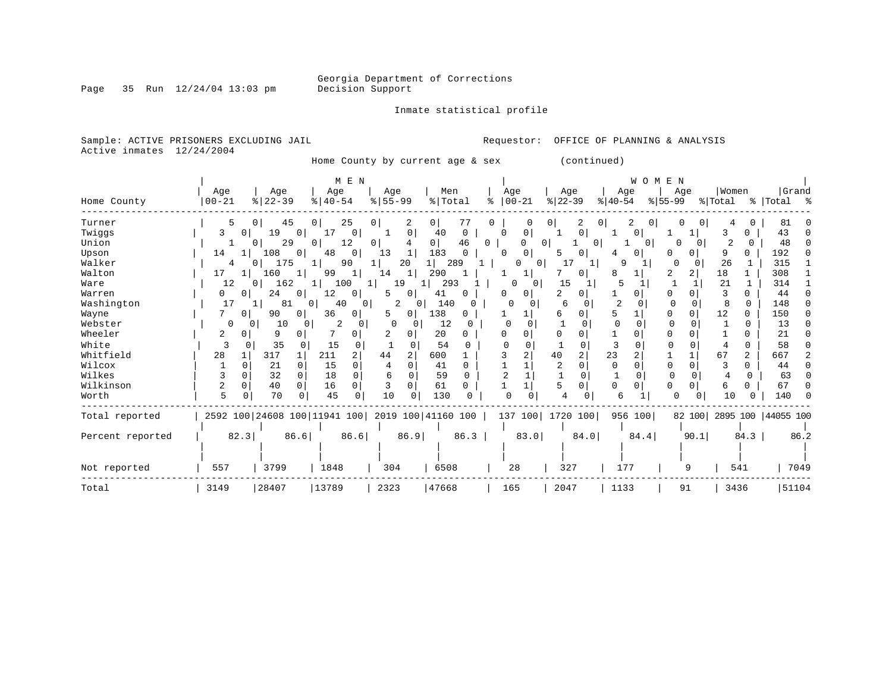Georgia Department of Corrections
Decision Support

Inmate statistical profile

Sample: ACTIVE PRISONERS EXCLUDING JAIL
Active inmates 12/24/2004

Requestor: OFFICE OF PLANNING & ANALYSIS

Home County by current age & sex (continued)

| Home County | MEN Age 00-21 | % | Age 22-39 | % | Age 40-54 | % | Age 55-99 | % | Men Total | % | WOMEN Age 00-21 | % | Age 22-39 | % | Age 40-54 | % | Age 55-99 | % | Women Total | % | Grand Total | % |
|---|---|---|---|---|---|---|---|---|---|---|---|---|---|---|---|---|---|---|---|---|---|---|
| Turner | 5 | 0 | 45 | 0 | 25 | 0 | 2 | 0 | 77 | 0 | 0 | 0 | 2 | 0 | 2 | 0 | 0 | 0 | 4 | 0 | 81 | 0 |
| Twiggs | 3 | 0 | 19 | 0 | 17 | 0 | 1 | 0 | 40 | 0 | 0 | 0 | 1 | 0 | 1 | 0 | 1 | 1 | 3 | 0 | 43 | 0 |
| Union | 1 | 0 | 29 | 0 | 12 | 0 | 4 | 0 | 46 | 0 | 0 | 0 | 1 | 0 | 1 | 0 | 0 | 0 | 2 | 0 | 48 | 0 |
| Upson | 14 | 1 | 108 | 0 | 48 | 0 | 13 | 1 | 183 | 0 | 0 | 0 | 5 | 0 | 4 | 0 | 0 | 0 | 9 | 0 | 192 | 0 |
| Walker | 4 | 0 | 175 | 1 | 90 | 1 | 20 | 1 | 289 | 1 | 0 | 0 | 17 | 1 | 9 | 1 | 0 | 0 | 26 | 1 | 315 | 1 |
| Walton | 17 | 1 | 160 | 1 | 99 | 1 | 14 | 1 | 290 | 1 | 1 | 1 | 7 | 0 | 8 | 1 | 2 | 2 | 18 | 1 | 308 | 1 |
| Ware | 12 | 0 | 162 | 1 | 100 | 1 | 19 | 1 | 293 | 1 | 0 | 0 | 15 | 1 | 5 | 1 | 1 | 1 | 21 | 1 | 314 | 1 |
| Warren | 0 | 0 | 24 | 0 | 12 | 0 | 5 | 0 | 41 | 0 | 0 | 0 | 2 | 0 | 1 | 0 | 0 | 0 | 3 | 0 | 44 | 0 |
| Washington | 17 | 1 | 81 | 0 | 40 | 0 | 2 | 0 | 140 | 0 | 0 | 0 | 6 | 0 | 2 | 0 | 0 | 0 | 8 | 0 | 148 | 0 |
| Wayne | 7 | 0 | 90 | 0 | 36 | 0 | 5 | 0 | 138 | 0 | 1 | 1 | 6 | 0 | 5 | 1 | 0 | 0 | 12 | 0 | 150 | 0 |
| Webster | 0 | 0 | 10 | 0 | 2 | 0 | 0 | 0 | 12 | 0 | 0 | 0 | 1 | 0 | 0 | 0 | 0 | 0 | 1 | 0 | 13 | 0 |
| Wheeler | 2 | 0 | 9 | 0 | 7 | 0 | 2 | 0 | 20 | 0 | 0 | 0 | 0 | 0 | 1 | 0 | 0 | 0 | 1 | 0 | 21 | 0 |
| White | 3 | 0 | 35 | 0 | 15 | 0 | 1 | 0 | 54 | 0 | 0 | 0 | 1 | 0 | 3 | 0 | 0 | 0 | 4 | 0 | 58 | 0 |
| Whitfield | 28 | 1 | 317 | 1 | 211 | 2 | 44 | 2 | 600 | 1 | 3 | 2 | 40 | 2 | 23 | 2 | 1 | 1 | 67 | 2 | 667 | 2 |
| Wilcox | 1 | 0 | 21 | 0 | 15 | 0 | 4 | 0 | 41 | 0 | 1 | 1 | 2 | 0 | 0 | 0 | 0 | 0 | 3 | 0 | 44 | 0 |
| Wilkes | 3 | 0 | 32 | 0 | 18 | 0 | 6 | 0 | 59 | 0 | 2 | 1 | 1 | 0 | 1 | 0 | 0 | 0 | 4 | 0 | 63 | 0 |
| Wilkinson | 2 | 0 | 40 | 0 | 16 | 0 | 3 | 0 | 61 | 0 | 1 | 1 | 5 | 0 | 0 | 0 | 0 | 0 | 6 | 0 | 67 | 0 |
| Worth | 5 | 0 | 70 | 0 | 45 | 0 | 10 | 0 | 130 | 0 | 0 | 0 | 4 | 0 | 6 | 1 | 0 | 0 | 10 | 0 | 140 | 0 |
| Total reported | 2592 | 100 | 24608 | 100 | 11941 | 100 | 2019 | 100 | 41160 | 100 | 137 | 100 | 1720 | 100 | 956 | 100 | 82 | 100 | 2895 | 100 | 44055 | 100 |
| Percent reported | | 82.3 | | 86.6 | | 86.6 | | 86.9 | | 86.3 | | 83.0 | | 84.0 | | 84.4 | | 90.1 | | 84.3 | | 86.2 |
| Not reported | 557 | | 3799 | | 1848 | | 304 | | 6508 | | 28 | | 327 | | 177 | | 9 | | 541 | | 7049 | |
| Total | 3149 | | 28407 | | 13789 | | 2323 | | 47668 | | 165 | | 2047 | | 1133 | | 91 | | 3436 | | 51104 | |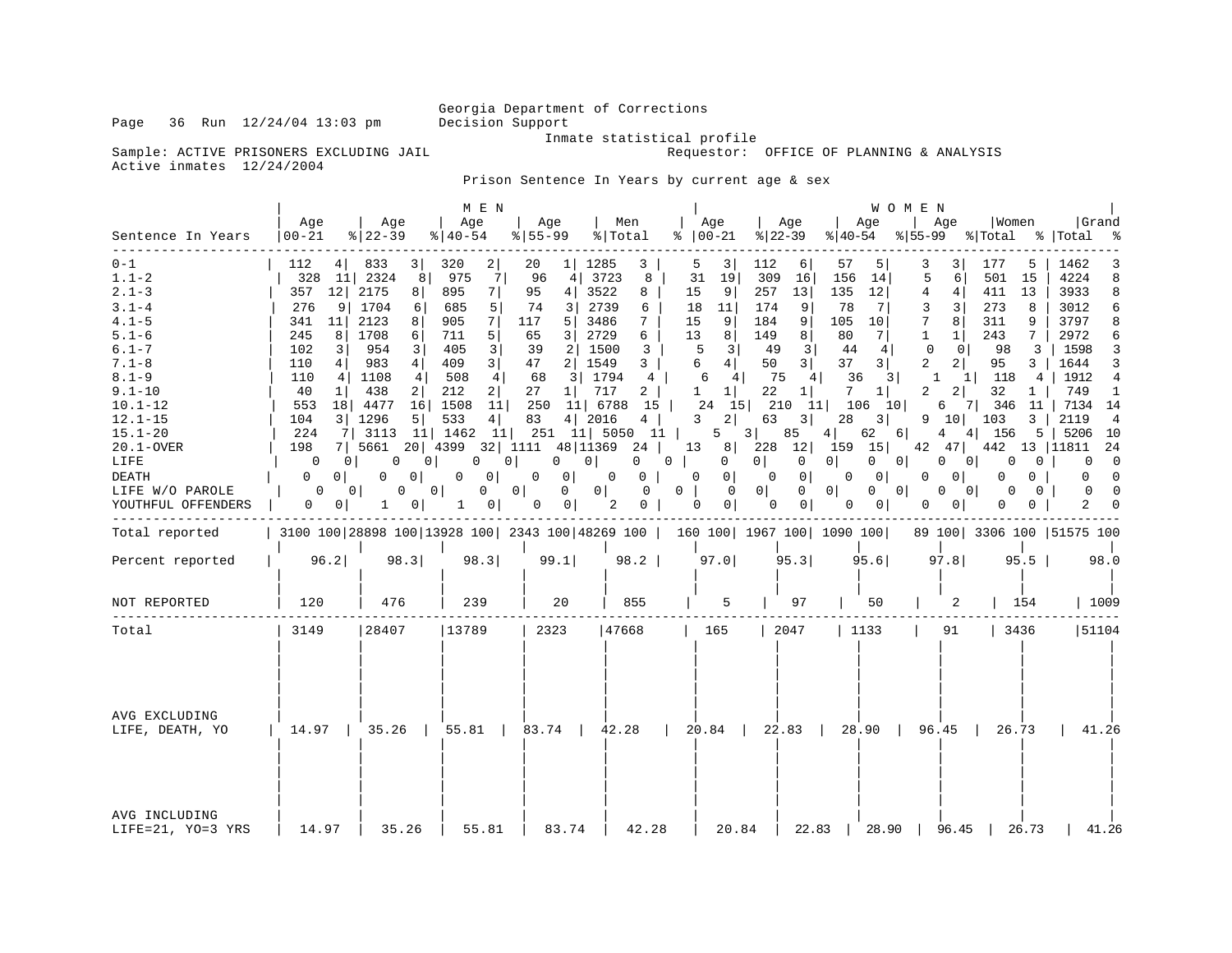Georgia Department of Corrections
Decision Support

Page 36 Run 12/24/04 13:03 pm

Inmate statistical profile

Sample: ACTIVE PRISONERS EXCLUDING JAIL — Requestor: OFFICE OF PLANNING & ANALYSIS

Active inmates 12/24/2004

## Prison Sentence In Years by current age & sex

| Sentence In Years | MEN Age 00-21 | % | Age 22-39 | % | Age 40-54 | % | Age 55-99 | % | Men Total | % | WOMEN Age 00-21 | % | Age 22-39 | % | Age 40-54 | % | Age 55-99 | % | Women Total | % | Grand Total | % |
|---|---|---|---|---|---|---|---|---|---|---|---|---|---|---|---|---|---|---|---|---|---|---|
| 0-1 | 112 | 4 | 833 | 3 | 320 | 2 | 20 | 1 | 1285 | 3 | 5 | 3 | 112 | 6 | 57 | 5 | 3 | 3 | 177 | 5 | 1462 | 3 |
| 1.1-2 | 328 | 11 | 2324 | 8 | 975 | 7 | 96 | 4 | 3723 | 8 | 31 | 19 | 309 | 16 | 156 | 14 | 5 | 6 | 501 | 15 | 4224 | 8 |
| 2.1-3 | 357 | 12 | 2175 | 8 | 895 | 7 | 95 | 4 | 3522 | 8 | 15 | 9 | 257 | 13 | 135 | 12 | 4 | 4 | 411 | 13 | 3933 | 8 |
| 3.1-4 | 276 | 9 | 1704 | 6 | 685 | 5 | 74 | 3 | 2739 | 6 | 18 | 11 | 174 | 9 | 78 | 7 | 3 | 3 | 273 | 8 | 3012 | 6 |
| 4.1-5 | 341 | 11 | 2123 | 8 | 905 | 7 | 117 | 5 | 3486 | 7 | 15 | 9 | 184 | 9 | 105 | 10 | 7 | 8 | 311 | 9 | 3797 | 8 |
| 5.1-6 | 245 | 8 | 1708 | 6 | 711 | 5 | 65 | 3 | 2729 | 6 | 13 | 8 | 149 | 8 | 80 | 7 | 1 | 1 | 243 | 7 | 2972 | 6 |
| 6.1-7 | 102 | 3 | 954 | 3 | 405 | 3 | 39 | 2 | 1500 | 3 | 5 | 3 | 49 | 3 | 44 | 4 | 0 | 0 | 98 | 3 | 1598 | 3 |
| 7.1-8 | 110 | 4 | 983 | 4 | 409 | 3 | 47 | 2 | 1549 | 3 | 6 | 4 | 50 | 3 | 37 | 3 | 2 | 2 | 95 | 3 | 1644 | 3 |
| 8.1-9 | 110 | 4 | 1108 | 4 | 508 | 4 | 68 | 3 | 1794 | 4 | 6 | 4 | 75 | 4 | 36 | 3 | 1 | 1 | 118 | 4 | 1912 | 4 |
| 9.1-10 | 40 | 1 | 438 | 2 | 212 | 2 | 27 | 1 | 717 | 2 | 1 | 1 | 22 | 1 | 7 | 1 | 2 | 2 | 32 | 1 | 749 | 1 |
| 10.1-12 | 553 | 18 | 4477 | 16 | 1508 | 11 | 250 | 11 | 6788 | 15 | 24 | 15 | 210 | 11 | 106 | 10 | 6 | 7 | 346 | 11 | 7134 | 14 |
| 12.1-15 | 104 | 3 | 1296 | 5 | 533 | 4 | 83 | 4 | 2016 | 4 | 3 | 2 | 63 | 3 | 28 | 3 | 9 | 10 | 103 | 3 | 2119 | 4 |
| 15.1-20 | 224 | 7 | 3113 | 11 | 1462 | 11 | 251 | 11 | 5050 | 11 | 5 | 3 | 85 | 4 | 62 | 6 | 4 | 4 | 156 | 5 | 5206 | 10 |
| 20.1-OVER | 198 | 7 | 5661 | 20 | 4399 | 32 | 1111 | 48 | 11369 | 24 | 13 | 8 | 228 | 12 | 159 | 15 | 42 | 47 | 442 | 13 | 11811 | 24 |
| LIFE | 0 | 0 | 0 | 0 | 0 | 0 | 0 | 0 | 0 | 0 | 0 | 0 | 0 | 0 | 0 | 0 | 0 | 0 | 0 | 0 | 0 | 0 |
| DEATH | 0 | 0 | 0 | 0 | 0 | 0 | 0 | 0 | 0 | 0 | 0 | 0 | 0 | 0 | 0 | 0 | 0 | 0 | 0 | 0 | 0 | 0 |
| LIFE W/O PAROLE | 0 | 0 | 0 | 0 | 0 | 0 | 0 | 0 | 0 | 0 | 0 | 0 | 0 | 0 | 0 | 0 | 0 | 0 | 0 | 0 | 0 | 0 |
| YOUTHFUL OFFENDERS | 0 | 0 | 1 | 0 | 1 | 0 | 0 | 0 | 2 | 0 | 0 | 0 | 0 | 0 | 0 | 0 | 0 | 0 | 0 | 0 | 2 | 0 |
| Total reported | 3100 | 100 | 28898 | 100 | 13928 | 100 | 2343 | 100 | 48269 | 100 | 160 | 100 | 1967 | 100 | 1090 | 100 | 89 | 100 | 3306 | 100 | 51575 | 100 |
| Percent reported | 96.2 | | 98.3 | | 98.3 | | 99.1 | | 98.2 | | 97.0 | | 95.3 | | 95.6 | | 97.8 | | 95.5 | | 98.0 | |
| NOT REPORTED | 120 | | 476 | | 239 | | 20 | | 855 | | 5 | | 97 | | 50 | | 2 | | 154 | | 1009 | |
| Total | 3149 | | 28407 | | 13789 | | 2323 | | 47668 | | 165 | | 2047 | | 1133 | | 91 | | 3436 | | 51104 | |
| AVG EXCLUDING LIFE, DEATH, YO | 14.97 | | 35.26 | | 55.81 | | 83.74 | | 42.28 | | 20.84 | | 22.83 | | 28.90 | | 96.45 | | 26.73 | | 41.26 | |
| AVG INCLUDING LIFE=21, YO=3 YRS | 14.97 | | 35.26 | | 55.81 | | 83.74 | | 42.28 | | 20.84 | | 22.83 | | 28.90 | | 96.45 | | 26.73 | | 41.26 | |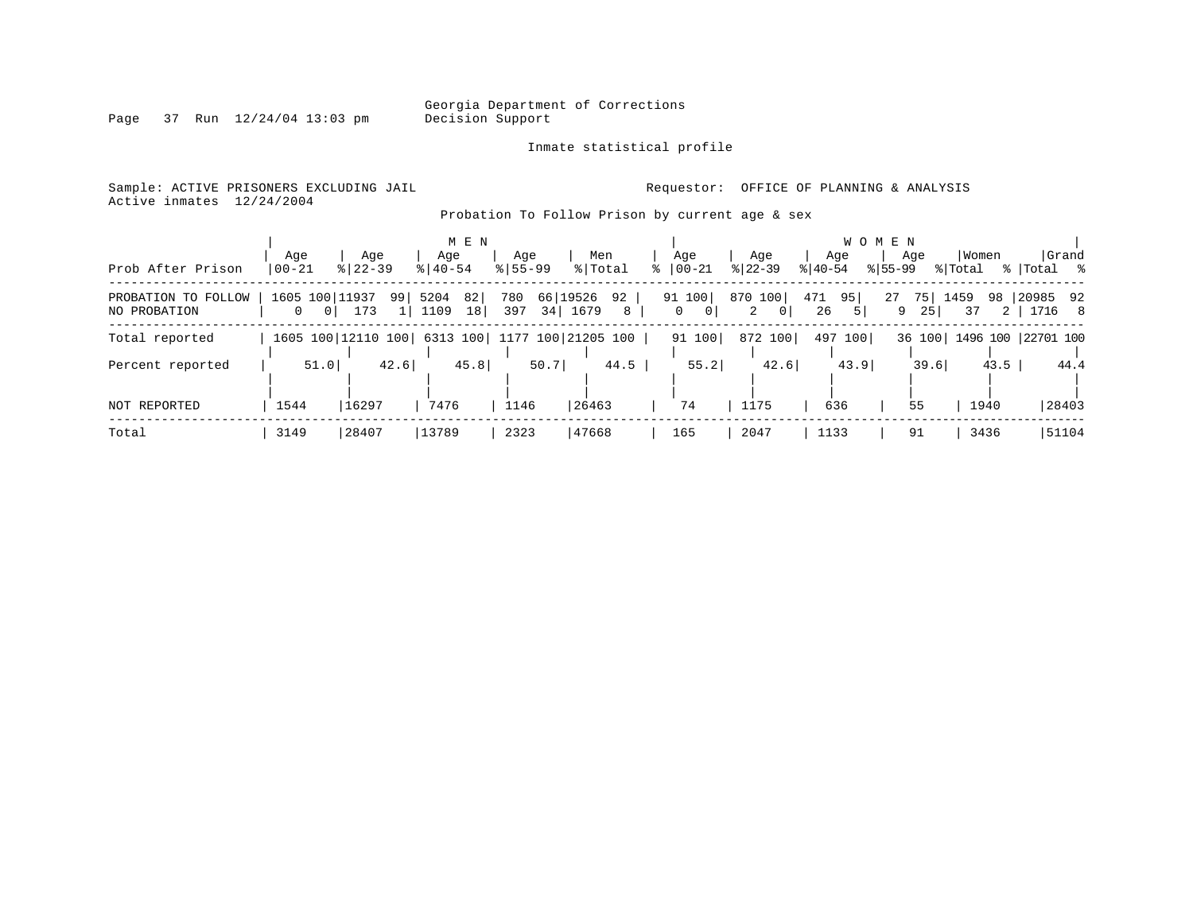Georgia Department of Corrections
Decision Support

Inmate statistical profile

Sample: ACTIVE PRISONERS EXCLUDING JAIL
Active inmates 12/24/2004

Requestor: OFFICE OF PLANNING & ANALYSIS

Probation To Follow Prison by current age & sex

| Prob After Prison | MEN Age 00-21 | % | Age 22-39 | % | Age 40-54 | % | Age 55-99 | % | Men Total | % | WOMEN Age 00-21 | % | Age 22-39 | % | Age 40-54 | % | Age 55-99 | % | Women Total | % | Grand Total | % |
|---|---|---|---|---|---|---|---|---|---|---|---|---|---|---|---|---|---|---|---|---|---|---|
| PROBATION TO FOLLOW | 1605 | 100 | 11937 | 99 | 5204 | 82 | 780 | 66 | 19526 | 92 | 91 | 100 | 870 | 100 | 471 | 95 | 27 | 75 | 1459 | 98 | 20985 | 92 |
| NO PROBATION | 0 | 0 | 173 | 1 | 1109 | 18 | 397 | 34 | 1679 | 8 | 0 | 0 | 2 | 0 | 26 | 5 | 9 | 25 | 37 | 2 | 1716 | 8 |
| Total reported | 1605 | 100 | 12110 | 100 | 6313 | 100 | 1177 | 100 | 21205 | 100 | 91 | 100 | 872 | 100 | 497 | 100 | 36 | 100 | 1496 | 100 | 22701 | 100 |
| Percent reported | | 51.0 | | 42.6 | | 45.8 | | 50.7 | | 44.5 | | 55.2 | | 42.6 | | 43.9 | | 39.6 | | 43.5 | | 44.4 |
| NOT REPORTED | 1544 | | 16297 | | 7476 | | 1146 | | 26463 | | 74 | | 1175 | | 636 | | 55 | | 1940 | | 28403 | |
| Total | 3149 | | 28407 | | 13789 | | 2323 | | 47668 | | 165 | | 2047 | | 1133 | | 91 | | 3436 | | 51104 | |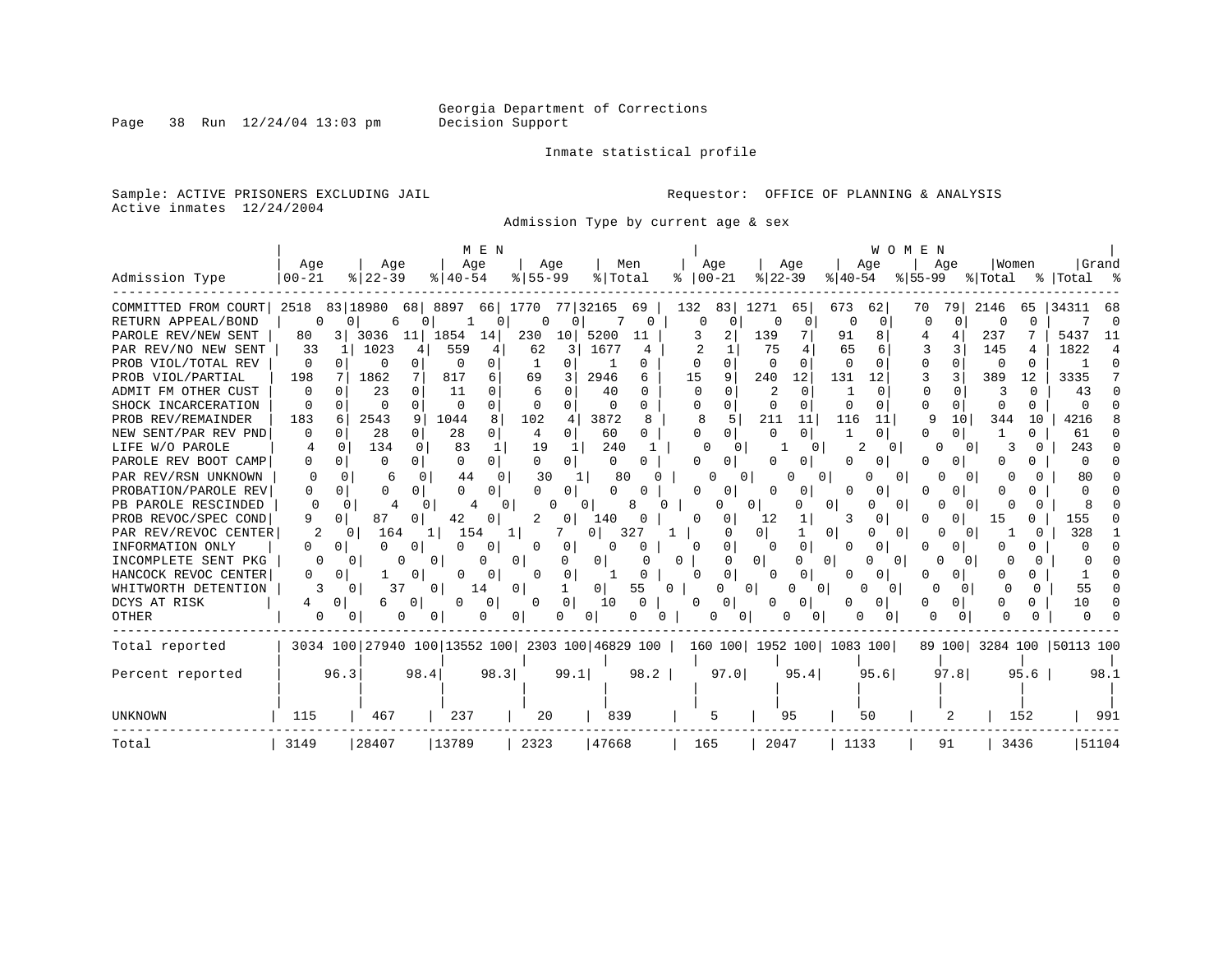Georgia Department of Corrections
Decision Support

Inmate statistical profile

Sample: ACTIVE PRISONERS EXCLUDING JAIL
Active inmates 12/24/2004

Requestor: OFFICE OF PLANNING & ANALYSIS

Admission Type by current age & sex

| Admission Type | MEN Age 00-21 | % | Age 22-39 | % | Age 40-54 | % | Age 55-99 | % | Men Total | % | WOMEN Age 00-21 | % | Age 22-39 | % | Age 40-54 | % | Age 55-99 | % | Women Total | % | Grand Total | % |
|---|---|---|---|---|---|---|---|---|---|---|---|---|---|---|---|---|---|---|---|---|---|---|
| COMMITTED FROM COURT | 2518 | 83 | 18980 | 68 | 8897 | 66 | 1770 | 77 | 32165 | 69 | 132 | 83 | 1271 | 65 | 673 | 62 | 70 | 79 | 2146 | 65 | 34311 | 68 |
| RETURN APPEAL/BOND | 0 | 0 | 6 | 0 | 1 | 0 | 0 | 0 | 7 | 0 | 0 | 0 | 0 | 0 | 0 | 0 | 0 | 0 | 0 | 0 | 7 | 0 |
| PAROLE REV/NEW SENT | 80 | 3 | 3036 | 11 | 1854 | 14 | 230 | 10 | 5200 | 11 | 3 | 2 | 139 | 7 | 91 | 8 | 4 | 4 | 237 | 7 | 5437 | 11 |
| PAR REV/NO NEW SENT | 33 | 1 | 1023 | 4 | 559 | 4 | 62 | 3 | 1677 | 4 | 2 | 1 | 75 | 4 | 65 | 6 | 3 | 3 | 145 | 4 | 1822 | 4 |
| PROB VIOL/TOTAL REV | 0 | 0 | 0 | 0 | 0 | 0 | 1 | 0 | 1 | 0 | 0 | 0 | 0 | 0 | 0 | 0 | 0 | 0 | 0 | 0 | 1 | 0 |
| PROB VIOL/PARTIAL | 198 | 7 | 1862 | 7 | 817 | 6 | 69 | 3 | 2946 | 6 | 15 | 9 | 240 | 12 | 131 | 12 | 3 | 3 | 389 | 12 | 3335 | 7 |
| ADMIT FM OTHER CUST | 0 | 0 | 23 | 0 | 11 | 0 | 6 | 0 | 40 | 0 | 0 | 0 | 2 | 0 | 1 | 0 | 0 | 0 | 3 | 0 | 43 | 0 |
| SHOCK INCARCERATION | 0 | 0 | 0 | 0 | 0 | 0 | 0 | 0 | 0 | 0 | 0 | 0 | 0 | 0 | 0 | 0 | 0 | 0 | 0 | 0 | 0 | 0 |
| PROB REV/REMAINDER | 183 | 6 | 2543 | 9 | 1044 | 8 | 102 | 4 | 3872 | 8 | 8 | 5 | 211 | 11 | 116 | 11 | 9 | 10 | 344 | 10 | 4216 | 8 |
| NEW SENT/PAR REV PND | 0 | 0 | 28 | 0 | 28 | 0 | 4 | 0 | 60 | 0 | 0 | 0 | 0 | 0 | 1 | 0 | 0 | 0 | 1 | 0 | 61 | 0 |
| LIFE W/O PAROLE | 4 | 0 | 134 | 0 | 83 | 1 | 19 | 1 | 240 | 1 | 0 | 0 | 1 | 0 | 2 | 0 | 0 | 0 | 3 | 0 | 243 | 0 |
| PAROLE REV BOOT CAMP | 0 | 0 | 0 | 0 | 0 | 0 | 0 | 0 | 0 | 0 | 0 | 0 | 0 | 0 | 0 | 0 | 0 | 0 | 0 | 0 | 0 | 0 |
| PAR REV/RSN UNKNOWN | 0 | 0 | 6 | 0 | 44 | 0 | 30 | 1 | 80 | 0 | 0 | 0 | 0 | 0 | 0 | 0 | 0 | 0 | 0 | 0 | 80 | 0 |
| PROBATION/PAROLE REV | 0 | 0 | 0 | 0 | 0 | 0 | 0 | 0 | 0 | 0 | 0 | 0 | 0 | 0 | 0 | 0 | 0 | 0 | 0 | 0 | 0 | 0 |
| PB PAROLE RESCINDED | 0 | 0 | 4 | 0 | 4 | 0 | 0 | 0 | 8 | 0 | 0 | 0 | 0 | 0 | 0 | 0 | 0 | 0 | 0 | 0 | 8 | 0 |
| PROB REVOC/SPEC COND | 9 | 0 | 87 | 0 | 42 | 0 | 2 | 0 | 140 | 0 | 0 | 0 | 12 | 1 | 3 | 0 | 0 | 0 | 15 | 0 | 155 | 0 |
| PAR REV/REVOC CENTER | 2 | 0 | 164 | 1 | 154 | 1 | 7 | 0 | 327 | 1 | 0 | 0 | 1 | 0 | 0 | 0 | 0 | 0 | 1 | 0 | 328 | 1 |
| INFORMATION ONLY | 0 | 0 | 0 | 0 | 0 | 0 | 0 | 0 | 0 | 0 | 0 | 0 | 0 | 0 | 0 | 0 | 0 | 0 | 0 | 0 | 0 | 0 |
| INCOMPLETE SENT PKG | 0 | 0 | 0 | 0 | 0 | 0 | 0 | 0 | 0 | 0 | 0 | 0 | 0 | 0 | 0 | 0 | 0 | 0 | 0 | 0 | 0 | 0 |
| HANCOCK REVOC CENTER | 0 | 0 | 1 | 0 | 0 | 0 | 0 | 0 | 1 | 0 | 0 | 0 | 0 | 0 | 0 | 0 | 0 | 0 | 0 | 0 | 1 | 0 |
| WHITWORTH DETENTION | 3 | 0 | 37 | 0 | 14 | 0 | 1 | 0 | 55 | 0 | 0 | 0 | 0 | 0 | 0 | 0 | 0 | 0 | 0 | 0 | 55 | 0 |
| DCYS AT RISK | 4 | 0 | 6 | 0 | 0 | 0 | 0 | 0 | 10 | 0 | 0 | 0 | 0 | 0 | 0 | 0 | 0 | 0 | 0 | 0 | 10 | 0 |
| OTHER | 0 | 0 | 0 | 0 | 0 | 0 | 0 | 0 | 0 | 0 | 0 | 0 | 0 | 0 | 0 | 0 | 0 | 0 | 0 | 0 | 0 | 0 |
| Total reported | 3034 | 100 | 27940 | 100 | 13552 | 100 | 2303 | 100 | 46829 | 100 | 160 | 100 | 1952 | 100 | 1083 | 100 | 89 | 100 | 3284 | 100 | 50113 | 100 |
| Percent reported | | 96.3 | | 98.4 | | 98.3 | | 99.1 | | 98.2 | | 97.0 | | 95.4 | | 95.6 | | 97.8 | | 95.6 | | 98.1 |
| UNKNOWN | 115 | | 467 | | 237 | | 20 | | 839 | | 5 | | 95 | | 50 | | 2 | | 152 | | 991 | |
| Total | 3149 | | 28407 | | 13789 | | 2323 | | 47668 | | 165 | | 2047 | | 1133 | | 91 | | 3436 | | 51104 | |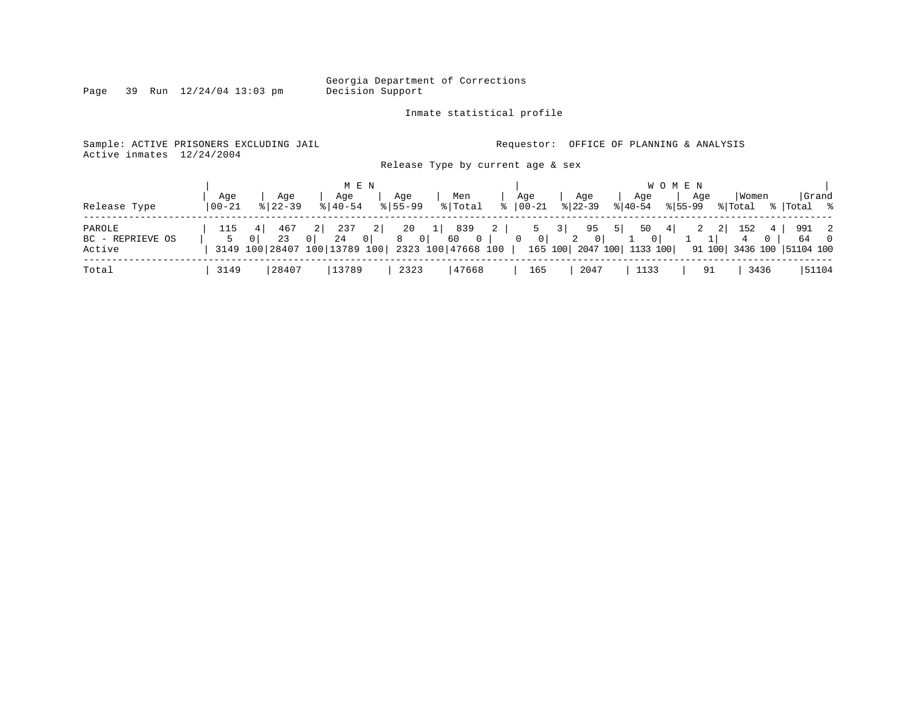Georgia Department of Corrections
Decision Support

Inmate statistical profile

Sample: ACTIVE PRISONERS EXCLUDING JAIL    Requestor: OFFICE OF PLANNING & ANALYSIS
Active inmates 12/24/2004

Release Type by current age & sex

| Release Type | MEN Age 00-21 | % | Age 22-39 | % | Age 40-54 | % | Age 55-99 | % | Men Total | % | WOMEN Age 00-21 | % | Age 22-39 | % | Age 40-54 | % | Age 55-99 | % | Women Total | % | Grand Total | % |
|---|---|---|---|---|---|---|---|---|---|---|---|---|---|---|---|---|---|---|---|---|---|---|
| PAROLE | 115 | 4 | 467 | 2 | 237 | 2 | 20 | 1 | 839 | 2 | 5 | 3 | 95 | 5 | 50 | 4 | 2 | 2 | 152 | 4 | 991 | 2 |
| BC - REPRIEVE OS | 5 | 0 | 23 | 0 | 24 | 0 | 8 | 0 | 60 | 0 | 0 | 0 | 2 | 0 | 1 | 0 | 1 | 1 | 4 | 0 | 64 | 0 |
| Active | 3149 | 100 | 28407 | 100 | 13789 | 100 | 2323 | 100 | 47668 | 100 | 165 | 100 | 2047 | 100 | 1133 | 100 | 91 | 100 | 3436 | 100 | 51104 | 100 |
| Total | 3149 | | 28407 | | 13789 | | 2323 | | 47668 | | 165 | | 2047 | | 1133 | | 91 | | 3436 | | 51104 | |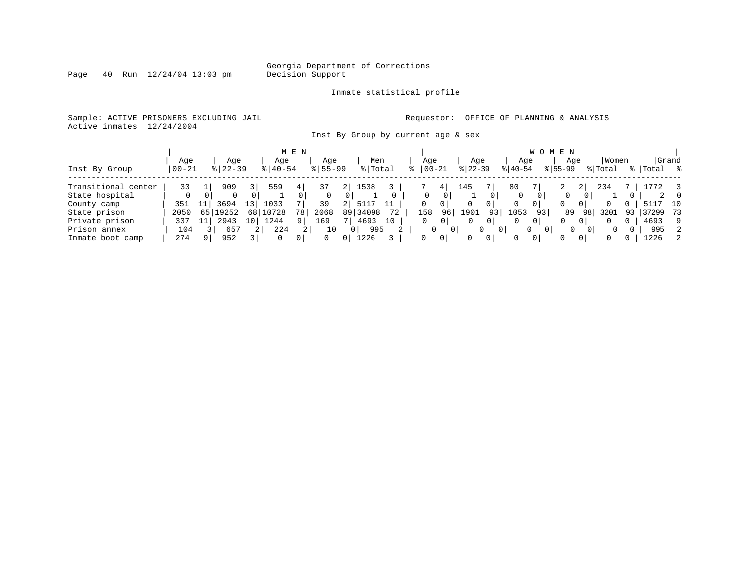Georgia Department of Corrections
Decision Support

Inmate statistical profile

Sample: ACTIVE PRISONERS EXCLUDING JAIL
Active inmates 12/24/2004

Requestor: OFFICE OF PLANNING & ANALYSIS

Inst By Group by current age & sex

| Inst By Group | MEN Age 00-21 | % | Age 22-39 | % | Age 40-54 | % | Age 55-99 | % | Men Total | % | WOMEN Age 00-21 | % | Age 22-39 | % | Age 40-54 | % | Age 55-99 | % | Women Total | % | Grand Total | % |
|---|---|---|---|---|---|---|---|---|---|---|---|---|---|---|---|---|---|---|---|---|---|---|
| Transitional center | 33 | 1 | 909 | 3 | 559 | 4 | 37 | 2 | 1538 | 3 | 7 | 4 | 145 | 7 | 80 | 7 | 2 | 2 | 234 | 7 | 1772 | 3 |
| State hospital | 0 | 0 | 0 | 0 | 1 | 0 | 0 | 0 | 1 | 0 | 0 | 0 | 1 | 0 | 0 | 0 | 0 | 0 | 1 | 0 | 2 | 0 |
| County camp | 351 | 11 | 3694 | 13 | 1033 | 7 | 39 | 2 | 5117 | 11 | 0 | 0 | 0 | 0 | 0 | 0 | 0 | 0 | 0 | 0 | 5117 | 10 |
| State prison | 2050 | 65 | 19252 | 68 | 10728 | 78 | 2068 | 89 | 34098 | 72 | 158 | 96 | 1901 | 93 | 1053 | 93 | 89 | 98 | 3201 | 93 | 37299 | 73 |
| Private prison | 337 | 11 | 2943 | 10 | 1244 | 9 | 169 | 7 | 4693 | 10 | 0 | 0 | 0 | 0 | 0 | 0 | 0 | 0 | 0 | 0 | 4693 | 9 |
| Prison annex | 104 | 3 | 657 | 2 | 224 | 2 | 10 | 0 | 995 | 2 | 0 | 0 | 0 | 0 | 0 | 0 | 0 | 0 | 0 | 0 | 995 | 2 |
| Inmate boot camp | 274 | 9 | 952 | 3 | 0 | 0 | 0 | 0 | 1226 | 3 | 0 | 0 | 0 | 0 | 0 | 0 | 0 | 0 | 0 | 0 | 1226 | 2 |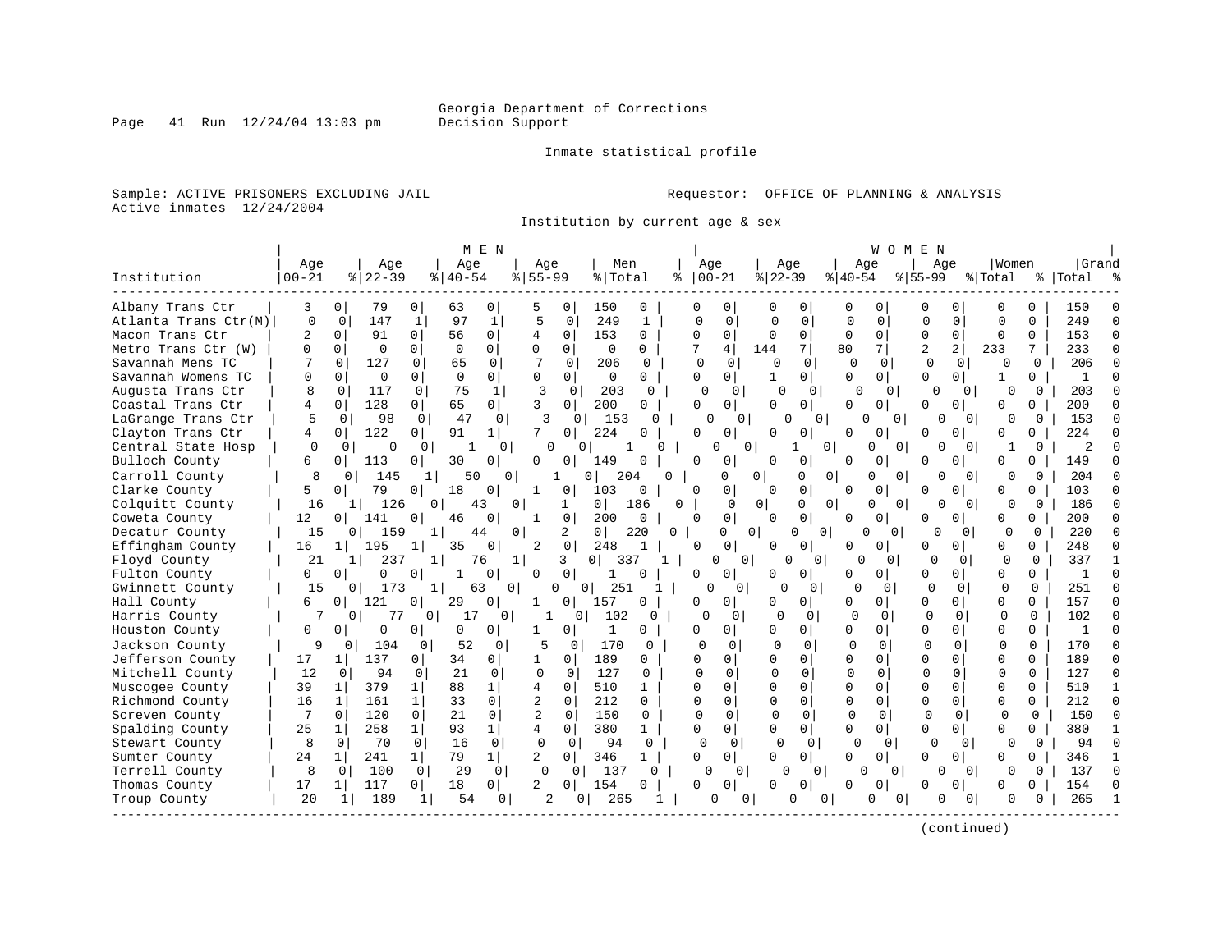Georgia Department of Corrections
Decision Support

Inmate statistical profile

Sample: ACTIVE PRISONERS EXCLUDING JAIL

Active inmates 12/24/2004

Requestor: OFFICE OF PLANNING & ANALYSIS

Institution by current age & sex

| Institution | MEN Age 00-21 | % | Age 22-39 | % | Age 40-54 | % | Age 55-99 | % | Men Total | % | WOMEN Age 00-21 | % | Age 22-39 | % | Age 40-54 | % | Age 55-99 | % | Women Total | % | Grand Total | % |
|---|---|---|---|---|---|---|---|---|---|---|---|---|---|---|---|---|---|---|---|---|---|---|
| Albany Trans Ctr | 3 | 0 | 79 | 0 | 63 | 0 | 5 | 0 | 150 | 0 | 0 | 0 | 0 | 0 | 0 | 0 | 0 | 0 | 0 | 0 | 150 | 0 |
| Atlanta Trans Ctr(M) | 0 | 0 | 147 | 1 | 97 | 1 | 5 | 0 | 249 | 1 | 0 | 0 | 0 | 0 | 0 | 0 | 0 | 0 | 0 | 0 | 249 | 0 |
| Macon Trans Ctr | 2 | 0 | 91 | 0 | 56 | 0 | 4 | 0 | 153 | 0 | 0 | 0 | 0 | 0 | 0 | 0 | 0 | 0 | 0 | 0 | 153 | 0 |
| Metro Trans Ctr (W) | 0 | 0 | 0 | 0 | 0 | 0 | 0 | 0 | 0 | 0 | 7 | 4 | 144 | 7 | 80 | 7 | 2 | 2 | 233 | 7 | 233 | 0 |
| Savannah Mens TC | 7 | 0 | 127 | 0 | 65 | 0 | 7 | 0 | 206 | 0 | 0 | 0 | 0 | 0 | 0 | 0 | 0 | 0 | 0 | 0 | 206 | 0 |
| Savannah Womens TC | 0 | 0 | 0 | 0 | 0 | 0 | 0 | 0 | 0 | 0 | 0 | 0 | 1 | 0 | 0 | 0 | 0 | 0 | 1 | 0 | 1 | 0 |
| Augusta Trans Ctr | 8 | 0 | 117 | 0 | 75 | 1 | 3 | 0 | 203 | 0 | 0 | 0 | 0 | 0 | 0 | 0 | 0 | 0 | 0 | 0 | 203 | 0 |
| Coastal Trans Ctr | 4 | 0 | 128 | 0 | 65 | 0 | 3 | 0 | 200 | 0 | 0 | 0 | 0 | 0 | 0 | 0 | 0 | 0 | 0 | 0 | 200 | 0 |
| LaGrange Trans Ctr | 5 | 0 | 98 | 0 | 47 | 0 | 3 | 0 | 153 | 0 | 0 | 0 | 0 | 0 | 0 | 0 | 0 | 0 | 0 | 0 | 153 | 0 |
| Clayton Trans Ctr | 4 | 0 | 122 | 0 | 91 | 1 | 7 | 0 | 224 | 0 | 0 | 0 | 0 | 0 | 0 | 0 | 0 | 0 | 0 | 0 | 224 | 0 |
| Central State Hosp | 0 | 0 | 0 | 0 | 1 | 0 | 0 | 0 | 1 | 0 | 0 | 0 | 1 | 0 | 0 | 0 | 0 | 0 | 1 | 0 | 2 | 0 |
| Bulloch County | 6 | 0 | 113 | 0 | 30 | 0 | 0 | 0 | 149 | 0 | 0 | 0 | 0 | 0 | 0 | 0 | 0 | 0 | 0 | 0 | 149 | 0 |
| Carroll County | 8 | 0 | 145 | 1 | 50 | 0 | 1 | 0 | 204 | 0 | 0 | 0 | 0 | 0 | 0 | 0 | 0 | 0 | 0 | 0 | 204 | 0 |
| Clarke County | 5 | 0 | 79 | 0 | 18 | 0 | 1 | 0 | 103 | 0 | 0 | 0 | 0 | 0 | 0 | 0 | 0 | 0 | 0 | 0 | 103 | 0 |
| Colquitt County | 16 | 1 | 126 | 0 | 43 | 0 | 1 | 0 | 186 | 0 | 0 | 0 | 0 | 0 | 0 | 0 | 0 | 0 | 0 | 0 | 186 | 0 |
| Coweta County | 12 | 0 | 141 | 0 | 46 | 0 | 1 | 0 | 200 | 0 | 0 | 0 | 0 | 0 | 0 | 0 | 0 | 0 | 0 | 0 | 200 | 0 |
| Decatur County | 15 | 0 | 159 | 1 | 44 | 0 | 2 | 0 | 220 | 0 | 0 | 0 | 0 | 0 | 0 | 0 | 0 | 0 | 0 | 0 | 220 | 0 |
| Effingham County | 16 | 1 | 195 | 1 | 35 | 0 | 2 | 0 | 248 | 1 | 0 | 0 | 0 | 0 | 0 | 0 | 0 | 0 | 0 | 0 | 248 | 0 |
| Floyd County | 21 | 1 | 237 | 1 | 76 | 1 | 3 | 0 | 337 | 1 | 0 | 0 | 0 | 0 | 0 | 0 | 0 | 0 | 0 | 0 | 337 | 1 |
| Fulton County | 0 | 0 | 0 | 0 | 1 | 0 | 0 | 0 | 1 | 0 | 0 | 0 | 0 | 0 | 0 | 0 | 0 | 0 | 0 | 0 | 1 | 0 |
| Gwinnett County | 15 | 0 | 173 | 1 | 63 | 0 | 0 | 0 | 251 | 1 | 0 | 0 | 0 | 0 | 0 | 0 | 0 | 0 | 0 | 0 | 251 | 0 |
| Hall County | 6 | 0 | 121 | 0 | 29 | 0 | 1 | 0 | 157 | 0 | 0 | 0 | 0 | 0 | 0 | 0 | 0 | 0 | 0 | 0 | 157 | 0 |
| Harris County | 7 | 0 | 77 | 0 | 17 | 0 | 1 | 0 | 102 | 0 | 0 | 0 | 0 | 0 | 0 | 0 | 0 | 0 | 0 | 0 | 102 | 0 |
| Houston County | 0 | 0 | 0 | 0 | 0 | 0 | 1 | 0 | 1 | 0 | 0 | 0 | 0 | 0 | 0 | 0 | 0 | 0 | 0 | 0 | 1 | 0 |
| Jackson County | 9 | 0 | 104 | 0 | 52 | 0 | 5 | 0 | 170 | 0 | 0 | 0 | 0 | 0 | 0 | 0 | 0 | 0 | 0 | 0 | 170 | 0 |
| Jefferson County | 17 | 1 | 137 | 0 | 34 | 0 | 1 | 0 | 189 | 0 | 0 | 0 | 0 | 0 | 0 | 0 | 0 | 0 | 0 | 0 | 189 | 0 |
| Mitchell County | 12 | 0 | 94 | 0 | 21 | 0 | 0 | 0 | 127 | 0 | 0 | 0 | 0 | 0 | 0 | 0 | 0 | 0 | 0 | 0 | 127 | 0 |
| Muscogee County | 39 | 1 | 379 | 1 | 88 | 1 | 4 | 0 | 510 | 1 | 0 | 0 | 0 | 0 | 0 | 0 | 0 | 0 | 0 | 0 | 510 | 1 |
| Richmond County | 16 | 1 | 161 | 1 | 33 | 0 | 2 | 0 | 212 | 0 | 0 | 0 | 0 | 0 | 0 | 0 | 0 | 0 | 0 | 0 | 212 | 0 |
| Screven County | 7 | 0 | 120 | 0 | 21 | 0 | 2 | 0 | 150 | 0 | 0 | 0 | 0 | 0 | 0 | 0 | 0 | 0 | 0 | 0 | 150 | 0 |
| Spalding County | 25 | 1 | 258 | 1 | 93 | 1 | 4 | 0 | 380 | 1 | 0 | 0 | 0 | 0 | 0 | 0 | 0 | 0 | 0 | 0 | 380 | 1 |
| Stewart County | 8 | 0 | 70 | 0 | 16 | 0 | 0 | 0 | 94 | 0 | 0 | 0 | 0 | 0 | 0 | 0 | 0 | 0 | 0 | 0 | 94 | 0 |
| Sumter County | 24 | 1 | 241 | 1 | 79 | 1 | 2 | 0 | 346 | 1 | 0 | 0 | 0 | 0 | 0 | 0 | 0 | 0 | 0 | 0 | 346 | 1 |
| Terrell County | 8 | 0 | 100 | 0 | 29 | 0 | 0 | 0 | 137 | 0 | 0 | 0 | 0 | 0 | 0 | 0 | 0 | 0 | 0 | 0 | 137 | 0 |
| Thomas County | 17 | 1 | 117 | 0 | 18 | 0 | 2 | 0 | 154 | 0 | 0 | 0 | 0 | 0 | 0 | 0 | 0 | 0 | 0 | 0 | 154 | 0 |
| Troup County | 20 | 1 | 189 | 1 | 54 | 0 | 2 | 0 | 265 | 1 | 0 | 0 | 0 | 0 | 0 | 0 | 0 | 0 | 0 | 0 | 265 | 1 |

(continued)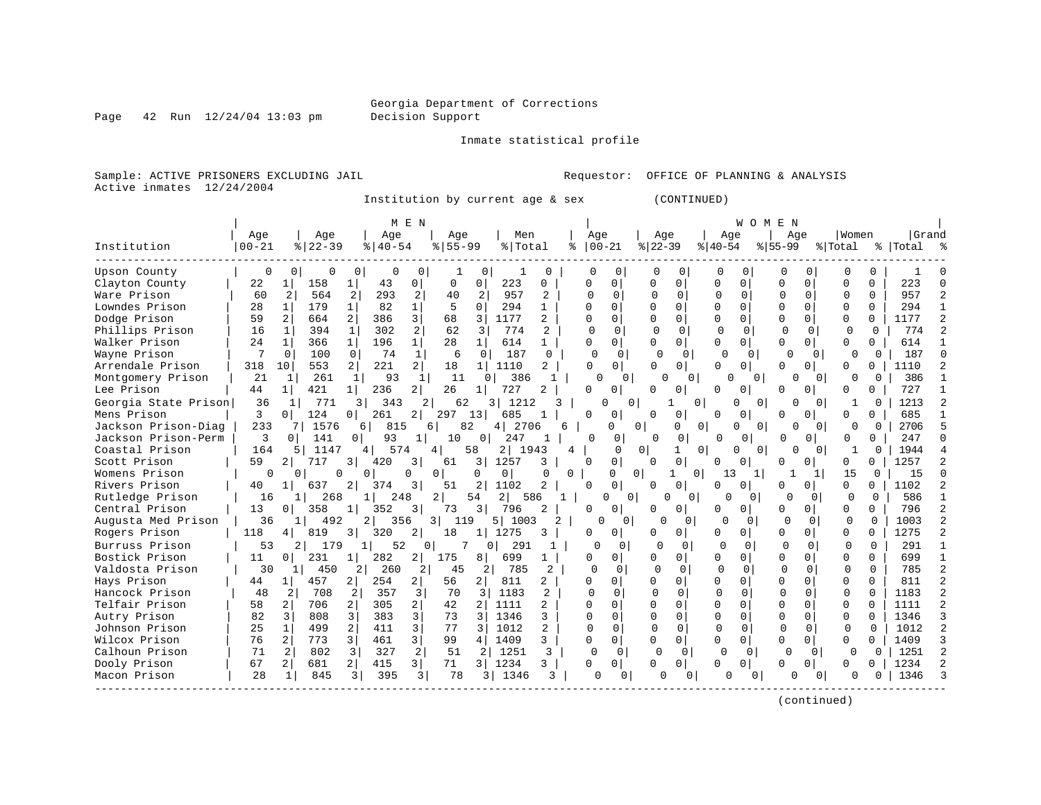Georgia Department of Corrections
Decision Support

Inmate statistical profile

Sample: ACTIVE PRISONERS EXCLUDING JAIL    Requestor: OFFICE OF PLANNING & ANALYSIS
Active inmates 12/24/2004

Institution by current age & sex (CONTINUED)

| Institution | MEN Age 00-21 | % | Age 22-39 | % | Age 40-54 | % | Age 55-99 | % | Men Total | % | WOMEN Age 00-21 | % | Age 22-39 | % | Age 40-54 | % | Age 55-99 | % | Women Total | % | Grand Total | % |
|---|---|---|---|---|---|---|---|---|---|---|---|---|---|---|---|---|---|---|---|---|---|---|
| Upson County | 0 | 0 | 0 | 0 | 0 | 0 | 1 | 0 | 1 | 0 | 0 | 0 | 0 | 0 | 0 | 0 | 0 | 0 | 0 | 0 | 1 | 0 |
| Clayton County | 22 | 1 | 158 | 1 | 43 | 0 | 0 | 0 | 223 | 0 | 0 | 0 | 0 | 0 | 0 | 0 | 0 | 0 | 0 | 0 | 223 | 0 |
| Ware Prison | 60 | 2 | 564 | 2 | 293 | 2 | 40 | 2 | 957 | 2 | 0 | 0 | 0 | 0 | 0 | 0 | 0 | 0 | 0 | 0 | 957 | 2 |
| Lowndes Prison | 28 | 1 | 179 | 1 | 82 | 1 | 5 | 0 | 294 | 1 | 0 | 0 | 0 | 0 | 0 | 0 | 0 | 0 | 0 | 0 | 294 | 1 |
| Dodge Prison | 59 | 2 | 664 | 2 | 386 | 3 | 68 | 3 | 1177 | 2 | 0 | 0 | 0 | 0 | 0 | 0 | 0 | 0 | 0 | 0 | 1177 | 2 |
| Phillips Prison | 16 | 1 | 394 | 1 | 302 | 2 | 62 | 3 | 774 | 2 | 0 | 0 | 0 | 0 | 0 | 0 | 0 | 0 | 0 | 0 | 774 | 2 |
| Walker Prison | 24 | 1 | 366 | 1 | 196 | 1 | 28 | 1 | 614 | 1 | 0 | 0 | 0 | 0 | 0 | 0 | 0 | 0 | 0 | 0 | 614 | 1 |
| Wayne Prison | 7 | 0 | 100 | 0 | 74 | 1 | 6 | 0 | 187 | 0 | 0 | 0 | 0 | 0 | 0 | 0 | 0 | 0 | 0 | 0 | 187 | 0 |
| Arrendale Prison | 318 | 10 | 553 | 2 | 221 | 2 | 18 | 1 | 1110 | 2 | 0 | 0 | 0 | 0 | 0 | 0 | 0 | 0 | 0 | 0 | 1110 | 2 |
| Montgomery Prison | 21 | 1 | 261 | 1 | 93 | 1 | 11 | 0 | 386 | 1 | 0 | 0 | 0 | 0 | 0 | 0 | 0 | 0 | 0 | 0 | 386 | 1 |
| Lee Prison | 44 | 1 | 421 | 1 | 236 | 2 | 26 | 1 | 727 | 2 | 0 | 0 | 0 | 0 | 0 | 0 | 0 | 0 | 0 | 0 | 727 | 1 |
| Georgia State Prison | 36 | 1 | 771 | 3 | 343 | 2 | 62 | 3 | 1212 | 3 | 0 | 0 | 1 | 0 | 0 | 0 | 0 | 0 | 1 | 0 | 1213 | 2 |
| Mens Prison | 3 | 0 | 124 | 0 | 261 | 2 | 297 | 13 | 685 | 1 | 0 | 0 | 0 | 0 | 0 | 0 | 0 | 0 | 0 | 0 | 685 | 1 |
| Jackson Prison-Diag | 233 | 7 | 1576 | 6 | 815 | 6 | 82 | 4 | 2706 | 6 | 0 | 0 | 0 | 0 | 0 | 0 | 0 | 0 | 0 | 0 | 2706 | 5 |
| Jackson Prison-Perm | 3 | 0 | 141 | 0 | 93 | 1 | 10 | 0 | 247 | 1 | 0 | 0 | 0 | 0 | 0 | 0 | 0 | 0 | 0 | 0 | 247 | 0 |
| Coastal Prison | 164 | 5 | 1147 | 4 | 574 | 4 | 58 | 2 | 1943 | 4 | 0 | 0 | 1 | 0 | 0 | 0 | 0 | 0 | 1 | 0 | 1944 | 4 |
| Scott Prison | 59 | 2 | 717 | 3 | 420 | 3 | 61 | 3 | 1257 | 3 | 0 | 0 | 0 | 0 | 0 | 0 | 0 | 0 | 0 | 0 | 1257 | 2 |
| Womens Prison | 0 | 0 | 0 | 0 | 0 | 0 | 0 | 0 | 0 | 0 | 0 | 0 | 1 | 0 | 13 | 1 | 1 | 1 | 15 | 0 | 15 | 0 |
| Rivers Prison | 40 | 1 | 637 | 2 | 374 | 3 | 51 | 2 | 1102 | 2 | 0 | 0 | 0 | 0 | 0 | 0 | 0 | 0 | 0 | 0 | 1102 | 2 |
| Rutledge Prison | 16 | 1 | 268 | 1 | 248 | 2 | 54 | 2 | 586 | 1 | 0 | 0 | 0 | 0 | 0 | 0 | 0 | 0 | 0 | 0 | 586 | 1 |
| Central Prison | 13 | 0 | 358 | 1 | 352 | 3 | 73 | 3 | 796 | 2 | 0 | 0 | 0 | 0 | 0 | 0 | 0 | 0 | 0 | 0 | 796 | 2 |
| Augusta Med Prison | 36 | 1 | 492 | 2 | 356 | 3 | 119 | 5 | 1003 | 2 | 0 | 0 | 0 | 0 | 0 | 0 | 0 | 0 | 0 | 0 | 1003 | 2 |
| Rogers Prison | 118 | 4 | 819 | 3 | 320 | 2 | 18 | 1 | 1275 | 3 | 0 | 0 | 0 | 0 | 0 | 0 | 0 | 0 | 0 | 0 | 1275 | 2 |
| Burruss Prison | 53 | 2 | 179 | 1 | 52 | 0 | 7 | 0 | 291 | 1 | 0 | 0 | 0 | 0 | 0 | 0 | 0 | 0 | 0 | 0 | 291 | 1 |
| Bostick Prison | 11 | 0 | 231 | 1 | 282 | 2 | 175 | 8 | 699 | 1 | 0 | 0 | 0 | 0 | 0 | 0 | 0 | 0 | 0 | 0 | 699 | 1 |
| Valdosta Prison | 30 | 1 | 450 | 2 | 260 | 2 | 45 | 2 | 785 | 2 | 0 | 0 | 0 | 0 | 0 | 0 | 0 | 0 | 0 | 0 | 785 | 2 |
| Hays Prison | 44 | 1 | 457 | 2 | 254 | 2 | 56 | 2 | 811 | 2 | 0 | 0 | 0 | 0 | 0 | 0 | 0 | 0 | 0 | 0 | 811 | 2 |
| Hancock Prison | 48 | 2 | 708 | 2 | 357 | 3 | 70 | 3 | 1183 | 2 | 0 | 0 | 0 | 0 | 0 | 0 | 0 | 0 | 0 | 0 | 1183 | 2 |
| Telfair Prison | 58 | 2 | 706 | 2 | 305 | 2 | 42 | 2 | 1111 | 2 | 0 | 0 | 0 | 0 | 0 | 0 | 0 | 0 | 0 | 0 | 1111 | 2 |
| Autry Prison | 82 | 3 | 808 | 3 | 383 | 3 | 73 | 3 | 1346 | 3 | 0 | 0 | 0 | 0 | 0 | 0 | 0 | 0 | 0 | 0 | 1346 | 3 |
| Johnson Prison | 25 | 1 | 499 | 2 | 411 | 3 | 77 | 3 | 1012 | 2 | 0 | 0 | 0 | 0 | 0 | 0 | 0 | 0 | 0 | 0 | 1012 | 2 |
| Wilcox Prison | 76 | 2 | 773 | 3 | 461 | 3 | 99 | 4 | 1409 | 3 | 0 | 0 | 0 | 0 | 0 | 0 | 0 | 0 | 0 | 0 | 1409 | 3 |
| Calhoun Prison | 71 | 2 | 802 | 3 | 327 | 2 | 51 | 2 | 1251 | 3 | 0 | 0 | 0 | 0 | 0 | 0 | 0 | 0 | 0 | 0 | 1251 | 2 |
| Dooly Prison | 67 | 2 | 681 | 2 | 415 | 3 | 71 | 3 | 1234 | 3 | 0 | 0 | 0 | 0 | 0 | 0 | 0 | 0 | 0 | 0 | 1234 | 2 |
| Macon Prison | 28 | 1 | 845 | 3 | 395 | 3 | 78 | 3 | 1346 | 3 | 0 | 0 | 0 | 0 | 0 | 0 | 0 | 0 | 0 | 0 | 1346 | 3 |

(continued)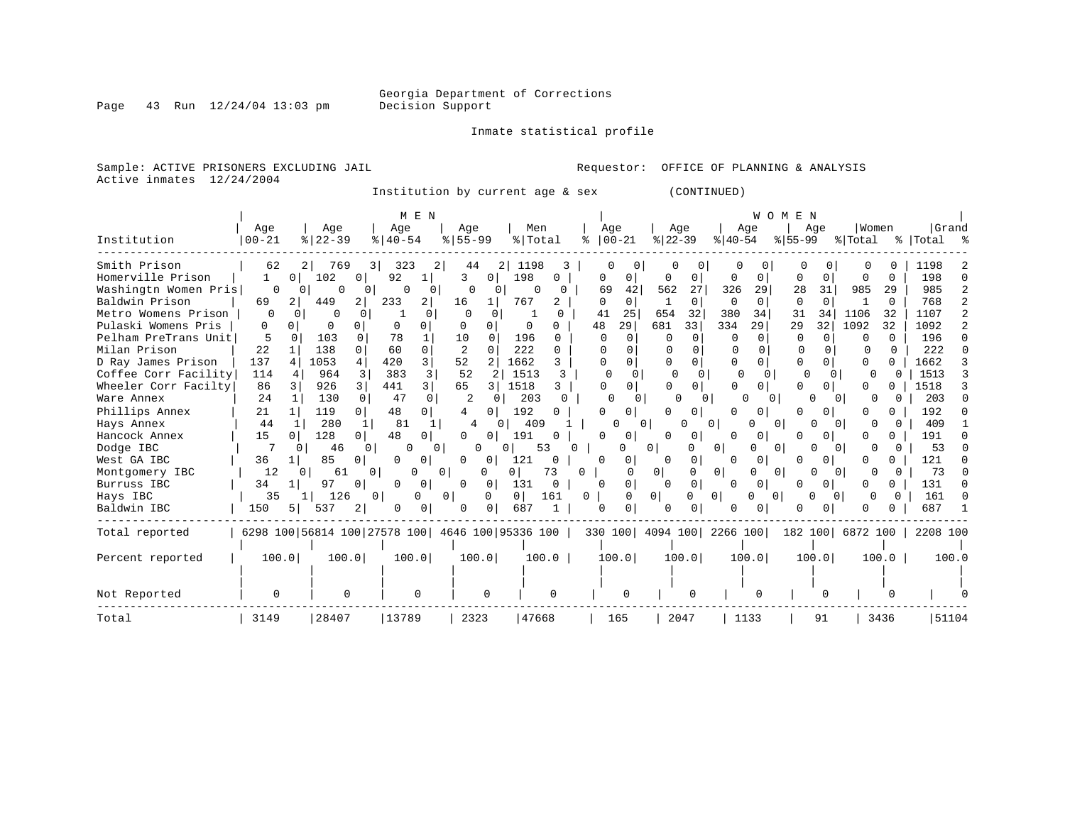Georgia Department of Corrections
Decision Support

Inmate statistical profile

Sample: ACTIVE PRISONERS EXCLUDING JAIL
Active inmates 12/24/2004

Requestor: OFFICE OF PLANNING & ANALYSIS

Institution by current age & sex (CONTINUED)

| Institution | MEN Age 00-21 | % | Age 22-39 | % | Age 40-54 | % | Age 55-99 | % | Men Total | % | WOMEN Age 00-21 | % | Age 22-39 | % | Age 40-54 | % | Age 55-99 | % | Women Total | % | Grand Total | % |
|---|---|---|---|---|---|---|---|---|---|---|---|---|---|---|---|---|---|---|---|---|---|---|
| Smith Prison | 62 | 2 | 769 | 3 | 323 | 2 | 44 | 2 | 1198 | 3 | 0 | 0 | 0 | 0 | 0 | 0 | 0 | 0 | 0 | 0 | 1198 | 2 |
| Homerville Prison | 1 | 0 | 102 | 0 | 92 | 1 | 3 | 0 | 198 | 0 | 0 | 0 | 0 | 0 | 0 | 0 | 0 | 0 | 0 | 0 | 198 | 0 |
| Washingtn Women Pris | 0 | 0 | 0 | 0 | 0 | 0 | 0 | 0 | 0 | 0 | 69 | 42 | 562 | 27 | 326 | 29 | 28 | 31 | 985 | 29 | 985 | 2 |
| Baldwin Prison | 69 | 2 | 449 | 2 | 233 | 2 | 16 | 1 | 767 | 2 | 0 | 0 | 1 | 0 | 0 | 0 | 0 | 0 | 1 | 0 | 768 | 2 |
| Metro Womens Prison | 0 | 0 | 0 | 0 | 1 | 0 | 0 | 0 | 1 | 0 | 41 | 25 | 654 | 32 | 380 | 34 | 31 | 34 | 1106 | 32 | 1107 | 2 |
| Pulaski Womens Pris | 0 | 0 | 0 | 0 | 0 | 0 | 0 | 0 | 0 | 0 | 48 | 29 | 681 | 33 | 334 | 29 | 29 | 32 | 1092 | 32 | 1092 | 2 |
| Pelham PreTrans Unit | 5 | 0 | 103 | 0 | 78 | 1 | 10 | 0 | 196 | 0 | 0 | 0 | 0 | 0 | 0 | 0 | 0 | 0 | 0 | 0 | 196 | 0 |
| Milan Prison | 22 | 1 | 138 | 0 | 60 | 0 | 2 | 0 | 222 | 0 | 0 | 0 | 0 | 0 | 0 | 0 | 0 | 0 | 0 | 0 | 222 | 0 |
| D Ray James Prison | 137 | 4 | 1053 | 4 | 420 | 3 | 52 | 2 | 1662 | 3 | 0 | 0 | 0 | 0 | 0 | 0 | 0 | 0 | 0 | 0 | 1662 | 3 |
| Coffee Corr Facility | 114 | 4 | 964 | 3 | 383 | 3 | 52 | 2 | 1513 | 3 | 0 | 0 | 0 | 0 | 0 | 0 | 0 | 0 | 0 | 0 | 1513 | 3 |
| Wheeler Corr Facilty | 86 | 3 | 926 | 3 | 441 | 3 | 65 | 3 | 1518 | 3 | 0 | 0 | 0 | 0 | 0 | 0 | 0 | 0 | 0 | 0 | 1518 | 3 |
| Ware Annex | 24 | 1 | 130 | 0 | 47 | 0 | 2 | 0 | 203 | 0 | 0 | 0 | 0 | 0 | 0 | 0 | 0 | 0 | 0 | 0 | 203 | 0 |
| Phillips Annex | 21 | 1 | 119 | 0 | 48 | 0 | 4 | 0 | 192 | 0 | 0 | 0 | 0 | 0 | 0 | 0 | 0 | 0 | 0 | 0 | 192 | 0 |
| Hays Annex | 44 | 1 | 280 | 1 | 81 | 1 | 4 | 0 | 409 | 1 | 0 | 0 | 0 | 0 | 0 | 0 | 0 | 0 | 0 | 0 | 409 | 1 |
| Hancock Annex | 15 | 0 | 128 | 0 | 48 | 0 | 0 | 0 | 191 | 0 | 0 | 0 | 0 | 0 | 0 | 0 | 0 | 0 | 0 | 0 | 191 | 0 |
| Dodge IBC | 7 | 0 | 46 | 0 | 0 | 0 | 0 | 0 | 53 | 0 | 0 | 0 | 0 | 0 | 0 | 0 | 0 | 0 | 0 | 0 | 53 | 0 |
| West GA IBC | 36 | 1 | 85 | 0 | 0 | 0 | 0 | 0 | 121 | 0 | 0 | 0 | 0 | 0 | 0 | 0 | 0 | 0 | 0 | 0 | 121 | 0 |
| Montgomery IBC | 12 | 0 | 61 | 0 | 0 | 0 | 0 | 0 | 73 | 0 | 0 | 0 | 0 | 0 | 0 | 0 | 0 | 0 | 0 | 0 | 73 | 0 |
| Burruss IBC | 34 | 1 | 97 | 0 | 0 | 0 | 0 | 0 | 131 | 0 | 0 | 0 | 0 | 0 | 0 | 0 | 0 | 0 | 0 | 0 | 131 | 0 |
| Hays IBC | 35 | 1 | 126 | 0 | 0 | 0 | 0 | 0 | 161 | 0 | 0 | 0 | 0 | 0 | 0 | 0 | 0 | 0 | 0 | 0 | 161 | 0 |
| Baldwin IBC | 150 | 5 | 537 | 2 | 0 | 0 | 0 | 0 | 687 | 1 | 0 | 0 | 0 | 0 | 0 | 0 | 0 | 0 | 0 | 0 | 687 | 1 |
| Total reported | 6298 | 100 | 56814 | 100 | 27578 | 100 | 4646 | 100 | 95336 | 100 | 330 | 100 | 4094 | 100 | 2266 | 100 | 182 | 100 | 6872 | 100 | 2208 | 100 |
| Percent reported | 100.0 | | 100.0 | | 100.0 | | 100.0 | | 100.0 | | 100.0 | | 100.0 | | 100.0 | | 100.0 | | 100.0 | | 100.0 | |
| Not Reported | 0 | | 0 | | 0 | | 0 | | 0 | | 0 | | 0 | | 0 | | 0 | | 0 | | 0 | |
| Total | 3149 | | 28407 | | 13789 | | 2323 | | 47668 | | 165 | | 2047 | | 1133 | | 91 | | 3436 | | 51104 | |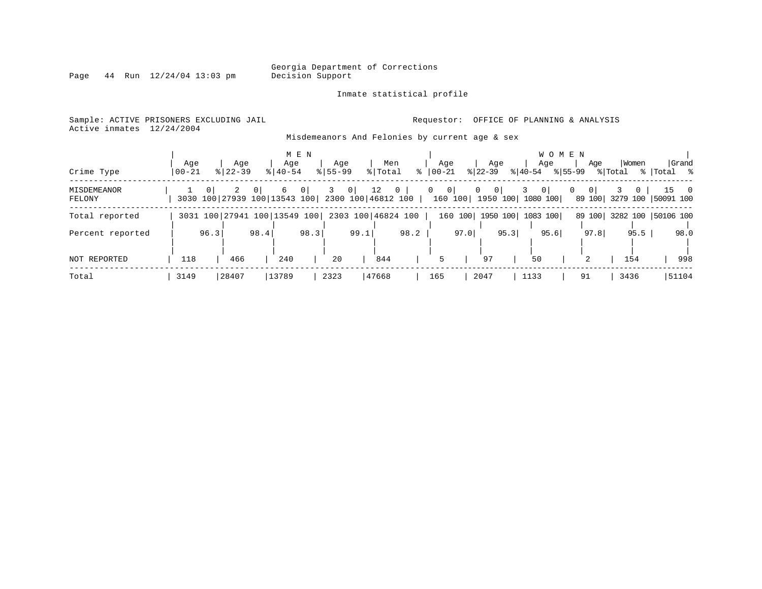Georgia Department of Corrections
Decision Support

Inmate statistical profile

Sample: ACTIVE PRISONERS EXCLUDING JAIL
Active inmates 12/24/2004

Requestor: OFFICE OF PLANNING & ANALYSIS

Misdemeanors And Felonies by current age & sex

| Crime Type | MEN Age 00-21 | % | Age 22-39 | % | Age 40-54 | % | Age 55-99 | % | Men Total | % | WOMEN Age 00-21 | % | Age 22-39 | % | Age 40-54 | % | Age 55-99 | % | Women Total | % | Grand Total | % |
|---|---|---|---|---|---|---|---|---|---|---|---|---|---|---|---|---|---|---|---|---|---|---|
| MISDEMEANOR | 1 | 0 | 2 | 0 | 6 | 0 | 3 | 0 | 12 | 0 | 0 | 0 | 0 | 0 | 3 | 0 | 0 | 0 | 3 | 0 | 15 | 0 |
| FELONY | 3030 | 100 | 27939 | 100 | 13543 | 100 | 2300 | 100 | 46812 | 100 | 160 | 100 | 1950 | 100 | 1080 | 100 | 89 | 100 | 3279 | 100 | 50091 | 100 |
| Total reported | 3031 | 100 | 27941 | 100 | 13549 | 100 | 2303 | 100 | 46824 | 100 | 160 | 100 | 1950 | 100 | 1083 | 100 | 89 | 100 | 3282 | 100 | 50106 | 100 |
| Percent reported | | 96.3 | | 98.4 | | 98.3 | | 99.1 | | 98.2 | | 97.0 | | 95.3 | | 95.6 | | 97.8 | | 95.5 | | 98.0 |
| NOT REPORTED | 118 | | 466 | | 240 | | 20 | | 844 | | 5 | | 97 | | 50 | | 2 | | 154 | | 998 | |
| Total | 3149 | | 28407 | | 13789 | | 2323 | | 47668 | | 165 | | 2047 | | 1133 | | 91 | | 3436 | | 51104 | |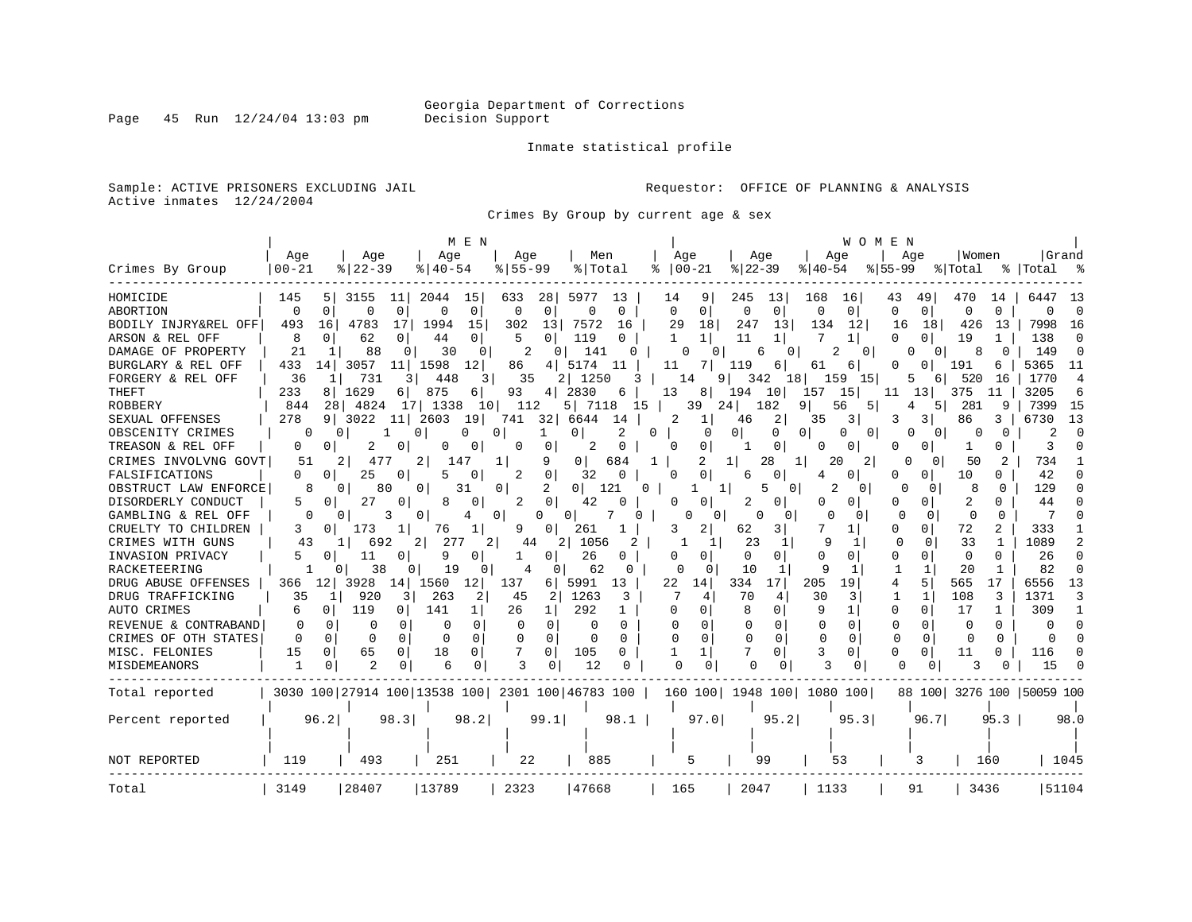Georgia Department of Corrections
Decision Support

Inmate statistical profile

Sample: ACTIVE PRISONERS EXCLUDING JAIL    Requestor: OFFICE OF PLANNING & ANALYSIS
Active inmates 12/24/2004

Crimes By Group by current age & sex

| Crimes By Group | MEN Age 00-21 | % | Age 22-39 | % | Age 40-54 | % | Age 55-99 | % | Men Total | % | WOMEN Age 00-21 | % | Age 22-39 | % | Age 40-54 | % | Age 55-99 | % | Women Total | % | Grand Total | % |
|---|---|---|---|---|---|---|---|---|---|---|---|---|---|---|---|---|---|---|---|---|---|---|
| HOMICIDE | 145 | 5 | 3155 | 11 | 2044 | 15 | 633 | 28 | 5977 | 13 | 14 | 9 | 245 | 13 | 168 | 16 | 43 | 49 | 470 | 14 | 6447 | 13 |
| ABORTION | 0 | 0 | 0 | 0 | 0 | 0 | 0 | 0 | 0 | 0 | 0 | 0 | 0 | 0 | 0 | 0 | 0 | 0 | 0 | 0 | 0 | 0 |
| BODILY INJRY&REL OFF | 493 | 16 | 4783 | 17 | 1994 | 15 | 302 | 13 | 7572 | 16 | 29 | 18 | 247 | 13 | 134 | 12 | 16 | 18 | 426 | 13 | 7998 | 16 |
| ARSON & REL OFF | 8 | 0 | 62 | 0 | 44 | 0 | 5 | 0 | 119 | 0 | 1 | 1 | 11 | 1 | 7 | 1 | 0 | 0 | 19 | 1 | 138 | 0 |
| DAMAGE OF PROPERTY | 21 | 1 | 88 | 0 | 30 | 0 | 2 | 0 | 141 | 0 | 0 | 0 | 6 | 0 | 2 | 0 | 0 | 0 | 8 | 0 | 149 | 0 |
| BURGLARY & REL OFF | 433 | 14 | 3057 | 11 | 1598 | 12 | 86 | 4 | 5174 | 11 | 11 | 7 | 119 | 6 | 61 | 6 | 0 | 0 | 191 | 6 | 5365 | 11 |
| FORGERY & REL OFF | 36 | 1 | 731 | 3 | 448 | 3 | 35 | 2 | 1250 | 3 | 14 | 9 | 342 | 18 | 159 | 15 | 5 | 6 | 520 | 16 | 1770 | 4 |
| THEFT | 233 | 8 | 1629 | 6 | 875 | 6 | 93 | 4 | 2830 | 6 | 13 | 8 | 194 | 10 | 157 | 15 | 11 | 13 | 375 | 11 | 3205 | 6 |
| ROBBERY | 844 | 28 | 4824 | 17 | 1338 | 10 | 112 | 5 | 7118 | 15 | 39 | 24 | 182 | 9 | 56 | 5 | 4 | 5 | 281 | 9 | 7399 | 15 |
| SEXUAL OFFENSES | 278 | 9 | 3022 | 11 | 2603 | 19 | 741 | 32 | 6644 | 14 | 2 | 1 | 46 | 2 | 35 | 3 | 3 | 3 | 86 | 3 | 6730 | 13 |
| OBSCENITY CRIMES | 0 | 0 | 1 | 0 | 0 | 0 | 1 | 0 | 2 | 0 | 0 | 0 | 0 | 0 | 0 | 0 | 0 | 0 | 0 | 0 | 2 | 0 |
| TREASON & REL OFF | 0 | 0 | 2 | 0 | 0 | 0 | 0 | 0 | 2 | 0 | 0 | 0 | 1 | 0 | 0 | 0 | 0 | 0 | 1 | 0 | 3 | 0 |
| CRIMES INVOLVNG GOVT | 51 | 2 | 477 | 2 | 147 | 1 | 9 | 0 | 684 | 1 | 2 | 1 | 28 | 1 | 20 | 2 | 0 | 0 | 50 | 2 | 734 | 1 |
| FALSIFICATIONS | 0 | 0 | 25 | 0 | 5 | 0 | 2 | 0 | 32 | 0 | 0 | 0 | 6 | 0 | 4 | 0 | 0 | 0 | 10 | 0 | 42 | 0 |
| OBSTRUCT LAW ENFORCE | 8 | 0 | 80 | 0 | 31 | 0 | 2 | 0 | 121 | 0 | 1 | 1 | 5 | 0 | 2 | 0 | 0 | 0 | 8 | 0 | 129 | 0 |
| DISORDERLY CONDUCT | 5 | 0 | 27 | 0 | 8 | 0 | 2 | 0 | 42 | 0 | 0 | 0 | 2 | 0 | 0 | 0 | 0 | 0 | 2 | 0 | 44 | 0 |
| GAMBLING & REL OFF | 0 | 0 | 3 | 0 | 4 | 0 | 0 | 0 | 7 | 0 | 0 | 0 | 0 | 0 | 0 | 0 | 0 | 0 | 0 | 0 | 7 | 0 |
| CRUELTY TO CHILDREN | 3 | 0 | 173 | 1 | 76 | 1 | 9 | 0 | 261 | 1 | 3 | 2 | 62 | 3 | 7 | 1 | 0 | 0 | 72 | 2 | 333 | 1 |
| CRIMES WITH GUNS | 43 | 1 | 692 | 2 | 277 | 2 | 44 | 2 | 1056 | 2 | 1 | 1 | 23 | 1 | 9 | 1 | 0 | 0 | 33 | 1 | 1089 | 2 |
| INVASION PRIVACY | 5 | 0 | 11 | 0 | 9 | 0 | 1 | 0 | 26 | 0 | 0 | 0 | 0 | 0 | 0 | 0 | 0 | 0 | 0 | 0 | 26 | 0 |
| RACKETEERING | 1 | 0 | 38 | 0 | 19 | 0 | 4 | 0 | 62 | 0 | 0 | 0 | 10 | 1 | 9 | 1 | 1 | 1 | 20 | 1 | 82 | 0 |
| DRUG ABUSE OFFENSES | 366 | 12 | 3928 | 14 | 1560 | 12 | 137 | 6 | 5991 | 13 | 22 | 14 | 334 | 17 | 205 | 19 | 4 | 5 | 565 | 17 | 6556 | 13 |
| DRUG TRAFFICKING | 35 | 1 | 920 | 3 | 263 | 2 | 45 | 2 | 1263 | 3 | 7 | 4 | 70 | 4 | 30 | 3 | 1 | 1 | 108 | 3 | 1371 | 3 |
| AUTO CRIMES | 6 | 0 | 119 | 0 | 141 | 1 | 26 | 1 | 292 | 1 | 0 | 0 | 8 | 0 | 9 | 1 | 0 | 0 | 17 | 1 | 309 | 1 |
| REVENUE & CONTRABAND | 0 | 0 | 0 | 0 | 0 | 0 | 0 | 0 | 0 | 0 | 0 | 0 | 0 | 0 | 0 | 0 | 0 | 0 | 0 | 0 | 0 | 0 |
| CRIMES OF OTH STATES | 0 | 0 | 0 | 0 | 0 | 0 | 0 | 0 | 0 | 0 | 0 | 0 | 0 | 0 | 0 | 0 | 0 | 0 | 0 | 0 | 0 | 0 |
| MISC. FELONIES | 15 | 0 | 65 | 0 | 18 | 0 | 7 | 0 | 105 | 0 | 1 | 1 | 7 | 0 | 3 | 0 | 0 | 0 | 11 | 0 | 116 | 0 |
| MISDEMEANORS | 1 | 0 | 2 | 0 | 6 | 0 | 3 | 0 | 12 | 0 | 0 | 0 | 0 | 0 | 3 | 0 | 0 | 0 | 3 | 0 | 15 | 0 |
| Total reported | 3030 | 100 | 27914 | 100 | 13538 | 100 | 2301 | 100 | 46783 | 100 | 160 | 100 | 1948 | 100 | 1080 | 100 | 88 | 100 | 3276 | 100 | 50059 | 100 |
| Percent reported | | 96.2 | | 98.3 | | 98.2 | | 99.1 | | 98.1 | | 97.0 | | 95.2 | | 95.3 | | 96.7 | | 95.3 | | 98.0 |
| NOT REPORTED | 119 | | 493 | | 251 | | 22 | | 885 | | 5 | | 99 | | 53 | | 3 | | 160 | | 1045 | |
| Total | 3149 | | 28407 | | 13789 | | 2323 | | 47668 | | 165 | | 2047 | | 1133 | | 91 | | 3436 | | 51104 | |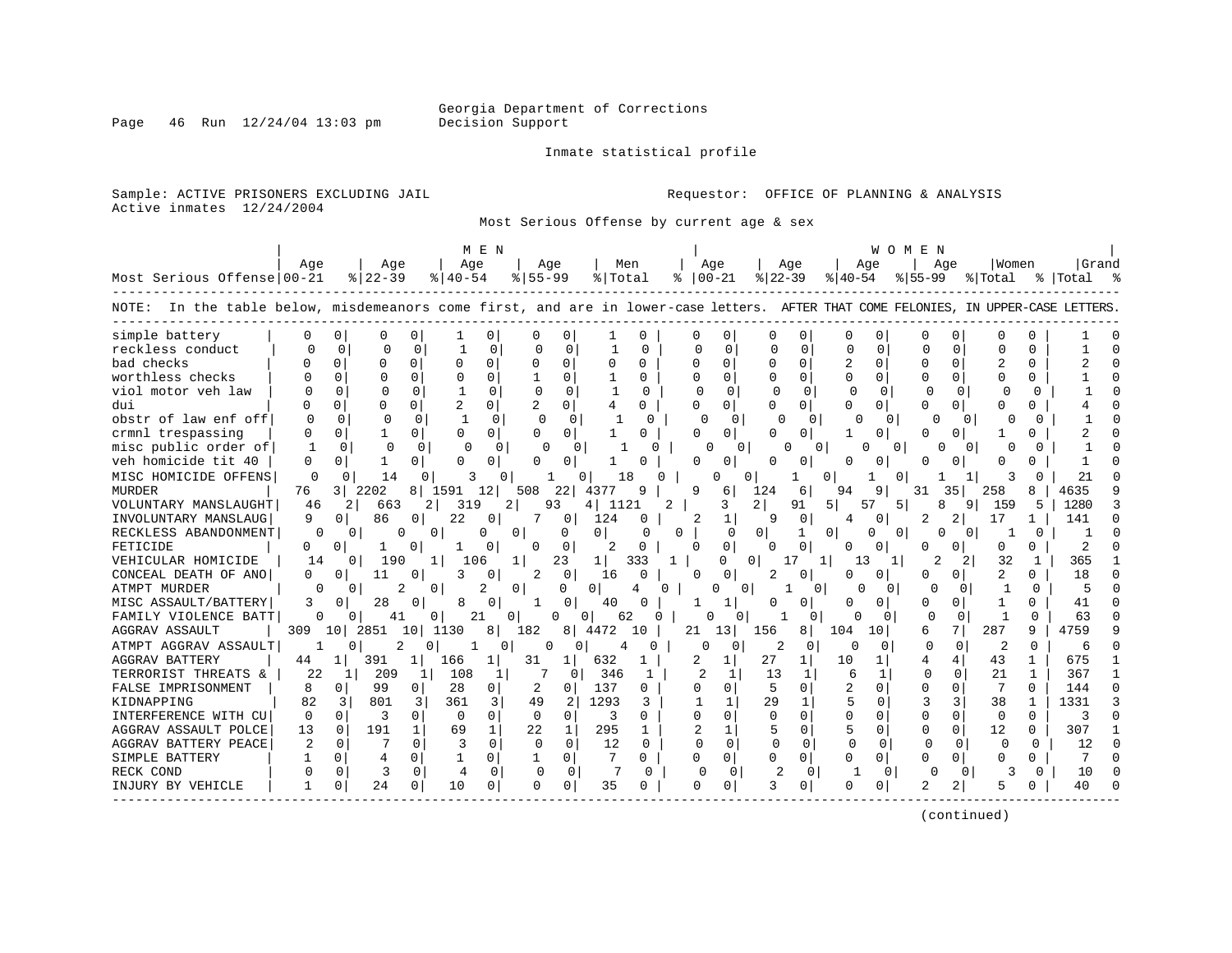Georgia Department of Corrections
Decision Support

Inmate statistical profile

Sample: ACTIVE PRISONERS EXCLUDING JAIL
Active inmates 12/24/2004

Requestor: OFFICE OF PLANNING & ANALYSIS

Most Serious Offense by current age & sex

| Most Serious Offense | MEN Age 00-21 | % | Age 22-39 | % | Age 40-54 | % | Age 55-99 | % | Men Total | % | WOMEN Age 00-21 | % | Age 22-39 | % | Age 40-54 | % | Age 55-99 | % | Women Total | % | Grand Total | % |
|---|---|---|---|---|---|---|---|---|---|---|---|---|---|---|---|---|---|---|---|---|---|---|

NOTE: In the table below, misdemeanors come first, and are in lower-case letters. AFTER THAT COME FELONIES, IN UPPER-CASE LETTERS.

| Most Serious Offense | MEN Age 00-21 | % | Age 22-39 | % | Age 40-54 | % | Age 55-99 | % | Men Total | % | WOMEN Age 00-21 | % | Age 22-39 | % | Age 40-54 | % | Age 55-99 | % | Women Total | % | Grand Total | % |
|---|---|---|---|---|---|---|---|---|---|---|---|---|---|---|---|---|---|---|---|---|---|---|
| simple battery | 0 | 0 | 0 | 0 | 1 | 0 | 0 | 0 | 1 | 0 | 0 | 0 | 0 | 0 | 0 | 0 | 0 | 0 | 0 | 0 | 1 | 0 |
| reckless conduct | 0 | 0 | 0 | 0 | 1 | 0 | 0 | 0 | 1 | 0 | 0 | 0 | 0 | 0 | 0 | 0 | 0 | 0 | 0 | 0 | 1 | 0 |
| bad checks | 0 | 0 | 0 | 0 | 0 | 0 | 0 | 0 | 0 | 0 | 0 | 0 | 0 | 0 | 2 | 0 | 0 | 0 | 2 | 0 | 2 | 0 |
| worthless checks | 0 | 0 | 0 | 0 | 0 | 0 | 1 | 0 | 1 | 0 | 0 | 0 | 0 | 0 | 0 | 0 | 0 | 0 | 0 | 0 | 1 | 0 |
| viol motor veh law | 0 | 0 | 0 | 0 | 1 | 0 | 0 | 0 | 1 | 0 | 0 | 0 | 0 | 0 | 0 | 0 | 0 | 0 | 0 | 0 | 1 | 0 |
| dui | 0 | 0 | 0 | 0 | 2 | 0 | 2 | 0 | 4 | 0 | 0 | 0 | 0 | 0 | 0 | 0 | 0 | 0 | 0 | 0 | 4 | 0 |
| obstr of law enf off | 0 | 0 | 0 | 0 | 1 | 0 | 0 | 0 | 1 | 0 | 0 | 0 | 0 | 0 | 0 | 0 | 0 | 0 | 0 | 0 | 1 | 0 |
| crmnl trespassing | 0 | 0 | 1 | 0 | 0 | 0 | 0 | 0 | 1 | 0 | 0 | 0 | 0 | 0 | 1 | 0 | 0 | 0 | 1 | 0 | 2 | 0 |
| misc public order of | 1 | 0 | 0 | 0 | 0 | 0 | 0 | 0 | 1 | 0 | 0 | 0 | 0 | 0 | 0 | 0 | 0 | 0 | 0 | 0 | 1 | 0 |
| veh homicide tit 40 | 0 | 0 | 1 | 0 | 0 | 0 | 0 | 0 | 1 | 0 | 0 | 0 | 0 | 0 | 0 | 0 | 0 | 0 | 0 | 0 | 1 | 0 |
| MISC HOMICIDE OFFENS | 0 | 0 | 14 | 0 | 3 | 0 | 1 | 0 | 18 | 0 | 0 | 0 | 1 | 0 | 1 | 0 | 1 | 1 | 3 | 0 | 21 | 0 |
| MURDER | 76 | 3 | 2202 | 8 | 1591 | 12 | 508 | 22 | 4377 | 9 | 9 | 6 | 124 | 6 | 94 | 9 | 31 | 35 | 258 | 8 | 4635 | 9 |
| VOLUNTARY MANSLAUGHT | 46 | 2 | 663 | 2 | 319 | 2 | 93 | 4 | 1121 | 2 | 3 | 2 | 91 | 5 | 57 | 5 | 8 | 9 | 159 | 5 | 1280 | 3 |
| INVOLUNTARY MANSLAUG | 9 | 0 | 86 | 0 | 22 | 0 | 7 | 0 | 124 | 0 | 2 | 1 | 9 | 0 | 4 | 0 | 2 | 2 | 17 | 1 | 141 | 0 |
| RECKLESS ABANDONMENT | 0 | 0 | 0 | 0 | 0 | 0 | 0 | 0 | 0 | 0 | 0 | 0 | 1 | 0 | 0 | 0 | 0 | 0 | 1 | 0 | 1 | 0 |
| FETICIDE | 0 | 0 | 1 | 0 | 1 | 0 | 0 | 0 | 2 | 0 | 0 | 0 | 0 | 0 | 0 | 0 | 0 | 0 | 0 | 0 | 2 | 0 |
| VEHICULAR HOMICIDE | 14 | 0 | 190 | 1 | 106 | 1 | 23 | 1 | 333 | 1 | 0 | 0 | 17 | 1 | 13 | 1 | 2 | 2 | 32 | 1 | 365 | 1 |
| CONCEAL DEATH OF ANO | 0 | 0 | 11 | 0 | 3 | 0 | 2 | 0 | 16 | 0 | 0 | 0 | 2 | 0 | 0 | 0 | 0 | 0 | 2 | 0 | 18 | 0 |
| ATMPT MURDER | 0 | 0 | 2 | 0 | 2 | 0 | 0 | 0 | 4 | 0 | 0 | 0 | 1 | 0 | 0 | 0 | 0 | 0 | 1 | 0 | 5 | 0 |
| MISC ASSAULT/BATTERY | 3 | 0 | 28 | 0 | 8 | 0 | 1 | 0 | 40 | 0 | 1 | 1 | 0 | 0 | 0 | 0 | 0 | 0 | 1 | 0 | 41 | 0 |
| FAMILY VIOLENCE BATT | 0 | 0 | 41 | 0 | 21 | 0 | 0 | 0 | 62 | 0 | 0 | 0 | 1 | 0 | 0 | 0 | 0 | 0 | 1 | 0 | 63 | 0 |
| AGGRAV ASSAULT | 309 | 10 | 2851 | 10 | 1130 | 8 | 182 | 8 | 4472 | 10 | 21 | 13 | 156 | 8 | 104 | 10 | 6 | 7 | 287 | 9 | 4759 | 9 |
| ATMPT AGGRAV ASSAULT | 1 | 0 | 2 | 0 | 1 | 0 | 0 | 0 | 4 | 0 | 0 | 0 | 2 | 0 | 0 | 0 | 0 | 0 | 2 | 0 | 6 | 0 |
| AGGRAV BATTERY | 44 | 1 | 391 | 1 | 166 | 1 | 31 | 1 | 632 | 1 | 2 | 1 | 27 | 1 | 10 | 1 | 4 | 4 | 43 | 1 | 675 | 1 |
| TERRORIST THREATS & | 22 | 1 | 209 | 1 | 108 | 1 | 7 | 0 | 346 | 1 | 2 | 1 | 13 | 1 | 6 | 1 | 0 | 0 | 21 | 1 | 367 | 1 |
| FALSE IMPRISONMENT | 8 | 0 | 99 | 0 | 28 | 0 | 2 | 0 | 137 | 0 | 0 | 0 | 5 | 0 | 2 | 0 | 0 | 0 | 7 | 0 | 144 | 0 |
| KIDNAPPING | 82 | 3 | 801 | 3 | 361 | 3 | 49 | 2 | 1293 | 3 | 1 | 1 | 29 | 1 | 5 | 0 | 3 | 3 | 38 | 1 | 1331 | 3 |
| INTERFERENCE WITH CU | 0 | 0 | 3 | 0 | 0 | 0 | 0 | 0 | 3 | 0 | 0 | 0 | 0 | 0 | 0 | 0 | 0 | 0 | 0 | 0 | 3 | 0 |
| AGGRAV ASSAULT POLCE | 13 | 0 | 191 | 1 | 69 | 1 | 22 | 1 | 295 | 1 | 2 | 1 | 5 | 0 | 5 | 0 | 0 | 0 | 12 | 0 | 307 | 1 |
| AGGRAV BATTERY PEACE | 2 | 0 | 7 | 0 | 3 | 0 | 0 | 0 | 12 | 0 | 0 | 0 | 0 | 0 | 0 | 0 | 0 | 0 | 0 | 0 | 12 | 0 |
| SIMPLE BATTERY | 1 | 0 | 4 | 0 | 1 | 0 | 1 | 0 | 7 | 0 | 0 | 0 | 0 | 0 | 0 | 0 | 0 | 0 | 0 | 0 | 7 | 0 |
| RECK COND | 0 | 0 | 3 | 0 | 4 | 0 | 0 | 0 | 7 | 0 | 0 | 0 | 2 | 0 | 1 | 0 | 0 | 0 | 3 | 0 | 10 | 0 |
| INJURY BY VEHICLE | 1 | 0 | 24 | 0 | 10 | 0 | 0 | 0 | 35 | 0 | 0 | 0 | 3 | 0 | 0 | 0 | 2 | 2 | 5 | 0 | 40 | 0 |

(continued)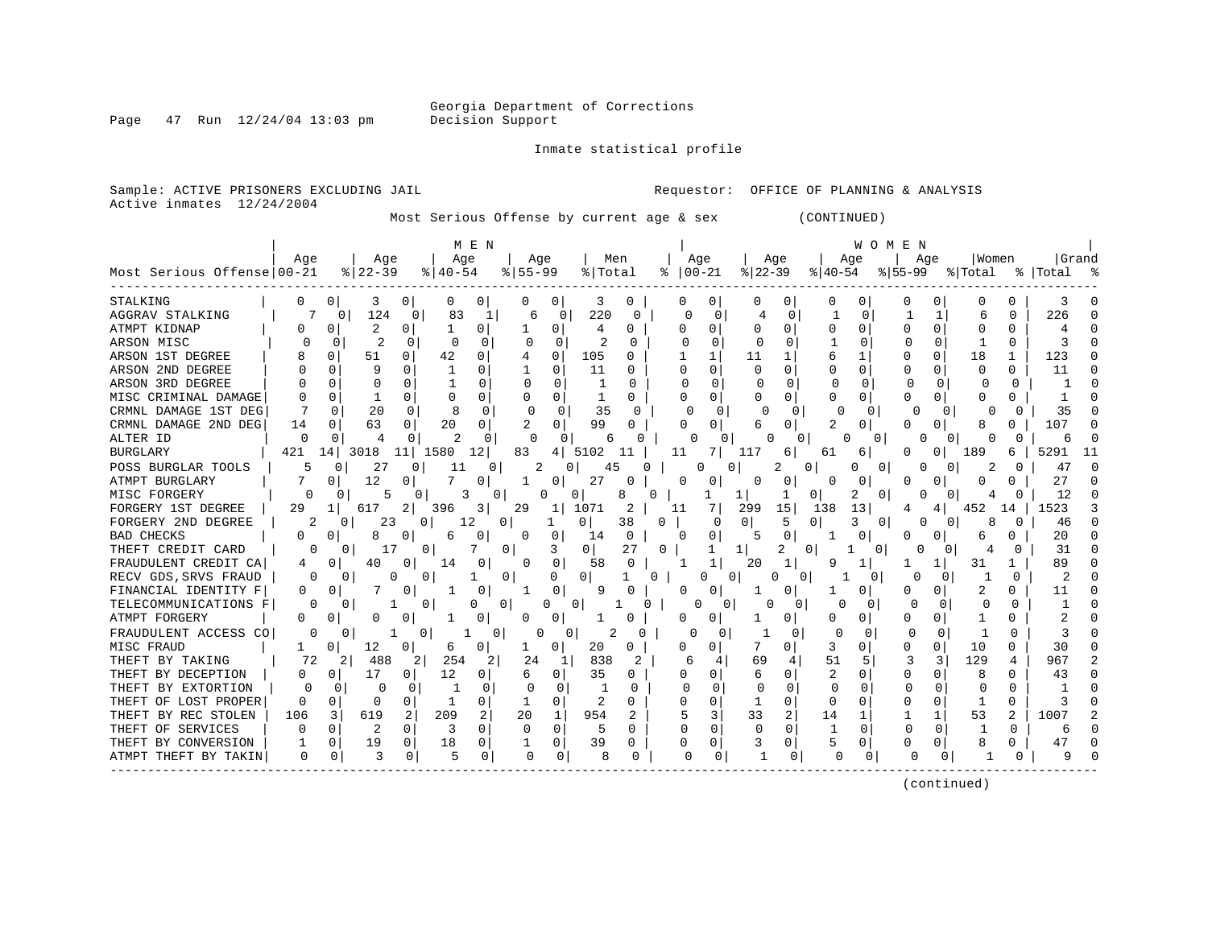Georgia Department of Corrections
Decision Support

Inmate statistical profile

Sample: ACTIVE PRISONERS EXCLUDING JAIL  Requestor: OFFICE OF PLANNING & ANALYSIS
Active inmates 12/24/2004

Most Serious Offense by current age & sex (CONTINUED)

| Most Serious Offense | MEN Age 00-21 | % | Age 22-39 | % | Age 40-54 | % | Age 55-99 | % | Men Total | % | WOMEN Age 00-21 | % | Age 22-39 | % | Age 40-54 | % | Age 55-99 | % | Women Total | % | Grand Total | % |
|---|---|---|---|---|---|---|---|---|---|---|---|---|---|---|---|---|---|---|---|---|---|---|
| STALKING | 0 | 0 | 3 | 0 | 0 | 0 | 0 | 0 | 3 | 0 | 0 | 0 | 0 | 0 | 0 | 0 | 0 | 0 | 0 | 0 | 3 | 0 |
| AGGRAV STALKING | 7 | 0 | 124 | 0 | 83 | 1 | 6 | 0 | 220 | 0 | 0 | 0 | 4 | 0 | 1 | 0 | 1 | 1 | 6 | 0 | 226 | 0 |
| ATMPT KIDNAP | 0 | 0 | 2 | 0 | 1 | 0 | 1 | 0 | 4 | 0 | 0 | 0 | 0 | 0 | 0 | 0 | 0 | 0 | 0 | 0 | 4 | 0 |
| ARSON MISC | 0 | 0 | 2 | 0 | 0 | 0 | 0 | 0 | 2 | 0 | 0 | 0 | 0 | 0 | 1 | 0 | 0 | 0 | 1 | 0 | 3 | 0 |
| ARSON 1ST DEGREE | 8 | 0 | 51 | 0 | 42 | 0 | 4 | 0 | 105 | 0 | 1 | 1 | 11 | 1 | 6 | 1 | 0 | 0 | 18 | 1 | 123 | 0 |
| ARSON 2ND DEGREE | 0 | 0 | 9 | 0 | 1 | 0 | 1 | 0 | 11 | 0 | 0 | 0 | 0 | 0 | 0 | 0 | 0 | 0 | 0 | 0 | 11 | 0 |
| ARSON 3RD DEGREE | 0 | 0 | 0 | 0 | 1 | 0 | 0 | 0 | 1 | 0 | 0 | 0 | 0 | 0 | 0 | 0 | 0 | 0 | 0 | 0 | 1 | 0 |
| MISC CRIMINAL DAMAGE | 0 | 0 | 1 | 0 | 0 | 0 | 0 | 0 | 1 | 0 | 0 | 0 | 0 | 0 | 0 | 0 | 0 | 0 | 0 | 0 | 1 | 0 |
| CRMNL DAMAGE 1ST DEG | 7 | 0 | 20 | 0 | 8 | 0 | 0 | 0 | 35 | 0 | 0 | 0 | 0 | 0 | 0 | 0 | 0 | 0 | 0 | 0 | 35 | 0 |
| CRMNL DAMAGE 2ND DEG | 14 | 0 | 63 | 0 | 20 | 0 | 2 | 0 | 99 | 0 | 0 | 0 | 6 | 0 | 2 | 0 | 0 | 0 | 8 | 0 | 107 | 0 |
| ALTER ID | 0 | 0 | 4 | 0 | 2 | 0 | 0 | 0 | 6 | 0 | 0 | 0 | 0 | 0 | 0 | 0 | 0 | 0 | 0 | 0 | 6 | 0 |
| BURGLARY | 421 | 14 | 3018 | 11 | 1580 | 12 | 83 | 4 | 5102 | 11 | 11 | 7 | 117 | 6 | 61 | 6 | 0 | 0 | 189 | 6 | 5291 | 11 |
| POSS BURGLAR TOOLS | 5 | 0 | 27 | 0 | 11 | 0 | 2 | 0 | 45 | 0 | 0 | 0 | 2 | 0 | 0 | 0 | 0 | 0 | 2 | 0 | 47 | 0 |
| ATMPT BURGLARY | 7 | 0 | 12 | 0 | 7 | 0 | 1 | 0 | 27 | 0 | 0 | 0 | 0 | 0 | 0 | 0 | 0 | 0 | 0 | 0 | 27 | 0 |
| MISC FORGERY | 0 | 0 | 5 | 0 | 3 | 0 | 0 | 0 | 8 | 0 | 1 | 1 | 1 | 0 | 2 | 0 | 0 | 0 | 4 | 0 | 12 | 0 |
| FORGERY 1ST DEGREE | 29 | 1 | 617 | 2 | 396 | 3 | 29 | 1 | 1071 | 2 | 11 | 7 | 299 | 15 | 138 | 13 | 4 | 4 | 452 | 14 | 1523 | 3 |
| FORGERY 2ND DEGREE | 2 | 0 | 23 | 0 | 12 | 0 | 1 | 0 | 38 | 0 | 0 | 0 | 5 | 0 | 3 | 0 | 0 | 0 | 8 | 0 | 46 | 0 |
| BAD CHECKS | 0 | 0 | 8 | 0 | 6 | 0 | 0 | 0 | 14 | 0 | 0 | 0 | 5 | 0 | 1 | 0 | 0 | 0 | 6 | 0 | 20 | 0 |
| THEFT CREDIT CARD | 0 | 0 | 17 | 0 | 7 | 0 | 3 | 0 | 27 | 0 | 1 | 1 | 2 | 0 | 1 | 0 | 0 | 0 | 4 | 0 | 31 | 0 |
| FRAUDULENT CREDIT CA | 4 | 0 | 40 | 0 | 14 | 0 | 0 | 0 | 58 | 0 | 1 | 1 | 20 | 1 | 9 | 1 | 1 | 1 | 31 | 1 | 89 | 0 |
| RECV GDS,SRVS FRAUD | 0 | 0 | 0 | 0 | 1 | 0 | 0 | 0 | 1 | 0 | 0 | 0 | 0 | 0 | 1 | 0 | 0 | 0 | 1 | 0 | 2 | 0 |
| FINANCIAL IDENTITY F | 0 | 0 | 7 | 0 | 1 | 0 | 1 | 0 | 9 | 0 | 0 | 0 | 1 | 0 | 1 | 0 | 0 | 0 | 2 | 0 | 11 | 0 |
| TELECOMMUNICATIONS F | 0 | 0 | 1 | 0 | 0 | 0 | 0 | 0 | 1 | 0 | 0 | 0 | 0 | 0 | 0 | 0 | 0 | 0 | 0 | 0 | 1 | 0 |
| ATMPT FORGERY | 0 | 0 | 0 | 0 | 1 | 0 | 0 | 0 | 1 | 0 | 0 | 0 | 1 | 0 | 0 | 0 | 0 | 0 | 1 | 0 | 2 | 0 |
| FRAUDULENT ACCESS CO | 0 | 0 | 1 | 0 | 1 | 0 | 0 | 0 | 2 | 0 | 0 | 0 | 1 | 0 | 0 | 0 | 0 | 0 | 1 | 0 | 3 | 0 |
| MISC FRAUD | 1 | 0 | 12 | 0 | 6 | 0 | 1 | 0 | 20 | 0 | 0 | 0 | 7 | 0 | 3 | 0 | 0 | 0 | 10 | 0 | 30 | 0 |
| THEFT BY TAKING | 72 | 2 | 488 | 2 | 254 | 2 | 24 | 1 | 838 | 2 | 6 | 4 | 69 | 4 | 51 | 5 | 3 | 3 | 129 | 4 | 967 | 2 |
| THEFT BY DECEPTION | 0 | 0 | 17 | 0 | 12 | 0 | 6 | 0 | 35 | 0 | 0 | 0 | 6 | 0 | 2 | 0 | 0 | 0 | 8 | 0 | 43 | 0 |
| THEFT BY EXTORTION | 0 | 0 | 0 | 0 | 1 | 0 | 0 | 0 | 1 | 0 | 0 | 0 | 0 | 0 | 0 | 0 | 0 | 0 | 0 | 0 | 1 | 0 |
| THEFT OF LOST PROPER | 0 | 0 | 0 | 0 | 1 | 0 | 1 | 0 | 2 | 0 | 0 | 0 | 1 | 0 | 0 | 0 | 0 | 0 | 1 | 0 | 3 | 0 |
| THEFT BY REC STOLEN | 106 | 3 | 619 | 2 | 209 | 2 | 20 | 1 | 954 | 2 | 5 | 3 | 33 | 2 | 14 | 1 | 1 | 1 | 53 | 2 | 1007 | 2 |
| THEFT OF SERVICES | 0 | 0 | 2 | 0 | 3 | 0 | 0 | 0 | 5 | 0 | 0 | 0 | 0 | 0 | 1 | 0 | 0 | 0 | 1 | 0 | 6 | 0 |
| THEFT BY CONVERSION | 1 | 0 | 19 | 0 | 18 | 0 | 1 | 0 | 39 | 0 | 0 | 0 | 3 | 0 | 5 | 0 | 0 | 0 | 8 | 0 | 47 | 0 |
| ATMPT THEFT BY TAKIN | 0 | 0 | 3 | 0 | 5 | 0 | 0 | 0 | 8 | 0 | 0 | 0 | 1 | 0 | 0 | 0 | 0 | 0 | 1 | 0 | 9 | 0 |

(continued)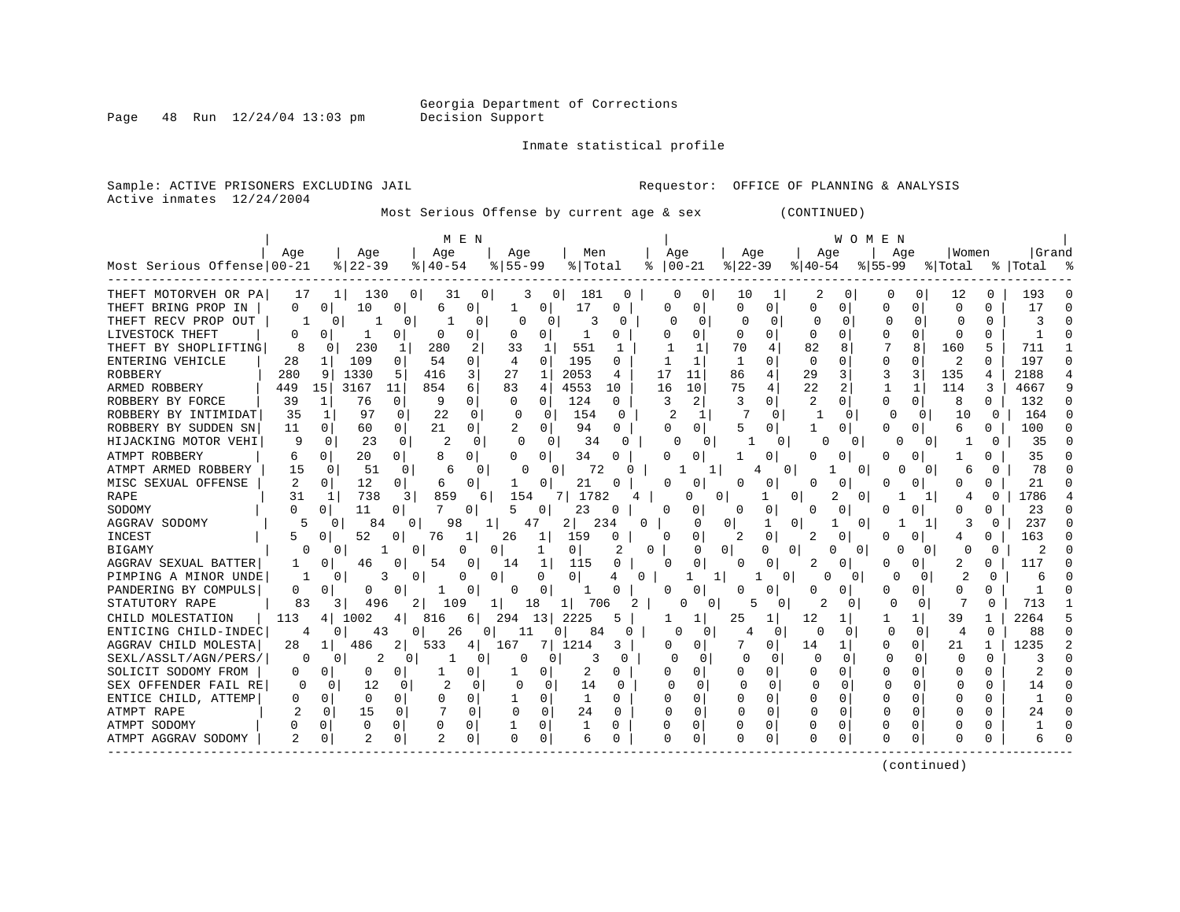Georgia Department of Corrections
Decision Support

Inmate statistical profile

Sample: ACTIVE PRISONERS EXCLUDING JAIL
Active inmates 12/24/2004

Requestor: OFFICE OF PLANNING & ANALYSIS

Most Serious Offense by current age & sex (CONTINUED)

| Most Serious Offense | MEN Age 00-21 | % | Age 22-39 | % | Age 40-54 | % | Age 55-99 | % | Men Total | % | WOMEN Age 00-21 | % | Age 22-39 | % | Age 40-54 | % | Age 55-99 | % | Women Total | % | Grand Total | % |
|---|---|---|---|---|---|---|---|---|---|---|---|---|---|---|---|---|---|---|---|---|---|---|
| THEFT MOTORVEH OR PA | 17 | 1 | 130 | 0 | 31 | 0 | 3 | 0 | 181 | 0 | 0 | 0 | 10 | 1 | 2 | 0 | 0 | 0 | 12 | 0 | 193 | 0 |
| THEFT BRING PROP IN | 0 | 0 | 10 | 0 | 6 | 0 | 1 | 0 | 17 | 0 | 0 | 0 | 0 | 0 | 0 | 0 | 0 | 0 | 0 | 0 | 17 | 0 |
| THEFT RECV PROP OUT | 1 | 0 | 1 | 0 | 1 | 0 | 0 | 0 | 3 | 0 | 0 | 0 | 0 | 0 | 0 | 0 | 0 | 0 | 0 | 0 | 3 | 0 |
| LIVESTOCK THEFT | 0 | 0 | 1 | 0 | 0 | 0 | 0 | 0 | 1 | 0 | 0 | 0 | 0 | 0 | 0 | 0 | 0 | 0 | 0 | 0 | 1 | 0 |
| THEFT BY SHOPLIFTING | 8 | 0 | 230 | 1 | 280 | 2 | 33 | 1 | 551 | 1 | 1 | 1 | 70 | 4 | 82 | 8 | 7 | 8 | 160 | 5 | 711 | 1 |
| ENTERING VEHICLE | 28 | 1 | 109 | 0 | 54 | 0 | 4 | 0 | 195 | 0 | 1 | 1 | 1 | 0 | 0 | 0 | 0 | 0 | 2 | 0 | 197 | 0 |
| ROBBERY | 280 | 9 | 1330 | 5 | 416 | 3 | 27 | 1 | 2053 | 4 | 17 | 11 | 86 | 4 | 29 | 3 | 3 | 3 | 135 | 4 | 2188 | 4 |
| ARMED ROBBERY | 449 | 15 | 3167 | 11 | 854 | 6 | 83 | 4 | 4553 | 10 | 16 | 10 | 75 | 4 | 22 | 2 | 1 | 1 | 114 | 3 | 4667 | 9 |
| ROBBERY BY FORCE | 39 | 1 | 76 | 0 | 9 | 0 | 0 | 0 | 124 | 0 | 3 | 2 | 3 | 0 | 2 | 0 | 0 | 0 | 8 | 0 | 132 | 0 |
| ROBBERY BY INTIMIDAT | 35 | 1 | 97 | 0 | 22 | 0 | 0 | 0 | 154 | 0 | 2 | 1 | 7 | 0 | 1 | 0 | 0 | 0 | 10 | 0 | 164 | 0 |
| ROBBERY BY SUDDEN SN | 11 | 0 | 60 | 0 | 21 | 0 | 2 | 0 | 94 | 0 | 0 | 0 | 5 | 0 | 1 | 0 | 0 | 0 | 6 | 0 | 100 | 0 |
| HIJACKING MOTOR VEHI | 9 | 0 | 23 | 0 | 2 | 0 | 0 | 0 | 34 | 0 | 0 | 0 | 1 | 0 | 0 | 0 | 0 | 0 | 1 | 0 | 35 | 0 |
| ATMPT ROBBERY | 6 | 0 | 20 | 0 | 8 | 0 | 0 | 0 | 34 | 0 | 0 | 0 | 1 | 0 | 0 | 0 | 0 | 0 | 1 | 0 | 35 | 0 |
| ATMPT ARMED ROBBERY | 15 | 0 | 51 | 0 | 6 | 0 | 0 | 0 | 72 | 0 | 1 | 1 | 4 | 0 | 1 | 0 | 0 | 0 | 6 | 0 | 78 | 0 |
| MISC SEXUAL OFFENSE | 2 | 0 | 12 | 0 | 6 | 0 | 1 | 0 | 21 | 0 | 0 | 0 | 0 | 0 | 0 | 0 | 0 | 0 | 0 | 0 | 21 | 0 |
| RAPE | 31 | 1 | 738 | 3 | 859 | 6 | 154 | 7 | 1782 | 4 | 0 | 0 | 1 | 0 | 2 | 0 | 1 | 1 | 4 | 0 | 1786 | 4 |
| SODOMY | 0 | 0 | 11 | 0 | 7 | 0 | 5 | 0 | 23 | 0 | 0 | 0 | 0 | 0 | 0 | 0 | 0 | 0 | 0 | 0 | 23 | 0 |
| AGGRAV SODOMY | 5 | 0 | 84 | 0 | 98 | 1 | 47 | 2 | 234 | 0 | 0 | 0 | 1 | 0 | 1 | 0 | 1 | 1 | 3 | 0 | 237 | 0 |
| INCEST | 5 | 0 | 52 | 0 | 76 | 1 | 26 | 1 | 159 | 0 | 0 | 0 | 2 | 0 | 2 | 0 | 0 | 0 | 4 | 0 | 163 | 0 |
| BIGAMY | 0 | 0 | 1 | 0 | 0 | 0 | 1 | 0 | 2 | 0 | 0 | 0 | 0 | 0 | 0 | 0 | 0 | 0 | 0 | 0 | 2 | 0 |
| AGGRAV SEXUAL BATTER | 1 | 0 | 46 | 0 | 54 | 0 | 14 | 1 | 115 | 0 | 0 | 0 | 0 | 0 | 2 | 0 | 0 | 0 | 2 | 0 | 117 | 0 |
| PIMPING A MINOR UNDE | 1 | 0 | 3 | 0 | 0 | 0 | 0 | 0 | 4 | 0 | 1 | 1 | 1 | 0 | 0 | 0 | 0 | 0 | 2 | 0 | 6 | 0 |
| PANDERING BY COMPULS | 0 | 0 | 0 | 0 | 1 | 0 | 0 | 0 | 1 | 0 | 0 | 0 | 0 | 0 | 0 | 0 | 0 | 0 | 0 | 0 | 1 | 0 |
| STATUTORY RAPE | 83 | 3 | 496 | 2 | 109 | 1 | 18 | 1 | 706 | 2 | 0 | 0 | 5 | 0 | 2 | 0 | 0 | 0 | 7 | 0 | 713 | 1 |
| CHILD MOLESTATION | 113 | 4 | 1002 | 4 | 816 | 6 | 294 | 13 | 2225 | 5 | 1 | 1 | 25 | 1 | 12 | 1 | 1 | 1 | 39 | 1 | 2264 | 5 |
| ENTICING CHILD-INDEC | 4 | 0 | 43 | 0 | 26 | 0 | 11 | 0 | 84 | 0 | 0 | 0 | 4 | 0 | 0 | 0 | 0 | 0 | 4 | 0 | 88 | 0 |
| AGGRAV CHILD MOLESTA | 28 | 1 | 486 | 2 | 533 | 4 | 167 | 7 | 1214 | 3 | 0 | 0 | 7 | 0 | 14 | 1 | 0 | 0 | 21 | 1 | 1235 | 2 |
| SEXL/ASSLT/AGN/PERS/ | 0 | 0 | 2 | 0 | 1 | 0 | 0 | 0 | 3 | 0 | 0 | 0 | 0 | 0 | 0 | 0 | 0 | 0 | 0 | 0 | 3 | 0 |
| SOLICIT SODOMY FROM | 0 | 0 | 0 | 0 | 1 | 0 | 1 | 0 | 2 | 0 | 0 | 0 | 0 | 0 | 0 | 0 | 0 | 0 | 0 | 0 | 2 | 0 |
| SEX OFFENDER FAIL RE | 0 | 0 | 12 | 0 | 2 | 0 | 0 | 0 | 14 | 0 | 0 | 0 | 0 | 0 | 0 | 0 | 0 | 0 | 0 | 0 | 14 | 0 |
| ENTICE CHILD, ATTEMP | 0 | 0 | 0 | 0 | 0 | 0 | 1 | 0 | 1 | 0 | 0 | 0 | 0 | 0 | 0 | 0 | 0 | 0 | 0 | 0 | 1 | 0 |
| ATMPT RAPE | 2 | 0 | 15 | 0 | 7 | 0 | 0 | 0 | 24 | 0 | 0 | 0 | 0 | 0 | 0 | 0 | 0 | 0 | 0 | 0 | 24 | 0 |
| ATMPT SODOMY | 0 | 0 | 0 | 0 | 0 | 0 | 1 | 0 | 1 | 0 | 0 | 0 | 0 | 0 | 0 | 0 | 0 | 0 | 0 | 0 | 1 | 0 |
| ATMPT AGGRAV SODOMY | 2 | 0 | 2 | 0 | 2 | 0 | 0 | 0 | 6 | 0 | 0 | 0 | 0 | 0 | 0 | 0 | 0 | 0 | 0 | 0 | 6 | 0 |

(continued)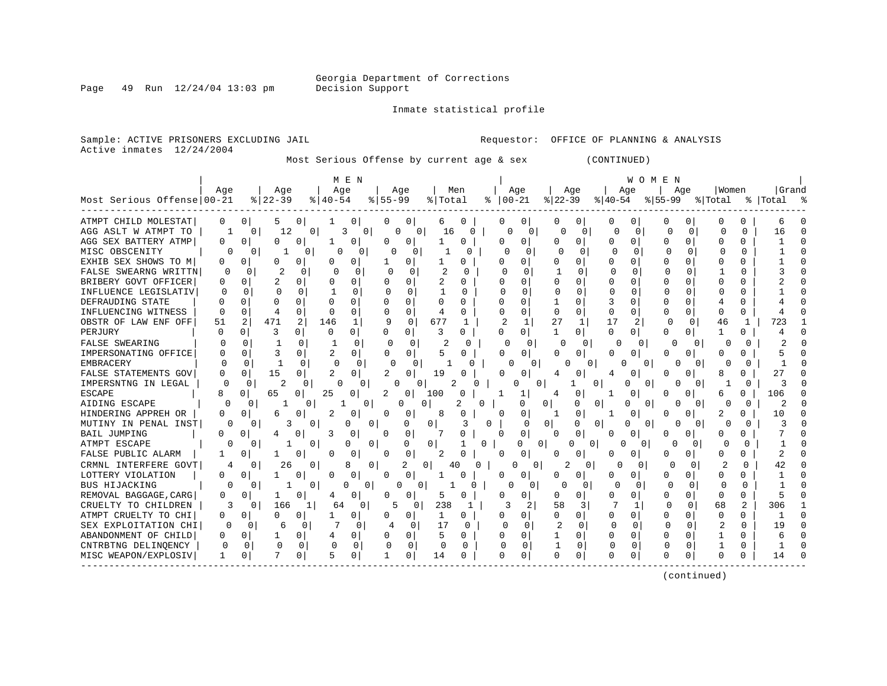Georgia Department of Corrections
Decision Support

Inmate statistical profile

Sample: ACTIVE PRISONERS EXCLUDING JAIL    Requestor: OFFICE OF PLANNING & ANALYSIS
Active inmates 12/24/2004

Most Serious Offense by current age & sex (CONTINUED)

| Most Serious Offense | MEN Age 00-21 | % | Age 22-39 | % | Age 40-54 | % | Age 55-99 | % | Men Total | % | WOMEN Age 00-21 | % | Age 22-39 | % | Age 40-54 | % | Age 55-99 | % | Women Total | % | Grand Total | % |
|---|---|---|---|---|---|---|---|---|---|---|---|---|---|---|---|---|---|---|---|---|---|---|
| ATMPT CHILD MOLESTAT | 0 | 0 | 5 | 0 | 1 | 0 | 0 | 0 | 6 | 0 | 0 | 0 | 0 | 0 | 0 | 0 | 0 | 0 | 0 | 0 | 6 | 0 |
| AGG ASLT W ATMPT TO | 1 | 0 | 12 | 0 | 3 | 0 | 0 | 0 | 16 | 0 | 0 | 0 | 0 | 0 | 0 | 0 | 0 | 0 | 0 | 0 | 16 | 0 |
| AGG SEX BATTERY ATMP | 0 | 0 | 0 | 0 | 1 | 0 | 0 | 0 | 1 | 0 | 0 | 0 | 0 | 0 | 0 | 0 | 0 | 0 | 0 | 0 | 1 | 0 |
| MISC OBSCENITY | 0 | 0 | 1 | 0 | 0 | 0 | 0 | 0 | 1 | 0 | 0 | 0 | 0 | 0 | 0 | 0 | 0 | 0 | 0 | 0 | 1 | 0 |
| EXHIB SEX SHOWS TO M | 0 | 0 | 0 | 0 | 0 | 0 | 1 | 0 | 1 | 0 | 0 | 0 | 0 | 0 | 0 | 0 | 0 | 0 | 0 | 0 | 1 | 0 |
| FALSE SWEARNG WRITTN | 0 | 0 | 2 | 0 | 0 | 0 | 0 | 0 | 2 | 0 | 0 | 0 | 1 | 0 | 0 | 0 | 0 | 0 | 1 | 0 | 3 | 0 |
| BRIBERY GOVT OFFICER | 0 | 0 | 2 | 0 | 0 | 0 | 0 | 0 | 2 | 0 | 0 | 0 | 0 | 0 | 0 | 0 | 0 | 0 | 0 | 0 | 2 | 0 |
| INFLUENCE LEGISLATIV | 0 | 0 | 0 | 0 | 1 | 0 | 0 | 0 | 1 | 0 | 0 | 0 | 0 | 0 | 0 | 0 | 0 | 0 | 0 | 0 | 1 | 0 |
| DEFRAUDING STATE | 0 | 0 | 0 | 0 | 0 | 0 | 0 | 0 | 0 | 0 | 0 | 0 | 1 | 0 | 3 | 0 | 0 | 0 | 4 | 0 | 4 | 0 |
| INFLUENCING WITNESS | 0 | 0 | 4 | 0 | 0 | 0 | 0 | 0 | 4 | 0 | 0 | 0 | 0 | 0 | 0 | 0 | 0 | 0 | 0 | 0 | 4 | 0 |
| OBSTR OF LAW ENF OFF | 51 | 2 | 471 | 2 | 146 | 1 | 9 | 0 | 677 | 1 | 2 | 1 | 27 | 1 | 17 | 2 | 0 | 0 | 46 | 1 | 723 | 1 |
| PERJURY | 0 | 0 | 3 | 0 | 0 | 0 | 0 | 0 | 3 | 0 | 0 | 0 | 1 | 0 | 0 | 0 | 0 | 0 | 1 | 0 | 4 | 0 |
| FALSE SWEARING | 0 | 0 | 1 | 0 | 1 | 0 | 0 | 0 | 2 | 0 | 0 | 0 | 0 | 0 | 0 | 0 | 0 | 0 | 0 | 0 | 2 | 0 |
| IMPERSONATING OFFICE | 0 | 0 | 3 | 0 | 2 | 0 | 0 | 0 | 5 | 0 | 0 | 0 | 0 | 0 | 0 | 0 | 0 | 0 | 0 | 0 | 5 | 0 |
| EMBRACERY | 0 | 0 | 1 | 0 | 0 | 0 | 0 | 0 | 1 | 0 | 0 | 0 | 0 | 0 | 0 | 0 | 0 | 0 | 0 | 0 | 1 | 0 |
| FALSE STATEMENTS GOV | 0 | 0 | 15 | 0 | 2 | 0 | 2 | 0 | 19 | 0 | 0 | 0 | 4 | 0 | 4 | 0 | 0 | 0 | 8 | 0 | 27 | 0 |
| IMPERSNTNG IN LEGAL | 0 | 0 | 2 | 0 | 0 | 0 | 0 | 0 | 2 | 0 | 0 | 0 | 1 | 0 | 0 | 0 | 0 | 0 | 1 | 0 | 3 | 0 |
| ESCAPE | 8 | 0 | 65 | 0 | 25 | 0 | 2 | 0 | 100 | 0 | 1 | 1 | 4 | 0 | 1 | 0 | 0 | 0 | 6 | 0 | 106 | 0 |
| AIDING ESCAPE | 0 | 0 | 1 | 0 | 1 | 0 | 0 | 0 | 2 | 0 | 0 | 0 | 0 | 0 | 0 | 0 | 0 | 0 | 0 | 0 | 2 | 0 |
| HINDERING APPREH OR | 0 | 0 | 6 | 0 | 2 | 0 | 0 | 0 | 8 | 0 | 0 | 0 | 1 | 0 | 1 | 0 | 0 | 0 | 2 | 0 | 10 | 0 |
| MUTINY IN PENAL INST | 0 | 0 | 3 | 0 | 0 | 0 | 0 | 0 | 3 | 0 | 0 | 0 | 0 | 0 | 0 | 0 | 0 | 0 | 0 | 0 | 3 | 0 |
| BAIL JUMPING | 0 | 0 | 4 | 0 | 3 | 0 | 0 | 0 | 7 | 0 | 0 | 0 | 0 | 0 | 0 | 0 | 0 | 0 | 0 | 0 | 7 | 0 |
| ATMPT ESCAPE | 0 | 0 | 1 | 0 | 0 | 0 | 0 | 0 | 1 | 0 | 0 | 0 | 0 | 0 | 0 | 0 | 0 | 0 | 0 | 0 | 1 | 0 |
| FALSE PUBLIC ALARM | 1 | 0 | 1 | 0 | 0 | 0 | 0 | 0 | 2 | 0 | 0 | 0 | 0 | 0 | 0 | 0 | 0 | 0 | 0 | 0 | 2 | 0 |
| CRMNL INTERFERE GOVT | 4 | 0 | 26 | 0 | 8 | 0 | 2 | 0 | 40 | 0 | 0 | 0 | 2 | 0 | 0 | 0 | 0 | 0 | 2 | 0 | 42 | 0 |
| LOTTERY VIOLATION | 0 | 0 | 1 | 0 | 0 | 0 | 0 | 0 | 1 | 0 | 0 | 0 | 0 | 0 | 0 | 0 | 0 | 0 | 0 | 0 | 1 | 0 |
| BUS HIJACKING | 0 | 0 | 1 | 0 | 0 | 0 | 0 | 0 | 1 | 0 | 0 | 0 | 0 | 0 | 0 | 0 | 0 | 0 | 0 | 0 | 1 | 0 |
| REMOVAL BAGGAGE,CARG | 0 | 0 | 1 | 0 | 4 | 0 | 0 | 0 | 5 | 0 | 0 | 0 | 0 | 0 | 0 | 0 | 0 | 0 | 0 | 0 | 5 | 0 |
| CRUELTY TO CHILDREN | 3 | 0 | 166 | 1 | 64 | 0 | 5 | 0 | 238 | 1 | 3 | 2 | 58 | 3 | 7 | 1 | 0 | 0 | 68 | 2 | 306 | 1 |
| ATMPT CRUELTY TO CHI | 0 | 0 | 0 | 0 | 1 | 0 | 0 | 0 | 1 | 0 | 0 | 0 | 0 | 0 | 0 | 0 | 0 | 0 | 0 | 0 | 1 | 0 |
| SEX EXPLOITATION CHI | 0 | 0 | 6 | 0 | 7 | 0 | 4 | 0 | 17 | 0 | 0 | 0 | 2 | 0 | 0 | 0 | 0 | 0 | 2 | 0 | 19 | 0 |
| ABANDONMENT OF CHILD | 0 | 0 | 1 | 0 | 4 | 0 | 0 | 0 | 5 | 0 | 0 | 0 | 1 | 0 | 0 | 0 | 0 | 0 | 1 | 0 | 6 | 0 |
| CNTRBTNG DELINQENCY | 0 | 0 | 0 | 0 | 0 | 0 | 0 | 0 | 0 | 0 | 0 | 0 | 1 | 0 | 0 | 0 | 0 | 0 | 1 | 0 | 1 | 0 |
| MISC WEAPON/EXPLOSIV | 1 | 0 | 7 | 0 | 5 | 0 | 1 | 0 | 14 | 0 | 0 | 0 | 0 | 0 | 0 | 0 | 0 | 0 | 0 | 0 | 14 | 0 |

(continued)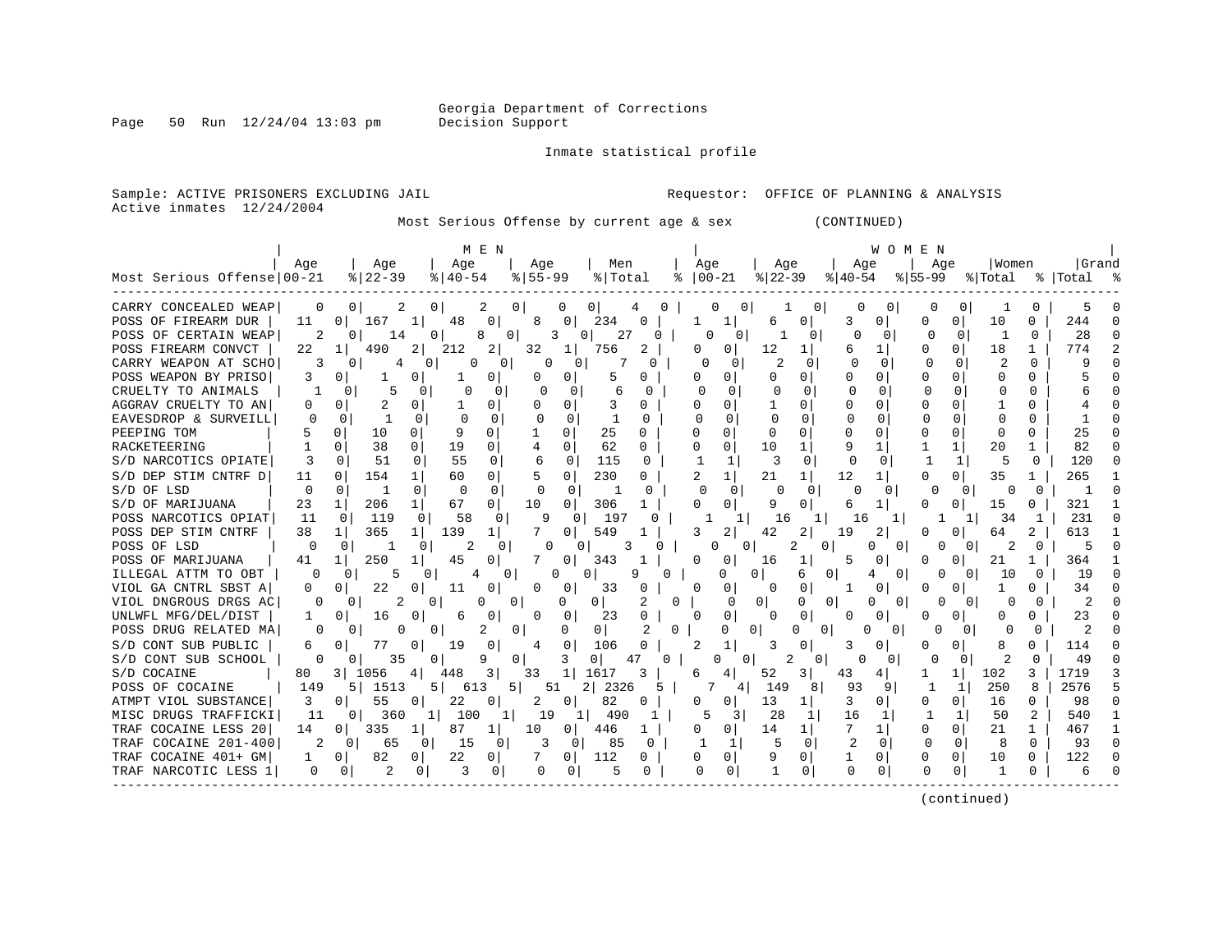Georgia Department of Corrections
Decision Support

Page 50 Run 12/24/04 13:03 pm

Inmate statistical profile

Sample: ACTIVE PRISONERS EXCLUDING JAIL    Requestor: OFFICE OF PLANNING & ANALYSIS
Active inmates 12/24/2004

Most Serious Offense by current age & sex (CONTINUED)

| Most Serious Offense | MEN Age 00-21 | % | Age 22-39 | % | Age 40-54 | % | Age 55-99 | % | Men Total | % | WOMEN Age 00-21 | % | Age 22-39 | % | Age 40-54 | % | Age 55-99 | % | Women Total | % | Grand Total | % |
|---|---|---|---|---|---|---|---|---|---|---|---|---|---|---|---|---|---|---|---|---|---|---|
| CARRY CONCEALED WEAP | 0 | 0 | 2 | 0 | 2 | 0 | 0 | 0 | 4 | 0 | 0 | 0 | 1 | 0 | 0 | 0 | 0 | 0 | 1 | 0 | 5 | 0 |
| POSS OF FIREARM DUR | 11 | 0 | 167 | 1 | 48 | 0 | 8 | 0 | 234 | 0 | 1 | 1 | 6 | 0 | 3 | 0 | 0 | 0 | 10 | 0 | 244 | 0 |
| POSS OF CERTAIN WEAP | 2 | 0 | 14 | 0 | 8 | 0 | 3 | 0 | 27 | 0 | 0 | 0 | 1 | 0 | 0 | 0 | 0 | 0 | 1 | 0 | 28 | 0 |
| POSS FIREARM CONVCT | 22 | 1 | 490 | 2 | 212 | 2 | 32 | 1 | 756 | 2 | 0 | 0 | 12 | 1 | 6 | 1 | 0 | 0 | 18 | 1 | 774 | 2 |
| CARRY WEAPON AT SCHO | 3 | 0 | 4 | 0 | 0 | 0 | 0 | 0 | 7 | 0 | 0 | 0 | 2 | 0 | 0 | 0 | 0 | 0 | 2 | 0 | 9 | 0 |
| POSS WEAPON BY PRISO | 3 | 0 | 1 | 0 | 1 | 0 | 0 | 0 | 5 | 0 | 0 | 0 | 0 | 0 | 0 | 0 | 0 | 0 | 0 | 0 | 5 | 0 |
| CRUELTY TO ANIMALS | 1 | 0 | 5 | 0 | 0 | 0 | 0 | 0 | 6 | 0 | 0 | 0 | 0 | 0 | 0 | 0 | 0 | 0 | 0 | 0 | 6 | 0 |
| AGGRAV CRUELTY TO AN | 0 | 0 | 2 | 0 | 1 | 0 | 0 | 0 | 3 | 0 | 0 | 0 | 1 | 0 | 0 | 0 | 0 | 0 | 1 | 0 | 4 | 0 |
| EAVESDROP & SURVEILL | 0 | 0 | 1 | 0 | 0 | 0 | 0 | 0 | 1 | 0 | 0 | 0 | 0 | 0 | 0 | 0 | 0 | 0 | 0 | 0 | 1 | 0 |
| PEEPING TOM | 5 | 0 | 10 | 0 | 9 | 0 | 1 | 0 | 25 | 0 | 0 | 0 | 0 | 0 | 0 | 0 | 0 | 0 | 0 | 0 | 25 | 0 |
| RACKETEERING | 1 | 0 | 38 | 0 | 19 | 0 | 4 | 0 | 62 | 0 | 0 | 0 | 10 | 1 | 9 | 1 | 1 | 1 | 20 | 1 | 82 | 0 |
| S/D NARCOTICS OPIATE | 3 | 0 | 51 | 0 | 55 | 0 | 6 | 0 | 115 | 0 | 1 | 1 | 3 | 0 | 0 | 0 | 1 | 1 | 5 | 0 | 120 | 0 |
| S/D DEP STIM CNTRF D | 11 | 0 | 154 | 1 | 60 | 0 | 5 | 0 | 230 | 0 | 2 | 1 | 21 | 1 | 12 | 1 | 0 | 0 | 35 | 1 | 265 | 1 |
| S/D OF LSD | 0 | 0 | 1 | 0 | 0 | 0 | 0 | 0 | 1 | 0 | 0 | 0 | 0 | 0 | 0 | 0 | 0 | 0 | 0 | 0 | 1 | 0 |
| S/D OF MARIJUANA | 23 | 1 | 206 | 1 | 67 | 0 | 10 | 0 | 306 | 1 | 0 | 0 | 9 | 0 | 6 | 1 | 0 | 0 | 15 | 0 | 321 | 1 |
| POSS NARCOTICS OPIAT | 11 | 0 | 119 | 0 | 58 | 0 | 9 | 0 | 197 | 0 | 1 | 1 | 16 | 1 | 16 | 1 | 1 | 1 | 34 | 1 | 231 | 0 |
| POSS DEP STIM CNTRF | 38 | 1 | 365 | 1 | 139 | 1 | 7 | 0 | 549 | 1 | 3 | 2 | 42 | 2 | 19 | 2 | 0 | 0 | 64 | 2 | 613 | 1 |
| POSS OF LSD | 0 | 0 | 1 | 0 | 2 | 0 | 0 | 0 | 3 | 0 | 0 | 0 | 2 | 0 | 0 | 0 | 0 | 0 | 2 | 0 | 5 | 0 |
| POSS OF MARIJUANA | 41 | 1 | 250 | 1 | 45 | 0 | 7 | 0 | 343 | 1 | 0 | 0 | 16 | 1 | 5 | 0 | 0 | 0 | 21 | 1 | 364 | 1 |
| ILLEGAL ATTM TO OBT | 0 | 0 | 5 | 0 | 4 | 0 | 0 | 0 | 9 | 0 | 0 | 0 | 6 | 0 | 4 | 0 | 0 | 0 | 10 | 0 | 19 | 0 |
| VIOL GA CNTRL SBST A | 0 | 0 | 22 | 0 | 11 | 0 | 0 | 0 | 33 | 0 | 0 | 0 | 0 | 0 | 1 | 0 | 0 | 0 | 1 | 0 | 34 | 0 |
| VIOL DNGROUS DRGS AC | 0 | 0 | 2 | 0 | 0 | 0 | 0 | 0 | 2 | 0 | 0 | 0 | 0 | 0 | 0 | 0 | 0 | 0 | 0 | 0 | 2 | 0 |
| UNLWFL MFG/DEL/DIST | 1 | 0 | 16 | 0 | 6 | 0 | 0 | 0 | 23 | 0 | 0 | 0 | 0 | 0 | 0 | 0 | 0 | 0 | 0 | 0 | 23 | 0 |
| POSS DRUG RELATED MA | 0 | 0 | 0 | 0 | 2 | 0 | 0 | 0 | 2 | 0 | 0 | 0 | 0 | 0 | 0 | 0 | 0 | 0 | 0 | 0 | 2 | 0 |
| S/D CONT SUB PUBLIC | 6 | 0 | 77 | 0 | 19 | 0 | 4 | 0 | 106 | 0 | 2 | 1 | 3 | 0 | 3 | 0 | 0 | 0 | 8 | 0 | 114 | 0 |
| S/D CONT SUB SCHOOL | 0 | 0 | 35 | 0 | 9 | 0 | 3 | 0 | 47 | 0 | 0 | 0 | 2 | 0 | 0 | 0 | 0 | 0 | 2 | 0 | 49 | 0 |
| S/D COCAINE | 80 | 3 | 1056 | 4 | 448 | 3 | 33 | 1 | 1617 | 3 | 6 | 4 | 52 | 3 | 43 | 4 | 1 | 1 | 102 | 3 | 1719 | 3 |
| POSS OF COCAINE | 149 | 5 | 1513 | 5 | 613 | 5 | 51 | 2 | 2326 | 5 | 7 | 4 | 149 | 8 | 93 | 9 | 1 | 1 | 250 | 8 | 2576 | 5 |
| ATMPT VIOL SUBSTANCE | 3 | 0 | 55 | 0 | 22 | 0 | 2 | 0 | 82 | 0 | 0 | 0 | 13 | 1 | 3 | 0 | 0 | 0 | 16 | 0 | 98 | 0 |
| MISC DRUGS TRAFFICKI | 11 | 0 | 360 | 1 | 100 | 1 | 19 | 1 | 490 | 1 | 5 | 3 | 28 | 1 | 16 | 1 | 1 | 1 | 50 | 2 | 540 | 1 |
| TRAF COCAINE LESS 20 | 14 | 0 | 335 | 1 | 87 | 1 | 10 | 0 | 446 | 1 | 0 | 0 | 14 | 1 | 7 | 1 | 0 | 0 | 21 | 1 | 467 | 1 |
| TRAF COCAINE 201-400 | 2 | 0 | 65 | 0 | 15 | 0 | 3 | 0 | 85 | 0 | 1 | 1 | 5 | 0 | 2 | 0 | 0 | 0 | 8 | 0 | 93 | 0 |
| TRAF COCAINE 401+ GM | 1 | 0 | 82 | 0 | 22 | 0 | 7 | 0 | 112 | 0 | 0 | 0 | 9 | 0 | 1 | 0 | 0 | 0 | 10 | 0 | 122 | 0 |
| TRAF NARCOTIC LESS 1 | 0 | 0 | 2 | 0 | 3 | 0 | 0 | 0 | 5 | 0 | 0 | 0 | 1 | 0 | 0 | 0 | 0 | 0 | 1 | 0 | 6 | 0 |

(continued)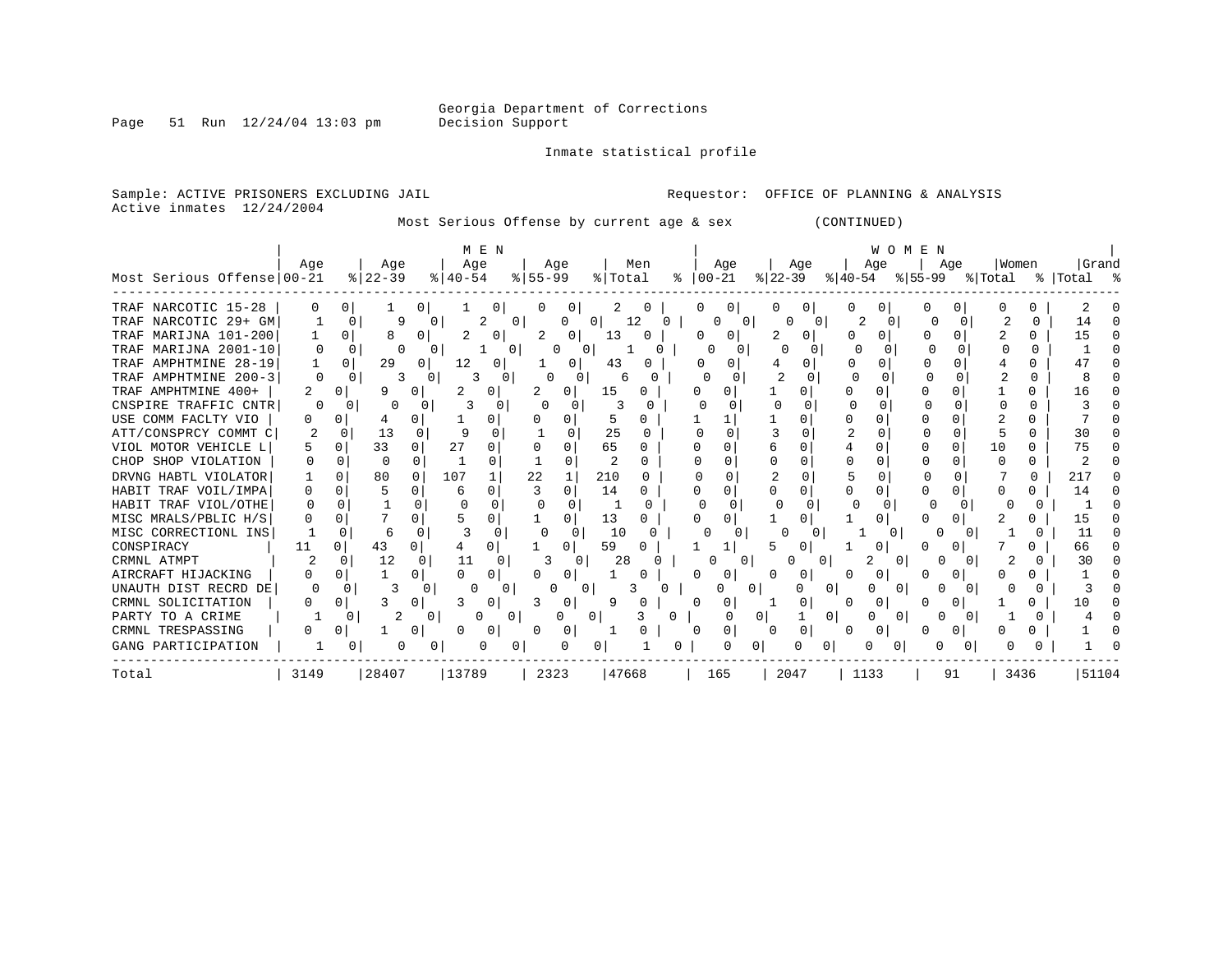Georgia Department of Corrections
Decision Support

Inmate statistical profile

Sample: ACTIVE PRISONERS EXCLUDING JAIL

Requestor: OFFICE OF PLANNING & ANALYSIS

Active inmates 12/24/2004

Most Serious Offense by current age & sex (CONTINUED)

| Most Serious Offense | MEN Age 00-21 | % | Age 22-39 | % | Age 40-54 | % | Age 55-99 | % | Men Total | % | WOMEN Age 00-21 | % | Age 22-39 | % | Age 40-54 | % | Age 55-99 | % | Women Total | % | Grand Total | % |
|---|---|---|---|---|---|---|---|---|---|---|---|---|---|---|---|---|---|---|---|---|---|---|
| TRAF NARCOTIC 15-28 | 0 | 0 | 1 | 0 | 1 | 0 | 0 | 0 | 2 | 0 | 0 | 0 | 0 | 0 | 0 | 0 | 0 | 0 | 0 | 0 | 2 | 0 |
| TRAF NARCOTIC 29+ GM | 1 | 0 | 9 | 0 | 2 | 0 | 0 | 0 | 12 | 0 | 0 | 0 | 0 | 0 | 2 | 0 | 0 | 0 | 2 | 0 | 14 | 0 |
| TRAF MARIJNA 101-200 | 1 | 0 | 8 | 0 | 2 | 0 | 2 | 0 | 13 | 0 | 0 | 0 | 2 | 0 | 0 | 0 | 0 | 0 | 2 | 0 | 15 | 0 |
| TRAF MARIJNA 2001-10 | 0 | 0 | 0 | 0 | 1 | 0 | 0 | 0 | 1 | 0 | 0 | 0 | 0 | 0 | 0 | 0 | 0 | 0 | 0 | 0 | 1 | 0 |
| TRAF AMPHTMINE 28-19 | 1 | 0 | 29 | 0 | 12 | 0 | 1 | 0 | 43 | 0 | 0 | 0 | 4 | 0 | 0 | 0 | 0 | 0 | 4 | 0 | 47 | 0 |
| TRAF AMPHTMINE 200-3 | 0 | 0 | 3 | 0 | 3 | 0 | 0 | 0 | 6 | 0 | 0 | 0 | 2 | 0 | 0 | 0 | 0 | 0 | 2 | 0 | 8 | 0 |
| TRAF AMPHTMINE 400+ | 2 | 0 | 9 | 0 | 2 | 0 | 2 | 0 | 15 | 0 | 0 | 0 | 1 | 0 | 0 | 0 | 0 | 0 | 1 | 0 | 16 | 0 |
| CNSPIRE TRAFFIC CNTR | 0 | 0 | 0 | 0 | 3 | 0 | 0 | 0 | 3 | 0 | 0 | 0 | 0 | 0 | 0 | 0 | 0 | 0 | 0 | 0 | 3 | 0 |
| USE COMM FACLTY VIO | 0 | 0 | 4 | 0 | 1 | 0 | 0 | 0 | 5 | 0 | 1 | 1 | 1 | 0 | 0 | 0 | 0 | 0 | 2 | 0 | 7 | 0 |
| ATT/CONSPRCY COMMT C | 2 | 0 | 13 | 0 | 9 | 0 | 1 | 0 | 25 | 0 | 0 | 0 | 3 | 0 | 2 | 0 | 0 | 0 | 5 | 0 | 30 | 0 |
| VIOL MOTOR VEHICLE L | 5 | 0 | 33 | 0 | 27 | 0 | 0 | 0 | 65 | 0 | 0 | 0 | 6 | 0 | 4 | 0 | 0 | 0 | 10 | 0 | 75 | 0 |
| CHOP SHOP VIOLATION | 0 | 0 | 0 | 0 | 1 | 0 | 1 | 0 | 2 | 0 | 0 | 0 | 0 | 0 | 0 | 0 | 0 | 0 | 0 | 0 | 2 | 0 |
| DRVNG HABTL VIOLATOR | 1 | 0 | 80 | 0 | 107 | 1 | 22 | 1 | 210 | 0 | 0 | 0 | 2 | 0 | 5 | 0 | 0 | 0 | 7 | 0 | 217 | 0 |
| HABIT TRAF VOIL/IMPA | 0 | 0 | 5 | 0 | 6 | 0 | 3 | 0 | 14 | 0 | 0 | 0 | 0 | 0 | 0 | 0 | 0 | 0 | 0 | 0 | 14 | 0 |
| HABIT TRAF VIOL/OTHE | 0 | 0 | 1 | 0 | 0 | 0 | 0 | 0 | 1 | 0 | 0 | 0 | 0 | 0 | 0 | 0 | 0 | 0 | 0 | 0 | 1 | 0 |
| MISC MRALS/PBLIC H/S | 0 | 0 | 7 | 0 | 5 | 0 | 1 | 0 | 13 | 0 | 0 | 0 | 1 | 0 | 1 | 0 | 0 | 0 | 2 | 0 | 15 | 0 |
| MISC CORRECTIONL INS | 1 | 0 | 6 | 0 | 3 | 0 | 0 | 0 | 10 | 0 | 0 | 0 | 0 | 0 | 1 | 0 | 0 | 0 | 1 | 0 | 11 | 0 |
| CONSPIRACY | 11 | 0 | 43 | 0 | 4 | 0 | 1 | 0 | 59 | 0 | 1 | 1 | 5 | 0 | 1 | 0 | 0 | 0 | 7 | 0 | 66 | 0 |
| CRMNL ATMPT | 2 | 0 | 12 | 0 | 11 | 0 | 3 | 0 | 28 | 0 | 0 | 0 | 0 | 0 | 2 | 0 | 0 | 0 | 2 | 0 | 30 | 0 |
| AIRCRAFT HIJACKING | 0 | 0 | 1 | 0 | 0 | 0 | 0 | 0 | 1 | 0 | 0 | 0 | 0 | 0 | 0 | 0 | 0 | 0 | 0 | 0 | 1 | 0 |
| UNAUTH DIST RECRD DE | 0 | 0 | 3 | 0 | 0 | 0 | 0 | 0 | 3 | 0 | 0 | 0 | 0 | 0 | 0 | 0 | 0 | 0 | 0 | 0 | 3 | 0 |
| CRMNL SOLICITATION | 0 | 0 | 3 | 0 | 3 | 0 | 3 | 0 | 9 | 0 | 0 | 0 | 1 | 0 | 0 | 0 | 0 | 0 | 1 | 0 | 10 | 0 |
| PARTY TO A CRIME | 1 | 0 | 2 | 0 | 0 | 0 | 0 | 0 | 3 | 0 | 0 | 0 | 1 | 0 | 0 | 0 | 0 | 0 | 1 | 0 | 4 | 0 |
| CRMNL TRESPASSING | 0 | 0 | 1 | 0 | 0 | 0 | 0 | 0 | 1 | 0 | 0 | 0 | 0 | 0 | 0 | 0 | 0 | 0 | 0 | 0 | 1 | 0 |
| GANG PARTICIPATION | 1 | 0 | 0 | 0 | 0 | 0 | 0 | 0 | 1 | 0 | 0 | 0 | 0 | 0 | 0 | 0 | 0 | 0 | 0 | 0 | 1 | 0 |
| Total | 3149 | | 28407 | | 13789 | | 2323 | | 47668 | | 165 | | 2047 | | 1133 | | 91 | | 3436 | | 51104 | |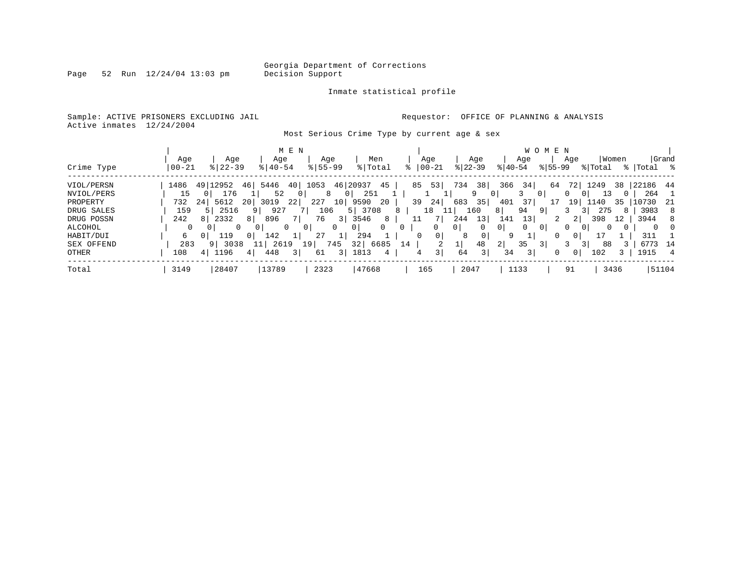Georgia Department of Corrections
Decision Support

Inmate statistical profile

Sample: ACTIVE PRISONERS EXCLUDING JAIL
Active inmates 12/24/2004

Requestor: OFFICE OF PLANNING & ANALYSIS

Most Serious Crime Type by current age & sex

| | MEN | | | | | | | | | | WOMEN | | | | | | | | | | Grand | |
|---|---|---|---|---|---|---|---|---|---|---|---|---|---|---|---|---|---|---|---|---|---|---|
| Crime Type | Age 00-21 | % | Age 22-39 | % | Age 40-54 | % | Age 55-99 | % | Men Total | % | Age 00-21 | % | Age 22-39 | % | Age 40-54 | % | Age 55-99 | % | Women Total | % | Total | % |
| VIOL/PERSN | 1486 | 49 | 12952 | 46 | 5446 | 40 | 1053 | 46 | 20937 | 45 | 85 | 53 | 734 | 38 | 366 | 34 | 64 | 72 | 1249 | 38 | 22186 | 44 |
| NVIOL/PERS | 15 | 0 | 176 | 1 | 52 | 0 | 8 | 0 | 251 | 1 | 1 | 1 | 9 | 0 | 3 | 0 | 0 | 0 | 13 | 0 | 264 | 1 |
| PROPERTY | 732 | 24 | 5612 | 20 | 3019 | 22 | 227 | 10 | 9590 | 20 | 39 | 24 | 683 | 35 | 401 | 37 | 17 | 19 | 1140 | 35 | 10730 | 21 |
| DRUG SALES | 159 | 5 | 2516 | 9 | 927 | 7 | 106 | 5 | 3708 | 8 | 18 | 11 | 160 | 8 | 94 | 9 | 3 | 3 | 275 | 8 | 3983 | 8 |
| DRUG POSSN | 242 | 8 | 2332 | 8 | 896 | 7 | 76 | 3 | 3546 | 8 | 11 | 7 | 244 | 13 | 141 | 13 | 2 | 2 | 398 | 12 | 3944 | 8 |
| ALCOHOL | 0 | 0 | 0 | 0 | 0 | 0 | 0 | 0 | 0 | 0 | 0 | 0 | 0 | 0 | 0 | 0 | 0 | 0 | 0 | 0 | 0 | 0 |
| HABIT/DUI | 6 | 0 | 119 | 0 | 142 | 1 | 27 | 1 | 294 | 1 | 0 | 0 | 8 | 0 | 9 | 1 | 0 | 0 | 17 | 1 | 311 | 1 |
| SEX OFFEND | 283 | 9 | 3038 | 11 | 2619 | 19 | 745 | 32 | 6685 | 14 | 2 | 1 | 48 | 2 | 35 | 3 | 3 | 3 | 88 | 3 | 6773 | 14 |
| OTHER | 108 | 4 | 1196 | 4 | 448 | 3 | 61 | 3 | 1813 | 4 | 4 | 3 | 64 | 3 | 34 | 3 | 0 | 0 | 102 | 3 | 1915 | 4 |
| Total | 3149 | | 28407 | | 13789 | | 2323 | | 47668 | | 165 | | 2047 | | 1133 | | 91 | | 3436 | | 51104 | |